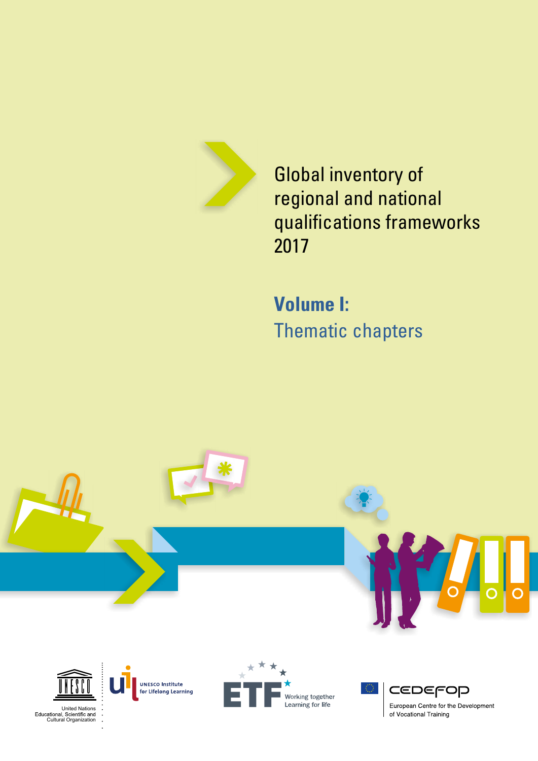# Global inventory of regional and national qualifications frameworks 2017

## Volume I: Thematic chapters

United Nations Educational, Scientific and Cultural Organization

UNESCO Institute for Lifelong Learning

ETF Working together Learning for life

CEDEFOP European Centre for the Development of Vocational Training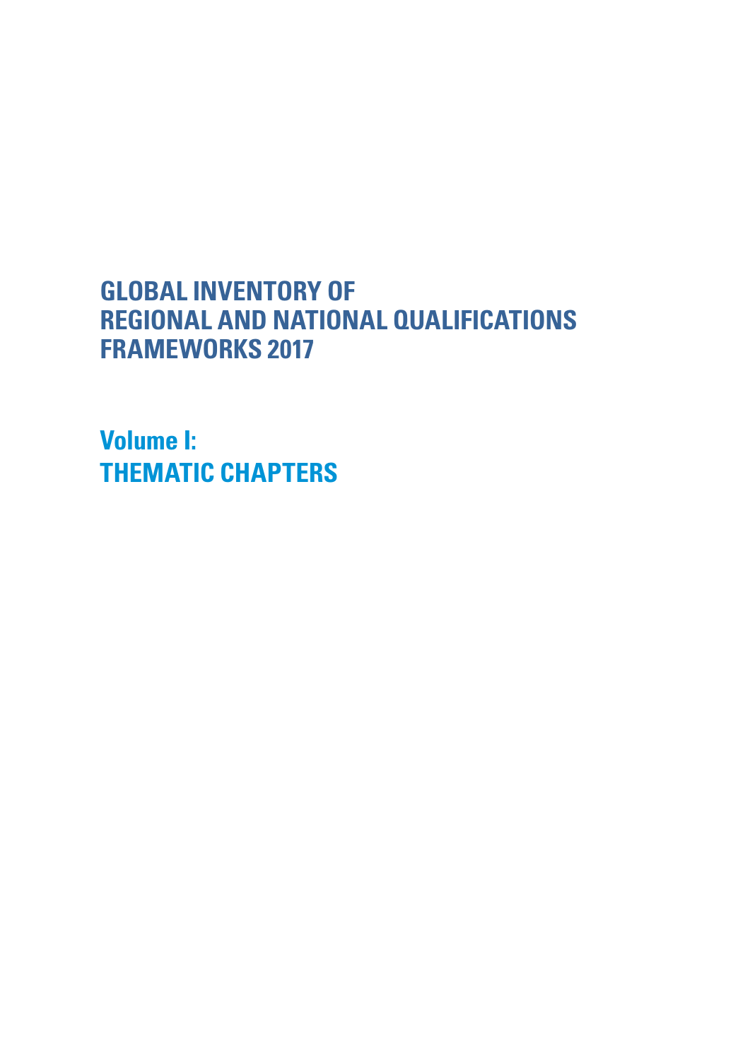# GLOBAL INVENTORY OF REGIONAL AND NATIONAL QUALIFICATIONS FRAMEWORKS 2017

## Volume I: THEMATIC CHAPTERS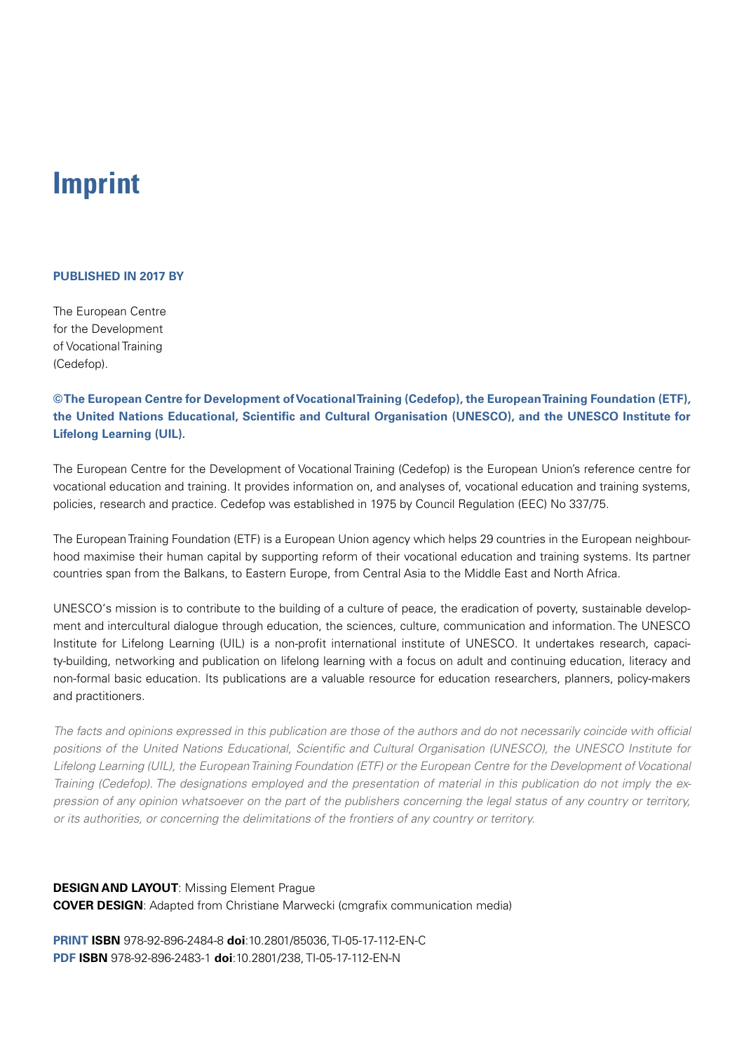# Imprint

**PUBLISHED IN 2017 BY**

The European Centre
for the Development
of Vocational Training
(Cedefop).

**©The European Centre for Development of Vocational Training (Cedefop), the European Training Foundation (ETF), the United Nations Educational, Scientific and Cultural Organisation (UNESCO), and the UNESCO Institute for Lifelong Learning (UIL).**

The European Centre for the Development of Vocational Training (Cedefop) is the European Union's reference centre for vocational education and training. It provides information on, and analyses of, vocational education and training systems, policies, research and practice. Cedefop was established in 1975 by Council Regulation (EEC) No 337/75.

The European Training Foundation (ETF) is a European Union agency which helps 29 countries in the European neighbourhood maximise their human capital by supporting reform of their vocational education and training systems. Its partner countries span from the Balkans, to Eastern Europe, from Central Asia to the Middle East and North Africa.

UNESCO's mission is to contribute to the building of a culture of peace, the eradication of poverty, sustainable development and intercultural dialogue through education, the sciences, culture, communication and information. The UNESCO Institute for Lifelong Learning (UIL) is a non-profit international institute of UNESCO. It undertakes research, capacity-building, networking and publication on lifelong learning with a focus on adult and continuing education, literacy and non-formal basic education. Its publications are a valuable resource for education researchers, planners, policy-makers and practitioners.

*The facts and opinions expressed in this publication are those of the authors and do not necessarily coincide with official positions of the United Nations Educational, Scientific and Cultural Organisation (UNESCO), the UNESCO Institute for Lifelong Learning (UIL), the European Training Foundation (ETF) or the European Centre for the Development of Vocational Training (Cedefop). The designations employed and the presentation of material in this publication do not imply the expression of any opinion whatsoever on the part of the publishers concerning the legal status of any country or territory, or its authorities, or concerning the delimitations of the frontiers of any country or territory.*

**DESIGN AND LAYOUT**: Missing Element Prague
**COVER DESIGN**: Adapted from Christiane Marwecki (cmgrafix communication media)

**PRINT ISBN** 978-92-896-2484-8 **doi**:10.2801/85036, TI-05-17-112-EN-C
**PDF ISBN** 978-92-896-2483-1 **doi**:10.2801/238, TI-05-17-112-EN-N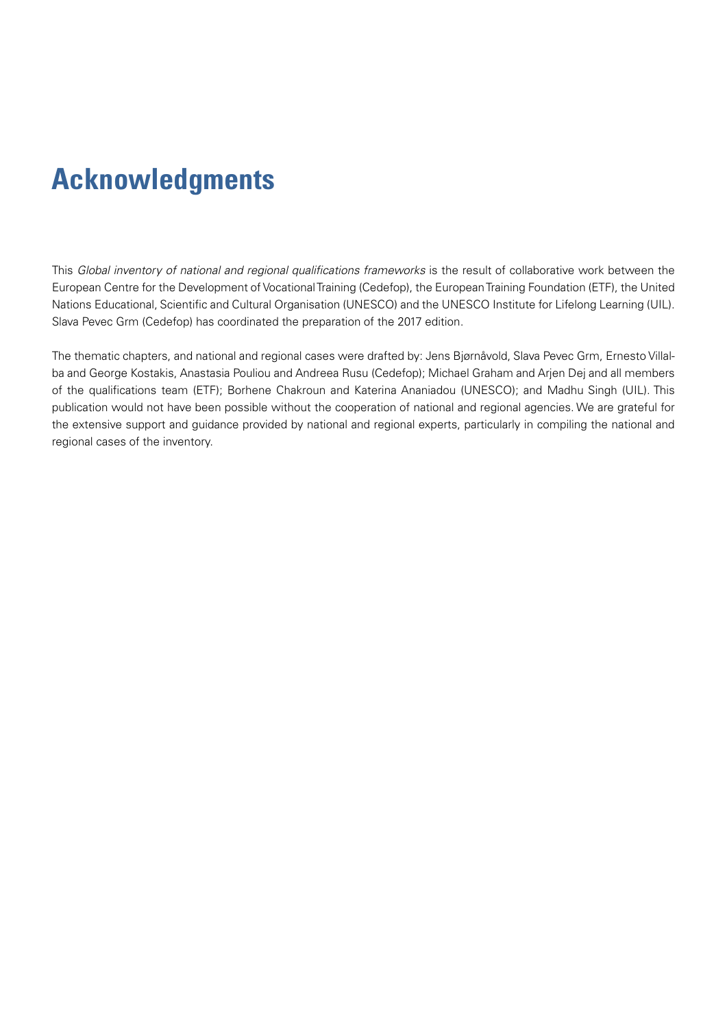# Acknowledgments

This *Global inventory of national and regional qualifications frameworks* is the result of collaborative work between the European Centre for the Development of Vocational Training (Cedefop), the European Training Foundation (ETF), the United Nations Educational, Scientific and Cultural Organisation (UNESCO) and the UNESCO Institute for Lifelong Learning (UIL). Slava Pevec Grm (Cedefop) has coordinated the preparation of the 2017 edition.

The thematic chapters, and national and regional cases were drafted by: Jens Bjørnåvold, Slava Pevec Grm, Ernesto Villalba and George Kostakis, Anastasia Pouliou and Andreea Rusu (Cedefop); Michael Graham and Arjen Dej and all members of the qualifications team (ETF); Borhene Chakroun and Katerina Ananiadou (UNESCO); and Madhu Singh (UIL). This publication would not have been possible without the cooperation of national and regional agencies. We are grateful for the extensive support and guidance provided by national and regional experts, particularly in compiling the national and regional cases of the inventory.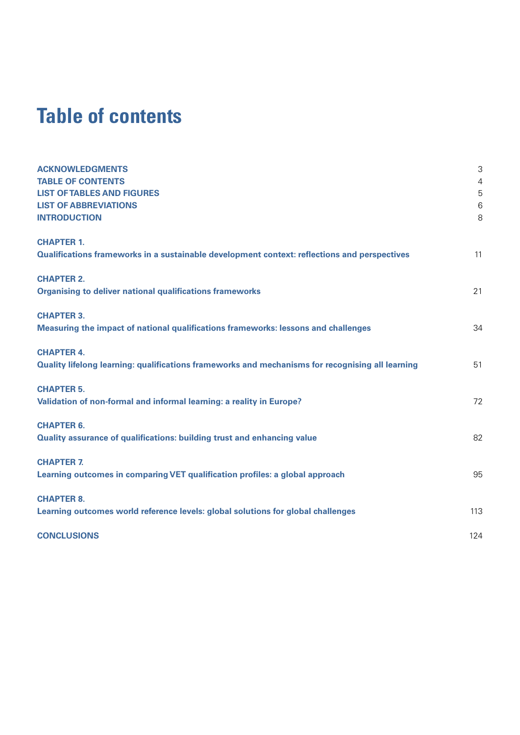# Table of contents

| | |
|---|---|
| **ACKNOWLEDGMENTS** | 3 |
| **TABLE OF CONTENTS** | 4 |
| **LIST OF TABLES AND FIGURES** | 5 |
| **LIST OF ABBREVIATIONS** | 6 |
| **INTRODUCTION** | 8 |
| **CHAPTER 1.** **Qualifications frameworks in a sustainable development context: reflections and perspectives** | 11 |
| **CHAPTER 2.** **Organising to deliver national qualifications frameworks** | 21 |
| **CHAPTER 3.** **Measuring the impact of national qualifications frameworks: lessons and challenges** | 34 |
| **CHAPTER 4.** **Quality lifelong learning: qualifications frameworks and mechanisms for recognising all learning** | 51 |
| **CHAPTER 5.** **Validation of non-formal and informal learning: a reality in Europe?** | 72 |
| **CHAPTER 6.** **Quality assurance of qualifications: building trust and enhancing value** | 82 |
| **CHAPTER 7.** **Learning outcomes in comparing VET qualification profiles: a global approach** | 95 |
| **CHAPTER 8.** **Learning outcomes world reference levels: global solutions for global challenges** | 113 |
| **CONCLUSIONS** | 124 |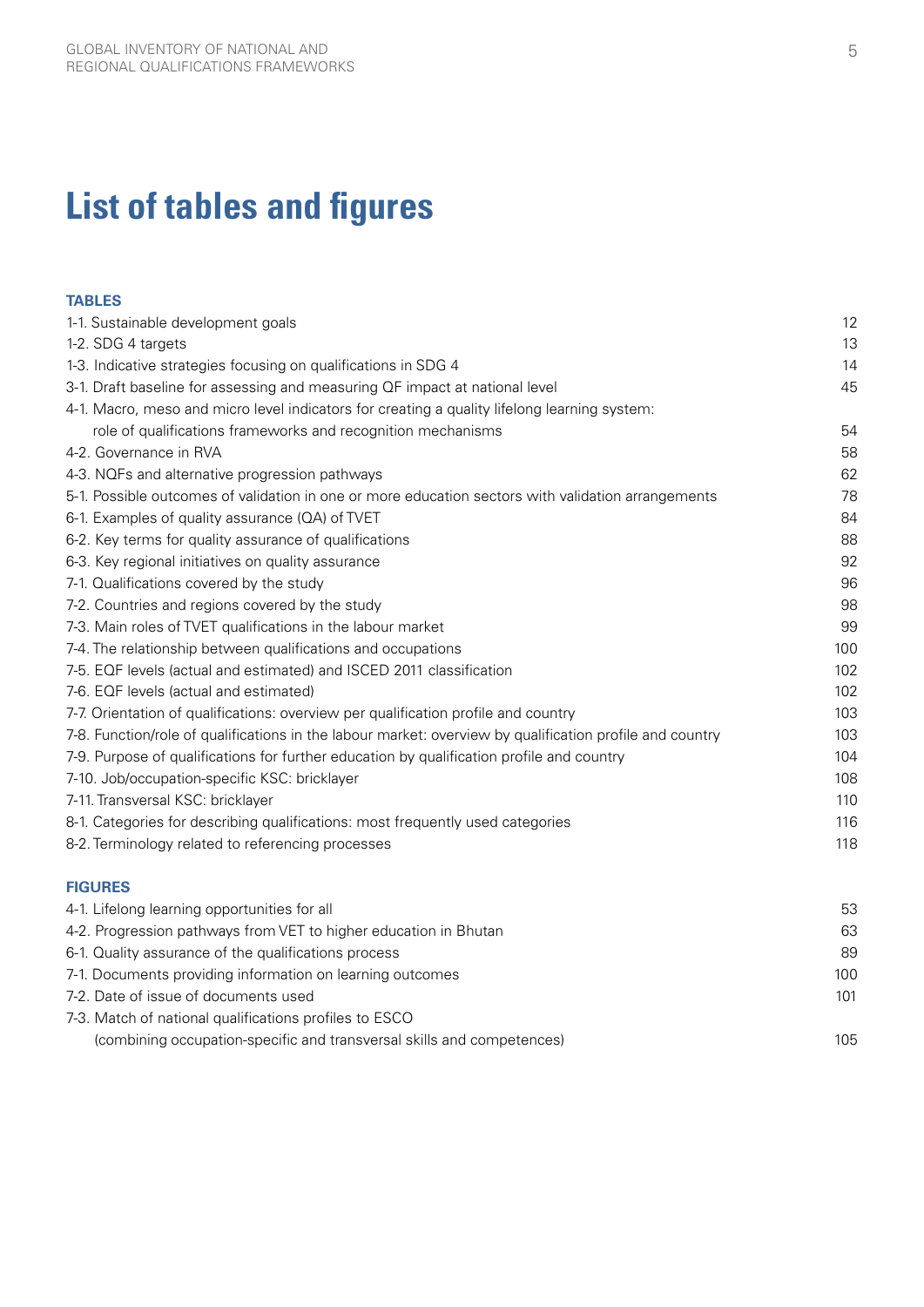# List of tables and figures

**TABLES**

| | |
|---|---|
| 1-1. Sustainable development goals | 12 |
| 1-2. SDG 4 targets | 13 |
| 1-3. Indicative strategies focusing on qualifications in SDG 4 | 14 |
| 3-1. Draft baseline for assessing and measuring QF impact at national level | 45 |
| 4-1. Macro, meso and micro level indicators for creating a quality lifelong learning system: role of qualifications frameworks and recognition mechanisms | 54 |
| 4-2. Governance in RVA | 58 |
| 4-3. NQFs and alternative progression pathways | 62 |
| 5-1. Possible outcomes of validation in one or more education sectors with validation arrangements | 78 |
| 6-1. Examples of quality assurance (QA) of TVET | 84 |
| 6-2. Key terms for quality assurance of qualifications | 88 |
| 6-3. Key regional initiatives on quality assurance | 92 |
| 7-1. Qualifications covered by the study | 96 |
| 7-2. Countries and regions covered by the study | 98 |
| 7-3. Main roles of TVET qualifications in the labour market | 99 |
| 7-4. The relationship between qualifications and occupations | 100 |
| 7-5. EQF levels (actual and estimated) and ISCED 2011 classification | 102 |
| 7-6. EQF levels (actual and estimated) | 102 |
| 7-7. Orientation of qualifications: overview per qualification profile and country | 103 |
| 7-8. Function/role of qualifications in the labour market: overview by qualification profile and country | 103 |
| 7-9. Purpose of qualifications for further education by qualification profile and country | 104 |
| 7-10. Job/occupation-specific KSC: bricklayer | 108 |
| 7-11. Transversal KSC: bricklayer | 110 |
| 8-1. Categories for describing qualifications: most frequently used categories | 116 |
| 8-2. Terminology related to referencing processes | 118 |

**FIGURES**

| | |
|---|---|
| 4-1. Lifelong learning opportunities for all | 53 |
| 4-2. Progression pathways from VET to higher education in Bhutan | 63 |
| 6-1. Quality assurance of the qualifications process | 89 |
| 7-1. Documents providing information on learning outcomes | 100 |
| 7-2. Date of issue of documents used | 101 |
| 7-3. Match of national qualifications profiles to ESCO (combining occupation-specific and transversal skills and competences) | 105 |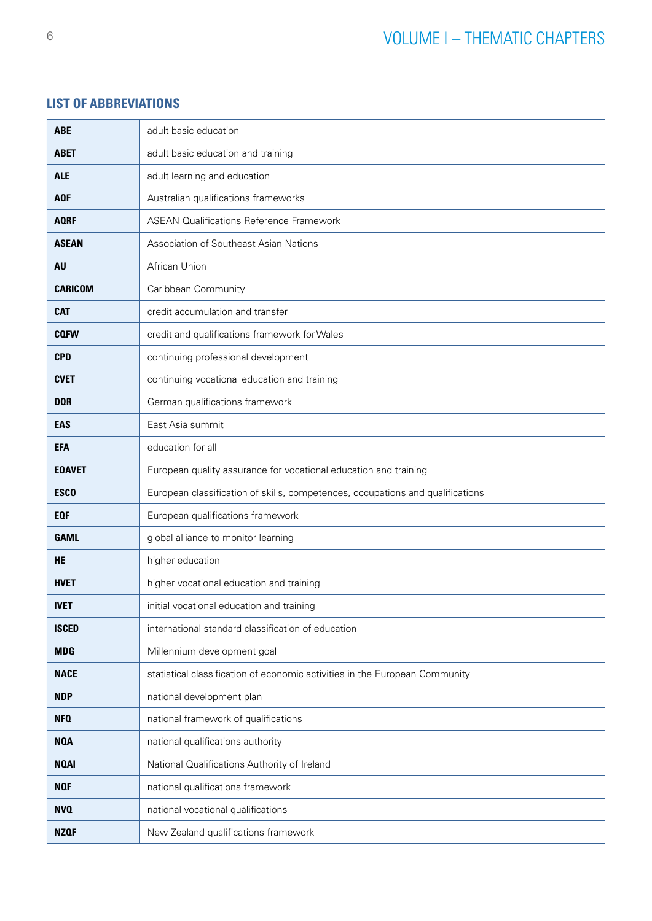## LIST OF ABBREVIATIONS

| | |
|---|---|
| **ABE** | adult basic education |
| **ABET** | adult basic education and training |
| **ALE** | adult learning and education |
| **AQF** | Australian qualifications frameworks |
| **AQRF** | ASEAN Qualifications Reference Framework |
| **ASEAN** | Association of Southeast Asian Nations |
| **AU** | African Union |
| **CARICOM** | Caribbean Community |
| **CAT** | credit accumulation and transfer |
| **CQFW** | credit and qualifications framework for Wales |
| **CPD** | continuing professional development |
| **CVET** | continuing vocational education and training |
| **DQR** | German qualifications framework |
| **EAS** | East Asia summit |
| **EFA** | education for all |
| **EQAVET** | European quality assurance for vocational education and training |
| **ESCO** | European classification of skills, competences, occupations and qualifications |
| **EQF** | European qualifications framework |
| **GAML** | global alliance to monitor learning |
| **HE** | higher education |
| **HVET** | higher vocational education and training |
| **IVET** | initial vocational education and training |
| **ISCED** | international standard classification of education |
| **MDG** | Millennium development goal |
| **NACE** | statistical classification of economic activities in the European Community |
| **NDP** | national development plan |
| **NFQ** | national framework of qualifications |
| **NQA** | national qualifications authority |
| **NQAI** | National Qualifications Authority of Ireland |
| **NQF** | national qualifications framework |
| **NVQ** | national vocational qualifications |
| **NZQF** | New Zealand qualifications framework |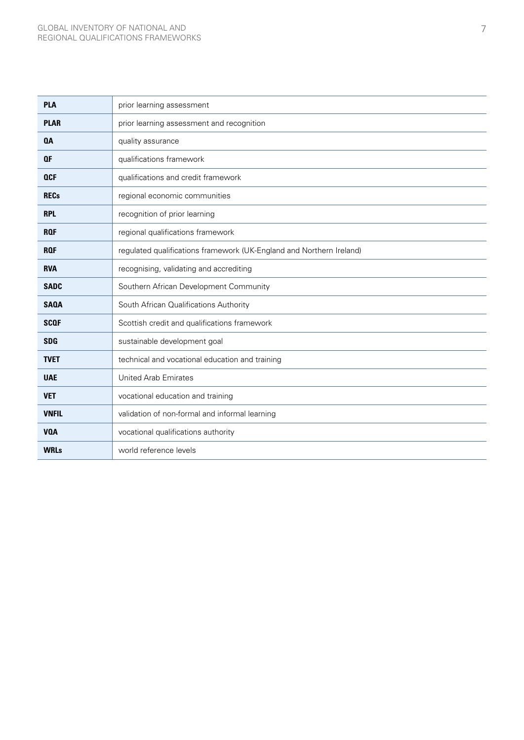| | |
|---|---|
| **PLA** | prior learning assessment |
| **PLAR** | prior learning assessment and recognition |
| **QA** | quality assurance |
| **QF** | qualifications framework |
| **QCF** | qualifications and credit framework |
| **RECs** | regional economic communities |
| **RPL** | recognition of prior learning |
| **RQF** | regional qualifications framework |
| **RQF** | regulated qualifications framework (UK-England and Northern Ireland) |
| **RVA** | recognising, validating and accrediting |
| **SADC** | Southern African Development Community |
| **SAQA** | South African Qualifications Authority |
| **SCQF** | Scottish credit and qualifications framework |
| **SDG** | sustainable development goal |
| **TVET** | technical and vocational education and training |
| **UAE** | United Arab Emirates |
| **VET** | vocational education and training |
| **VNFIL** | validation of non-formal and informal learning |
| **VQA** | vocational qualifications authority |
| **WRLs** | world reference levels |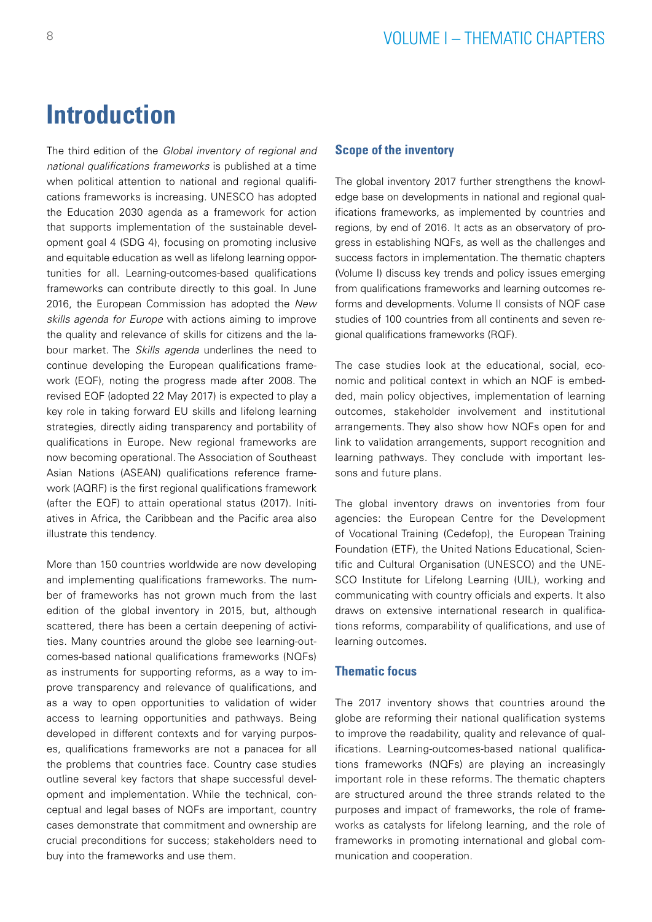# Introduction

The third edition of the *Global inventory of regional and national qualifications frameworks* is published at a time when political attention to national and regional qualifications frameworks is increasing. UNESCO has adopted the Education 2030 agenda as a framework for action that supports implementation of the sustainable development goal 4 (SDG 4), focusing on promoting inclusive and equitable education as well as lifelong learning opportunities for all. Learning-outcomes-based qualifications frameworks can contribute directly to this goal. In June 2016, the European Commission has adopted the *New skills agenda for Europe* with actions aiming to improve the quality and relevance of skills for citizens and the labour market. The *Skills agenda* underlines the need to continue developing the European qualifications framework (EQF), noting the progress made after 2008. The revised EQF (adopted 22 May 2017) is expected to play a key role in taking forward EU skills and lifelong learning strategies, directly aiding transparency and portability of qualifications in Europe. New regional frameworks are now becoming operational. The Association of Southeast Asian Nations (ASEAN) qualifications reference framework (AQRF) is the first regional qualifications framework (after the EQF) to attain operational status (2017). Initiatives in Africa, the Caribbean and the Pacific area also illustrate this tendency.

More than 150 countries worldwide are now developing and implementing qualifications frameworks. The number of frameworks has not grown much from the last edition of the global inventory in 2015, but, although scattered, there has been a certain deepening of activities. Many countries around the globe see learning-outcomes-based national qualifications frameworks (NQFs) as instruments for supporting reforms, as a way to improve transparency and relevance of qualifications, and as a way to open opportunities to validation of wider access to learning opportunities and pathways. Being developed in different contexts and for varying purposes, qualifications frameworks are not a panacea for all the problems that countries face. Country case studies outline several key factors that shape successful development and implementation. While the technical, conceptual and legal bases of NQFs are important, country cases demonstrate that commitment and ownership are crucial preconditions for success; stakeholders need to buy into the frameworks and use them.

### Scope of the inventory

The global inventory 2017 further strengthens the knowledge base on developments in national and regional qualifications frameworks, as implemented by countries and regions, by end of 2016. It acts as an observatory of progress in establishing NQFs, as well as the challenges and success factors in implementation. The thematic chapters (Volume I) discuss key trends and policy issues emerging from qualifications frameworks and learning outcomes reforms and developments. Volume II consists of NQF case studies of 100 countries from all continents and seven regional qualifications frameworks (RQF).

The case studies look at the educational, social, economic and political context in which an NQF is embedded, main policy objectives, implementation of learning outcomes, stakeholder involvement and institutional arrangements. They also show how NQFs open for and link to validation arrangements, support recognition and learning pathways. They conclude with important lessons and future plans.

The global inventory draws on inventories from four agencies: the European Centre for the Development of Vocational Training (Cedefop), the European Training Foundation (ETF), the United Nations Educational, Scientific and Cultural Organisation (UNESCO) and the UNESCO Institute for Lifelong Learning (UIL), working and communicating with country officials and experts. It also draws on extensive international research in qualifications reforms, comparability of qualifications, and use of learning outcomes.

### Thematic focus

The 2017 inventory shows that countries around the globe are reforming their national qualification systems to improve the readability, quality and relevance of qualifications. Learning-outcomes-based national qualifications frameworks (NQFs) are playing an increasingly important role in these reforms. The thematic chapters are structured around the three strands related to the purposes and impact of frameworks, the role of frameworks as catalysts for lifelong learning, and the role of frameworks in promoting international and global communication and cooperation.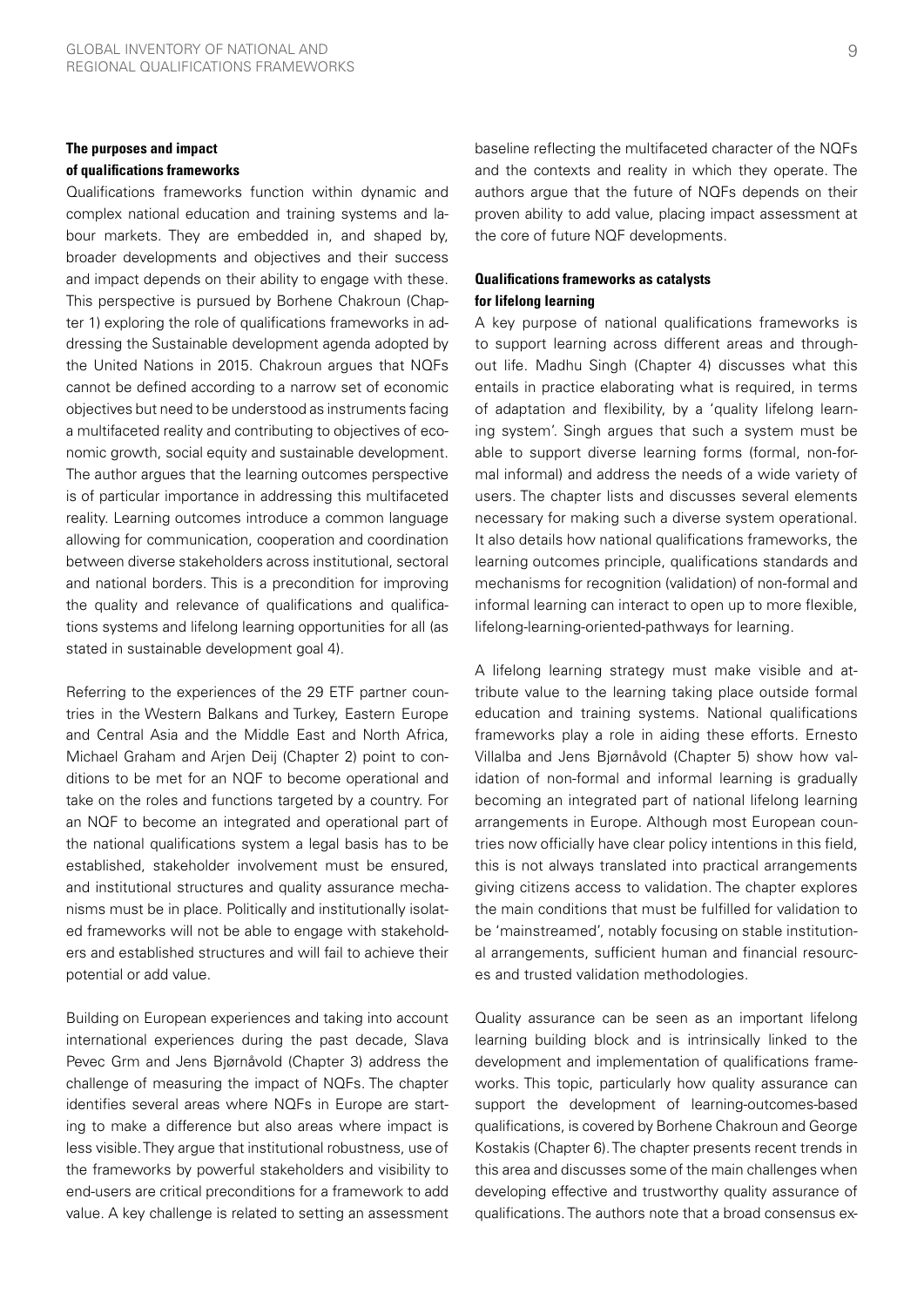### The purposes and impact of qualifications frameworks

Qualifications frameworks function within dynamic and complex national education and training systems and labour markets. They are embedded in, and shaped by, broader developments and objectives and their success and impact depends on their ability to engage with these. This perspective is pursued by Borhene Chakroun (Chapter 1) exploring the role of qualifications frameworks in addressing the Sustainable development agenda adopted by the United Nations in 2015. Chakroun argues that NQFs cannot be defined according to a narrow set of economic objectives but need to be understood as instruments facing a multifaceted reality and contributing to objectives of economic growth, social equity and sustainable development. The author argues that the learning outcomes perspective is of particular importance in addressing this multifaceted reality. Learning outcomes introduce a common language allowing for communication, cooperation and coordination between diverse stakeholders across institutional, sectoral and national borders. This is a precondition for improving the quality and relevance of qualifications and qualifications systems and lifelong learning opportunities for all (as stated in sustainable development goal 4).

Referring to the experiences of the 29 ETF partner countries in the Western Balkans and Turkey, Eastern Europe and Central Asia and the Middle East and North Africa, Michael Graham and Arjen Deij (Chapter 2) point to conditions to be met for an NQF to become operational and take on the roles and functions targeted by a country. For an NQF to become an integrated and operational part of the national qualifications system a legal basis has to be established, stakeholder involvement must be ensured, and institutional structures and quality assurance mechanisms must be in place. Politically and institutionally isolated frameworks will not be able to engage with stakeholders and established structures and will fail to achieve their potential or add value.

Building on European experiences and taking into account international experiences during the past decade, Slava Pevec Grm and Jens Bjørnåvold (Chapter 3) address the challenge of measuring the impact of NQFs. The chapter identifies several areas where NQFs in Europe are starting to make a difference but also areas where impact is less visible. They argue that institutional robustness, use of the frameworks by powerful stakeholders and visibility to end-users are critical preconditions for a framework to add value. A key challenge is related to setting an assessment baseline reflecting the multifaceted character of the NQFs and the contexts and reality in which they operate. The authors argue that the future of NQFs depends on their proven ability to add value, placing impact assessment at the core of future NQF developments.

### Qualifications frameworks as catalysts for lifelong learning

A key purpose of national qualifications frameworks is to support learning across different areas and throughout life. Madhu Singh (Chapter 4) discusses what this entails in practice elaborating what is required, in terms of adaptation and flexibility, by a 'quality lifelong learning system'. Singh argues that such a system must be able to support diverse learning forms (formal, non-formal informal) and address the needs of a wide variety of users. The chapter lists and discusses several elements necessary for making such a diverse system operational. It also details how national qualifications frameworks, the learning outcomes principle, qualifications standards and mechanisms for recognition (validation) of non-formal and informal learning can interact to open up to more flexible, lifelong-learning-oriented-pathways for learning.

A lifelong learning strategy must make visible and attribute value to the learning taking place outside formal education and training systems. National qualifications frameworks play a role in aiding these efforts. Ernesto Villalba and Jens Bjørnåvold (Chapter 5) show how validation of non-formal and informal learning is gradually becoming an integrated part of national lifelong learning arrangements in Europe. Although most European countries now officially have clear policy intentions in this field, this is not always translated into practical arrangements giving citizens access to validation. The chapter explores the main conditions that must be fulfilled for validation to be 'mainstreamed', notably focusing on stable institutional arrangements, sufficient human and financial resources and trusted validation methodologies.

Quality assurance can be seen as an important lifelong learning building block and is intrinsically linked to the development and implementation of qualifications frameworks. This topic, particularly how quality assurance can support the development of learning-outcomes-based qualifications, is covered by Borhene Chakroun and George Kostakis (Chapter 6). The chapter presents recent trends in this area and discusses some of the main challenges when developing effective and trustworthy quality assurance of qualifications. The authors note that a broad consensus ex-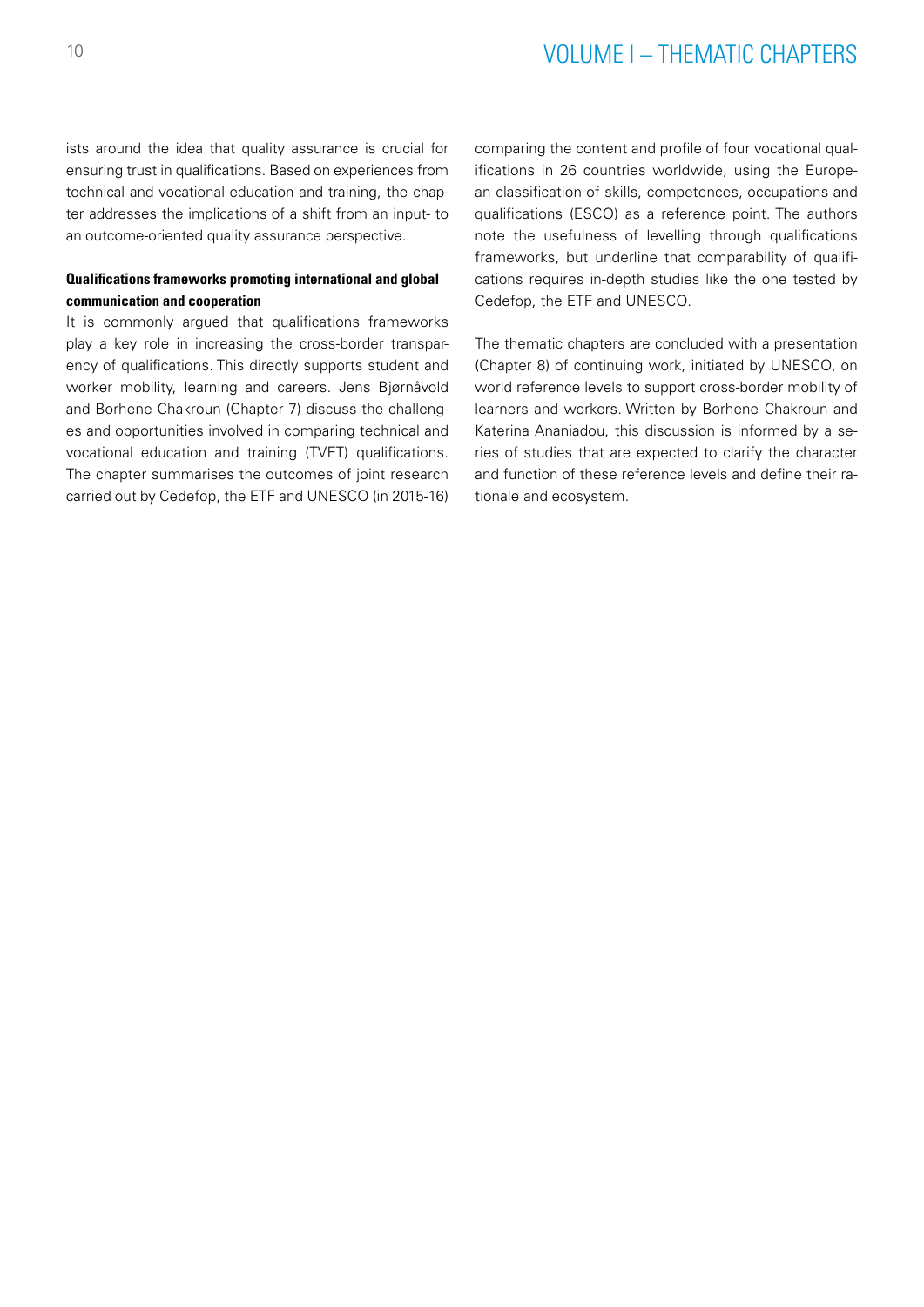ists around the idea that quality assurance is crucial for ensuring trust in qualifications. Based on experiences from technical and vocational education and training, the chapter addresses the implications of a shift from an input- to an outcome-oriented quality assurance perspective.

**Qualifications frameworks promoting international and global communication and cooperation**

It is commonly argued that qualifications frameworks play a key role in increasing the cross-border transparency of qualifications. This directly supports student and worker mobility, learning and careers. Jens Bjørnåvold and Borhene Chakroun (Chapter 7) discuss the challenges and opportunities involved in comparing technical and vocational education and training (TVET) qualifications. The chapter summarises the outcomes of joint research carried out by Cedefop, the ETF and UNESCO (in 2015-16) comparing the content and profile of four vocational qualifications in 26 countries worldwide, using the European classification of skills, competences, occupations and qualifications (ESCO) as a reference point. The authors note the usefulness of levelling through qualifications frameworks, but underline that comparability of qualifications requires in-depth studies like the one tested by Cedefop, the ETF and UNESCO.

The thematic chapters are concluded with a presentation (Chapter 8) of continuing work, initiated by UNESCO, on world reference levels to support cross-border mobility of learners and workers. Written by Borhene Chakroun and Katerina Ananiadou, this discussion is informed by a series of studies that are expected to clarify the character and function of these reference levels and define their rationale and ecosystem.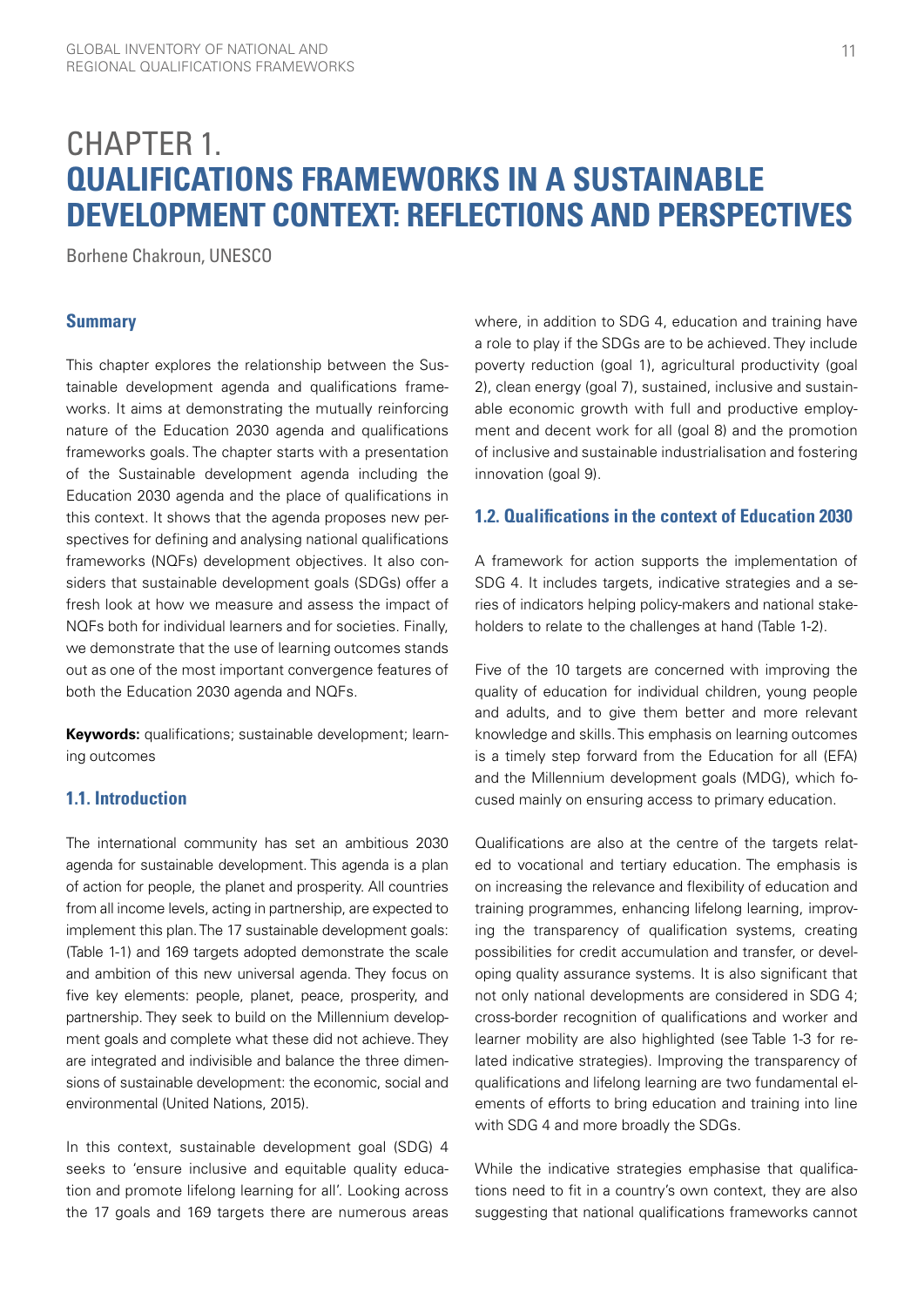# CHAPTER 1. QUALIFICATIONS FRAMEWORKS IN A SUSTAINABLE DEVELOPMENT CONTEXT: REFLECTIONS AND PERSPECTIVES

Borhene Chakroun, UNESCO

### Summary

This chapter explores the relationship between the Sustainable development agenda and qualifications frameworks. It aims at demonstrating the mutually reinforcing nature of the Education 2030 agenda and qualifications frameworks goals. The chapter starts with a presentation of the Sustainable development agenda including the Education 2030 agenda and the place of qualifications in this context. It shows that the agenda proposes new perspectives for defining and analysing national qualifications frameworks (NQFs) development objectives. It also considers that sustainable development goals (SDGs) offer a fresh look at how we measure and assess the impact of NQFs both for individual learners and for societies. Finally, we demonstrate that the use of learning outcomes stands out as one of the most important convergence features of both the Education 2030 agenda and NQFs.

**Keywords:** qualifications; sustainable development; learning outcomes

## 1.1. Introduction

The international community has set an ambitious 2030 agenda for sustainable development. This agenda is a plan of action for people, the planet and prosperity. All countries from all income levels, acting in partnership, are expected to implement this plan. The 17 sustainable development goals: (Table 1-1) and 169 targets adopted demonstrate the scale and ambition of this new universal agenda. They focus on five key elements: people, planet, peace, prosperity, and partnership. They seek to build on the Millennium development goals and complete what these did not achieve. They are integrated and indivisible and balance the three dimensions of sustainable development: the economic, social and environmental (United Nations, 2015).

In this context, sustainable development goal (SDG) 4 seeks to 'ensure inclusive and equitable quality education and promote lifelong learning for all'. Looking across the 17 goals and 169 targets there are numerous areas where, in addition to SDG 4, education and training have a role to play if the SDGs are to be achieved. They include poverty reduction (goal 1), agricultural productivity (goal 2), clean energy (goal 7), sustained, inclusive and sustainable economic growth with full and productive employment and decent work for all (goal 8) and the promotion of inclusive and sustainable industrialisation and fostering innovation (goal 9).

## 1.2. Qualifications in the context of Education 2030

A framework for action supports the implementation of SDG 4. It includes targets, indicative strategies and a series of indicators helping policy-makers and national stakeholders to relate to the challenges at hand (Table 1-2).

Five of the 10 targets are concerned with improving the quality of education for individual children, young people and adults, and to give them better and more relevant knowledge and skills. This emphasis on learning outcomes is a timely step forward from the Education for all (EFA) and the Millennium development goals (MDG), which focused mainly on ensuring access to primary education.

Qualifications are also at the centre of the targets related to vocational and tertiary education. The emphasis is on increasing the relevance and flexibility of education and training programmes, enhancing lifelong learning, improving the transparency of qualification systems, creating possibilities for credit accumulation and transfer, or developing quality assurance systems. It is also significant that not only national developments are considered in SDG 4; cross-border recognition of qualifications and worker and learner mobility are also highlighted (see Table 1-3 for related indicative strategies). Improving the transparency of qualifications and lifelong learning are two fundamental elements of efforts to bring education and training into line with SDG 4 and more broadly the SDGs.

While the indicative strategies emphasise that qualifications need to fit in a country's own context, they are also suggesting that national qualifications frameworks cannot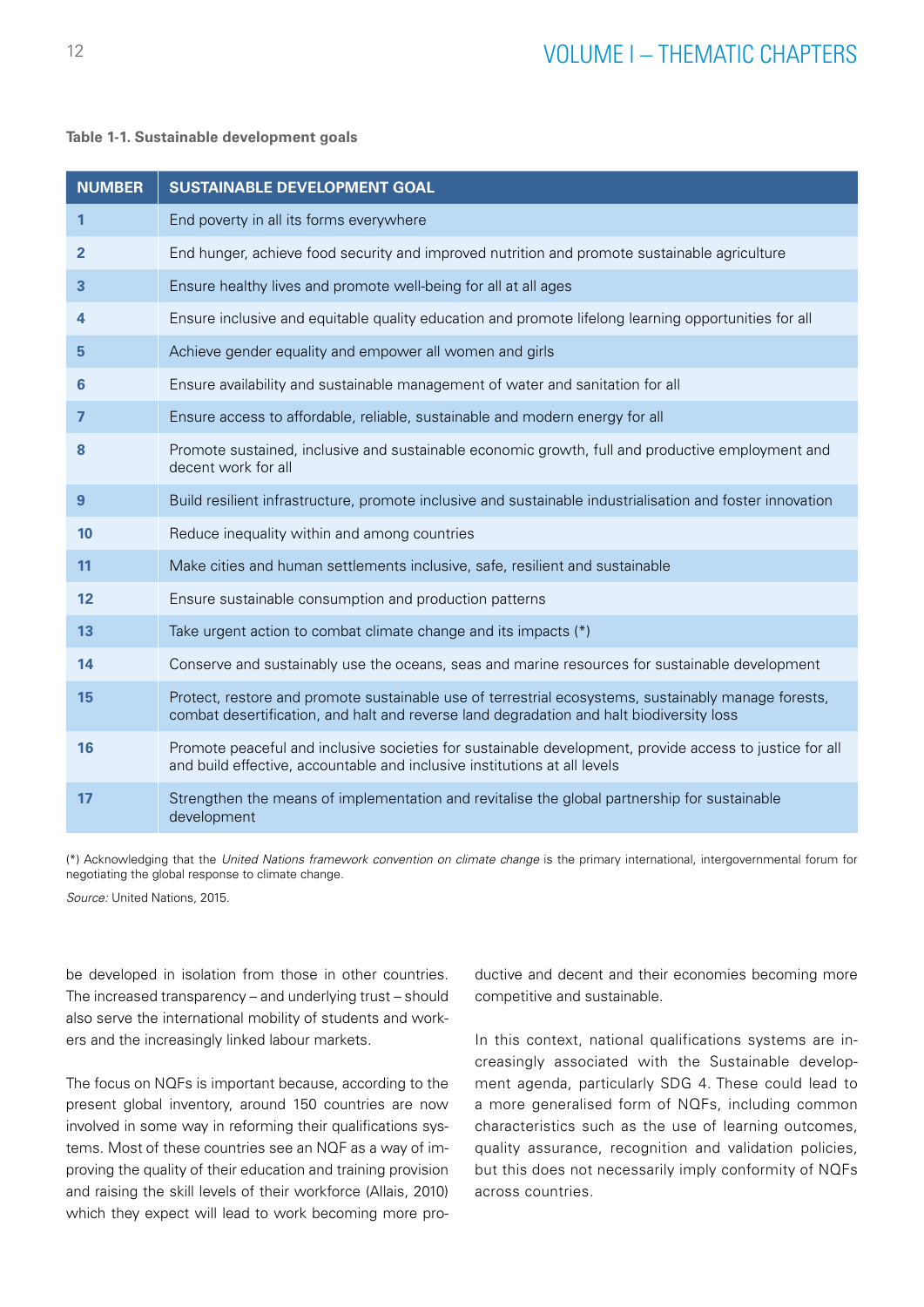**Table 1-1. Sustainable development goals**

| NUMBER | SUSTAINABLE DEVELOPMENT GOAL |
|---|---|
| 1 | End poverty in all its forms everywhere |
| 2 | End hunger, achieve food security and improved nutrition and promote sustainable agriculture |
| 3 | Ensure healthy lives and promote well-being for all at all ages |
| 4 | Ensure inclusive and equitable quality education and promote lifelong learning opportunities for all |
| 5 | Achieve gender equality and empower all women and girls |
| 6 | Ensure availability and sustainable management of water and sanitation for all |
| 7 | Ensure access to affordable, reliable, sustainable and modern energy for all |
| 8 | Promote sustained, inclusive and sustainable economic growth, full and productive employment and decent work for all |
| 9 | Build resilient infrastructure, promote inclusive and sustainable industrialisation and foster innovation |
| 10 | Reduce inequality within and among countries |
| 11 | Make cities and human settlements inclusive, safe, resilient and sustainable |
| 12 | Ensure sustainable consumption and production patterns |
| 13 | Take urgent action to combat climate change and its impacts (*) |
| 14 | Conserve and sustainably use the oceans, seas and marine resources for sustainable development |
| 15 | Protect, restore and promote sustainable use of terrestrial ecosystems, sustainably manage forests, combat desertification, and halt and reverse land degradation and halt biodiversity loss |
| 16 | Promote peaceful and inclusive societies for sustainable development, provide access to justice for all and build effective, accountable and inclusive institutions at all levels |
| 17 | Strengthen the means of implementation and revitalise the global partnership for sustainable development |

(*) Acknowledging that the *United Nations framework convention on climate change* is the primary international, intergovernmental forum for negotiating the global response to climate change.

*Source:* United Nations, 2015.

be developed in isolation from those in other countries. The increased transparency – and underlying trust – should also serve the international mobility of students and workers and the increasingly linked labour markets.

The focus on NQFs is important because, according to the present global inventory, around 150 countries are now involved in some way in reforming their qualifications systems. Most of these countries see an NQF as a way of improving the quality of their education and training provision and raising the skill levels of their workforce (Allais, 2010) which they expect will lead to work becoming more productive and decent and their economies becoming more competitive and sustainable.

In this context, national qualifications systems are increasingly associated with the Sustainable development agenda, particularly SDG 4. These could lead to a more generalised form of NQFs, including common characteristics such as the use of learning outcomes, quality assurance, recognition and validation policies, but this does not necessarily imply conformity of NQFs across countries.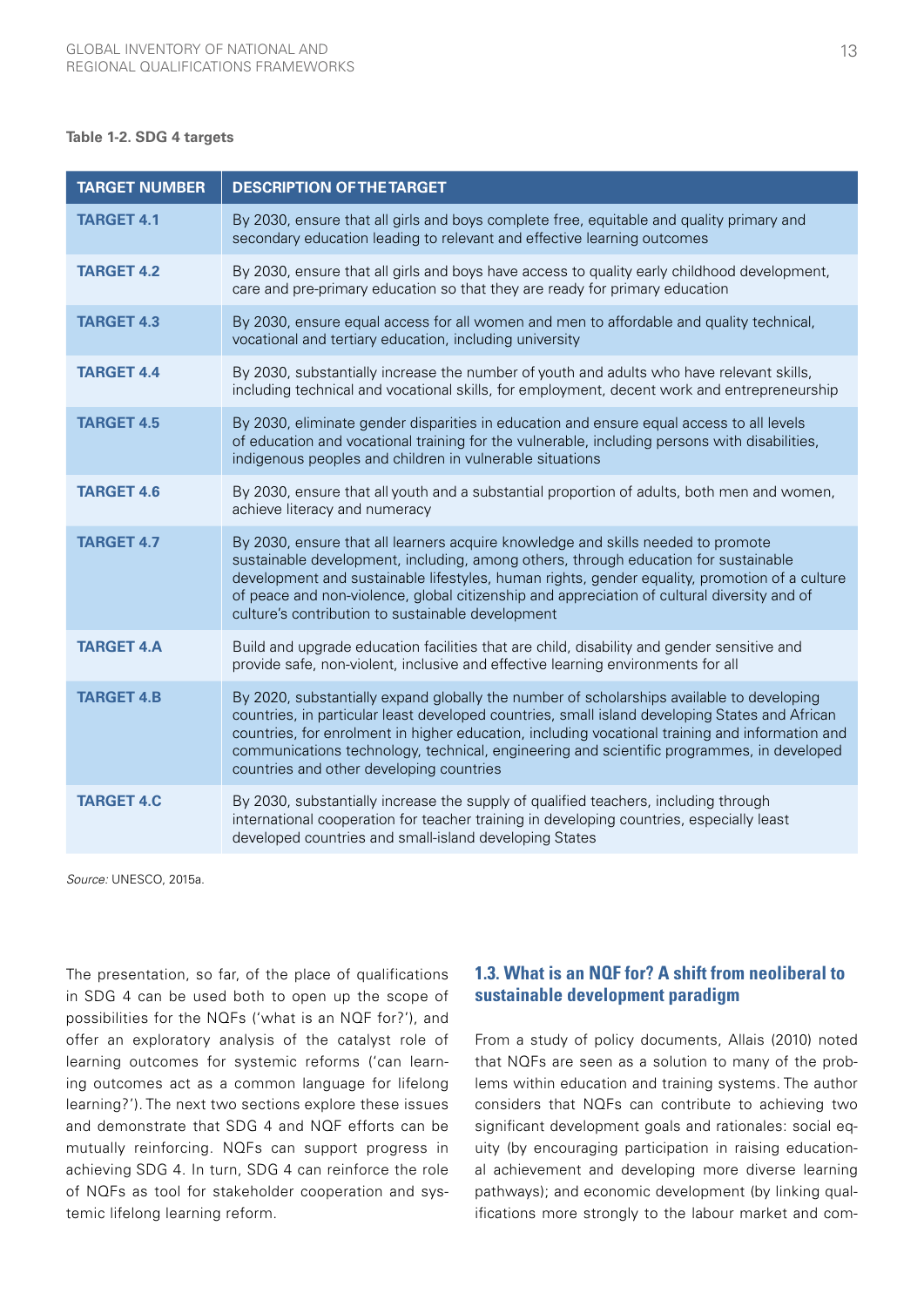**Table 1-2. SDG 4 targets**

| TARGET NUMBER | DESCRIPTION OF THE TARGET |
| --- | --- |
| **TARGET 4.1** | By 2030, ensure that all girls and boys complete free, equitable and quality primary and secondary education leading to relevant and effective learning outcomes |
| **TARGET 4.2** | By 2030, ensure that all girls and boys have access to quality early childhood development, care and pre-primary education so that they are ready for primary education |
| **TARGET 4.3** | By 2030, ensure equal access for all women and men to affordable and quality technical, vocational and tertiary education, including university |
| **TARGET 4.4** | By 2030, substantially increase the number of youth and adults who have relevant skills, including technical and vocational skills, for employment, decent work and entrepreneurship |
| **TARGET 4.5** | By 2030, eliminate gender disparities in education and ensure equal access to all levels of education and vocational training for the vulnerable, including persons with disabilities, indigenous peoples and children in vulnerable situations |
| **TARGET 4.6** | By 2030, ensure that all youth and a substantial proportion of adults, both men and women, achieve literacy and numeracy |
| **TARGET 4.7** | By 2030, ensure that all learners acquire knowledge and skills needed to promote sustainable development, including, among others, through education for sustainable development and sustainable lifestyles, human rights, gender equality, promotion of a culture of peace and non-violence, global citizenship and appreciation of cultural diversity and of culture's contribution to sustainable development |
| **TARGET 4.A** | Build and upgrade education facilities that are child, disability and gender sensitive and provide safe, non-violent, inclusive and effective learning environments for all |
| **TARGET 4.B** | By 2020, substantially expand globally the number of scholarships available to developing countries, in particular least developed countries, small island developing States and African countries, for enrolment in higher education, including vocational training and information and communications technology, technical, engineering and scientific programmes, in developed countries and other developing countries |
| **TARGET 4.C** | By 2030, substantially increase the supply of qualified teachers, including through international cooperation for teacher training in developing countries, especially least developed countries and small-island developing States |

*Source:* UNESCO, 2015a.

The presentation, so far, of the place of qualifications in SDG 4 can be used both to open up the scope of possibilities for the NQFs ('what is an NQF for?'), and offer an exploratory analysis of the catalyst role of learning outcomes for systemic reforms ('can learning outcomes act as a common language for lifelong learning?'). The next two sections explore these issues and demonstrate that SDG 4 and NQF efforts can be mutually reinforcing. NQFs can support progress in achieving SDG 4. In turn, SDG 4 can reinforce the role of NQFs as tool for stakeholder cooperation and systemic lifelong learning reform.

## 1.3. What is an NQF for? A shift from neoliberal to sustainable development paradigm

From a study of policy documents, Allais (2010) noted that NQFs are seen as a solution to many of the problems within education and training systems. The author considers that NQFs can contribute to achieving two significant development goals and rationales: social equity (by encouraging participation in raising educational achievement and developing more diverse learning pathways); and economic development (by linking qualifications more strongly to the labour market and com-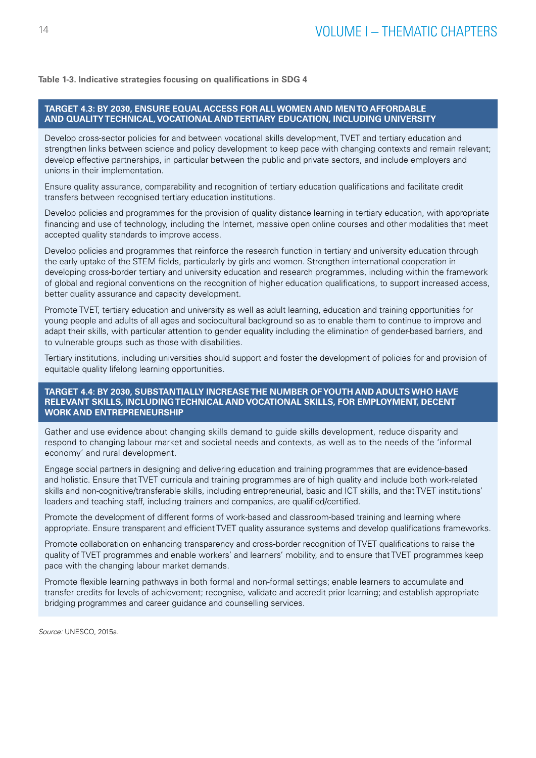**Table 1-3. Indicative strategies focusing on qualifications in SDG 4**

| TARGET 4.3: BY 2030, ENSURE EQUAL ACCESS FOR ALL WOMEN AND MEN TO AFFORDABLE AND QUALITY TECHNICAL, VOCATIONAL AND TERTIARY EDUCATION, INCLUDING UNIVERSITY |
|---|
| Develop cross-sector policies for and between vocational skills development, TVET and tertiary education and strengthen links between science and policy development to keep pace with changing contexts and remain relevant; develop effective partnerships, in particular between the public and private sectors, and include employers and unions in their implementation. |
| Ensure quality assurance, comparability and recognition of tertiary education qualifications and facilitate credit transfers between recognised tertiary education institutions. |
| Develop policies and programmes for the provision of quality distance learning in tertiary education, with appropriate financing and use of technology, including the Internet, massive open online courses and other modalities that meet accepted quality standards to improve access. |
| Develop policies and programmes that reinforce the research function in tertiary and university education through the early uptake of the STEM fields, particularly by girls and women. Strengthen international cooperation in developing cross-border tertiary and university education and research programmes, including within the framework of global and regional conventions on the recognition of higher education qualifications, to support increased access, better quality assurance and capacity development. |
| Promote TVET, tertiary education and university as well as adult learning, education and training opportunities for young people and adults of all ages and sociocultural background so as to enable them to continue to improve and adapt their skills, with particular attention to gender equality including the elimination of gender-based barriers, and to vulnerable groups such as those with disabilities. |
| Tertiary institutions, including universities should support and foster the development of policies for and provision of equitable quality lifelong learning opportunities. |
| **TARGET 4.4: BY 2030, SUBSTANTIALLY INCREASE THE NUMBER OF YOUTH AND ADULTS WHO HAVE RELEVANT SKILLS, INCLUDING TECHNICAL AND VOCATIONAL SKILLS, FOR EMPLOYMENT, DECENT WORK AND ENTREPRENEURSHIP** |
| Gather and use evidence about changing skills demand to guide skills development, reduce disparity and respond to changing labour market and societal needs and contexts, as well as to the needs of the 'informal economy' and rural development. |
| Engage social partners in designing and delivering education and training programmes that are evidence-based and holistic. Ensure that TVET curricula and training programmes are of high quality and include both work-related skills and non-cognitive/transferable skills, including entrepreneurial, basic and ICT skills, and that TVET institutions' leaders and teaching staff, including trainers and companies, are qualified/certified. |
| Promote the development of different forms of work-based and classroom-based training and learning where appropriate. Ensure transparent and efficient TVET quality assurance systems and develop qualifications frameworks. |
| Promote collaboration on enhancing transparency and cross-border recognition of TVET qualifications to raise the quality of TVET programmes and enable workers' and learners' mobility, and to ensure that TVET programmes keep pace with the changing labour market demands. |
| Promote flexible learning pathways in both formal and non-formal settings; enable learners to accumulate and transfer credits for levels of achievement; recognise, validate and accredit prior learning; and establish appropriate bridging programmes and career guidance and counselling services. |

*Source:* UNESCO, 2015a.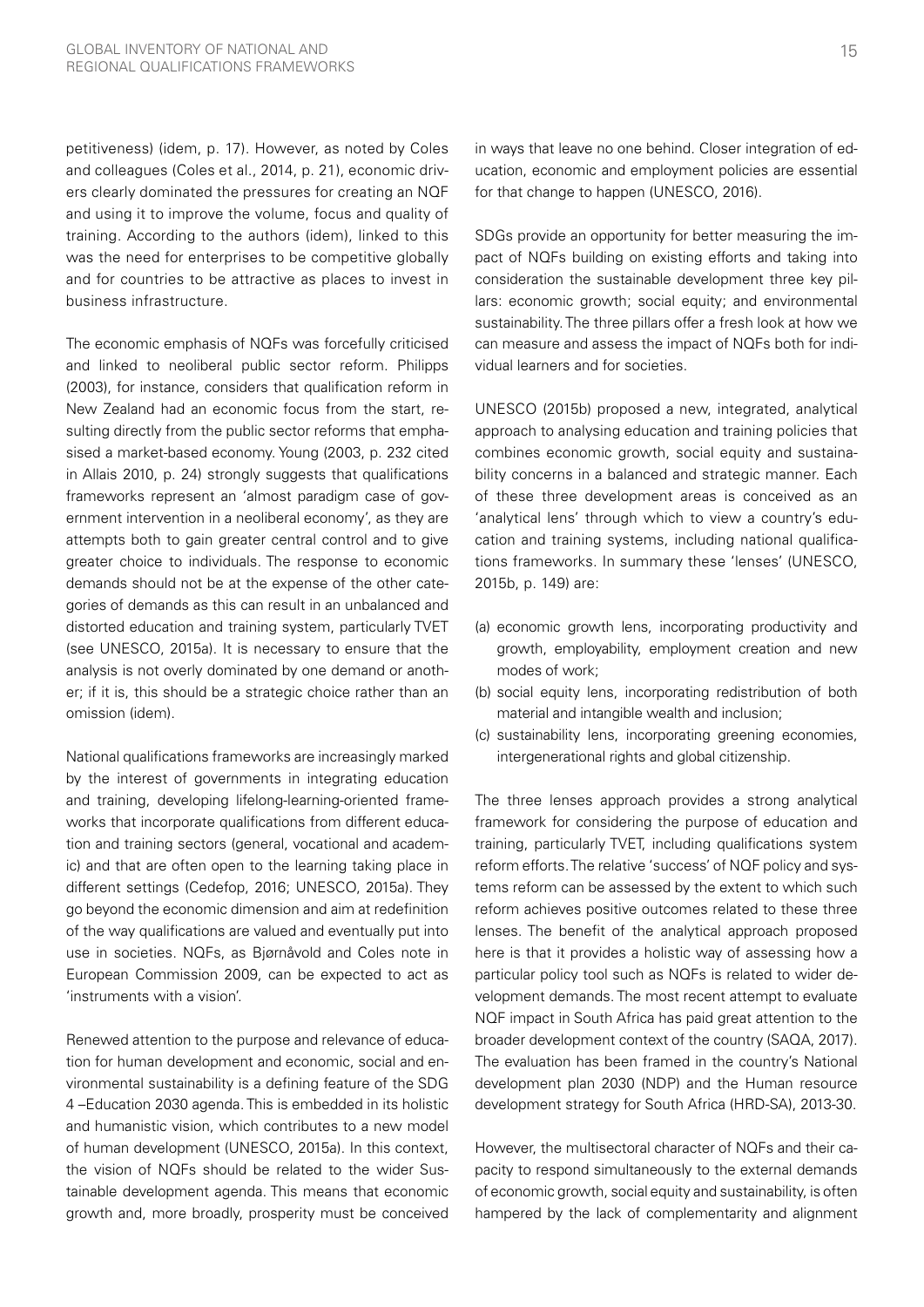petitiveness) (idem, p. 17). However, as noted by Coles and colleagues (Coles et al., 2014, p. 21), economic drivers clearly dominated the pressures for creating an NQF and using it to improve the volume, focus and quality of training. According to the authors (idem), linked to this was the need for enterprises to be competitive globally and for countries to be attractive as places to invest in business infrastructure.

The economic emphasis of NQFs was forcefully criticised and linked to neoliberal public sector reform. Philipps (2003), for instance, considers that qualification reform in New Zealand had an economic focus from the start, resulting directly from the public sector reforms that emphasised a market-based economy. Young (2003, p. 232 cited in Allais 2010, p. 24) strongly suggests that qualifications frameworks represent an 'almost paradigm case of government intervention in a neoliberal economy', as they are attempts both to gain greater central control and to give greater choice to individuals. The response to economic demands should not be at the expense of the other categories of demands as this can result in an unbalanced and distorted education and training system, particularly TVET (see UNESCO, 2015a). It is necessary to ensure that the analysis is not overly dominated by one demand or another; if it is, this should be a strategic choice rather than an omission (idem).

National qualifications frameworks are increasingly marked by the interest of governments in integrating education and training, developing lifelong-learning-oriented frameworks that incorporate qualifications from different education and training sectors (general, vocational and academic) and that are often open to the learning taking place in different settings (Cedefop, 2016; UNESCO, 2015a). They go beyond the economic dimension and aim at redefinition of the way qualifications are valued and eventually put into use in societies. NQFs, as Bjørnåvold and Coles note in European Commission 2009, can be expected to act as 'instruments with a vision'.

Renewed attention to the purpose and relevance of education for human development and economic, social and environmental sustainability is a defining feature of the SDG 4 –Education 2030 agenda. This is embedded in its holistic and humanistic vision, which contributes to a new model of human development (UNESCO, 2015a). In this context, the vision of NQFs should be related to the wider Sustainable development agenda. This means that economic growth and, more broadly, prosperity must be conceived in ways that leave no one behind. Closer integration of education, economic and employment policies are essential for that change to happen (UNESCO, 2016).

SDGs provide an opportunity for better measuring the impact of NQFs building on existing efforts and taking into consideration the sustainable development three key pillars: economic growth; social equity; and environmental sustainability. The three pillars offer a fresh look at how we can measure and assess the impact of NQFs both for individual learners and for societies.

UNESCO (2015b) proposed a new, integrated, analytical approach to analysing education and training policies that combines economic growth, social equity and sustainability concerns in a balanced and strategic manner. Each of these three development areas is conceived as an 'analytical lens' through which to view a country's education and training systems, including national qualifications frameworks. In summary these 'lenses' (UNESCO, 2015b, p. 149) are:

(a) economic growth lens, incorporating productivity and growth, employability, employment creation and new modes of work;
(b) social equity lens, incorporating redistribution of both material and intangible wealth and inclusion;
(c) sustainability lens, incorporating greening economies, intergenerational rights and global citizenship.

The three lenses approach provides a strong analytical framework for considering the purpose of education and training, particularly TVET, including qualifications system reform efforts. The relative 'success' of NQF policy and systems reform can be assessed by the extent to which such reform achieves positive outcomes related to these three lenses. The benefit of the analytical approach proposed here is that it provides a holistic way of assessing how a particular policy tool such as NQFs is related to wider development demands. The most recent attempt to evaluate NQF impact in South Africa has paid great attention to the broader development context of the country (SAQA, 2017). The evaluation has been framed in the country's National development plan 2030 (NDP) and the Human resource development strategy for South Africa (HRD-SA), 2013-30.

However, the multisectoral character of NQFs and their capacity to respond simultaneously to the external demands of economic growth, social equity and sustainability, is often hampered by the lack of complementarity and alignment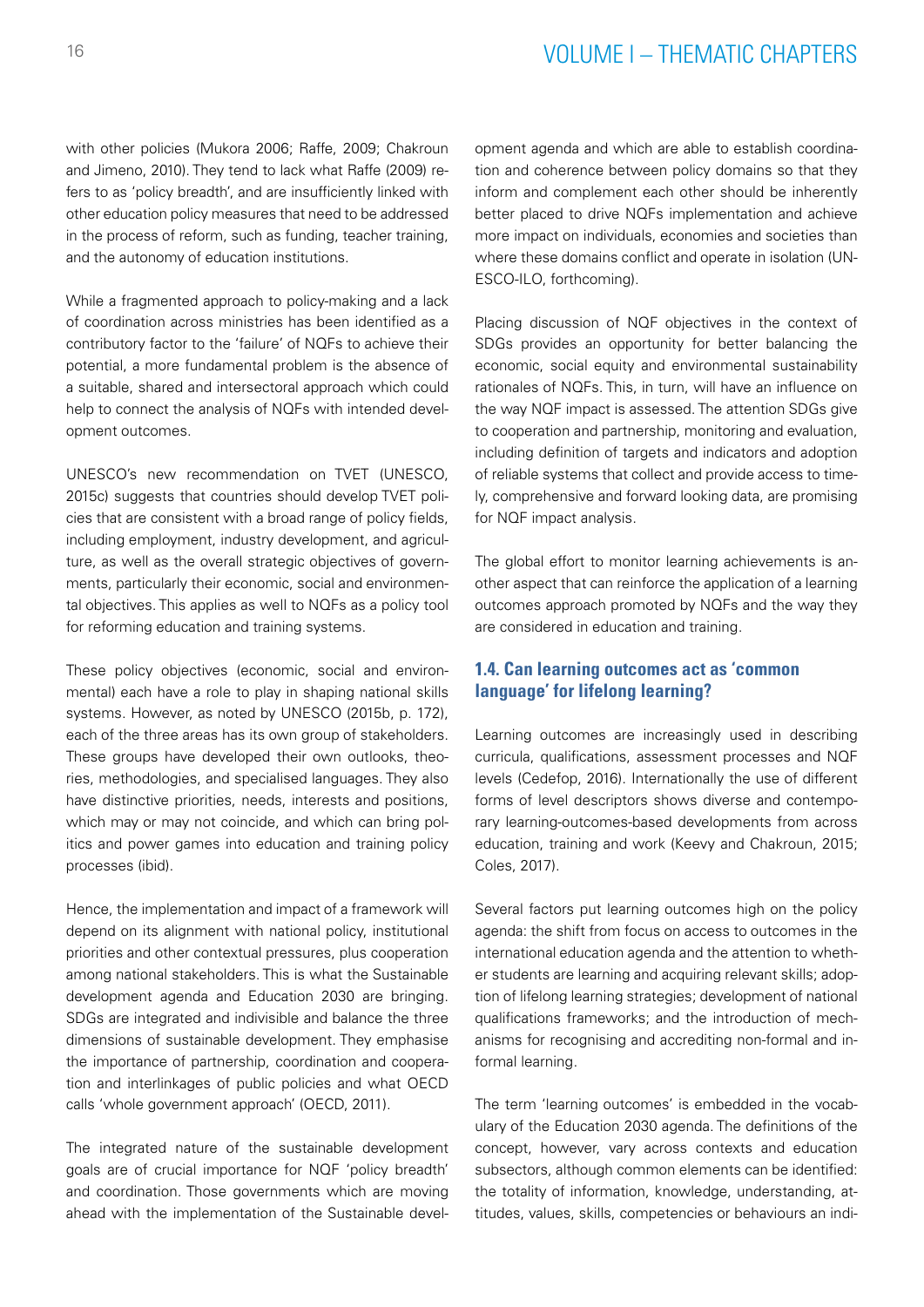with other policies (Mukora 2006; Raffe, 2009; Chakroun and Jimeno, 2010). They tend to lack what Raffe (2009) refers to as 'policy breadth', and are insufficiently linked with other education policy measures that need to be addressed in the process of reform, such as funding, teacher training, and the autonomy of education institutions.

While a fragmented approach to policy-making and a lack of coordination across ministries has been identified as a contributory factor to the 'failure' of NQFs to achieve their potential, a more fundamental problem is the absence of a suitable, shared and intersectoral approach which could help to connect the analysis of NQFs with intended development outcomes.

UNESCO's new recommendation on TVET (UNESCO, 2015c) suggests that countries should develop TVET policies that are consistent with a broad range of policy fields, including employment, industry development, and agriculture, as well as the overall strategic objectives of governments, particularly their economic, social and environmental objectives. This applies as well to NQFs as a policy tool for reforming education and training systems.

These policy objectives (economic, social and environmental) each have a role to play in shaping national skills systems. However, as noted by UNESCO (2015b, p. 172), each of the three areas has its own group of stakeholders. These groups have developed their own outlooks, theories, methodologies, and specialised languages. They also have distinctive priorities, needs, interests and positions, which may or may not coincide, and which can bring politics and power games into education and training policy processes (ibid).

Hence, the implementation and impact of a framework will depend on its alignment with national policy, institutional priorities and other contextual pressures, plus cooperation among national stakeholders. This is what the Sustainable development agenda and Education 2030 are bringing. SDGs are integrated and indivisible and balance the three dimensions of sustainable development. They emphasise the importance of partnership, coordination and cooperation and interlinkages of public policies and what OECD calls 'whole government approach' (OECD, 2011).

The integrated nature of the sustainable development goals are of crucial importance for NQF 'policy breadth' and coordination. Those governments which are moving ahead with the implementation of the Sustainable development agenda and which are able to establish coordination and coherence between policy domains so that they inform and complement each other should be inherently better placed to drive NQFs implementation and achieve more impact on individuals, economies and societies than where these domains conflict and operate in isolation (UNESCO-ILO, forthcoming).

Placing discussion of NQF objectives in the context of SDGs provides an opportunity for better balancing the economic, social equity and environmental sustainability rationales of NQFs. This, in turn, will have an influence on the way NQF impact is assessed. The attention SDGs give to cooperation and partnership, monitoring and evaluation, including definition of targets and indicators and adoption of reliable systems that collect and provide access to timely, comprehensive and forward looking data, are promising for NQF impact analysis.

The global effort to monitor learning achievements is another aspect that can reinforce the application of a learning outcomes approach promoted by NQFs and the way they are considered in education and training.

### 1.4. Can learning outcomes act as 'common language' for lifelong learning?

Learning outcomes are increasingly used in describing curricula, qualifications, assessment processes and NQF levels (Cedefop, 2016). Internationally the use of different forms of level descriptors shows diverse and contemporary learning-outcomes-based developments from across education, training and work (Keevy and Chakroun, 2015; Coles, 2017).

Several factors put learning outcomes high on the policy agenda: the shift from focus on access to outcomes in the international education agenda and the attention to whether students are learning and acquiring relevant skills; adoption of lifelong learning strategies; development of national qualifications frameworks; and the introduction of mechanisms for recognising and accrediting non-formal and informal learning.

The term 'learning outcomes' is embedded in the vocabulary of the Education 2030 agenda. The definitions of the concept, however, vary across contexts and education subsectors, although common elements can be identified: the totality of information, knowledge, understanding, attitudes, values, skills, competencies or behaviours an indi-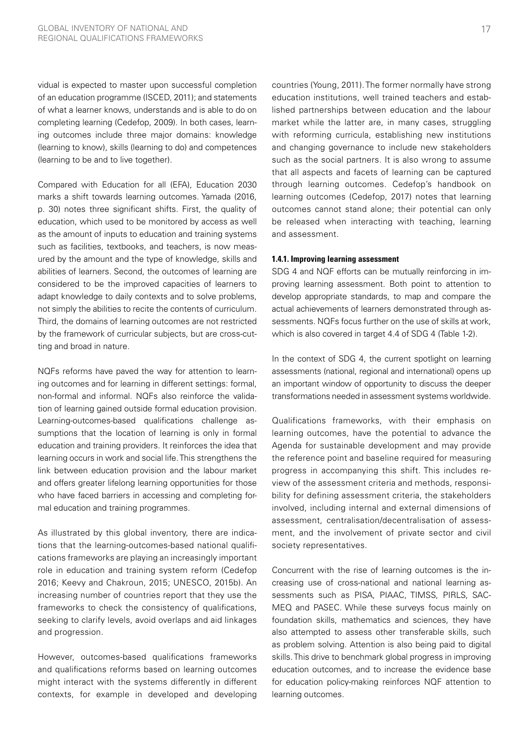vidual is expected to master upon successful completion of an education programme (ISCED, 2011); and statements of what a learner knows, understands and is able to do on completing learning (Cedefop, 2009). In both cases, learning outcomes include three major domains: knowledge (learning to know), skills (learning to do) and competences (learning to be and to live together).

Compared with Education for all (EFA), Education 2030 marks a shift towards learning outcomes. Yamada (2016, p. 30) notes three significant shifts. First, the quality of education, which used to be monitored by access as well as the amount of inputs to education and training systems such as facilities, textbooks, and teachers, is now measured by the amount and the type of knowledge, skills and abilities of learners. Second, the outcomes of learning are considered to be the improved capacities of learners to adapt knowledge to daily contexts and to solve problems, not simply the abilities to recite the contents of curriculum. Third, the domains of learning outcomes are not restricted by the framework of curricular subjects, but are cross-cutting and broad in nature.

NQFs reforms have paved the way for attention to learning outcomes and for learning in different settings: formal, non-formal and informal. NQFs also reinforce the validation of learning gained outside formal education provision. Learning-outcomes-based qualifications challenge assumptions that the location of learning is only in formal education and training providers. It reinforces the idea that learning occurs in work and social life. This strengthens the link between education provision and the labour market and offers greater lifelong learning opportunities for those who have faced barriers in accessing and completing formal education and training programmes.

As illustrated by this global inventory, there are indications that the learning-outcomes-based national qualifications frameworks are playing an increasingly important role in education and training system reform (Cedefop 2016; Keevy and Chakroun, 2015; UNESCO, 2015b). An increasing number of countries report that they use the frameworks to check the consistency of qualifications, seeking to clarify levels, avoid overlaps and aid linkages and progression.

However, outcomes-based qualifications frameworks and qualifications reforms based on learning outcomes might interact with the systems differently in different contexts, for example in developed and developing countries (Young, 2011). The former normally have strong education institutions, well trained teachers and established partnerships between education and the labour market while the latter are, in many cases, struggling with reforming curricula, establishing new institutions and changing governance to include new stakeholders such as the social partners. It is also wrong to assume that all aspects and facets of learning can be captured through learning outcomes. Cedefop's handbook on learning outcomes (Cedefop, 2017) notes that learning outcomes cannot stand alone; their potential can only be released when interacting with teaching, learning and assessment.

#### 1.4.1. Improving learning assessment

SDG 4 and NQF efforts can be mutually reinforcing in improving learning assessment. Both point to attention to develop appropriate standards, to map and compare the actual achievements of learners demonstrated through assessments. NQFs focus further on the use of skills at work, which is also covered in target 4.4 of SDG 4 (Table 1-2).

In the context of SDG 4, the current spotlight on learning assessments (national, regional and international) opens up an important window of opportunity to discuss the deeper transformations needed in assessment systems worldwide.

Qualifications frameworks, with their emphasis on learning outcomes, have the potential to advance the Agenda for sustainable development and may provide the reference point and baseline required for measuring progress in accompanying this shift. This includes review of the assessment criteria and methods, responsibility for defining assessment criteria, the stakeholders involved, including internal and external dimensions of assessment, centralisation/decentralisation of assessment, and the involvement of private sector and civil society representatives.

Concurrent with the rise of learning outcomes is the increasing use of cross-national and national learning assessments such as PISA, PIAAC, TIMSS, PIRLS, SACMEQ and PASEC. While these surveys focus mainly on foundation skills, mathematics and sciences, they have also attempted to assess other transferable skills, such as problem solving. Attention is also being paid to digital skills. This drive to benchmark global progress in improving education outcomes, and to increase the evidence base for education policy-making reinforces NQF attention to learning outcomes.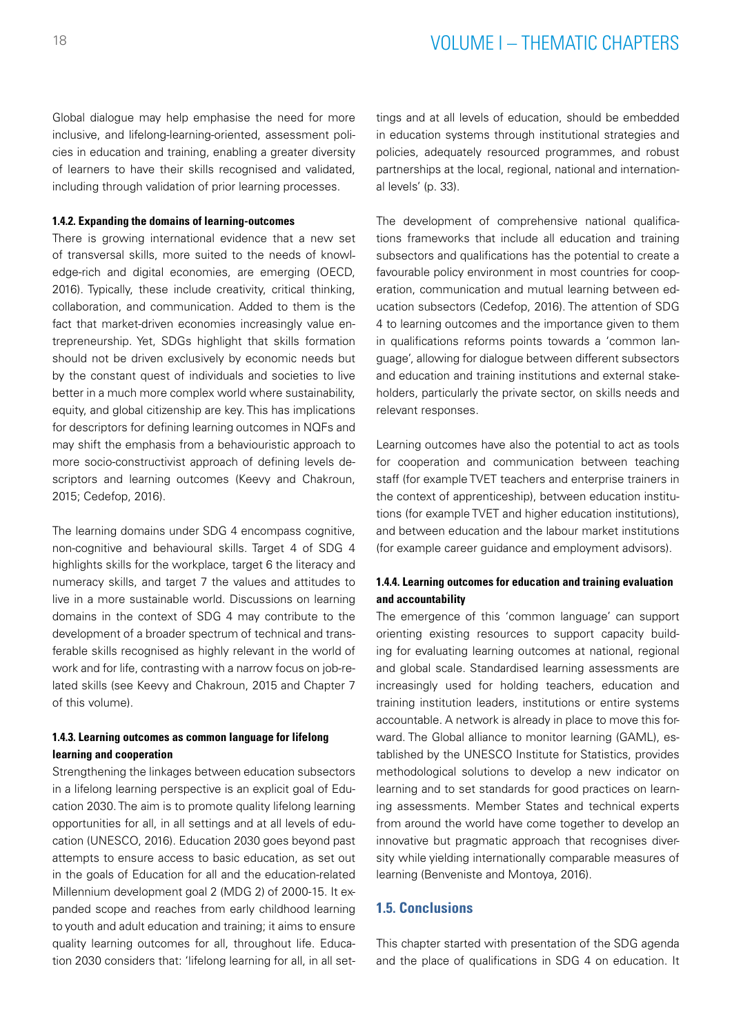Global dialogue may help emphasise the need for more inclusive, and lifelong-learning-oriented, assessment policies in education and training, enabling a greater diversity of learners to have their skills recognised and validated, including through validation of prior learning processes.

#### 1.4.2. Expanding the domains of learning-outcomes

There is growing international evidence that a new set of transversal skills, more suited to the needs of knowledge-rich and digital economies, are emerging (OECD, 2016). Typically, these include creativity, critical thinking, collaboration, and communication. Added to them is the fact that market-driven economies increasingly value entrepreneurship. Yet, SDGs highlight that skills formation should not be driven exclusively by economic needs but by the constant quest of individuals and societies to live better in a much more complex world where sustainability, equity, and global citizenship are key. This has implications for descriptors for defining learning outcomes in NQFs and may shift the emphasis from a behaviouristic approach to more socio-constructivist approach of defining levels descriptors and learning outcomes (Keevy and Chakroun, 2015; Cedefop, 2016).

The learning domains under SDG 4 encompass cognitive, non-cognitive and behavioural skills. Target 4 of SDG 4 highlights skills for the workplace, target 6 the literacy and numeracy skills, and target 7 the values and attitudes to live in a more sustainable world. Discussions on learning domains in the context of SDG 4 may contribute to the development of a broader spectrum of technical and transferable skills recognised as highly relevant in the world of work and for life, contrasting with a narrow focus on job-related skills (see Keevy and Chakroun, 2015 and Chapter 7 of this volume).

#### 1.4.3. Learning outcomes as common language for lifelong learning and cooperation

Strengthening the linkages between education subsectors in a lifelong learning perspective is an explicit goal of Education 2030. The aim is to promote quality lifelong learning opportunities for all, in all settings and at all levels of education (UNESCO, 2016). Education 2030 goes beyond past attempts to ensure access to basic education, as set out in the goals of Education for all and the education-related Millennium development goal 2 (MDG 2) of 2000-15. It expanded scope and reaches from early childhood learning to youth and adult education and training; it aims to ensure quality learning outcomes for all, throughout life. Education 2030 considers that: 'lifelong learning for all, in all settings and at all levels of education, should be embedded in education systems through institutional strategies and policies, adequately resourced programmes, and robust partnerships at the local, regional, national and international levels' (p. 33).

The development of comprehensive national qualifications frameworks that include all education and training subsectors and qualifications has the potential to create a favourable policy environment in most countries for cooperation, communication and mutual learning between education subsectors (Cedefop, 2016). The attention of SDG 4 to learning outcomes and the importance given to them in qualifications reforms points towards a 'common language', allowing for dialogue between different subsectors and education and training institutions and external stakeholders, particularly the private sector, on skills needs and relevant responses.

Learning outcomes have also the potential to act as tools for cooperation and communication between teaching staff (for example TVET teachers and enterprise trainers in the context of apprenticeship), between education institutions (for example TVET and higher education institutions), and between education and the labour market institutions (for example career guidance and employment advisors).

#### 1.4.4. Learning outcomes for education and training evaluation and accountability

The emergence of this 'common language' can support orienting existing resources to support capacity building for evaluating learning outcomes at national, regional and global scale. Standardised learning assessments are increasingly used for holding teachers, education and training institution leaders, institutions or entire systems accountable. A network is already in place to move this forward. The Global alliance to monitor learning (GAML), established by the UNESCO Institute for Statistics, provides methodological solutions to develop a new indicator on learning and to set standards for good practices on learning assessments. Member States and technical experts from around the world have come together to develop an innovative but pragmatic approach that recognises diversity while yielding internationally comparable measures of learning (Benveniste and Montoya, 2016).

### 1.5. Conclusions

This chapter started with presentation of the SDG agenda and the place of qualifications in SDG 4 on education. It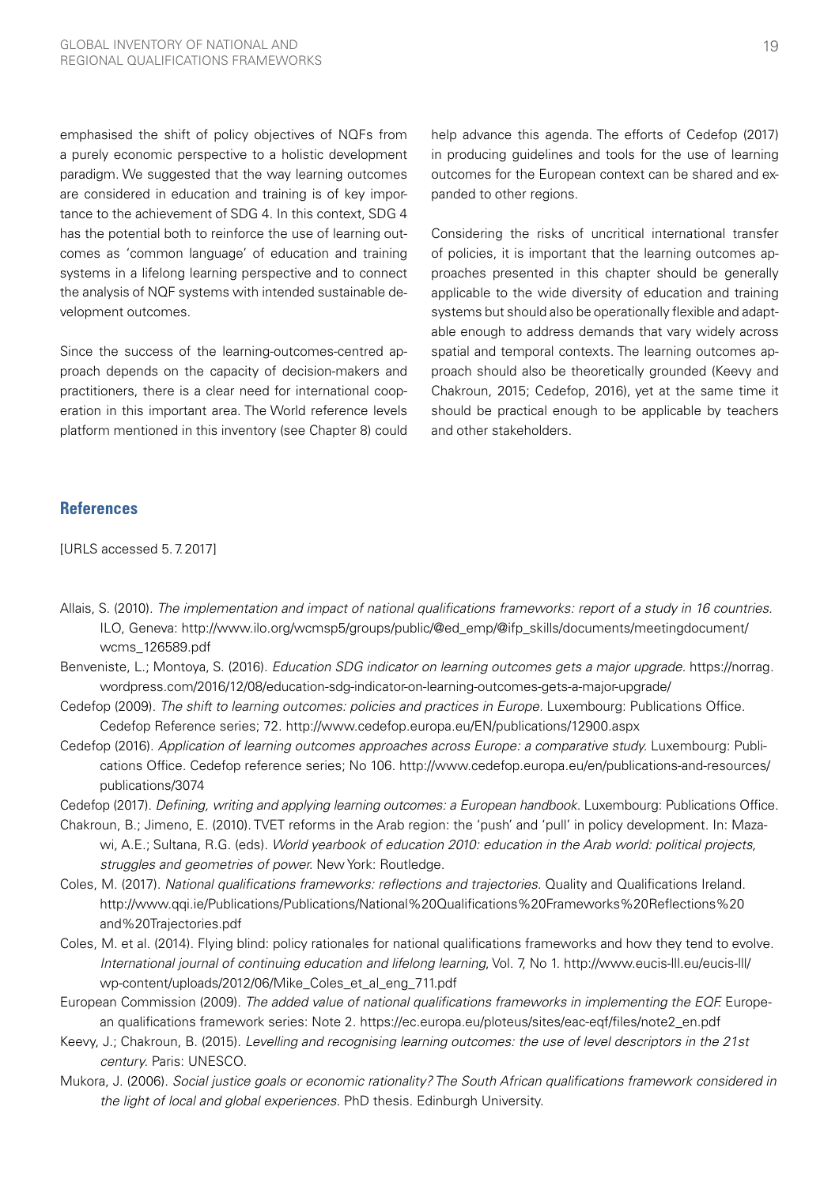emphasised the shift of policy objectives of NQFs from a purely economic perspective to a holistic development paradigm. We suggested that the way learning outcomes are considered in education and training is of key importance to the achievement of SDG 4. In this context, SDG 4 has the potential both to reinforce the use of learning outcomes as 'common language' of education and training systems in a lifelong learning perspective and to connect the analysis of NQF systems with intended sustainable development outcomes.

Since the success of the learning-outcomes-centred approach depends on the capacity of decision-makers and practitioners, there is a clear need for international cooperation in this important area. The World reference levels platform mentioned in this inventory (see Chapter 8) could help advance this agenda. The efforts of Cedefop (2017) in producing guidelines and tools for the use of learning outcomes for the European context can be shared and expanded to other regions.

Considering the risks of uncritical international transfer of policies, it is important that the learning outcomes approaches presented in this chapter should be generally applicable to the wide diversity of education and training systems but should also be operationally flexible and adaptable enough to address demands that vary widely across spatial and temporal contexts. The learning outcomes approach should also be theoretically grounded (Keevy and Chakroun, 2015; Cedefop, 2016), yet at the same time it should be practical enough to be applicable by teachers and other stakeholders.

## References

[URLS accessed 5. 7. 2017]

Allais, S. (2010). *The implementation and impact of national qualifications frameworks: report of a study in 16 countries.* ILO, Geneva: http://www.ilo.org/wcmsp5/groups/public/@ed_emp/@ifp_skills/documents/meetingdocument/wcms_126589.pdf

Benveniste, L.; Montoya, S. (2016). *Education SDG indicator on learning outcomes gets a major upgrade.* https://norrag.wordpress.com/2016/12/08/education-sdg-indicator-on-learning-outcomes-gets-a-major-upgrade/

Cedefop (2009). *The shift to learning outcomes: policies and practices in Europe.* Luxembourg: Publications Office. Cedefop Reference series; 72. http://www.cedefop.europa.eu/EN/publications/12900.aspx

Cedefop (2016). *Application of learning outcomes approaches across Europe: a comparative study.* Luxembourg: Publications Office. Cedefop reference series; No 106. http://www.cedefop.europa.eu/en/publications-and-resources/publications/3074

Cedefop (2017). *Defining, writing and applying learning outcomes: a European handbook.* Luxembourg: Publications Office.

Chakroun, B.; Jimeno, E. (2010). TVET reforms in the Arab region: the 'push' and 'pull' in policy development. In: Mazawi, A.E.; Sultana, R.G. (eds). *World yearbook of education 2010: education in the Arab world: political projects, struggles and geometries of power.* New York: Routledge.

Coles, M. (2017). *National qualifications frameworks: reflections and trajectories.* Quality and Qualifications Ireland. http://www.qqi.ie/Publications/Publications/National%20Qualifications%20Frameworks%20Reflections%20and%20Trajectories.pdf

Coles, M. et al. (2014). Flying blind: policy rationales for national qualifications frameworks and how they tend to evolve. *International journal of continuing education and lifelong learning*, Vol. 7, No 1. http://www.eucis-lll.eu/eucis-lll/wp-content/uploads/2012/06/Mike_Coles_et_al_eng_711.pdf

European Commission (2009). *The added value of national qualifications frameworks in implementing the EQF.* European qualifications framework series: Note 2. https://ec.europa.eu/ploteus/sites/eac-eqf/files/note2_en.pdf

Keevy, J.; Chakroun, B. (2015). *Levelling and recognising learning outcomes: the use of level descriptors in the 21st century.* Paris: UNESCO.

Mukora, J. (2006). *Social justice goals or economic rationality? The South African qualifications framework considered in the light of local and global experiences.* PhD thesis. Edinburgh University.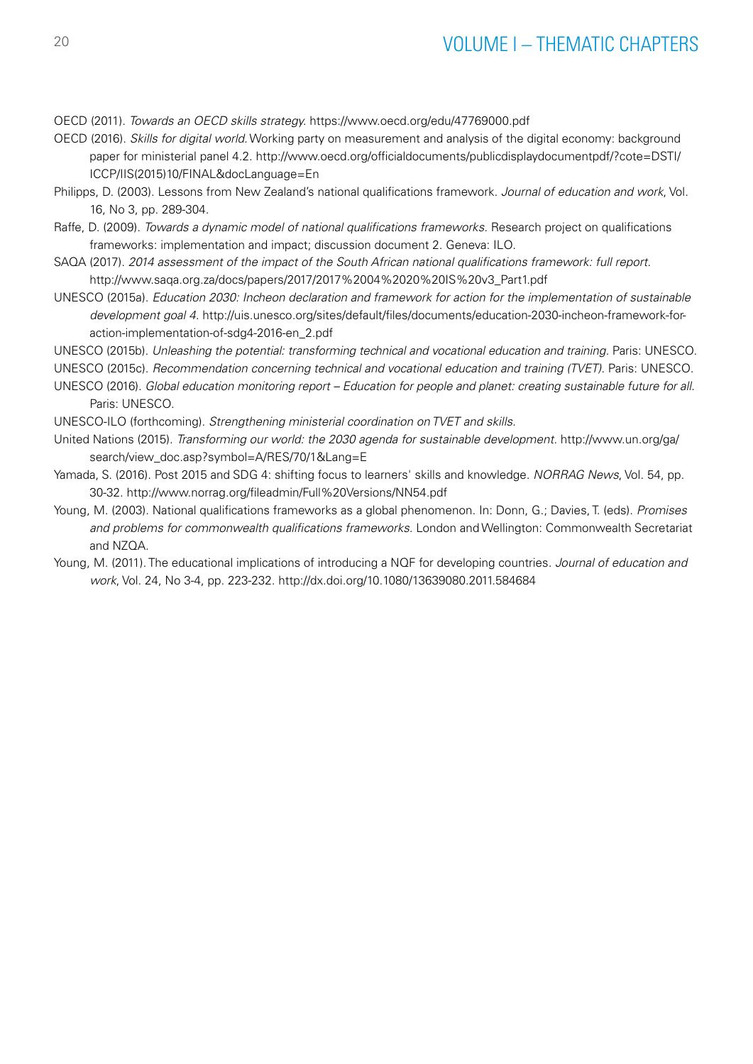OECD (2011). *Towards an OECD skills strategy.* https://www.oecd.org/edu/47769000.pdf

OECD (2016). *Skills for digital world.* Working party on measurement and analysis of the digital economy: background paper for ministerial panel 4.2. http://www.oecd.org/officialdocuments/publicdisplaydocumentpdf/?cote=DSTI/ICCP/IIS(2015)10/FINAL&docLanguage=En

Philipps, D. (2003). Lessons from New Zealand's national qualifications framework. *Journal of education and work*, Vol. 16, No 3, pp. 289-304.

Raffe, D. (2009). *Towards a dynamic model of national qualifications frameworks.* Research project on qualifications frameworks: implementation and impact; discussion document 2. Geneva: ILO.

SAQA (2017). *2014 assessment of the impact of the South African national qualifications framework: full report.* http://www.saqa.org.za/docs/papers/2017/2017%2004%2020%20IS%20v3_Part1.pdf

UNESCO (2015a). *Education 2030: Incheon declaration and framework for action for the implementation of sustainable development goal 4.* http://uis.unesco.org/sites/default/files/documents/education-2030-incheon-framework-for-action-implementation-of-sdg4-2016-en_2.pdf

UNESCO (2015b). *Unleashing the potential: transforming technical and vocational education and training.* Paris: UNESCO.

UNESCO (2015c). *Recommendation concerning technical and vocational education and training (TVET).* Paris: UNESCO.

UNESCO (2016). *Global education monitoring report – Education for people and planet: creating sustainable future for all.* Paris: UNESCO.

UNESCO-ILO (forthcoming). *Strengthening ministerial coordination on TVET and skills.*

United Nations (2015). *Transforming our world: the 2030 agenda for sustainable development.* http://www.un.org/ga/search/view_doc.asp?symbol=A/RES/70/1&Lang=E

Yamada, S. (2016). Post 2015 and SDG 4: shifting focus to learners' skills and knowledge. *NORRAG News*, Vol. 54, pp. 30-32. http://www.norrag.org/fileadmin/Full%20Versions/NN54.pdf

Young, M. (2003). National qualifications frameworks as a global phenomenon. In: Donn, G.; Davies, T. (eds). *Promises and problems for commonwealth qualifications frameworks.* London and Wellington: Commonwealth Secretariat and NZQA.

Young, M. (2011). The educational implications of introducing a NQF for developing countries. *Journal of education and work*, Vol. 24, No 3-4, pp. 223-232. http://dx.doi.org/10.1080/13639080.2011.584684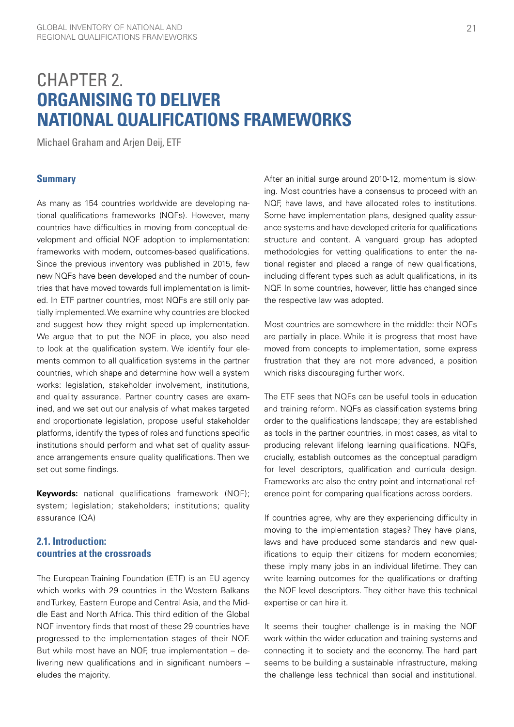# CHAPTER 2. ORGANISING TO DELIVER NATIONAL QUALIFICATIONS FRAMEWORKS

Michael Graham and Arjen Deij, ETF

### Summary

As many as 154 countries worldwide are developing national qualifications frameworks (NQFs). However, many countries have difficulties in moving from conceptual development and official NQF adoption to implementation: frameworks with modern, outcomes-based qualifications. Since the previous inventory was published in 2015, few new NQFs have been developed and the number of countries that have moved towards full implementation is limited. In ETF partner countries, most NQFs are still only partially implemented. We examine why countries are blocked and suggest how they might speed up implementation. We argue that to put the NQF in place, you also need to look at the qualification system. We identify four elements common to all qualification systems in the partner countries, which shape and determine how well a system works: legislation, stakeholder involvement, institutions, and quality assurance. Partner country cases are examined, and we set out our analysis of what makes targeted and proportionate legislation, propose useful stakeholder platforms, identify the types of roles and functions specific institutions should perform and what set of quality assurance arrangements ensure quality qualifications. Then we set out some findings.

**Keywords:** national qualifications framework (NQF); system; legislation; stakeholders; institutions; quality assurance (QA)

### 2.1. Introduction: countries at the crossroads

The European Training Foundation (ETF) is an EU agency which works with 29 countries in the Western Balkans and Turkey, Eastern Europe and Central Asia, and the Middle East and North Africa. This third edition of the Global NQF inventory finds that most of these 29 countries have progressed to the implementation stages of their NQF. But while most have an NQF, true implementation – delivering new qualifications and in significant numbers – eludes the majority.

After an initial surge around 2010-12, momentum is slowing. Most countries have a consensus to proceed with an NQF, have laws, and have allocated roles to institutions. Some have implementation plans, designed quality assurance systems and have developed criteria for qualifications structure and content. A vanguard group has adopted methodologies for vetting qualifications to enter the national register and placed a range of new qualifications, including different types such as adult qualifications, in its NQF. In some countries, however, little has changed since the respective law was adopted.

Most countries are somewhere in the middle: their NQFs are partially in place. While it is progress that most have moved from concepts to implementation, some express frustration that they are not more advanced, a position which risks discouraging further work.

The ETF sees that NQFs can be useful tools in education and training reform. NQFs as classification systems bring order to the qualifications landscape; they are established as tools in the partner countries, in most cases, as vital to producing relevant lifelong learning qualifications. NQFs, crucially, establish outcomes as the conceptual paradigm for level descriptors, qualification and curricula design. Frameworks are also the entry point and international reference point for comparing qualifications across borders.

If countries agree, why are they experiencing difficulty in moving to the implementation stages? They have plans, laws and have produced some standards and new qualifications to equip their citizens for modern economies; these imply many jobs in an individual lifetime. They can write learning outcomes for the qualifications or drafting the NQF level descriptors. They either have this technical expertise or can hire it.

It seems their tougher challenge is in making the NQF work within the wider education and training systems and connecting it to society and the economy. The hard part seems to be building a sustainable infrastructure, making the challenge less technical than social and institutional.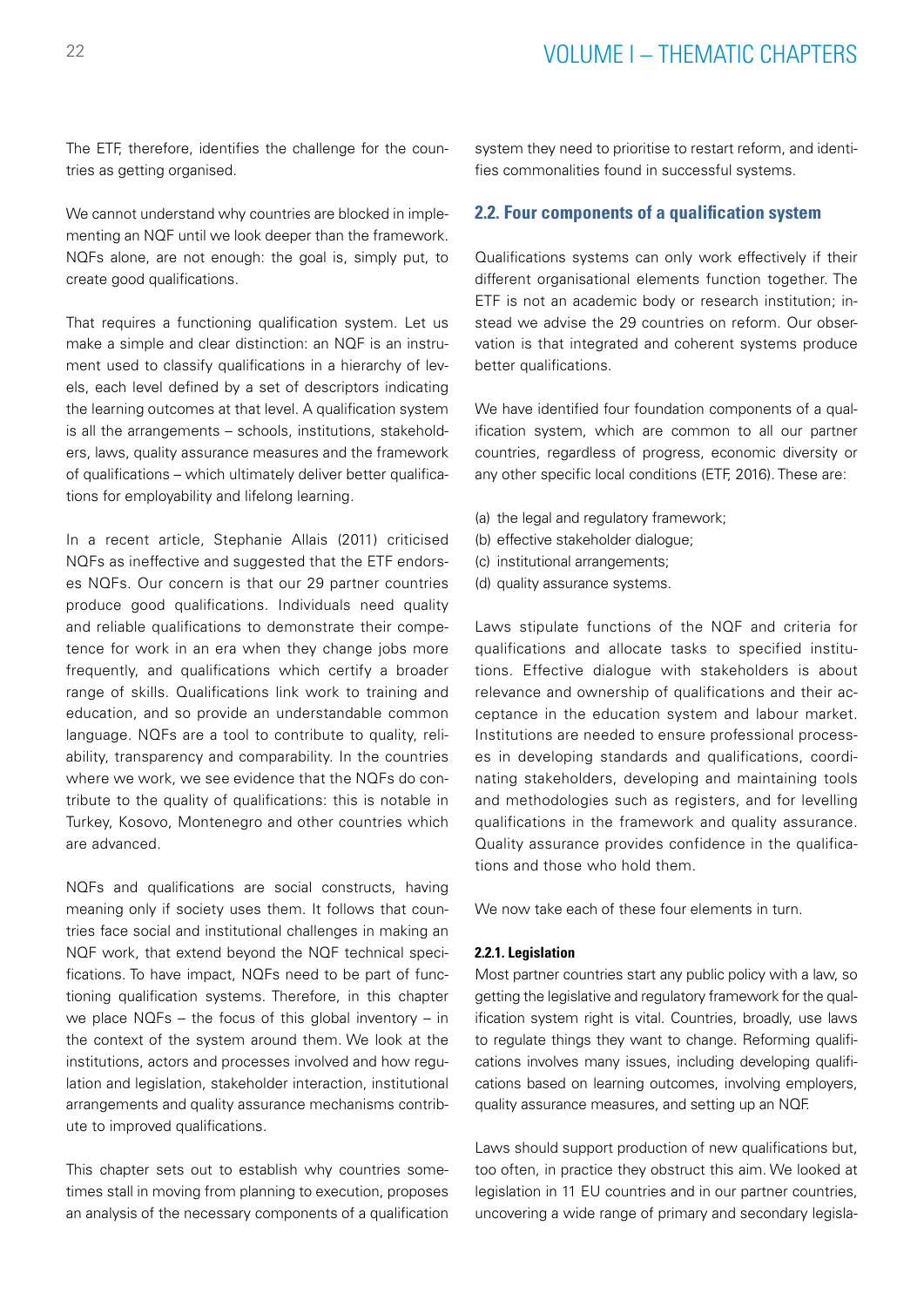The ETF, therefore, identifies the challenge for the countries as getting organised.

We cannot understand why countries are blocked in implementing an NQF until we look deeper than the framework. NQFs alone, are not enough: the goal is, simply put, to create good qualifications.

That requires a functioning qualification system. Let us make a simple and clear distinction: an NQF is an instrument used to classify qualifications in a hierarchy of levels, each level defined by a set of descriptors indicating the learning outcomes at that level. A qualification system is all the arrangements – schools, institutions, stakeholders, laws, quality assurance measures and the framework of qualifications – which ultimately deliver better qualifications for employability and lifelong learning.

In a recent article, Stephanie Allais (2011) criticised NQFs as ineffective and suggested that the ETF endorses NQFs. Our concern is that our 29 partner countries produce good qualifications. Individuals need quality and reliable qualifications to demonstrate their competence for work in an era when they change jobs more frequently, and qualifications which certify a broader range of skills. Qualifications link work to training and education, and so provide an understandable common language. NQFs are a tool to contribute to quality, reliability, transparency and comparability. In the countries where we work, we see evidence that the NQFs do contribute to the quality of qualifications: this is notable in Turkey, Kosovo, Montenegro and other countries which are advanced.

NQFs and qualifications are social constructs, having meaning only if society uses them. It follows that countries face social and institutional challenges in making an NQF work, that extend beyond the NQF technical specifications. To have impact, NQFs need to be part of functioning qualification systems. Therefore, in this chapter we place NQFs – the focus of this global inventory – in the context of the system around them. We look at the institutions, actors and processes involved and how regulation and legislation, stakeholder interaction, institutional arrangements and quality assurance mechanisms contribute to improved qualifications.

This chapter sets out to establish why countries sometimes stall in moving from planning to execution, proposes an analysis of the necessary components of a qualification system they need to prioritise to restart reform, and identifies commonalities found in successful systems.

## 2.2. Four components of a qualification system

Qualifications systems can only work effectively if their different organisational elements function together. The ETF is not an academic body or research institution; instead we advise the 29 countries on reform. Our observation is that integrated and coherent systems produce better qualifications.

We have identified four foundation components of a qualification system, which are common to all our partner countries, regardless of progress, economic diversity or any other specific local conditions (ETF, 2016). These are:

(a) the legal and regulatory framework;
(b) effective stakeholder dialogue;
(c) institutional arrangements;
(d) quality assurance systems.

Laws stipulate functions of the NQF and criteria for qualifications and allocate tasks to specified institutions. Effective dialogue with stakeholders is about relevance and ownership of qualifications and their acceptance in the education system and labour market. Institutions are needed to ensure professional processes in developing standards and qualifications, coordinating stakeholders, developing and maintaining tools and methodologies such as registers, and for levelling qualifications in the framework and quality assurance. Quality assurance provides confidence in the qualifications and those who hold them.

We now take each of these four elements in turn.

### 2.2.1. Legislation

Most partner countries start any public policy with a law, so getting the legislative and regulatory framework for the qualification system right is vital. Countries, broadly, use laws to regulate things they want to change. Reforming qualifications involves many issues, including developing qualifications based on learning outcomes, involving employers, quality assurance measures, and setting up an NQF.

Laws should support production of new qualifications but, too often, in practice they obstruct this aim. We looked at legislation in 11 EU countries and in our partner countries, uncovering a wide range of primary and secondary legisla-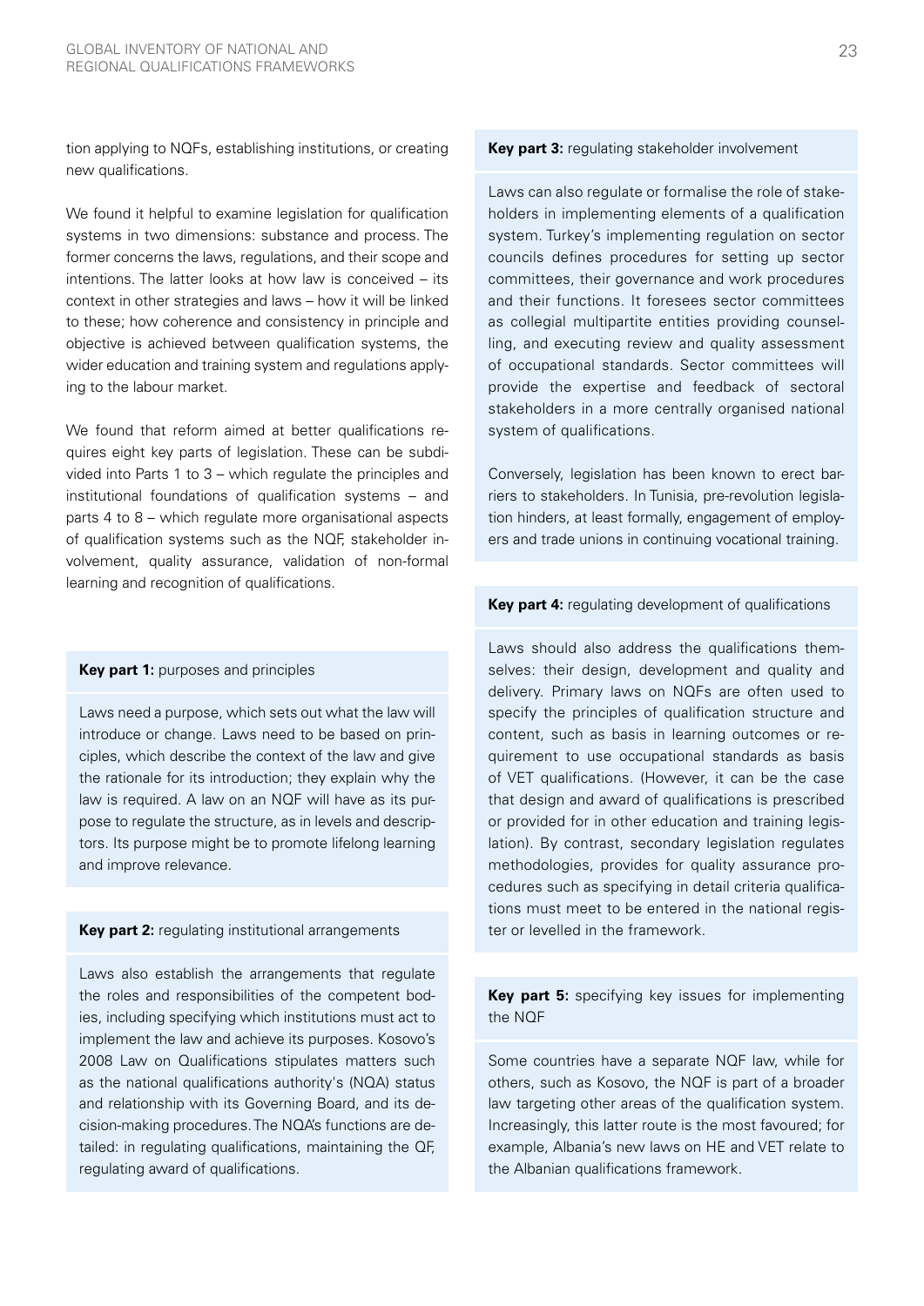tion applying to NQFs, establishing institutions, or creating new qualifications.

We found it helpful to examine legislation for qualification systems in two dimensions: substance and process. The former concerns the laws, regulations, and their scope and intentions. The latter looks at how law is conceived – its context in other strategies and laws – how it will be linked to these; how coherence and consistency in principle and objective is achieved between qualification systems, the wider education and training system and regulations applying to the labour market.

We found that reform aimed at better qualifications requires eight key parts of legislation. These can be subdivided into Parts 1 to 3 – which regulate the principles and institutional foundations of qualification systems – and parts 4 to 8 – which regulate more organisational aspects of qualification systems such as the NQF, stakeholder involvement, quality assurance, validation of non-formal learning and recognition of qualifications.

**Key part 1:** purposes and principles

Laws need a purpose, which sets out what the law will introduce or change. Laws need to be based on principles, which describe the context of the law and give the rationale for its introduction; they explain why the law is required. A law on an NQF will have as its purpose to regulate the structure, as in levels and descriptors. Its purpose might be to promote lifelong learning and improve relevance.

**Key part 2:** regulating institutional arrangements

Laws also establish the arrangements that regulate the roles and responsibilities of the competent bodies, including specifying which institutions must act to implement the law and achieve its purposes. Kosovo's 2008 Law on Qualifications stipulates matters such as the national qualifications authority's (NQA) status and relationship with its Governing Board, and its decision-making procedures. The NQA's functions are detailed: in regulating qualifications, maintaining the QF, regulating award of qualifications.

**Key part 3:** regulating stakeholder involvement

Laws can also regulate or formalise the role of stakeholders in implementing elements of a qualification system. Turkey's implementing regulation on sector councils defines procedures for setting up sector committees, their governance and work procedures and their functions. It foresees sector committees as collegial multipartite entities providing counselling, and executing review and quality assessment of occupational standards. Sector committees will provide the expertise and feedback of sectoral stakeholders in a more centrally organised national system of qualifications.

Conversely, legislation has been known to erect barriers to stakeholders. In Tunisia, pre-revolution legislation hinders, at least formally, engagement of employers and trade unions in continuing vocational training.

**Key part 4:** regulating development of qualifications

Laws should also address the qualifications themselves: their design, development and quality and delivery. Primary laws on NQFs are often used to specify the principles of qualification structure and content, such as basis in learning outcomes or requirement to use occupational standards as basis of VET qualifications. (However, it can be the case that design and award of qualifications is prescribed or provided for in other education and training legislation). By contrast, secondary legislation regulates methodologies, provides for quality assurance procedures such as specifying in detail criteria qualifications must meet to be entered in the national register or levelled in the framework.

**Key part 5:** specifying key issues for implementing the NQF

Some countries have a separate NQF law, while for others, such as Kosovo, the NQF is part of a broader law targeting other areas of the qualification system. Increasingly, this latter route is the most favoured; for example, Albania's new laws on HE and VET relate to the Albanian qualifications framework.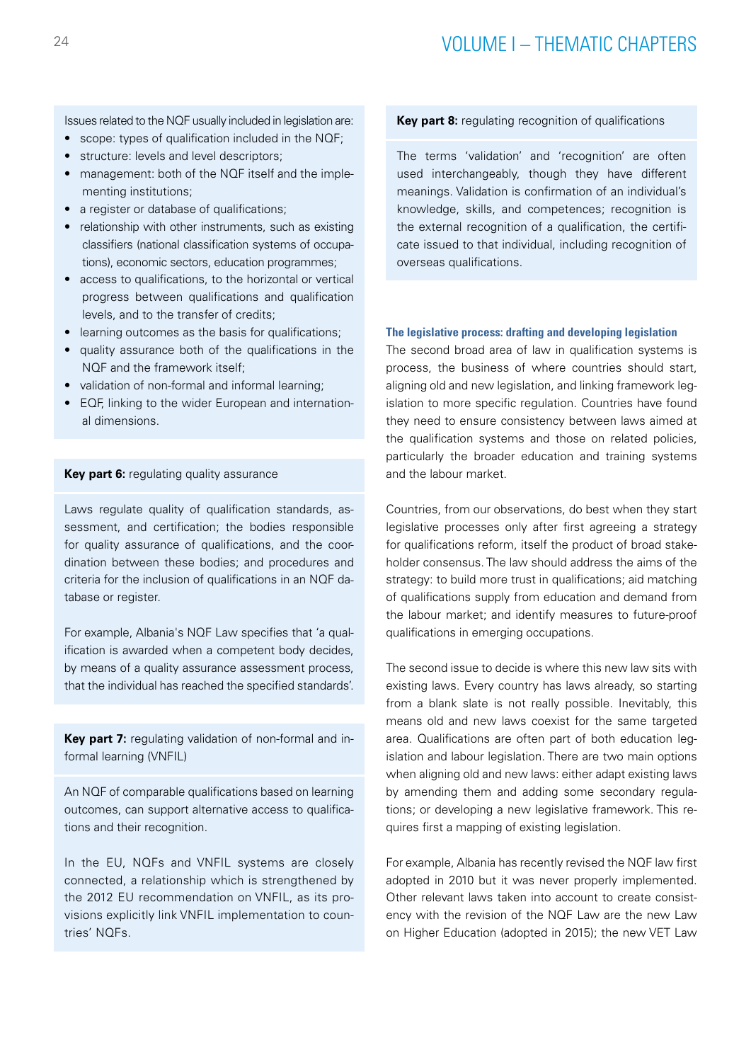Issues related to the NQF usually included in legislation are:

- scope: types of qualification included in the NQF;
- structure: levels and level descriptors;
- management: both of the NQF itself and the implementing institutions;
- a register or database of qualifications;
- relationship with other instruments, such as existing classifiers (national classification systems of occupations), economic sectors, education programmes;
- access to qualifications, to the horizontal or vertical progress between qualifications and qualification levels, and to the transfer of credits;
- learning outcomes as the basis for qualifications;
- quality assurance both of the qualifications in the NQF and the framework itself;
- validation of non-formal and informal learning;
- EQF, linking to the wider European and international dimensions.

**Key part 6:** regulating quality assurance

Laws regulate quality of qualification standards, assessment, and certification; the bodies responsible for quality assurance of qualifications, and the coordination between these bodies; and procedures and criteria for the inclusion of qualifications in an NQF database or register.

For example, Albania's NQF Law specifies that 'a qualification is awarded when a competent body decides, by means of a quality assurance assessment process, that the individual has reached the specified standards'.

**Key part 7:** regulating validation of non-formal and informal learning (VNFIL)

An NQF of comparable qualifications based on learning outcomes, can support alternative access to qualifications and their recognition.

In the EU, NQFs and VNFIL systems are closely connected, a relationship which is strengthened by the 2012 EU recommendation on VNFIL, as its provisions explicitly link VNFIL implementation to countries' NQFs.

**Key part 8:** regulating recognition of qualifications

The terms 'validation' and 'recognition' are often used interchangeably, though they have different meanings. Validation is confirmation of an individual's knowledge, skills, and competences; recognition is the external recognition of a qualification, the certificate issued to that individual, including recognition of overseas qualifications.

#### The legislative process: drafting and developing legislation

The second broad area of law in qualification systems is process, the business of where countries should start, aligning old and new legislation, and linking framework legislation to more specific regulation. Countries have found they need to ensure consistency between laws aimed at the qualification systems and those on related policies, particularly the broader education and training systems and the labour market.

Countries, from our observations, do best when they start legislative processes only after first agreeing a strategy for qualifications reform, itself the product of broad stakeholder consensus. The law should address the aims of the strategy: to build more trust in qualifications; aid matching of qualifications supply from education and demand from the labour market; and identify measures to future-proof qualifications in emerging occupations.

The second issue to decide is where this new law sits with existing laws. Every country has laws already, so starting from a blank slate is not really possible. Inevitably, this means old and new laws coexist for the same targeted area. Qualifications are often part of both education legislation and labour legislation. There are two main options when aligning old and new laws: either adapt existing laws by amending them and adding some secondary regulations; or developing a new legislative framework. This requires first a mapping of existing legislation.

For example, Albania has recently revised the NQF law first adopted in 2010 but it was never properly implemented. Other relevant laws taken into account to create consistency with the revision of the NQF Law are the new Law on Higher Education (adopted in 2015); the new VET Law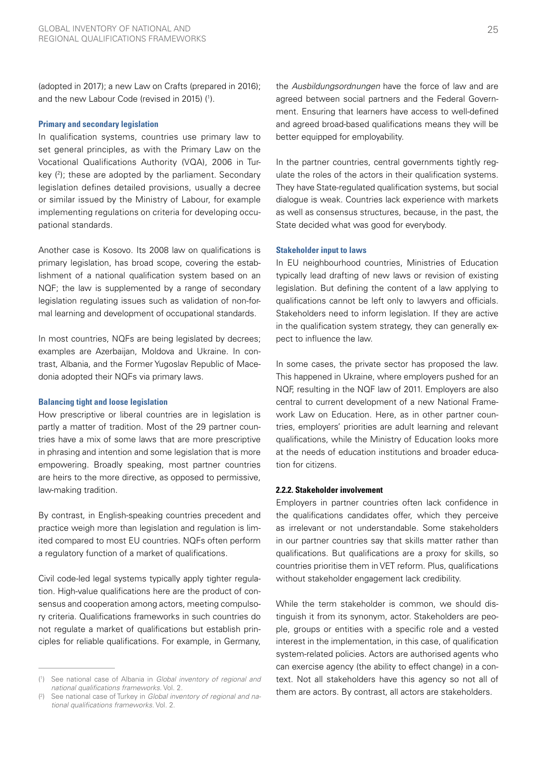(adopted in 2017); a new Law on Crafts (prepared in 2016); and the new Labour Code (revised in 2015) ([1]).

#### Primary and secondary legislation

In qualification systems, countries use primary law to set general principles, as with the Primary Law on the Vocational Qualifications Authority (VQA), 2006 in Turkey ([2]); these are adopted by the parliament. Secondary legislation defines detailed provisions, usually a decree or similar issued by the Ministry of Labour, for example implementing regulations on criteria for developing occupational standards.

Another case is Kosovo. Its 2008 law on qualifications is primary legislation, has broad scope, covering the establishment of a national qualification system based on an NQF; the law is supplemented by a range of secondary legislation regulating issues such as validation of non-formal learning and development of occupational standards.

In most countries, NQFs are being legislated by decrees; examples are Azerbaijan, Moldova and Ukraine. In contrast, Albania, and the Former Yugoslav Republic of Macedonia adopted their NQFs via primary laws.

#### Balancing tight and loose legislation

How prescriptive or liberal countries are in legislation is partly a matter of tradition. Most of the 29 partner countries have a mix of some laws that are more prescriptive in phrasing and intention and some legislation that is more empowering. Broadly speaking, most partner countries are heirs to the more directive, as opposed to permissive, law-making tradition.

By contrast, in English-speaking countries precedent and practice weigh more than legislation and regulation is limited compared to most EU countries. NQFs often perform a regulatory function of a market of qualifications.

Civil code-led legal systems typically apply tighter regulation. High-value qualifications here are the product of consensus and cooperation among actors, meeting compulsory criteria. Qualifications frameworks in such countries do not regulate a market of qualifications but establish principles for reliable qualifications. For example, in Germany, the *Ausbildungsordnungen* have the force of law and are agreed between social partners and the Federal Government. Ensuring that learners have access to well-defined and agreed broad-based qualifications means they will be better equipped for employability.

In the partner countries, central governments tightly regulate the roles of the actors in their qualification systems. They have State-regulated qualification systems, but social dialogue is weak. Countries lack experience with markets as well as consensus structures, because, in the past, the State decided what was good for everybody.

#### Stakeholder input to laws

In EU neighbourhood countries, Ministries of Education typically lead drafting of new laws or revision of existing legislation. But defining the content of a law applying to qualifications cannot be left only to lawyers and officials. Stakeholders need to inform legislation. If they are active in the qualification system strategy, they can generally expect to influence the law.

In some cases, the private sector has proposed the law. This happened in Ukraine, where employers pushed for an NQF, resulting in the NQF law of 2011. Employers are also central to current development of a new National Framework Law on Education. Here, as in other partner countries, employers' priorities are adult learning and relevant qualifications, while the Ministry of Education looks more at the needs of education institutions and broader education for citizens.

### 2.2.2. Stakeholder involvement

Employers in partner countries often lack confidence in the qualifications candidates offer, which they perceive as irrelevant or not understandable. Some stakeholders in our partner countries say that skills matter rather than qualifications. But qualifications are a proxy for skills, so countries prioritise them in VET reform. Plus, qualifications without stakeholder engagement lack credibility.

While the term stakeholder is common, we should distinguish it from its synonym, actor. Stakeholders are people, groups or entities with a specific role and a vested interest in the implementation, in this case, of qualification system-related policies. Actors are authorised agents who can exercise agency (the ability to effect change) in a context. Not all stakeholders have this agency so not all of them are actors. By contrast, all actors are stakeholders.

---

([1]) See national case of Albania in *Global inventory of regional and national qualifications frameworks*. Vol. 2.

([2]) See national case of Turkey in *Global inventory of regional and national qualifications frameworks*. Vol. 2.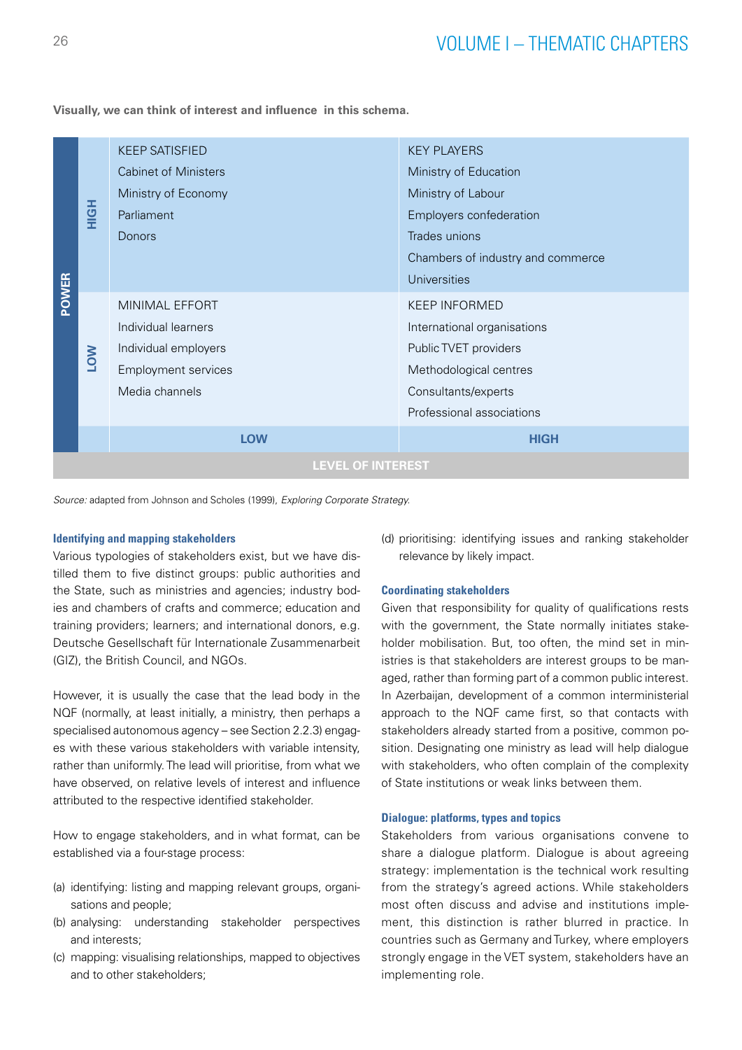Visually, we can think of interest and influence in this schema.

| POWER | | LEVEL OF INTEREST: LOW | LEVEL OF INTEREST: HIGH |
|---|---|---|---|
| | HIGH | KEEP SATISFIED<br>Cabinet of Ministers<br>Ministry of Economy<br>Parliament<br>Donors | KEY PLAYERS<br>Ministry of Education<br>Ministry of Labour<br>Employers confederation<br>Trades unions<br>Chambers of industry and commerce<br>Universities |
| | LOW | MINIMAL EFFORT<br>Individual learners<br>Individual employers<br>Employment services<br>Media channels | KEEP INFORMED<br>International organisations<br>Public TVET providers<br>Methodological centres<br>Consultants/experts<br>Professional associations |

*Source:* adapted from Johnson and Scholes (1999), *Exploring Corporate Strategy.*

#### Identifying and mapping stakeholders

Various typologies of stakeholders exist, but we have distilled them to five distinct groups: public authorities and the State, such as ministries and agencies; industry bodies and chambers of crafts and commerce; education and training providers; learners; and international donors, e.g. Deutsche Gesellschaft für Internationale Zusammenarbeit (GIZ), the British Council, and NGOs.

However, it is usually the case that the lead body in the NQF (normally, at least initially, a ministry, then perhaps a specialised autonomous agency – see Section 2.2.3) engages with these various stakeholders with variable intensity, rather than uniformly. The lead will prioritise, from what we have observed, on relative levels of interest and influence attributed to the respective identified stakeholder.

How to engage stakeholders, and in what format, can be established via a four-stage process:

(a) identifying: listing and mapping relevant groups, organisations and people;
(b) analysing: understanding stakeholder perspectives and interests;
(c) mapping: visualising relationships, mapped to objectives and to other stakeholders;
(d) prioritising: identifying issues and ranking stakeholder relevance by likely impact.

#### Coordinating stakeholders

Given that responsibility for quality of qualifications rests with the government, the State normally initiates stakeholder mobilisation. But, too often, the mind set in ministries is that stakeholders are interest groups to be managed, rather than forming part of a common public interest. In Azerbaijan, development of a common interministerial approach to the NQF came first, so that contacts with stakeholders already started from a positive, common position. Designating one ministry as lead will help dialogue with stakeholders, who often complain of the complexity of State institutions or weak links between them.

#### Dialogue: platforms, types and topics

Stakeholders from various organisations convene to share a dialogue platform. Dialogue is about agreeing strategy: implementation is the technical work resulting from the strategy's agreed actions. While stakeholders most often discuss and advise and institutions implement, this distinction is rather blurred in practice. In countries such as Germany and Turkey, where employers strongly engage in the VET system, stakeholders have an implementing role.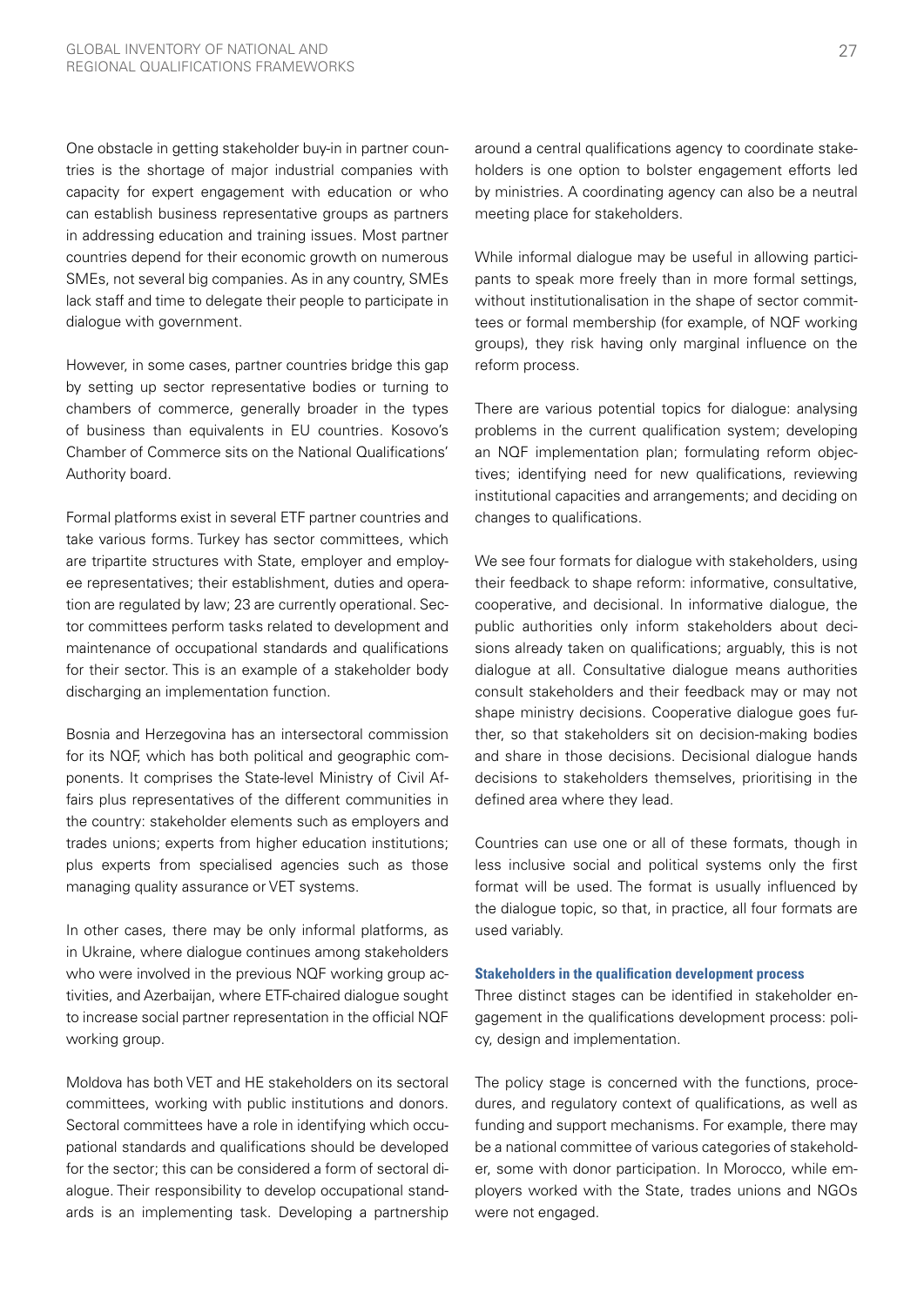One obstacle in getting stakeholder buy-in in partner countries is the shortage of major industrial companies with capacity for expert engagement with education or who can establish business representative groups as partners in addressing education and training issues. Most partner countries depend for their economic growth on numerous SMEs, not several big companies. As in any country, SMEs lack staff and time to delegate their people to participate in dialogue with government.

However, in some cases, partner countries bridge this gap by setting up sector representative bodies or turning to chambers of commerce, generally broader in the types of business than equivalents in EU countries. Kosovo's Chamber of Commerce sits on the National Qualifications' Authority board.

Formal platforms exist in several ETF partner countries and take various forms. Turkey has sector committees, which are tripartite structures with State, employer and employee representatives; their establishment, duties and operation are regulated by law; 23 are currently operational. Sector committees perform tasks related to development and maintenance of occupational standards and qualifications for their sector. This is an example of a stakeholder body discharging an implementation function.

Bosnia and Herzegovina has an intersectoral commission for its NQF, which has both political and geographic components. It comprises the State-level Ministry of Civil Affairs plus representatives of the different communities in the country: stakeholder elements such as employers and trades unions; experts from higher education institutions; plus experts from specialised agencies such as those managing quality assurance or VET systems.

In other cases, there may be only informal platforms, as in Ukraine, where dialogue continues among stakeholders who were involved in the previous NQF working group activities, and Azerbaijan, where ETF-chaired dialogue sought to increase social partner representation in the official NQF working group.

Moldova has both VET and HE stakeholders on its sectoral committees, working with public institutions and donors. Sectoral committees have a role in identifying which occupational standards and qualifications should be developed for the sector; this can be considered a form of sectoral dialogue. Their responsibility to develop occupational standards is an implementing task. Developing a partnership around a central qualifications agency to coordinate stakeholders is one option to bolster engagement efforts led by ministries. A coordinating agency can also be a neutral meeting place for stakeholders.

While informal dialogue may be useful in allowing participants to speak more freely than in more formal settings, without institutionalisation in the shape of sector committees or formal membership (for example, of NQF working groups), they risk having only marginal influence on the reform process.

There are various potential topics for dialogue: analysing problems in the current qualification system; developing an NQF implementation plan; formulating reform objectives; identifying need for new qualifications, reviewing institutional capacities and arrangements; and deciding on changes to qualifications.

We see four formats for dialogue with stakeholders, using their feedback to shape reform: informative, consultative, cooperative, and decisional. In informative dialogue, the public authorities only inform stakeholders about decisions already taken on qualifications; arguably, this is not dialogue at all. Consultative dialogue means authorities consult stakeholders and their feedback may or may not shape ministry decisions. Cooperative dialogue goes further, so that stakeholders sit on decision-making bodies and share in those decisions. Decisional dialogue hands decisions to stakeholders themselves, prioritising in the defined area where they lead.

Countries can use one or all of these formats, though in less inclusive social and political systems only the first format will be used. The format is usually influenced by the dialogue topic, so that, in practice, all four formats are used variably.

**Stakeholders in the qualification development process**

Three distinct stages can be identified in stakeholder engagement in the qualifications development process: policy, design and implementation.

The policy stage is concerned with the functions, procedures, and regulatory context of qualifications, as well as funding and support mechanisms. For example, there may be a national committee of various categories of stakeholder, some with donor participation. In Morocco, while employers worked with the State, trades unions and NGOs were not engaged.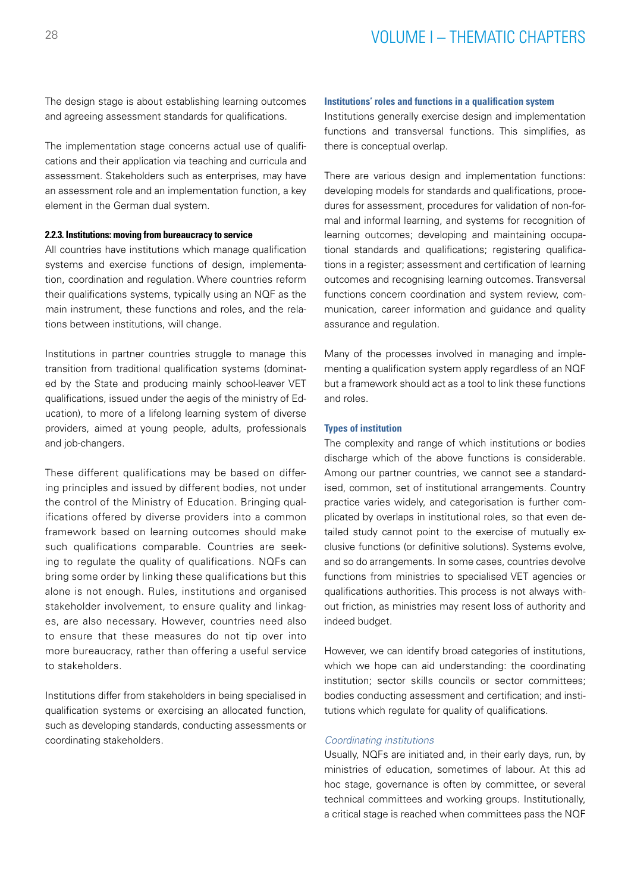The design stage is about establishing learning outcomes and agreeing assessment standards for qualifications.

The implementation stage concerns actual use of qualifications and their application via teaching and curricula and assessment. Stakeholders such as enterprises, may have an assessment role and an implementation function, a key element in the German dual system.

### 2.2.3. Institutions: moving from bureaucracy to service

All countries have institutions which manage qualification systems and exercise functions of design, implementation, coordination and regulation. Where countries reform their qualifications systems, typically using an NQF as the main instrument, these functions and roles, and the relations between institutions, will change.

Institutions in partner countries struggle to manage this transition from traditional qualification systems (dominated by the State and producing mainly school-leaver VET qualifications, issued under the aegis of the ministry of Education), to more of a lifelong learning system of diverse providers, aimed at young people, adults, professionals and job-changers.

These different qualifications may be based on differing principles and issued by different bodies, not under the control of the Ministry of Education. Bringing qualifications offered by diverse providers into a common framework based on learning outcomes should make such qualifications comparable. Countries are seeking to regulate the quality of qualifications. NQFs can bring some order by linking these qualifications but this alone is not enough. Rules, institutions and organised stakeholder involvement, to ensure quality and linkages, are also necessary. However, countries need also to ensure that these measures do not tip over into more bureaucracy, rather than offering a useful service to stakeholders.

Institutions differ from stakeholders in being specialised in qualification systems or exercising an allocated function, such as developing standards, conducting assessments or coordinating stakeholders.

#### Institutions' roles and functions in a qualification system

Institutions generally exercise design and implementation functions and transversal functions. This simplifies, as there is conceptual overlap.

There are various design and implementation functions: developing models for standards and qualifications, procedures for assessment, procedures for validation of non-formal and informal learning, and systems for recognition of learning outcomes; developing and maintaining occupational standards and qualifications; registering qualifications in a register; assessment and certification of learning outcomes and recognising learning outcomes. Transversal functions concern coordination and system review, communication, career information and guidance and quality assurance and regulation.

Many of the processes involved in managing and implementing a qualification system apply regardless of an NQF but a framework should act as a tool to link these functions and roles.

#### Types of institution

The complexity and range of which institutions or bodies discharge which of the above functions is considerable. Among our partner countries, we cannot see a standardised, common, set of institutional arrangements. Country practice varies widely, and categorisation is further complicated by overlaps in institutional roles, so that even detailed study cannot point to the exercise of mutually exclusive functions (or definitive solutions). Systems evolve, and so do arrangements. In some cases, countries devolve functions from ministries to specialised VET agencies or qualifications authorities. This process is not always without friction, as ministries may resent loss of authority and indeed budget.

However, we can identify broad categories of institutions, which we hope can aid understanding: the coordinating institution; sector skills councils or sector committees; bodies conducting assessment and certification; and institutions which regulate for quality of qualifications.

*Coordinating institutions*

Usually, NQFs are initiated and, in their early days, run, by ministries of education, sometimes of labour. At this ad hoc stage, governance is often by committee, or several technical committees and working groups. Institutionally, a critical stage is reached when committees pass the NQF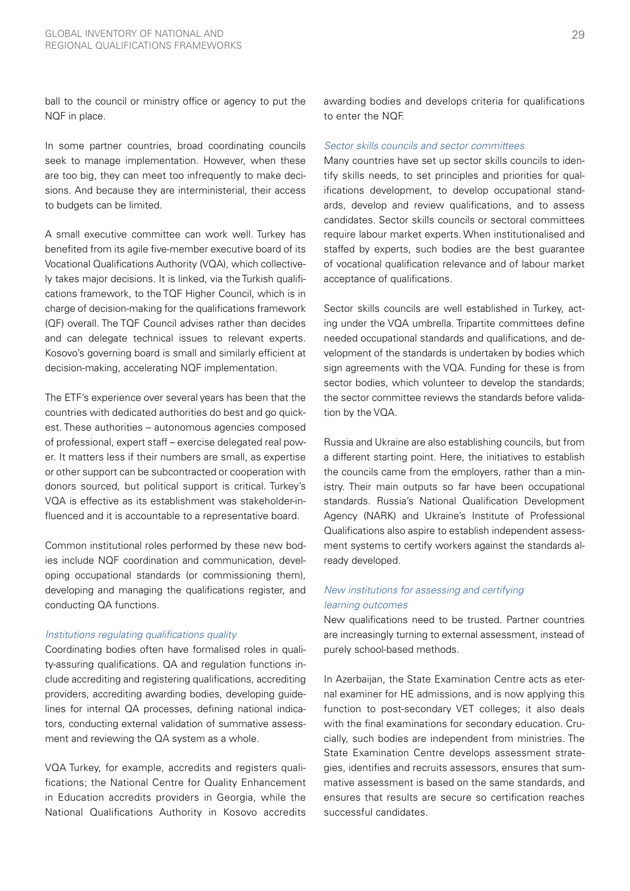ball to the council or ministry office or agency to put the NQF in place.

In some partner countries, broad coordinating councils seek to manage implementation. However, when these are too big, they can meet too infrequently to make decisions. And because they are interministerial, their access to budgets can be limited.

A small executive committee can work well. Turkey has benefited from its agile five-member executive board of its Vocational Qualifications Authority (VQA), which collectively takes major decisions. It is linked, via the Turkish qualifications framework, to the TQF Higher Council, which is in charge of decision-making for the qualifications framework (QF) overall. The TQF Council advises rather than decides and can delegate technical issues to relevant experts. Kosovo's governing board is small and similarly efficient at decision-making, accelerating NQF implementation.

The ETF's experience over several years has been that the countries with dedicated authorities do best and go quickest. These authorities – autonomous agencies composed of professional, expert staff – exercise delegated real power. It matters less if their numbers are small, as expertise or other support can be subcontracted or cooperation with donors sourced, but political support is critical. Turkey's VQA is effective as its establishment was stakeholder-influenced and it is accountable to a representative board.

Common institutional roles performed by these new bodies include NQF coordination and communication, developing occupational standards (or commissioning them), developing and managing the qualifications register, and conducting QA functions.

*Institutions regulating qualifications quality*

Coordinating bodies often have formalised roles in quality-assuring qualifications. QA and regulation functions include accrediting and registering qualifications, accrediting providers, accrediting awarding bodies, developing guidelines for internal QA processes, defining national indicators, conducting external validation of summative assessment and reviewing the QA system as a whole.

VQA Turkey, for example, accredits and registers qualifications; the National Centre for Quality Enhancement in Education accredits providers in Georgia, while the National Qualifications Authority in Kosovo accredits awarding bodies and develops criteria for qualifications to enter the NQF.

*Sector skills councils and sector committees*

Many countries have set up sector skills councils to identify skills needs, to set principles and priorities for qualifications development, to develop occupational standards, develop and review qualifications, and to assess candidates. Sector skills councils or sectoral committees require labour market experts. When institutionalised and staffed by experts, such bodies are the best guarantee of vocational qualification relevance and of labour market acceptance of qualifications.

Sector skills councils are well established in Turkey, acting under the VQA umbrella. Tripartite committees define needed occupational standards and qualifications, and development of the standards is undertaken by bodies which sign agreements with the VQA. Funding for these is from sector bodies, which volunteer to develop the standards; the sector committee reviews the standards before validation by the VQA.

Russia and Ukraine are also establishing councils, but from a different starting point. Here, the initiatives to establish the councils came from the employers, rather than a ministry. Their main outputs so far have been occupational standards. Russia's National Qualification Development Agency (NARK) and Ukraine's Institute of Professional Qualifications also aspire to establish independent assessment systems to certify workers against the standards already developed.

*New institutions for assessing and certifying learning outcomes*

New qualifications need to be trusted. Partner countries are increasingly turning to external assessment, instead of purely school-based methods.

In Azerbaijan, the State Examination Centre acts as eternal examiner for HE admissions, and is now applying this function to post-secondary VET colleges; it also deals with the final examinations for secondary education. Crucially, such bodies are independent from ministries. The State Examination Centre develops assessment strategies, identifies and recruits assessors, ensures that summative assessment is based on the same standards, and ensures that results are secure so certification reaches successful candidates.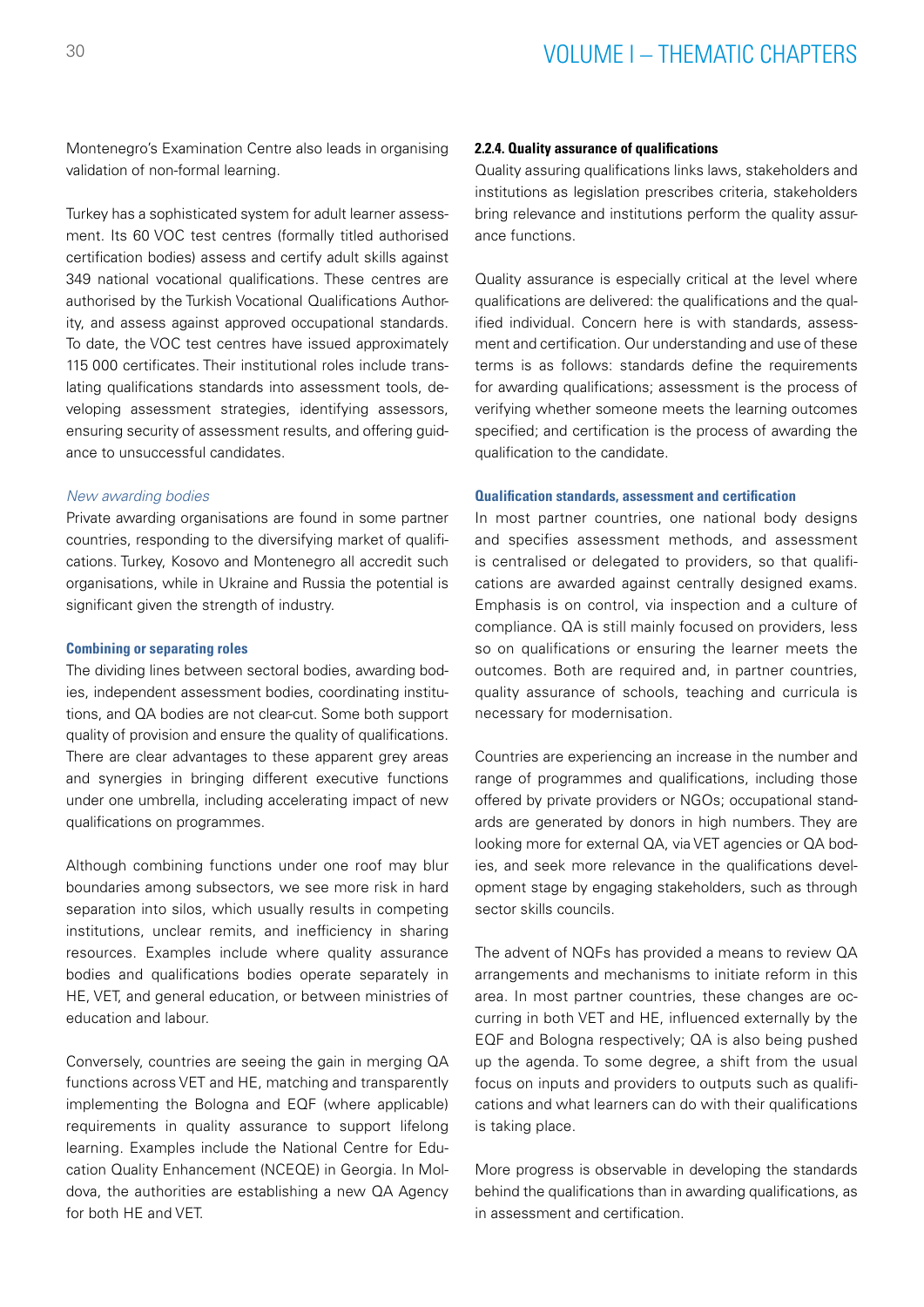Montenegro's Examination Centre also leads in organising validation of non-formal learning.

Turkey has a sophisticated system for adult learner assessment. Its 60 VOC test centres (formally titled authorised certification bodies) assess and certify adult skills against 349 national vocational qualifications. These centres are authorised by the Turkish Vocational Qualifications Authority, and assess against approved occupational standards. To date, the VOC test centres have issued approximately 115 000 certificates. Their institutional roles include translating qualifications standards into assessment tools, developing assessment strategies, identifying assessors, ensuring security of assessment results, and offering guidance to unsuccessful candidates.

*New awarding bodies*

Private awarding organisations are found in some partner countries, responding to the diversifying market of qualifications. Turkey, Kosovo and Montenegro all accredit such organisations, while in Ukraine and Russia the potential is significant given the strength of industry.

#### Combining or separating roles

The dividing lines between sectoral bodies, awarding bodies, independent assessment bodies, coordinating institutions, and QA bodies are not clear-cut. Some both support quality of provision and ensure the quality of qualifications. There are clear advantages to these apparent grey areas and synergies in bringing different executive functions under one umbrella, including accelerating impact of new qualifications on programmes.

Although combining functions under one roof may blur boundaries among subsectors, we see more risk in hard separation into silos, which usually results in competing institutions, unclear remits, and inefficiency in sharing resources. Examples include where quality assurance bodies and qualifications bodies operate separately in HE, VET, and general education, or between ministries of education and labour.

Conversely, countries are seeing the gain in merging QA functions across VET and HE, matching and transparently implementing the Bologna and EQF (where applicable) requirements in quality assurance to support lifelong learning. Examples include the National Centre for Education Quality Enhancement (NCEQE) in Georgia. In Moldova, the authorities are establishing a new QA Agency for both HE and VET.

### 2.2.4. Quality assurance of qualifications

Quality assuring qualifications links laws, stakeholders and institutions as legislation prescribes criteria, stakeholders bring relevance and institutions perform the quality assurance functions.

Quality assurance is especially critical at the level where qualifications are delivered: the qualifications and the qualified individual. Concern here is with standards, assessment and certification. Our understanding and use of these terms is as follows: standards define the requirements for awarding qualifications; assessment is the process of verifying whether someone meets the learning outcomes specified; and certification is the process of awarding the qualification to the candidate.

#### Qualification standards, assessment and certification

In most partner countries, one national body designs and specifies assessment methods, and assessment is centralised or delegated to providers, so that qualifications are awarded against centrally designed exams. Emphasis is on control, via inspection and a culture of compliance. QA is still mainly focused on providers, less so on qualifications or ensuring the learner meets the outcomes. Both are required and, in partner countries, quality assurance of schools, teaching and curricula is necessary for modernisation.

Countries are experiencing an increase in the number and range of programmes and qualifications, including those offered by private providers or NGOs; occupational standards are generated by donors in high numbers. They are looking more for external QA, via VET agencies or QA bodies, and seek more relevance in the qualifications development stage by engaging stakeholders, such as through sector skills councils.

The advent of NQFs has provided a means to review QA arrangements and mechanisms to initiate reform in this area. In most partner countries, these changes are occurring in both VET and HE, influenced externally by the EQF and Bologna respectively; QA is also being pushed up the agenda. To some degree, a shift from the usual focus on inputs and providers to outputs such as qualifications and what learners can do with their qualifications is taking place.

More progress is observable in developing the standards behind the qualifications than in awarding qualifications, as in assessment and certification.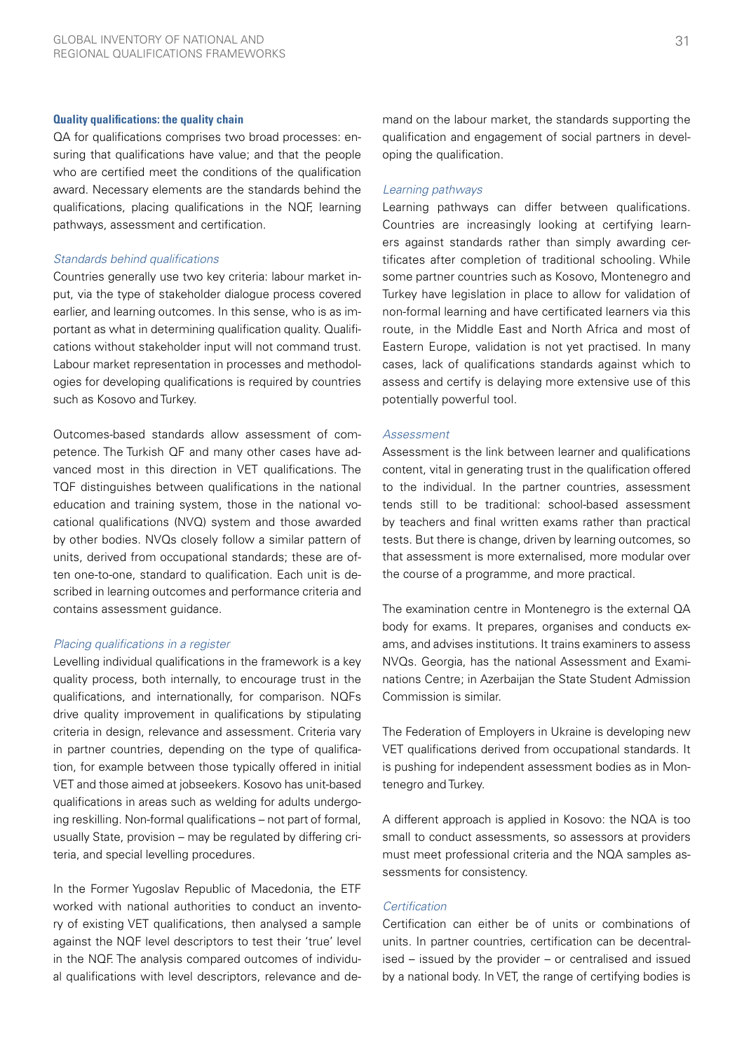#### Quality qualifications: the quality chain

QA for qualifications comprises two broad processes: ensuring that qualifications have value; and that the people who are certified meet the conditions of the qualification award. Necessary elements are the standards behind the qualifications, placing qualifications in the NQF, learning pathways, assessment and certification.

*Standards behind qualifications*

Countries generally use two key criteria: labour market input, via the type of stakeholder dialogue process covered earlier, and learning outcomes. In this sense, who is as important as what in determining qualification quality. Qualifications without stakeholder input will not command trust. Labour market representation in processes and methodologies for developing qualifications is required by countries such as Kosovo and Turkey.

Outcomes-based standards allow assessment of competence. The Turkish QF and many other cases have advanced most in this direction in VET qualifications. The TQF distinguishes between qualifications in the national education and training system, those in the national vocational qualifications (NVQ) system and those awarded by other bodies. NVQs closely follow a similar pattern of units, derived from occupational standards; these are often one-to-one, standard to qualification. Each unit is described in learning outcomes and performance criteria and contains assessment guidance.

*Placing qualifications in a register*

Levelling individual qualifications in the framework is a key quality process, both internally, to encourage trust in the qualifications, and internationally, for comparison. NQFs drive quality improvement in qualifications by stipulating criteria in design, relevance and assessment. Criteria vary in partner countries, depending on the type of qualification, for example between those typically offered in initial VET and those aimed at jobseekers. Kosovo has unit-based qualifications in areas such as welding for adults undergoing reskilling. Non-formal qualifications – not part of formal, usually State, provision – may be regulated by differing criteria, and special levelling procedures.

In the Former Yugoslav Republic of Macedonia, the ETF worked with national authorities to conduct an inventory of existing VET qualifications, then analysed a sample against the NQF level descriptors to test their 'true' level in the NQF. The analysis compared outcomes of individual qualifications with level descriptors, relevance and demand on the labour market, the standards supporting the qualification and engagement of social partners in developing the qualification.

*Learning pathways*

Learning pathways can differ between qualifications. Countries are increasingly looking at certifying learners against standards rather than simply awarding certificates after completion of traditional schooling. While some partner countries such as Kosovo, Montenegro and Turkey have legislation in place to allow for validation of non-formal learning and have certificated learners via this route, in the Middle East and North Africa and most of Eastern Europe, validation is not yet practised. In many cases, lack of qualifications standards against which to assess and certify is delaying more extensive use of this potentially powerful tool.

*Assessment*

Assessment is the link between learner and qualifications content, vital in generating trust in the qualification offered to the individual. In the partner countries, assessment tends still to be traditional: school-based assessment by teachers and final written exams rather than practical tests. But there is change, driven by learning outcomes, so that assessment is more externalised, more modular over the course of a programme, and more practical.

The examination centre in Montenegro is the external QA body for exams. It prepares, organises and conducts exams, and advises institutions. It trains examiners to assess NVQs. Georgia, has the national Assessment and Examinations Centre; in Azerbaijan the State Student Admission Commission is similar.

The Federation of Employers in Ukraine is developing new VET qualifications derived from occupational standards. It is pushing for independent assessment bodies as in Montenegro and Turkey.

A different approach is applied in Kosovo: the NQA is too small to conduct assessments, so assessors at providers must meet professional criteria and the NQA samples assessments for consistency.

*Certification*

Certification can either be of units or combinations of units. In partner countries, certification can be decentralised – issued by the provider – or centralised and issued by a national body. In VET, the range of certifying bodies is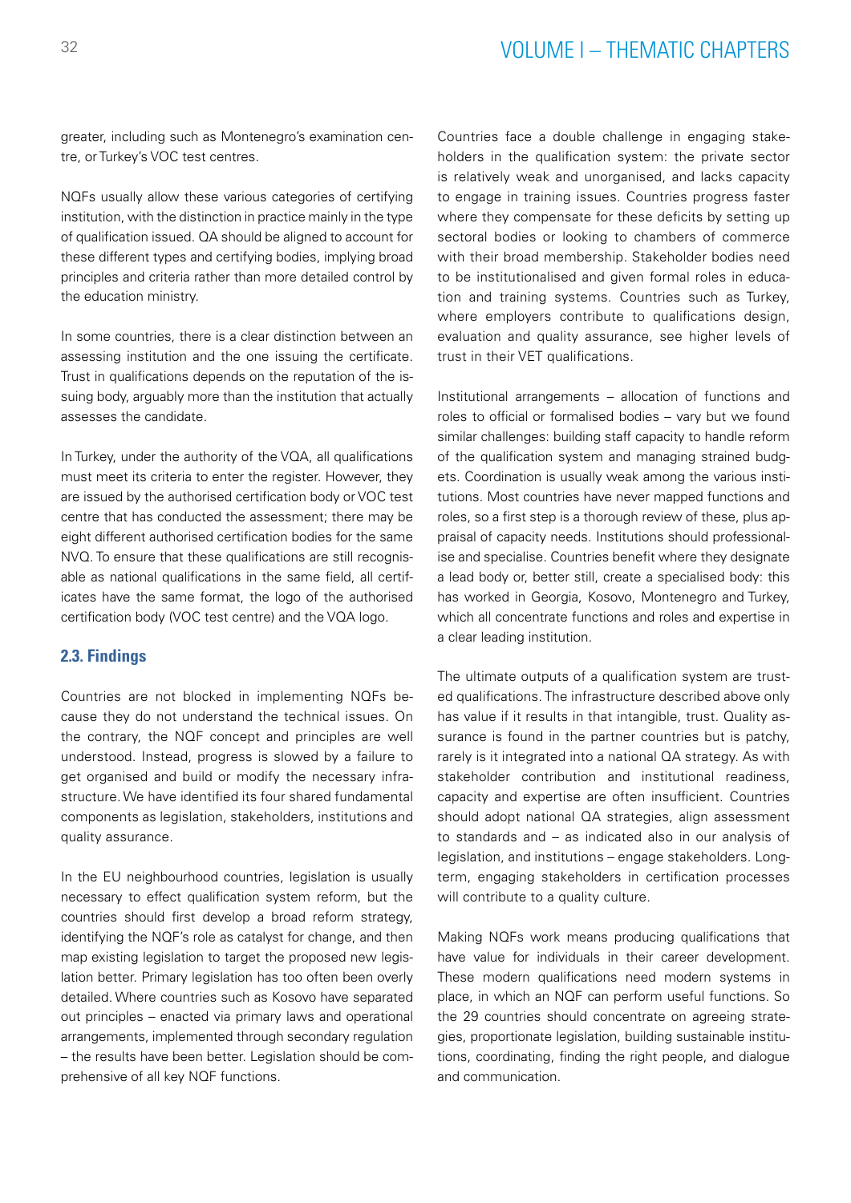greater, including such as Montenegro's examination centre, or Turkey's VOC test centres.

NQFs usually allow these various categories of certifying institution, with the distinction in practice mainly in the type of qualification issued. QA should be aligned to account for these different types and certifying bodies, implying broad principles and criteria rather than more detailed control by the education ministry.

In some countries, there is a clear distinction between an assessing institution and the one issuing the certificate. Trust in qualifications depends on the reputation of the issuing body, arguably more than the institution that actually assesses the candidate.

In Turkey, under the authority of the VQA, all qualifications must meet its criteria to enter the register. However, they are issued by the authorised certification body or VOC test centre that has conducted the assessment; there may be eight different authorised certification bodies for the same NVQ. To ensure that these qualifications are still recognisable as national qualifications in the same field, all certificates have the same format, the logo of the authorised certification body (VOC test centre) and the VQA logo.

### 2.3. Findings

Countries are not blocked in implementing NQFs because they do not understand the technical issues. On the contrary, the NQF concept and principles are well understood. Instead, progress is slowed by a failure to get organised and build or modify the necessary infrastructure. We have identified its four shared fundamental components as legislation, stakeholders, institutions and quality assurance.

In the EU neighbourhood countries, legislation is usually necessary to effect qualification system reform, but the countries should first develop a broad reform strategy, identifying the NQF's role as catalyst for change, and then map existing legislation to target the proposed new legislation better. Primary legislation has too often been overly detailed. Where countries such as Kosovo have separated out principles – enacted via primary laws and operational arrangements, implemented through secondary regulation – the results have been better. Legislation should be comprehensive of all key NQF functions.

Countries face a double challenge in engaging stakeholders in the qualification system: the private sector is relatively weak and unorganised, and lacks capacity to engage in training issues. Countries progress faster where they compensate for these deficits by setting up sectoral bodies or looking to chambers of commerce with their broad membership. Stakeholder bodies need to be institutionalised and given formal roles in education and training systems. Countries such as Turkey, where employers contribute to qualifications design, evaluation and quality assurance, see higher levels of trust in their VET qualifications.

Institutional arrangements – allocation of functions and roles to official or formalised bodies – vary but we found similar challenges: building staff capacity to handle reform of the qualification system and managing strained budgets. Coordination is usually weak among the various institutions. Most countries have never mapped functions and roles, so a first step is a thorough review of these, plus appraisal of capacity needs. Institutions should professionalise and specialise. Countries benefit where they designate a lead body or, better still, create a specialised body: this has worked in Georgia, Kosovo, Montenegro and Turkey, which all concentrate functions and roles and expertise in a clear leading institution.

The ultimate outputs of a qualification system are trusted qualifications. The infrastructure described above only has value if it results in that intangible, trust. Quality assurance is found in the partner countries but is patchy, rarely is it integrated into a national QA strategy. As with stakeholder contribution and institutional readiness, capacity and expertise are often insufficient. Countries should adopt national QA strategies, align assessment to standards and – as indicated also in our analysis of legislation, and institutions – engage stakeholders. Long-term, engaging stakeholders in certification processes will contribute to a quality culture.

Making NQFs work means producing qualifications that have value for individuals in their career development. These modern qualifications need modern systems in place, in which an NQF can perform useful functions. So the 29 countries should concentrate on agreeing strategies, proportionate legislation, building sustainable institutions, coordinating, finding the right people, and dialogue and communication.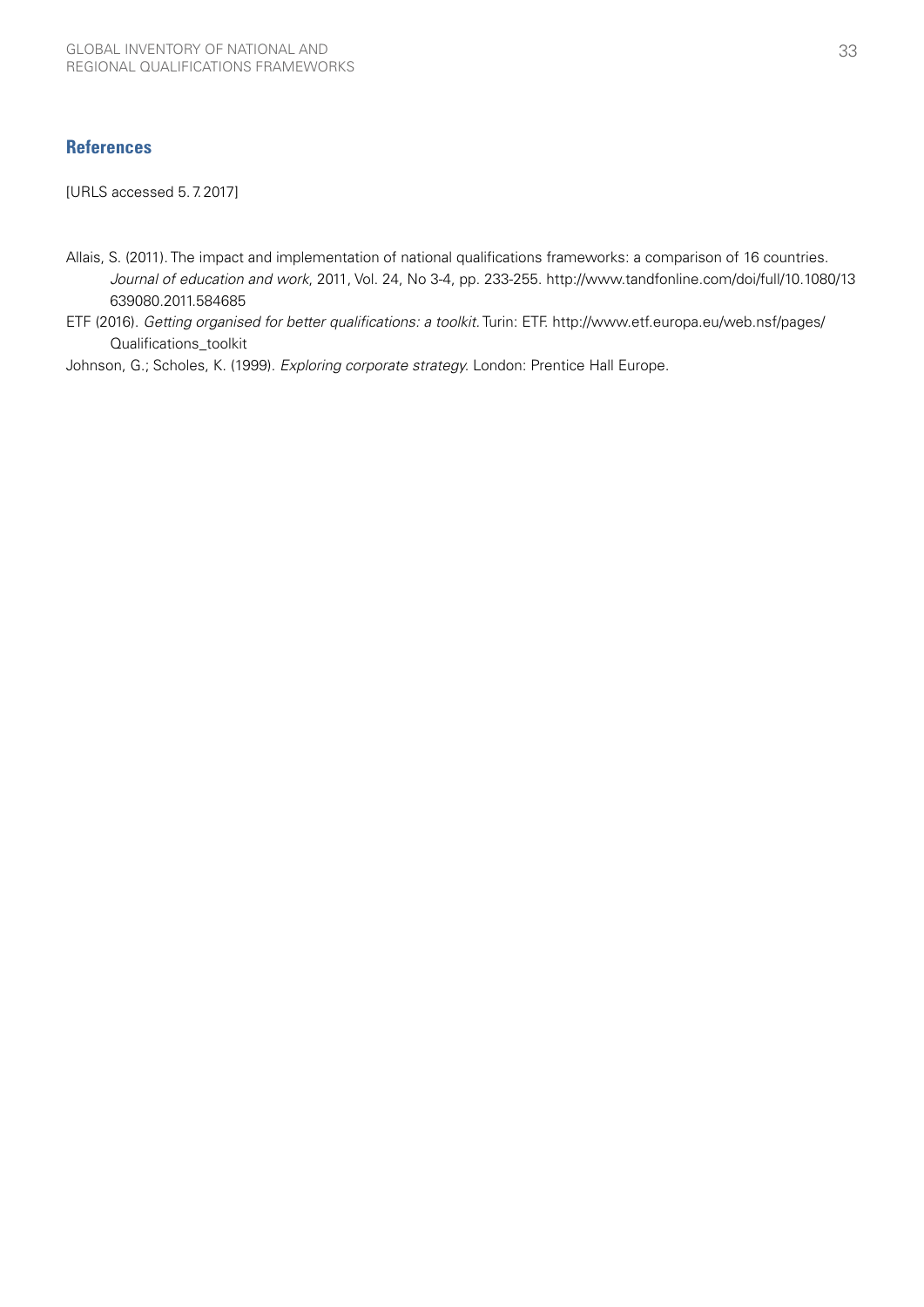## References

[URLS accessed 5. 7. 2017]

Allais, S. (2011). The impact and implementation of national qualifications frameworks: a comparison of 16 countries. *Journal of education and work*, 2011, Vol. 24, No 3-4, pp. 233-255. http://www.tandfonline.com/doi/full/10.1080/13639080.2011.584685

ETF (2016). *Getting organised for better qualifications: a toolkit.* Turin: ETF. http://www.etf.europa.eu/web.nsf/pages/Qualifications_toolkit

Johnson, G.; Scholes, K. (1999). *Exploring corporate strategy.* London: Prentice Hall Europe.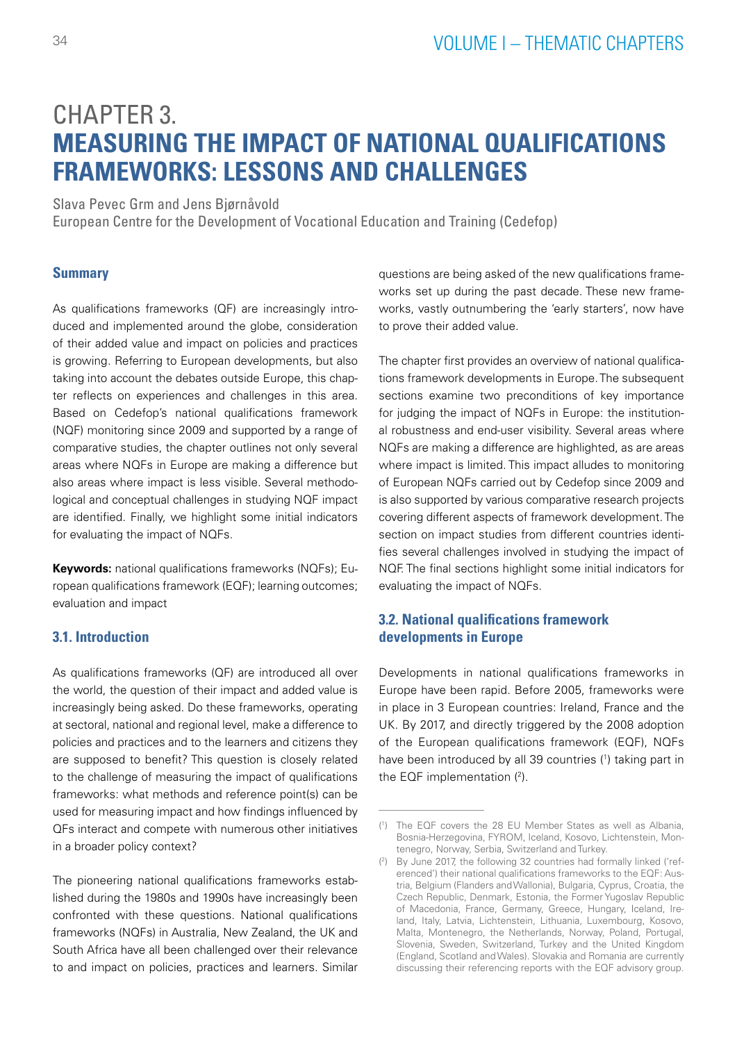# CHAPTER 3. MEASURING THE IMPACT OF NATIONAL QUALIFICATIONS FRAMEWORKS: LESSONS AND CHALLENGES

Slava Pevec Grm and Jens Bjørnåvold
European Centre for the Development of Vocational Education and Training (Cedefop)

### Summary

As qualifications frameworks (QF) are increasingly introduced and implemented around the globe, consideration of their added value and impact on policies and practices is growing. Referring to European developments, but also taking into account the debates outside Europe, this chapter reflects on experiences and challenges in this area. Based on Cedefop's national qualifications framework (NQF) monitoring since 2009 and supported by a range of comparative studies, the chapter outlines not only several areas where NQFs in Europe are making a difference but also areas where impact is less visible. Several methodological and conceptual challenges in studying NQF impact are identified. Finally, we highlight some initial indicators for evaluating the impact of NQFs.

**Keywords:** national qualifications frameworks (NQFs); European qualifications framework (EQF); learning outcomes; evaluation and impact

### 3.1. Introduction

As qualifications frameworks (QF) are introduced all over the world, the question of their impact and added value is increasingly being asked. Do these frameworks, operating at sectoral, national and regional level, make a difference to policies and practices and to the learners and citizens they are supposed to benefit? This question is closely related to the challenge of measuring the impact of qualifications frameworks: what methods and reference point(s) can be used for measuring impact and how findings influenced by QFs interact and compete with numerous other initiatives in a broader policy context?

The pioneering national qualifications frameworks established during the 1980s and 1990s have increasingly been confronted with these questions. National qualifications frameworks (NQFs) in Australia, New Zealand, the UK and South Africa have all been challenged over their relevance to and impact on policies, practices and learners. Similar questions are being asked of the new qualifications frameworks set up during the past decade. These new frameworks, vastly outnumbering the 'early starters', now have to prove their added value.

The chapter first provides an overview of national qualifications framework developments in Europe. The subsequent sections examine two preconditions of key importance for judging the impact of NQFs in Europe: the institutional robustness and end-user visibility. Several areas where NQFs are making a difference are highlighted, as are areas where impact is limited. This impact alludes to monitoring of European NQFs carried out by Cedefop since 2009 and is also supported by various comparative research projects covering different aspects of framework development. The section on impact studies from different countries identifies several challenges involved in studying the impact of NQF. The final sections highlight some initial indicators for evaluating the impact of NQFs.

### 3.2. National qualifications framework developments in Europe

Developments in national qualifications frameworks in Europe have been rapid. Before 2005, frameworks were in place in 3 European countries: Ireland, France and the UK. By 2017, and directly triggered by the 2008 adoption of the European qualifications framework (EQF), NQFs have been introduced by all 39 countries (1) taking part in the EQF implementation (2).

(1) The EQF covers the 28 EU Member States as well as Albania, Bosnia-Herzegovina, FYROM, Iceland, Kosovo, Lichtenstein, Montenegro, Norway, Serbia, Switzerland and Turkey.

(2) By June 2017, the following 32 countries had formally linked ('referenced') their national qualifications frameworks to the EQF: Austria, Belgium (Flanders and Wallonia), Bulgaria, Cyprus, Croatia, the Czech Republic, Denmark, Estonia, the Former Yugoslav Republic of Macedonia, France, Germany, Greece, Hungary, Iceland, Ireland, Italy, Latvia, Lichtenstein, Lithuania, Luxembourg, Kosovo, Malta, Montenegro, the Netherlands, Norway, Poland, Portugal, Slovenia, Sweden, Switzerland, Turkey and the United Kingdom (England, Scotland and Wales). Slovakia and Romania are currently discussing their referencing reports with the EQF advisory group.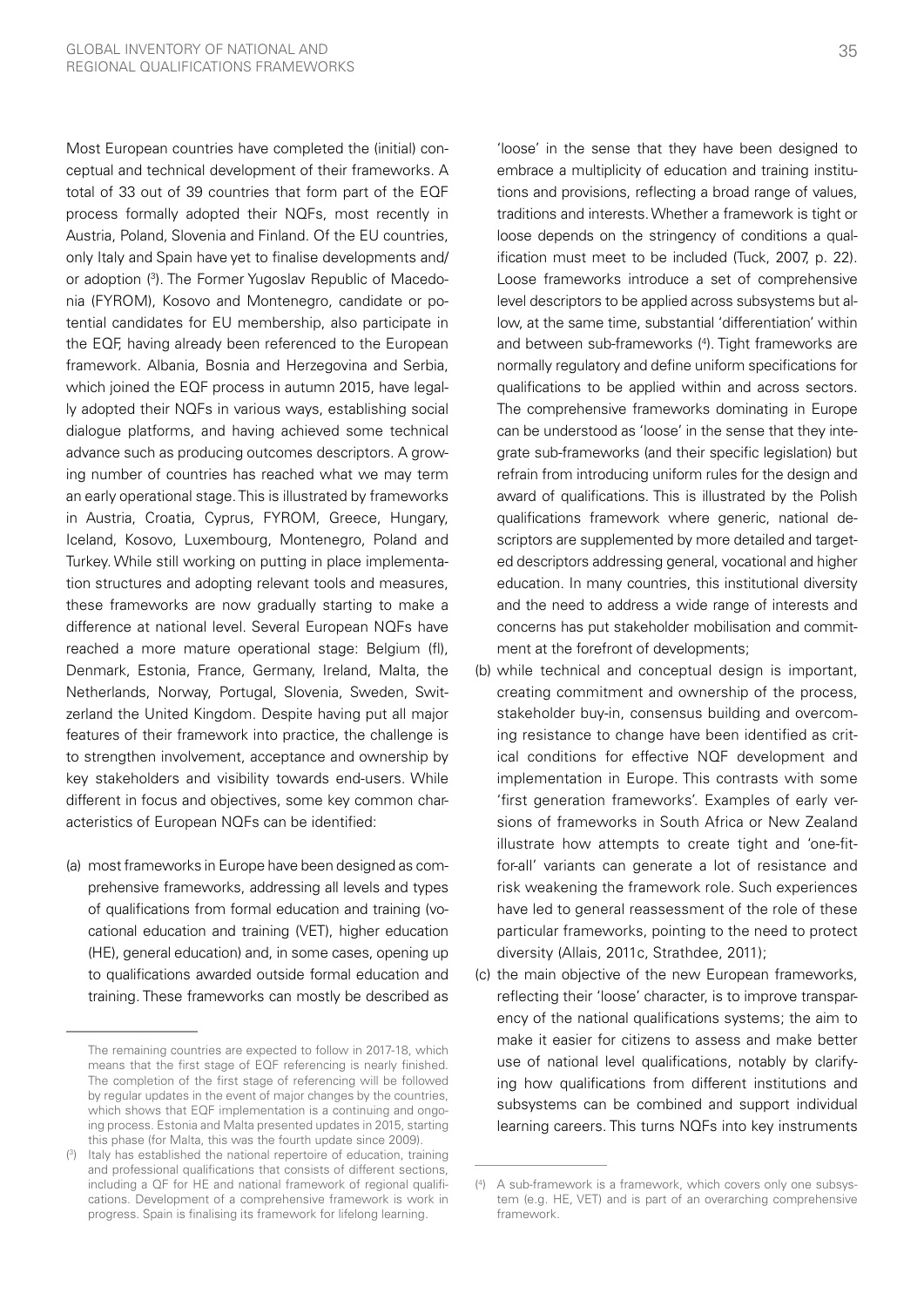Most European countries have completed the (initial) conceptual and technical development of their frameworks. A total of 33 out of 39 countries that form part of the EQF process formally adopted their NQFs, most recently in Austria, Poland, Slovenia and Finland. Of the EU countries, only Italy and Spain have yet to finalise developments and/or adoption [3]. The Former Yugoslav Republic of Macedonia (FYROM), Kosovo and Montenegro, candidate or potential candidates for EU membership, also participate in the EQF, having already been referenced to the European framework. Albania, Bosnia and Herzegovina and Serbia, which joined the EQF process in autumn 2015, have legally adopted their NQFs in various ways, establishing social dialogue platforms, and having achieved some technical advance such as producing outcomes descriptors. A growing number of countries has reached what we may term an early operational stage. This is illustrated by frameworks in Austria, Croatia, Cyprus, FYROM, Greece, Hungary, Iceland, Kosovo, Luxembourg, Montenegro, Poland and Turkey. While still working on putting in place implementation structures and adopting relevant tools and measures, these frameworks are now gradually starting to make a difference at national level. Several European NQFs have reached a more mature operational stage: Belgium (fl), Denmark, Estonia, France, Germany, Ireland, Malta, the Netherlands, Norway, Portugal, Slovenia, Sweden, Switzerland the United Kingdom. Despite having put all major features of their framework into practice, the challenge is to strengthen involvement, acceptance and ownership by key stakeholders and visibility towards end-users. While different in focus and objectives, some key common characteristics of European NQFs can be identified:

(a) most frameworks in Europe have been designed as comprehensive frameworks, addressing all levels and types of qualifications from formal education and training (vocational education and training (VET), higher education (HE), general education) and, in some cases, opening up to qualifications awarded outside formal education and training. These frameworks can mostly be described as 'loose' in the sense that they have been designed to embrace a multiplicity of education and training institutions and provisions, reflecting a broad range of values, traditions and interests. Whether a framework is tight or loose depends on the stringency of conditions a qualification must meet to be included (Tuck, 2007, p. 22). Loose frameworks introduce a set of comprehensive level descriptors to be applied across subsystems but allow, at the same time, substantial 'differentiation' within and between sub-frameworks [4]. Tight frameworks are normally regulatory and define uniform specifications for qualifications to be applied within and across sectors. The comprehensive frameworks dominating in Europe can be understood as 'loose' in the sense that they integrate sub-frameworks (and their specific legislation) but refrain from introducing uniform rules for the design and award of qualifications. This is illustrated by the Polish qualifications framework where generic, national descriptors are supplemented by more detailed and targeted descriptors addressing general, vocational and higher education. In many countries, this institutional diversity and the need to address a wide range of interests and concerns has put stakeholder mobilisation and commitment at the forefront of developments;

(b) while technical and conceptual design is important, creating commitment and ownership of the process, stakeholder buy-in, consensus building and overcoming resistance to change have been identified as critical conditions for effective NQF development and implementation in Europe. This contrasts with some 'first generation frameworks'. Examples of early versions of frameworks in South Africa or New Zealand illustrate how attempts to create tight and 'one-fit-for-all' variants can generate a lot of resistance and risk weakening the framework role. Such experiences have led to general reassessment of the role of these particular frameworks, pointing to the need to protect diversity (Allais, 2011c, Strathdee, 2011);

(c) the main objective of the new European frameworks, reflecting their 'loose' character, is to improve transparency of the national qualifications systems; the aim to make it easier for citizens to assess and make better use of national level qualifications, notably by clarifying how qualifications from different institutions and subsystems can be combined and support individual learning careers. This turns NQFs into key instruments

---

The remaining countries are expected to follow in 2017-18, which means that the first stage of EQF referencing is nearly finished. The completion of the first stage of referencing will be followed by regular updates in the event of major changes by the countries, which shows that EQF implementation is a continuing and ongoing process. Estonia and Malta presented updates in 2015, starting this phase (for Malta, this was the fourth update since 2009).

[3] Italy has established the national repertoire of education, training and professional qualifications that consists of different sections, including a QF for HE and national framework of regional qualifications. Development of a comprehensive framework is work in progress. Spain is finalising its framework for lifelong learning.

[4] A sub-framework is a framework, which covers only one subsystem (e.g. HE, VET) and is part of an overarching comprehensive framework.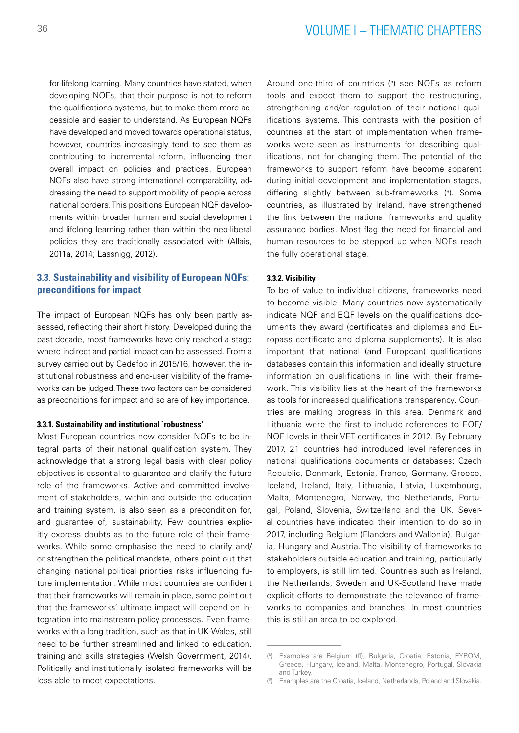for lifelong learning. Many countries have stated, when developing NQFs, that their purpose is not to reform the qualifications systems, but to make them more accessible and easier to understand. As European NQFs have developed and moved towards operational status, however, countries increasingly tend to see them as contributing to incremental reform, influencing their overall impact on policies and practices. European NQFs also have strong international comparability, addressing the need to support mobility of people across national borders. This positions European NQF developments within broader human and social development and lifelong learning rather than within the neo-liberal policies they are traditionally associated with (Allais, 2011a, 2014; Lassnigg, 2012).

## 3.3. Sustainability and visibility of European NQFs: preconditions for impact

The impact of European NQFs has only been partly assessed, reflecting their short history. Developed during the past decade, most frameworks have only reached a stage where indirect and partial impact can be assessed. From a survey carried out by Cedefop in 2015/16, however, the institutional robustness and end-user visibility of the frameworks can be judged. These two factors can be considered as preconditions for impact and so are of key importance.

### 3.3.1. Sustainability and institutional `robustness'

Most European countries now consider NQFs to be integral parts of their national qualification system. They acknowledge that a strong legal basis with clear policy objectives is essential to guarantee and clarify the future role of the frameworks. Active and committed involvement of stakeholders, within and outside the education and training system, is also seen as a precondition for, and guarantee of, sustainability. Few countries explicitly express doubts as to the future role of their frameworks. While some emphasise the need to clarify and/or strengthen the political mandate, others point out that changing national political priorities risks influencing future implementation. While most countries are confident that their frameworks will remain in place, some point out that the frameworks' ultimate impact will depend on integration into mainstream policy processes. Even frameworks with a long tradition, such as that in UK-Wales, still need to be further streamlined and linked to education, training and skills strategies (Welsh Government, 2014). Politically and institutionally isolated frameworks will be less able to meet expectations.

Around one-third of countries ([5]) see NQFs as reform tools and expect them to support the restructuring, strengthening and/or regulation of their national qualifications systems. This contrasts with the position of countries at the start of implementation when frameworks were seen as instruments for describing qualifications, not for changing them. The potential of the frameworks to support reform have become apparent during initial development and implementation stages, differing slightly between sub-frameworks ([6]). Some countries, as illustrated by Ireland, have strengthened the link between the national frameworks and quality assurance bodies. Most flag the need for financial and human resources to be stepped up when NQFs reach the fully operational stage.

### 3.3.2. Visibility

To be of value to individual citizens, frameworks need to become visible. Many countries now systematically indicate NQF and EQF levels on the qualifications documents they award (certificates and diplomas and Europass certificate and diploma supplements). It is also important that national (and European) qualifications databases contain this information and ideally structure information on qualifications in line with their framework. This visibility lies at the heart of the frameworks as tools for increased qualifications transparency. Countries are making progress in this area. Denmark and Lithuania were the first to include references to EQF/NQF levels in their VET certificates in 2012. By February 2017, 21 countries had introduced level references in national qualifications documents or databases: Czech Republic, Denmark, Estonia, France, Germany, Greece, Iceland, Ireland, Italy, Lithuania, Latvia, Luxembourg, Malta, Montenegro, Norway, the Netherlands, Portugal, Poland, Slovenia, Switzerland and the UK. Several countries have indicated their intention to do so in 2017, including Belgium (Flanders and Wallonia), Bulgaria, Hungary and Austria. The visibility of frameworks to stakeholders outside education and training, particularly to employers, is still limited. Countries such as Ireland, the Netherlands, Sweden and UK-Scotland have made explicit efforts to demonstrate the relevance of frameworks to companies and branches. In most countries this is still an area to be explored.

---

([5]) Examples are Belgium (fl), Bulgaria, Croatia, Estonia, FYROM, Greece, Hungary, Iceland, Malta, Montenegro, Portugal, Slovakia and Turkey.

([6]) Examples are the Croatia, Iceland, Netherlands, Poland and Slovakia.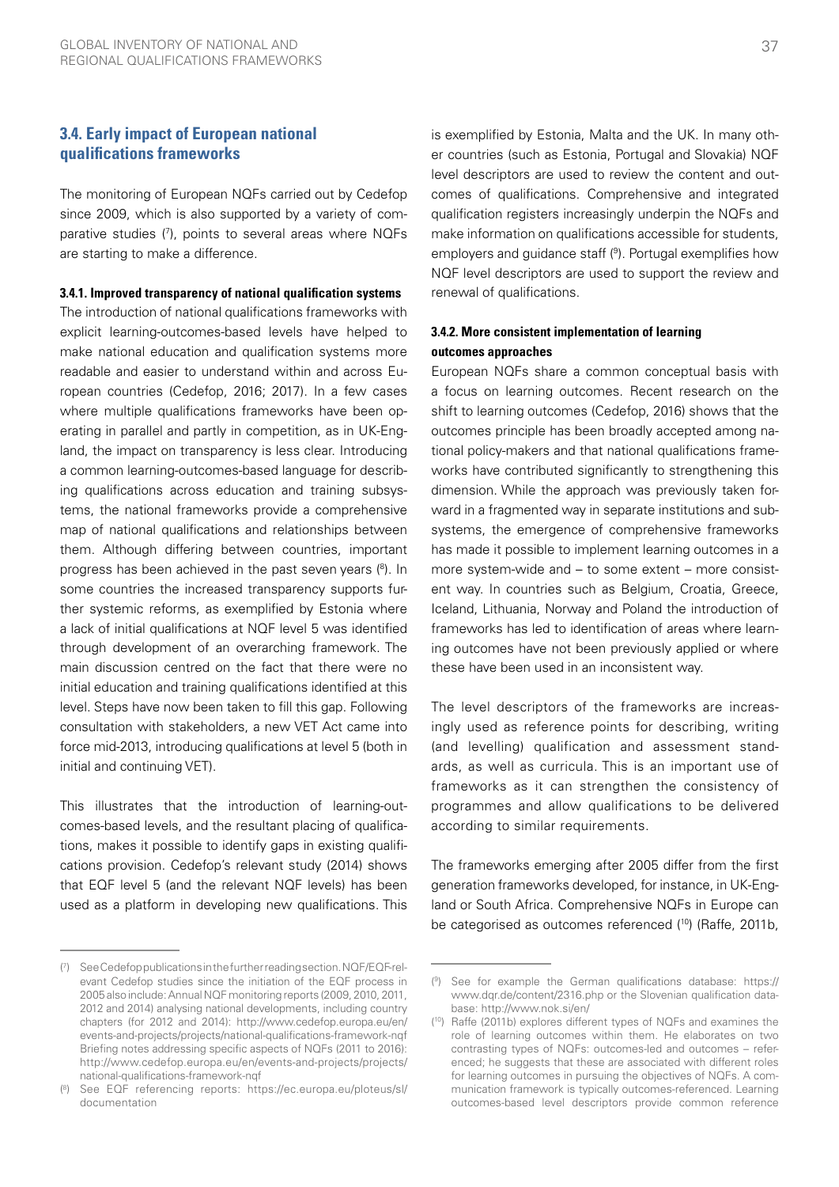## 3.4. Early impact of European national qualifications frameworks

The monitoring of European NQFs carried out by Cedefop since 2009, which is also supported by a variety of comparative studies ([7]), points to several areas where NQFs are starting to make a difference.

### 3.4.1. Improved transparency of national qualification systems

The introduction of national qualifications frameworks with explicit learning-outcomes-based levels have helped to make national education and qualification systems more readable and easier to understand within and across European countries (Cedefop, 2016; 2017). In a few cases where multiple qualifications frameworks have been operating in parallel and partly in competition, as in UK-England, the impact on transparency is less clear. Introducing a common learning-outcomes-based language for describing qualifications across education and training subsystems, the national frameworks provide a comprehensive map of national qualifications and relationships between them. Although differing between countries, important progress has been achieved in the past seven years ([8]). In some countries the increased transparency supports further systemic reforms, as exemplified by Estonia where a lack of initial qualifications at NQF level 5 was identified through development of an overarching framework. The main discussion centred on the fact that there were no initial education and training qualifications identified at this level. Steps have now been taken to fill this gap. Following consultation with stakeholders, a new VET Act came into force mid-2013, introducing qualifications at level 5 (both in initial and continuing VET).

This illustrates that the introduction of learning-outcomes-based levels, and the resultant placing of qualifications, makes it possible to identify gaps in existing qualifications provision. Cedefop's relevant study (2014) shows that EQF level 5 (and the relevant NQF levels) has been used as a platform in developing new qualifications. This is exemplified by Estonia, Malta and the UK. In many other countries (such as Estonia, Portugal and Slovakia) NQF level descriptors are used to review the content and outcomes of qualifications. Comprehensive and integrated qualification registers increasingly underpin the NQFs and make information on qualifications accessible for students, employers and guidance staff ([9]). Portugal exemplifies how NQF level descriptors are used to support the review and renewal of qualifications.

### 3.4.2. More consistent implementation of learning outcomes approaches

European NQFs share a common conceptual basis with a focus on learning outcomes. Recent research on the shift to learning outcomes (Cedefop, 2016) shows that the outcomes principle has been broadly accepted among national policy-makers and that national qualifications frameworks have contributed significantly to strengthening this dimension. While the approach was previously taken forward in a fragmented way in separate institutions and subsystems, the emergence of comprehensive frameworks has made it possible to implement learning outcomes in a more system-wide and – to some extent – more consistent way. In countries such as Belgium, Croatia, Greece, Iceland, Lithuania, Norway and Poland the introduction of frameworks has led to identification of areas where learning outcomes have not been previously applied or where these have been used in an inconsistent way.

The level descriptors of the frameworks are increasingly used as reference points for describing, writing (and levelling) qualification and assessment standards, as well as curricula. This is an important use of frameworks as it can strengthen the consistency of programmes and allow qualifications to be delivered according to similar requirements.

The frameworks emerging after 2005 differ from the first generation frameworks developed, for instance, in UK-England or South Africa. Comprehensive NQFs in Europe can be categorised as outcomes referenced ([10]) (Raffe, 2011b,

---

([7]) See Cedefop publications in the further reading section. NQF/EQF-relevant Cedefop studies since the initiation of the EQF process in 2005 also include: Annual NQF monitoring reports (2009, 2010, 2011, 2012 and 2014) analysing national developments, including country chapters (for 2012 and 2014): http://www.cedefop.europa.eu/en/events-and-projects/projects/national-qualifications-framework-nqf Briefing notes addressing specific aspects of NQFs (2011 to 2016): http://www.cedefop.europa.eu/en/events-and-projects/projects/national-qualifications-framework-nqf

([8]) See EQF referencing reports: https://ec.europa.eu/ploteus/sl/documentation

([9]) See for example the German qualifications database: https://www.dqr.de/content/2316.php or the Slovenian qualification database: http://www.nok.si/en/

([10]) Raffe (2011b) explores different types of NQFs and examines the role of learning outcomes within them. He elaborates on two contrasting types of NQFs: outcomes-led and outcomes – referenced; he suggests that these are associated with different roles for learning outcomes in pursuing the objectives of NQFs. A communication framework is typically outcomes-referenced. Learning outcomes-based level descriptors provide common reference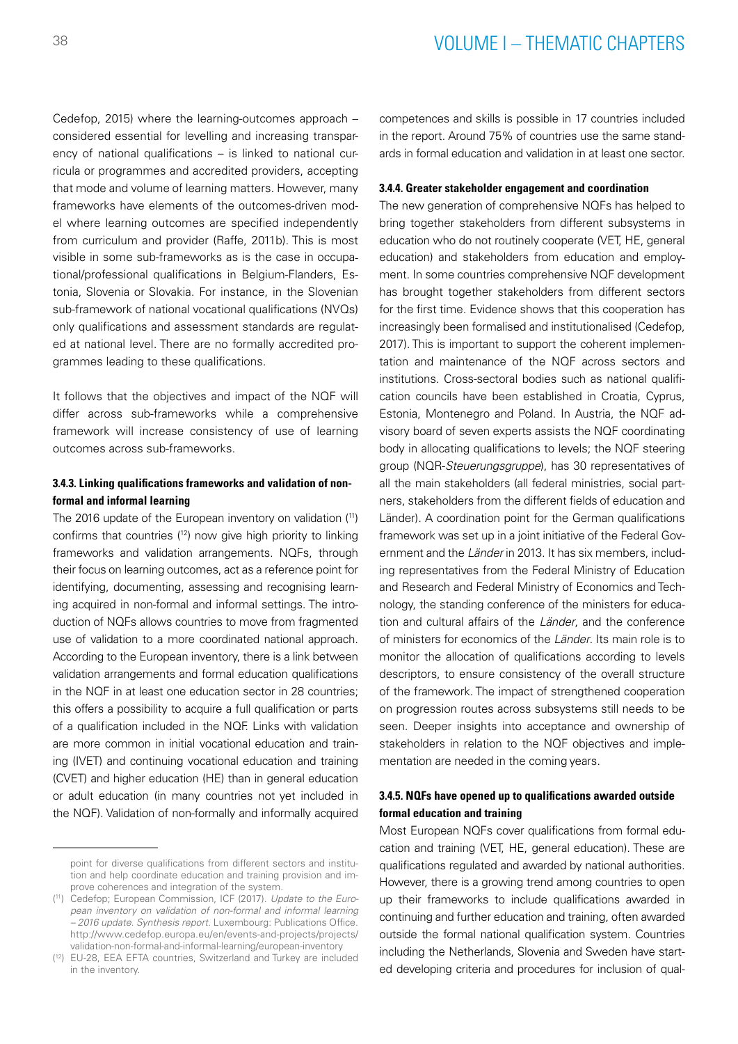Cedefop, 2015) where the learning-outcomes approach – considered essential for levelling and increasing transparency of national qualifications – is linked to national curricula or programmes and accredited providers, accepting that mode and volume of learning matters. However, many frameworks have elements of the outcomes-driven model where learning outcomes are specified independently from curriculum and provider (Raffe, 2011b). This is most visible in some sub-frameworks as is the case in occupational/professional qualifications in Belgium-Flanders, Estonia, Slovenia or Slovakia. For instance, in the Slovenian sub-framework of national vocational qualifications (NVQs) only qualifications and assessment standards are regulated at national level. There are no formally accredited programmes leading to these qualifications.

It follows that the objectives and impact of the NQF will differ across sub-frameworks while a comprehensive framework will increase consistency of use of learning outcomes across sub-frameworks.

#### 3.4.3. Linking qualifications frameworks and validation of non-formal and informal learning

The 2016 update of the European inventory on validation [11] confirms that countries [12] now give high priority to linking frameworks and validation arrangements. NQFs, through their focus on learning outcomes, act as a reference point for identifying, documenting, assessing and recognising learning acquired in non-formal and informal settings. The introduction of NQFs allows countries to move from fragmented use of validation to a more coordinated national approach. According to the European inventory, there is a link between validation arrangements and formal education qualifications in the NQF in at least one education sector in 28 countries; this offers a possibility to acquire a full qualification or parts of a qualification included in the NQF. Links with validation are more common in initial vocational education and training (IVET) and continuing vocational education and training (CVET) and higher education (HE) than in general education or adult education (in many countries not yet included in the NQF). Validation of non-formally and informally acquired competences and skills is possible in 17 countries included in the report. Around 75% of countries use the same standards in formal education and validation in at least one sector.

#### 3.4.4. Greater stakeholder engagement and coordination

The new generation of comprehensive NQFs has helped to bring together stakeholders from different subsystems in education who do not routinely cooperate (VET, HE, general education) and stakeholders from education and employment. In some countries comprehensive NQF development has brought together stakeholders from different sectors for the first time. Evidence shows that this cooperation has increasingly been formalised and institutionalised (Cedefop, 2017). This is important to support the coherent implementation and maintenance of the NQF across sectors and institutions. Cross-sectoral bodies such as national qualification councils have been established in Croatia, Cyprus, Estonia, Montenegro and Poland. In Austria, the NQF advisory board of seven experts assists the NQF coordinating body in allocating qualifications to levels; the NQF steering group (NQR-*Steuerungsgruppe*), has 30 representatives of all the main stakeholders (all federal ministries, social partners, stakeholders from the different fields of education and Länder). A coordination point for the German qualifications framework was set up in a joint initiative of the Federal Government and the *Länder* in 2013. It has six members, including representatives from the Federal Ministry of Education and Research and Federal Ministry of Economics and Technology, the standing conference of the ministers for education and cultural affairs of the *Länder*, and the conference of ministers for economics of the *Länder*. Its main role is to monitor the allocation of qualifications according to levels descriptors, to ensure consistency of the overall structure of the framework. The impact of strengthened cooperation on progression routes across subsystems still needs to be seen. Deeper insights into acceptance and ownership of stakeholders in relation to the NQF objectives and implementation are needed in the coming years.

#### 3.4.5. NQFs have opened up to qualifications awarded outside formal education and training

Most European NQFs cover qualifications from formal education and training (VET, HE, general education). These are qualifications regulated and awarded by national authorities. However, there is a growing trend among countries to open up their frameworks to include qualifications awarded in continuing and further education and training, often awarded outside the formal national qualification system. Countries including the Netherlands, Slovenia and Sweden have started developing criteria and procedures for inclusion of qual-

---

point for diverse qualifications from different sectors and institution and help coordinate education and training provision and improve coherences and integration of the system.

[11] Cedefop; European Commission, ICF (2017). *Update to the European inventory on validation of non-formal and informal learning – 2016 update. Synthesis report.* Luxembourg: Publications Office. http://www.cedefop.europa.eu/en/events-and-projects/projects/validation-non-formal-and-informal-learning/european-inventory

[12] EU-28, EEA EFTA countries, Switzerland and Turkey are included in the inventory.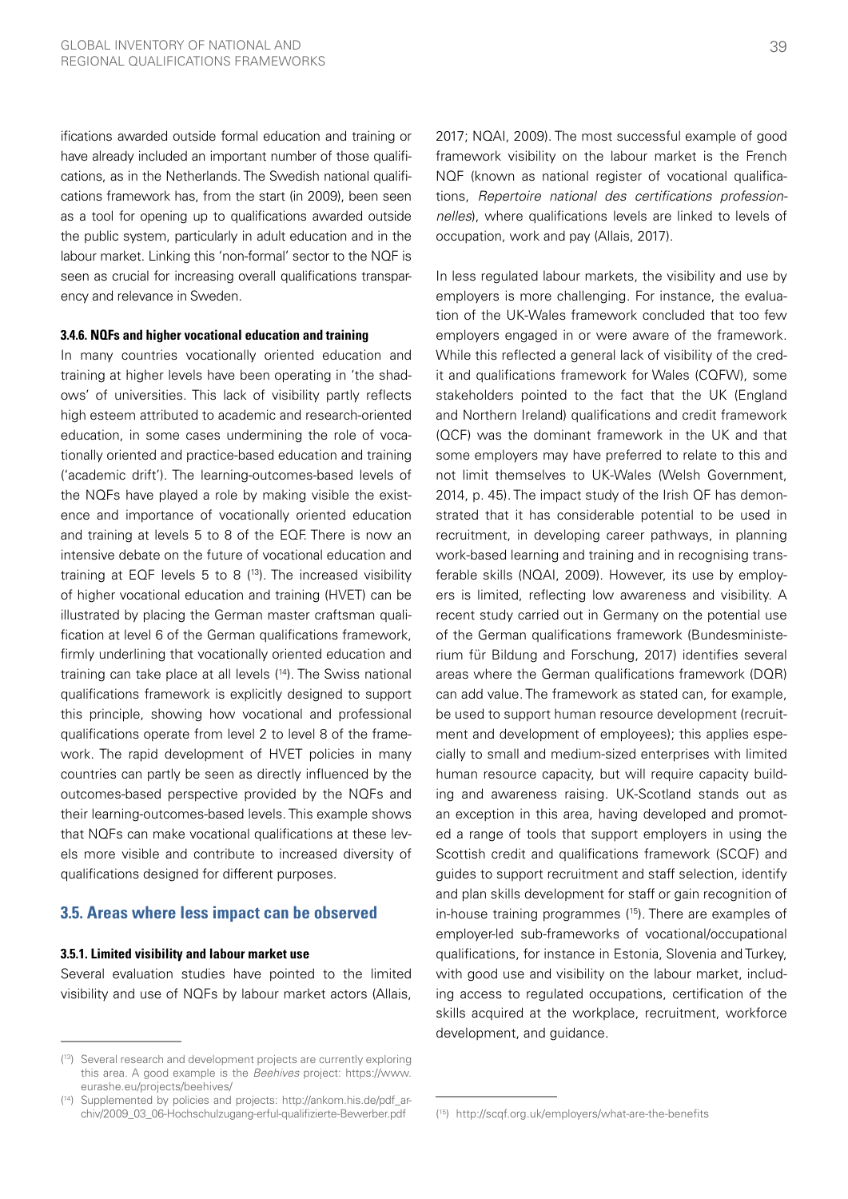ifications awarded outside formal education and training or have already included an important number of those qualifications, as in the Netherlands. The Swedish national qualifications framework has, from the start (in 2009), been seen as a tool for opening up to qualifications awarded outside the public system, particularly in adult education and in the labour market. Linking this 'non-formal' sector to the NQF is seen as crucial for increasing overall qualifications transparency and relevance in Sweden.

#### 3.4.6. NQFs and higher vocational education and training

In many countries vocationally oriented education and training at higher levels have been operating in 'the shadows' of universities. This lack of visibility partly reflects high esteem attributed to academic and research-oriented education, in some cases undermining the role of vocationally oriented and practice-based education and training ('academic drift'). The learning-outcomes-based levels of the NQFs have played a role by making visible the existence and importance of vocationally oriented education and training at levels 5 to 8 of the EQF. There is now an intensive debate on the future of vocational education and training at EQF levels 5 to 8 [13]. The increased visibility of higher vocational education and training (HVET) can be illustrated by placing the German master craftsman qualification at level 6 of the German qualifications framework, firmly underlining that vocationally oriented education and training can take place at all levels [14]. The Swiss national qualifications framework is explicitly designed to support this principle, showing how vocational and professional qualifications operate from level 2 to level 8 of the framework. The rapid development of HVET policies in many countries can partly be seen as directly influenced by the outcomes-based perspective provided by the NQFs and their learning-outcomes-based levels. This example shows that NQFs can make vocational qualifications at these levels more visible and contribute to increased diversity of qualifications designed for different purposes.

### 3.5. Areas where less impact can be observed

#### 3.5.1. Limited visibility and labour market use

Several evaluation studies have pointed to the limited visibility and use of NQFs by labour market actors (Allais, 2017; NQAI, 2009). The most successful example of good framework visibility on the labour market is the French NQF (known as national register of vocational qualifications, *Repertoire national des certifications professionnelles*), where qualifications levels are linked to levels of occupation, work and pay (Allais, 2017).

In less regulated labour markets, the visibility and use by employers is more challenging. For instance, the evaluation of the UK-Wales framework concluded that too few employers engaged in or were aware of the framework. While this reflected a general lack of visibility of the credit and qualifications framework for Wales (CQFW), some stakeholders pointed to the fact that the UK (England and Northern Ireland) qualifications and credit framework (QCF) was the dominant framework in the UK and that some employers may have preferred to relate to this and not limit themselves to UK-Wales (Welsh Government, 2014, p. 45). The impact study of the Irish QF has demonstrated that it has considerable potential to be used in recruitment, in developing career pathways, in planning work-based learning and training and in recognising transferable skills (NQAI, 2009). However, its use by employers is limited, reflecting low awareness and visibility. A recent study carried out in Germany on the potential use of the German qualifications framework (Bundesministerium für Bildung and Forschung, 2017) identifies several areas where the German qualifications framework (DQR) can add value. The framework as stated can, for example, be used to support human resource development (recruitment and development of employees); this applies especially to small and medium-sized enterprises with limited human resource capacity, but will require capacity building and awareness raising. UK-Scotland stands out as an exception in this area, having developed and promoted a range of tools that support employers in using the Scottish credit and qualifications framework (SCQF) and guides to support recruitment and staff selection, identify and plan skills development for staff or gain recognition of in-house training programmes [15]. There are examples of employer-led sub-frameworks of vocational/occupational qualifications, for instance in Estonia, Slovenia and Turkey, with good use and visibility on the labour market, including access to regulated occupations, certification of the skills acquired at the workplace, recruitment, workforce development, and guidance.

---

[13] Several research and development projects are currently exploring this area. A good example is the *Beehives* project: https://www.eurashe.eu/projects/beehives/

[14] Supplemented by policies and projects: http://ankom.his.de/pdf_archiv/2009_03_06-Hochschulzugang-erful-qualifizierte-Bewerber.pdf

[15] http://scqf.org.uk/employers/what-are-the-benefits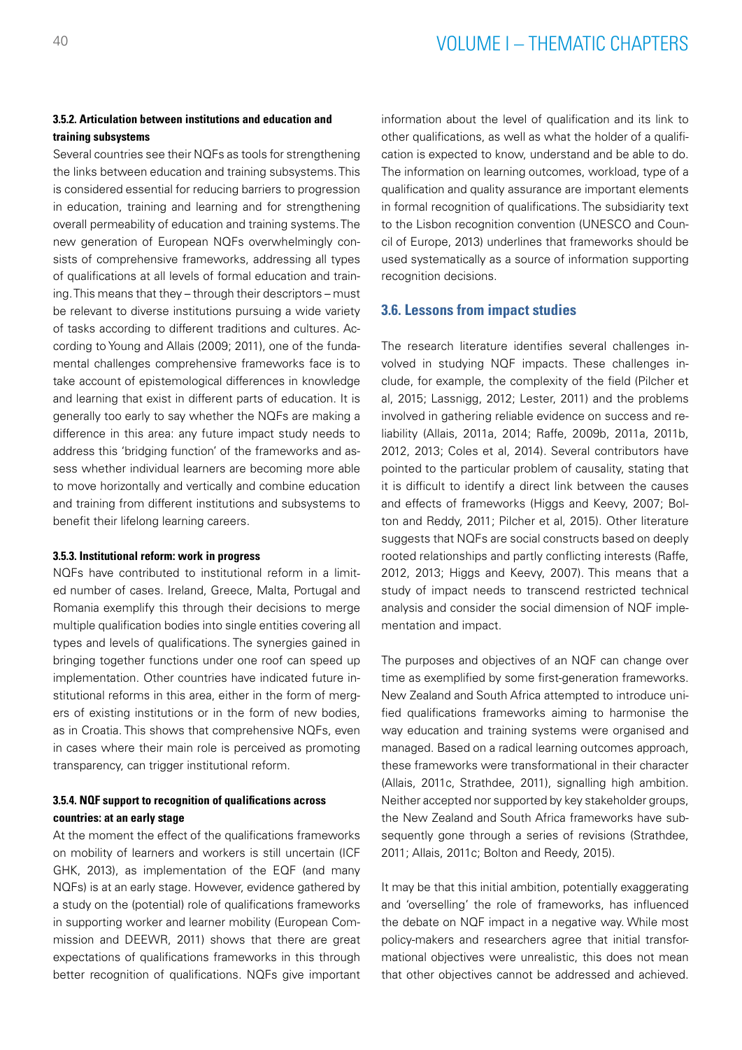#### 3.5.2. Articulation between institutions and education and training subsystems

Several countries see their NQFs as tools for strengthening the links between education and training subsystems. This is considered essential for reducing barriers to progression in education, training and learning and for strengthening overall permeability of education and training systems. The new generation of European NQFs overwhelmingly consists of comprehensive frameworks, addressing all types of qualifications at all levels of formal education and training. This means that they – through their descriptors – must be relevant to diverse institutions pursuing a wide variety of tasks according to different traditions and cultures. According to Young and Allais (2009; 2011), one of the fundamental challenges comprehensive frameworks face is to take account of epistemological differences in knowledge and learning that exist in different parts of education. It is generally too early to say whether the NQFs are making a difference in this area: any future impact study needs to address this 'bridging function' of the frameworks and assess whether individual learners are becoming more able to move horizontally and vertically and combine education and training from different institutions and subsystems to benefit their lifelong learning careers.

#### 3.5.3. Institutional reform: work in progress

NQFs have contributed to institutional reform in a limited number of cases. Ireland, Greece, Malta, Portugal and Romania exemplify this through their decisions to merge multiple qualification bodies into single entities covering all types and levels of qualifications. The synergies gained in bringing together functions under one roof can speed up implementation. Other countries have indicated future institutional reforms in this area, either in the form of mergers of existing institutions or in the form of new bodies, as in Croatia. This shows that comprehensive NQFs, even in cases where their main role is perceived as promoting transparency, can trigger institutional reform.

#### 3.5.4. NQF support to recognition of qualifications across countries: at an early stage

At the moment the effect of the qualifications frameworks on mobility of learners and workers is still uncertain (ICF GHK, 2013), as implementation of the EQF (and many NQFs) is at an early stage. However, evidence gathered by a study on the (potential) role of qualifications frameworks in supporting worker and learner mobility (European Commission and DEEWR, 2011) shows that there are great expectations of qualifications frameworks in this through better recognition of qualifications. NQFs give important information about the level of qualification and its link to other qualifications, as well as what the holder of a qualification is expected to know, understand and be able to do. The information on learning outcomes, workload, type of a qualification and quality assurance are important elements in formal recognition of qualifications. The subsidiarity text to the Lisbon recognition convention (UNESCO and Council of Europe, 2013) underlines that frameworks should be used systematically as a source of information supporting recognition decisions.

### 3.6. Lessons from impact studies

The research literature identifies several challenges involved in studying NQF impacts. These challenges include, for example, the complexity of the field (Pilcher et al, 2015; Lassnigg, 2012; Lester, 2011) and the problems involved in gathering reliable evidence on success and reliability (Allais, 2011a, 2014; Raffe, 2009b, 2011a, 2011b, 2012, 2013; Coles et al, 2014). Several contributors have pointed to the particular problem of causality, stating that it is difficult to identify a direct link between the causes and effects of frameworks (Higgs and Keevy, 2007; Bolton and Reddy, 2011; Pilcher et al, 2015). Other literature suggests that NQFs are social constructs based on deeply rooted relationships and partly conflicting interests (Raffe, 2012, 2013; Higgs and Keevy, 2007). This means that a study of impact needs to transcend restricted technical analysis and consider the social dimension of NQF implementation and impact.

The purposes and objectives of an NQF can change over time as exemplified by some first-generation frameworks. New Zealand and South Africa attempted to introduce unified qualifications frameworks aiming to harmonise the way education and training systems were organised and managed. Based on a radical learning outcomes approach, these frameworks were transformational in their character (Allais, 2011c, Strathdee, 2011), signalling high ambition. Neither accepted nor supported by key stakeholder groups, the New Zealand and South Africa frameworks have subsequently gone through a series of revisions (Strathdee, 2011; Allais, 2011c; Bolton and Reedy, 2015).

It may be that this initial ambition, potentially exaggerating and 'overselling' the role of frameworks, has influenced the debate on NQF impact in a negative way. While most policy-makers and researchers agree that initial transformational objectives were unrealistic, this does not mean that other objectives cannot be addressed and achieved.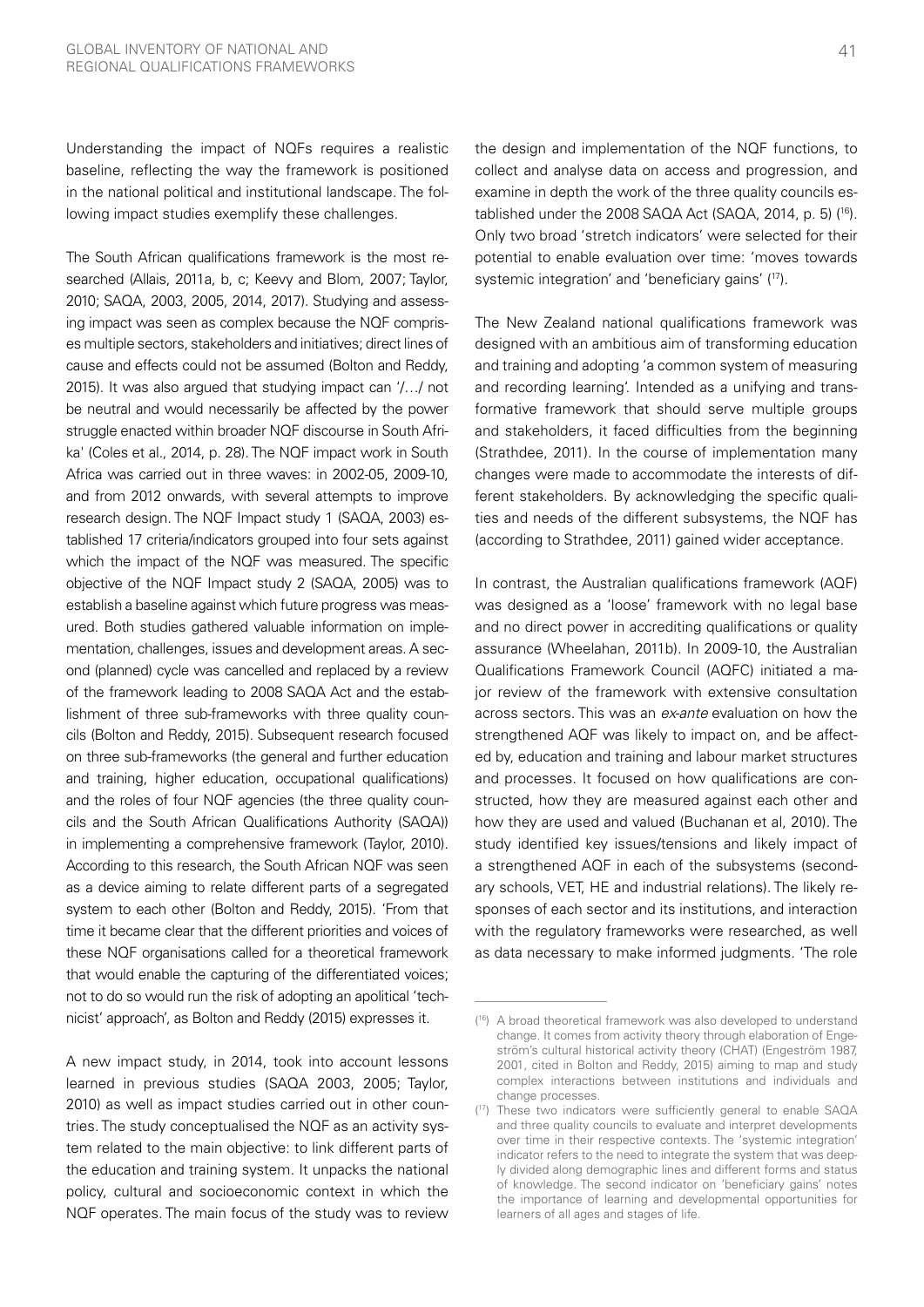Understanding the impact of NQFs requires a realistic baseline, reflecting the way the framework is positioned in the national political and institutional landscape. The following impact studies exemplify these challenges.

The South African qualifications framework is the most researched (Allais, 2011a, b, c; Keevy and Blom, 2007; Taylor, 2010; SAQA, 2003, 2005, 2014, 2017). Studying and assessing impact was seen as complex because the NQF comprises multiple sectors, stakeholders and initiatives; direct lines of cause and effects could not be assumed (Bolton and Reddy, 2015). It was also argued that studying impact can '/…/ not be neutral and would necessarily be affected by the power struggle enacted within broader NQF discourse in South Africa' (Coles et al., 2014, p. 28). The NQF impact work in South Africa was carried out in three waves: in 2002-05, 2009-10, and from 2012 onwards, with several attempts to improve research design. The NQF Impact study 1 (SAQA, 2003) established 17 criteria/indicators grouped into four sets against which the impact of the NQF was measured. The specific objective of the NQF Impact study 2 (SAQA, 2005) was to establish a baseline against which future progress was measured. Both studies gathered valuable information on implementation, challenges, issues and development areas. A second (planned) cycle was cancelled and replaced by a review of the framework leading to 2008 SAQA Act and the establishment of three sub-frameworks with three quality councils (Bolton and Reddy, 2015). Subsequent research focused on three sub-frameworks (the general and further education and training, higher education, occupational qualifications) and the roles of four NQF agencies (the three quality councils and the South African Qualifications Authority (SAQA)) in implementing a comprehensive framework (Taylor, 2010). According to this research, the South African NQF was seen as a device aiming to relate different parts of a segregated system to each other (Bolton and Reddy, 2015). 'From that time it became clear that the different priorities and voices of these NQF organisations called for a theoretical framework that would enable the capturing of the differentiated voices; not to do so would run the risk of adopting an apolitical 'technicist' approach', as Bolton and Reddy (2015) expresses it.

A new impact study, in 2014, took into account lessons learned in previous studies (SAQA 2003, 2005; Taylor, 2010) as well as impact studies carried out in other countries. The study conceptualised the NQF as an activity system related to the main objective: to link different parts of the education and training system. It unpacks the national policy, cultural and socioeconomic context in which the NQF operates. The main focus of the study was to review the design and implementation of the NQF functions, to collect and analyse data on access and progression, and examine in depth the work of the three quality councils established under the 2008 SAQA Act (SAQA, 2014, p. 5) ([16]). Only two broad 'stretch indicators' were selected for their potential to enable evaluation over time: 'moves towards systemic integration' and 'beneficiary gains' ([17]).

The New Zealand national qualifications framework was designed with an ambitious aim of transforming education and training and adopting 'a common system of measuring and recording learning'. Intended as a unifying and transformative framework that should serve multiple groups and stakeholders, it faced difficulties from the beginning (Strathdee, 2011). In the course of implementation many changes were made to accommodate the interests of different stakeholders. By acknowledging the specific qualities and needs of the different subsystems, the NQF has (according to Strathdee, 2011) gained wider acceptance.

In contrast, the Australian qualifications framework (AQF) was designed as a 'loose' framework with no legal base and no direct power in accrediting qualifications or quality assurance (Wheelahan, 2011b). In 2009-10, the Australian Qualifications Framework Council (AQFC) initiated a major review of the framework with extensive consultation across sectors. This was an *ex-ante* evaluation on how the strengthened AQF was likely to impact on, and be affected by, education and training and labour market structures and processes. It focused on how qualifications are constructed, how they are measured against each other and how they are used and valued (Buchanan et al, 2010). The study identified key issues/tensions and likely impact of a strengthened AQF in each of the subsystems (secondary schools, VET, HE and industrial relations). The likely responses of each sector and its institutions, and interaction with the regulatory frameworks were researched, as well as data necessary to make informed judgments. 'The role

---

([16]) A broad theoretical framework was also developed to understand change. It comes from activity theory through elaboration of Engeström's cultural historical activity theory (CHAT) (Engeström 1987, 2001, cited in Bolton and Reddy, 2015) aiming to map and study complex interactions between institutions and individuals and change processes.

([17]) These two indicators were sufficiently general to enable SAQA and three quality councils to evaluate and interpret developments over time in their respective contexts. The 'systemic integration' indicator refers to the need to integrate the system that was deeply divided along demographic lines and different forms and status of knowledge. The second indicator on 'beneficiary gains' notes the importance of learning and developmental opportunities for learners of all ages and stages of life.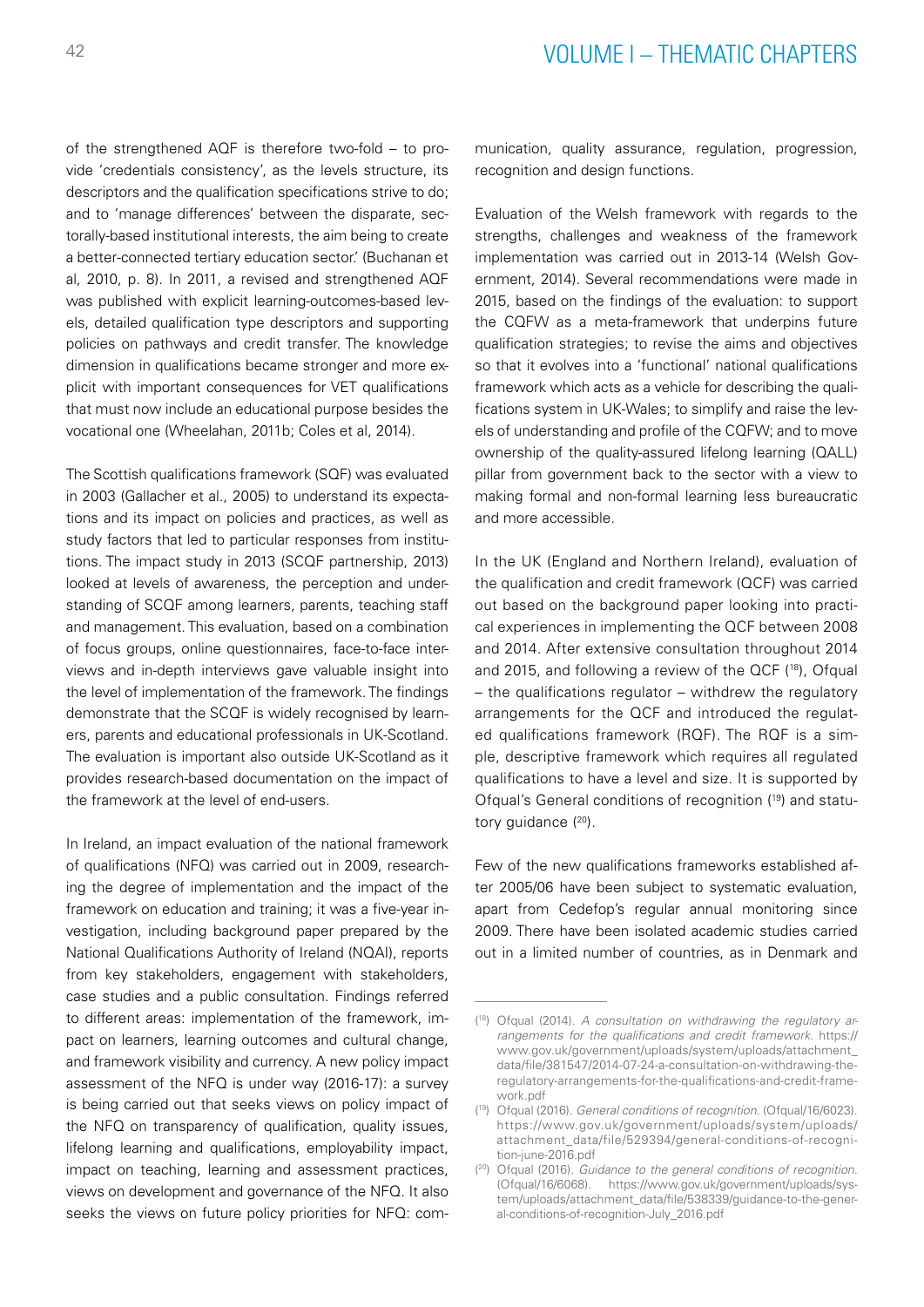of the strengthened AQF is therefore two-fold – to provide 'credentials consistency', as the levels structure, its descriptors and the qualification specifications strive to do; and to 'manage differences' between the disparate, sectorally-based institutional interests, the aim being to create a better-connected tertiary education sector.' (Buchanan et al, 2010, p. 8). In 2011, a revised and strengthened AQF was published with explicit learning-outcomes-based levels, detailed qualification type descriptors and supporting policies on pathways and credit transfer. The knowledge dimension in qualifications became stronger and more explicit with important consequences for VET qualifications that must now include an educational purpose besides the vocational one (Wheelahan, 2011b; Coles et al, 2014).

The Scottish qualifications framework (SQF) was evaluated in 2003 (Gallacher et al., 2005) to understand its expectations and its impact on policies and practices, as well as study factors that led to particular responses from institutions. The impact study in 2013 (SCQF partnership, 2013) looked at levels of awareness, the perception and understanding of SCQF among learners, parents, teaching staff and management. This evaluation, based on a combination of focus groups, online questionnaires, face-to-face interviews and in-depth interviews gave valuable insight into the level of implementation of the framework. The findings demonstrate that the SCQF is widely recognised by learners, parents and educational professionals in UK-Scotland. The evaluation is important also outside UK-Scotland as it provides research-based documentation on the impact of the framework at the level of end-users.

In Ireland, an impact evaluation of the national framework of qualifications (NFQ) was carried out in 2009, researching the degree of implementation and the impact of the framework on education and training; it was a five-year investigation, including background paper prepared by the National Qualifications Authority of Ireland (NQAI), reports from key stakeholders, engagement with stakeholders, case studies and a public consultation. Findings referred to different areas: implementation of the framework, impact on learners, learning outcomes and cultural change, and framework visibility and currency. A new policy impact assessment of the NFQ is under way (2016-17): a survey is being carried out that seeks views on policy impact of the NFQ on transparency of qualification, quality issues, lifelong learning and qualifications, employability impact, impact on teaching, learning and assessment practices, views on development and governance of the NFQ. It also seeks the views on future policy priorities for NFQ: communication, quality assurance, regulation, progression, recognition and design functions.

Evaluation of the Welsh framework with regards to the strengths, challenges and weakness of the framework implementation was carried out in 2013-14 (Welsh Government, 2014). Several recommendations were made in 2015, based on the findings of the evaluation: to support the CQFW as a meta-framework that underpins future qualification strategies; to revise the aims and objectives so that it evolves into a 'functional' national qualifications framework which acts as a vehicle for describing the qualifications system in UK-Wales; to simplify and raise the levels of understanding and profile of the CQFW; and to move ownership of the quality-assured lifelong learning (QALL) pillar from government back to the sector with a view to making formal and non-formal learning less bureaucratic and more accessible.

In the UK (England and Northern Ireland), evaluation of the qualification and credit framework (QCF) was carried out based on the background paper looking into practical experiences in implementing the QCF between 2008 and 2014. After extensive consultation throughout 2014 and 2015, and following a review of the QCF ([18]), Ofqual – the qualifications regulator – withdrew the regulatory arrangements for the QCF and introduced the regulated qualifications framework (RQF). The RQF is a simple, descriptive framework which requires all regulated qualifications to have a level and size. It is supported by Ofqual's General conditions of recognition ([19]) and statutory guidance ([20]).

Few of the new qualifications frameworks established after 2005/06 have been subject to systematic evaluation, apart from Cedefop's regular annual monitoring since 2009. There have been isolated academic studies carried out in a limited number of countries, as in Denmark and

([18]) Ofqual (2014). *A consultation on withdrawing the regulatory arrangements for the qualifications and credit framework.* https://www.gov.uk/government/uploads/system/uploads/attachment_data/file/381547/2014-07-24-a-consultation-on-withdrawing-the-regulatory-arrangements-for-the-qualifications-and-credit-framework.pdf

([19]) Ofqual (2016). *General conditions of recognition.* (Ofqual/16/6023). https://www.gov.uk/government/uploads/system/uploads/attachment_data/file/529394/general-conditions-of-recognition-june-2016.pdf

([20]) Ofqual (2016). *Guidance to the general conditions of recognition.* (Ofqual/16/6068). https://www.gov.uk/government/uploads/system/uploads/attachment_data/file/538339/guidance-to-the-general-conditions-of-recognition-July_2016.pdf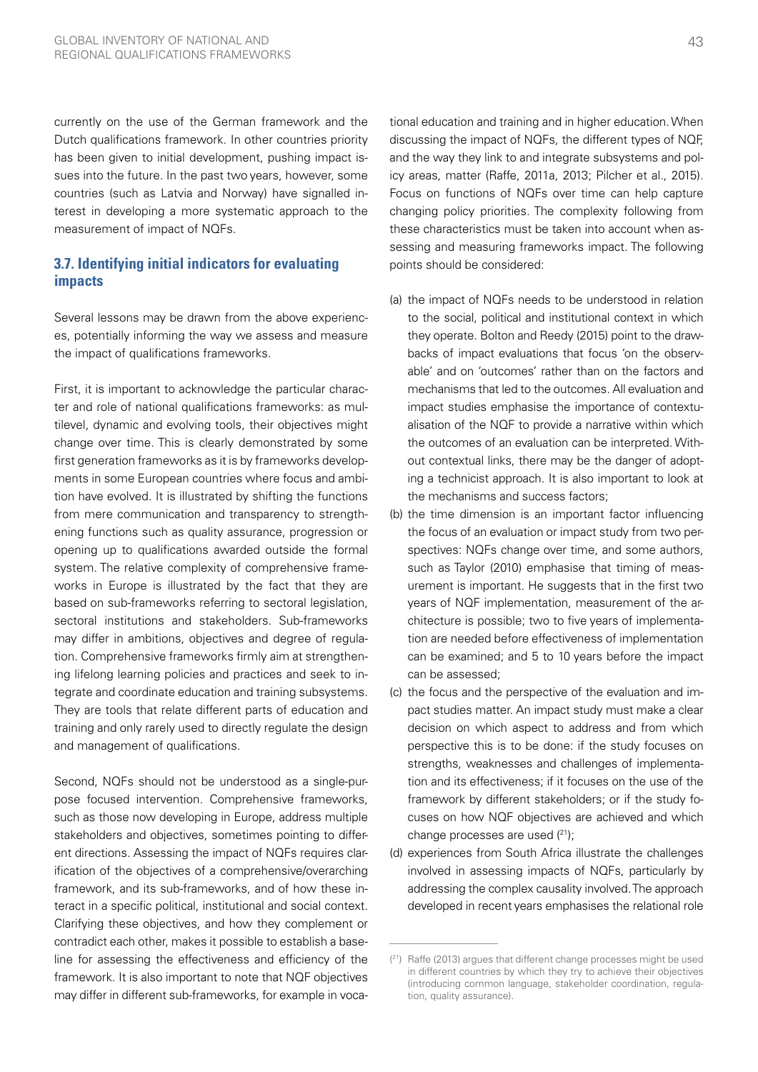currently on the use of the German framework and the Dutch qualifications framework. In other countries priority has been given to initial development, pushing impact issues into the future. In the past two years, however, some countries (such as Latvia and Norway) have signalled interest in developing a more systematic approach to the measurement of impact of NQFs.

### 3.7. Identifying initial indicators for evaluating impacts

Several lessons may be drawn from the above experiences, potentially informing the way we assess and measure the impact of qualifications frameworks.

First, it is important to acknowledge the particular character and role of national qualifications frameworks: as multilevel, dynamic and evolving tools, their objectives might change over time. This is clearly demonstrated by some first generation frameworks as it is by frameworks developments in some European countries where focus and ambition have evolved. It is illustrated by shifting the functions from mere communication and transparency to strengthening functions such as quality assurance, progression or opening up to qualifications awarded outside the formal system. The relative complexity of comprehensive frameworks in Europe is illustrated by the fact that they are based on sub-frameworks referring to sectoral legislation, sectoral institutions and stakeholders. Sub-frameworks may differ in ambitions, objectives and degree of regulation. Comprehensive frameworks firmly aim at strengthening lifelong learning policies and practices and seek to integrate and coordinate education and training subsystems. They are tools that relate different parts of education and training and only rarely used to directly regulate the design and management of qualifications.

Second, NQFs should not be understood as a single-purpose focused intervention. Comprehensive frameworks, such as those now developing in Europe, address multiple stakeholders and objectives, sometimes pointing to different directions. Assessing the impact of NQFs requires clarification of the objectives of a comprehensive/overarching framework, and its sub-frameworks, and of how these interact in a specific political, institutional and social context. Clarifying these objectives, and how they complement or contradict each other, makes it possible to establish a baseline for assessing the effectiveness and efficiency of the framework. It is also important to note that NQF objectives may differ in different sub-frameworks, for example in vocational education and training and in higher education. When discussing the impact of NQFs, the different types of NQF, and the way they link to and integrate subsystems and policy areas, matter (Raffe, 2011a, 2013; Pilcher et al., 2015). Focus on functions of NQFs over time can help capture changing policy priorities. The complexity following from these characteristics must be taken into account when assessing and measuring frameworks impact. The following points should be considered:

(a) the impact of NQFs needs to be understood in relation to the social, political and institutional context in which they operate. Bolton and Reedy (2015) point to the drawbacks of impact evaluations that focus 'on the observable' and on 'outcomes' rather than on the factors and mechanisms that led to the outcomes. All evaluation and impact studies emphasise the importance of contextualisation of the NQF to provide a narrative within which the outcomes of an evaluation can be interpreted. Without contextual links, there may be the danger of adopting a technicist approach. It is also important to look at the mechanisms and success factors;
(b) the time dimension is an important factor influencing the focus of an evaluation or impact study from two perspectives: NQFs change over time, and some authors, such as Taylor (2010) emphasise that timing of measurement is important. He suggests that in the first two years of NQF implementation, measurement of the architecture is possible; two to five years of implementation are needed before effectiveness of implementation can be examined; and 5 to 10 years before the impact can be assessed;
(c) the focus and the perspective of the evaluation and impact studies matter. An impact study must make a clear decision on which aspect to address and from which perspective this is to be done: if the study focuses on strengths, weaknesses and challenges of implementation and its effectiveness; if it focuses on the use of the framework by different stakeholders; or if the study focuses on how NQF objectives are achieved and which change processes are used ([21]);
(d) experiences from South Africa illustrate the challenges involved in assessing impacts of NQFs, particularly by addressing the complex causality involved. The approach developed in recent years emphasises the relational role

([21]) Raffe (2013) argues that different change processes might be used in different countries by which they try to achieve their objectives (introducing common language, stakeholder coordination, regulation, quality assurance).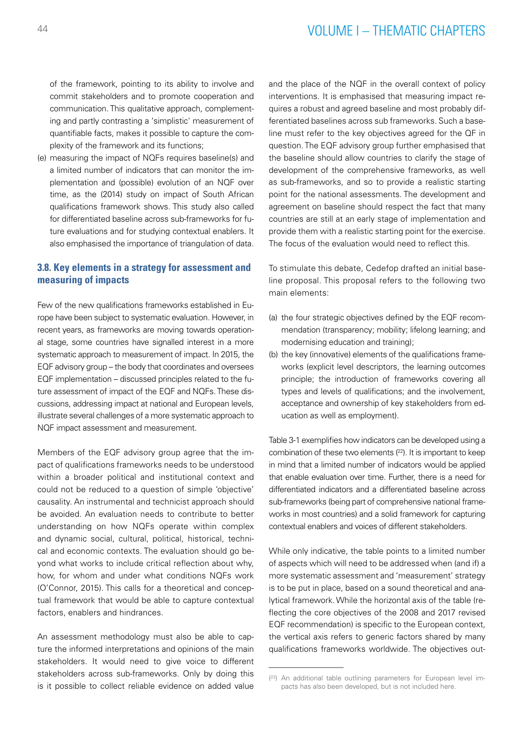of the framework, pointing to its ability to involve and commit stakeholders and to promote cooperation and communication. This qualitative approach, complementing and partly contrasting a 'simplistic' measurement of quantifiable facts, makes it possible to capture the complexity of the framework and its functions;

(e) measuring the impact of NQFs requires baseline(s) and a limited number of indicators that can monitor the implementation and (possible) evolution of an NQF over time, as the (2014) study on impact of South African qualifications framework shows. This study also called for differentiated baseline across sub-frameworks for future evaluations and for studying contextual enablers. It also emphasised the importance of triangulation of data.

### 3.8. Key elements in a strategy for assessment and measuring of impacts

Few of the new qualifications frameworks established in Europe have been subject to systematic evaluation. However, in recent years, as frameworks are moving towards operational stage, some countries have signalled interest in a more systematic approach to measurement of impact. In 2015, the EQF advisory group – the body that coordinates and oversees EQF implementation – discussed principles related to the future assessment of impact of the EQF and NQFs. These discussions, addressing impact at national and European levels, illustrate several challenges of a more systematic approach to NQF impact assessment and measurement.

Members of the EQF advisory group agree that the impact of qualifications frameworks needs to be understood within a broader political and institutional context and could not be reduced to a question of simple 'objective' causality. An instrumental and technicist approach should be avoided. An evaluation needs to contribute to better understanding on how NQFs operate within complex and dynamic social, cultural, political, historical, technical and economic contexts. The evaluation should go beyond what works to include critical reflection about why, how, for whom and under what conditions NQFs work (O'Connor, 2015). This calls for a theoretical and conceptual framework that would be able to capture contextual factors, enablers and hindrances.

An assessment methodology must also be able to capture the informed interpretations and opinions of the main stakeholders. It would need to give voice to different stakeholders across sub-frameworks. Only by doing this is it possible to collect reliable evidence on added value and the place of the NQF in the overall context of policy interventions. It is emphasised that measuring impact requires a robust and agreed baseline and most probably differentiated baselines across sub frameworks. Such a baseline must refer to the key objectives agreed for the QF in question. The EQF advisory group further emphasised that the baseline should allow countries to clarify the stage of development of the comprehensive frameworks, as well as sub-frameworks, and so to provide a realistic starting point for the national assessments. The development and agreement on baseline should respect the fact that many countries are still at an early stage of implementation and provide them with a realistic starting point for the exercise. The focus of the evaluation would need to reflect this.

To stimulate this debate, Cedefop drafted an initial baseline proposal. This proposal refers to the following two main elements:

(a) the four strategic objectives defined by the EQF recommendation (transparency; mobility; lifelong learning; and modernising education and training);

(b) the key (innovative) elements of the qualifications frameworks (explicit level descriptors, the learning outcomes principle; the introduction of frameworks covering all types and levels of qualifications; and the involvement, acceptance and ownership of key stakeholders from education as well as employment).

Table 3-1 exemplifies how indicators can be developed using a combination of these two elements [22]. It is important to keep in mind that a limited number of indicators would be applied that enable evaluation over time. Further, there is a need for differentiated indicators and a differentiated baseline across sub-frameworks (being part of comprehensive national frameworks in most countries) and a solid framework for capturing contextual enablers and voices of different stakeholders.

While only indicative, the table points to a limited number of aspects which will need to be addressed when (and if) a more systematic assessment and 'measurement' strategy is to be put in place, based on a sound theoretical and analytical framework. While the horizontal axis of the table (reflecting the core objectives of the 2008 and 2017 revised EQF recommendation) is specific to the European context, the vertical axis refers to generic factors shared by many qualifications frameworks worldwide. The objectives out-

[22] An additional table outlining parameters for European level impacts has also been developed, but is not included here.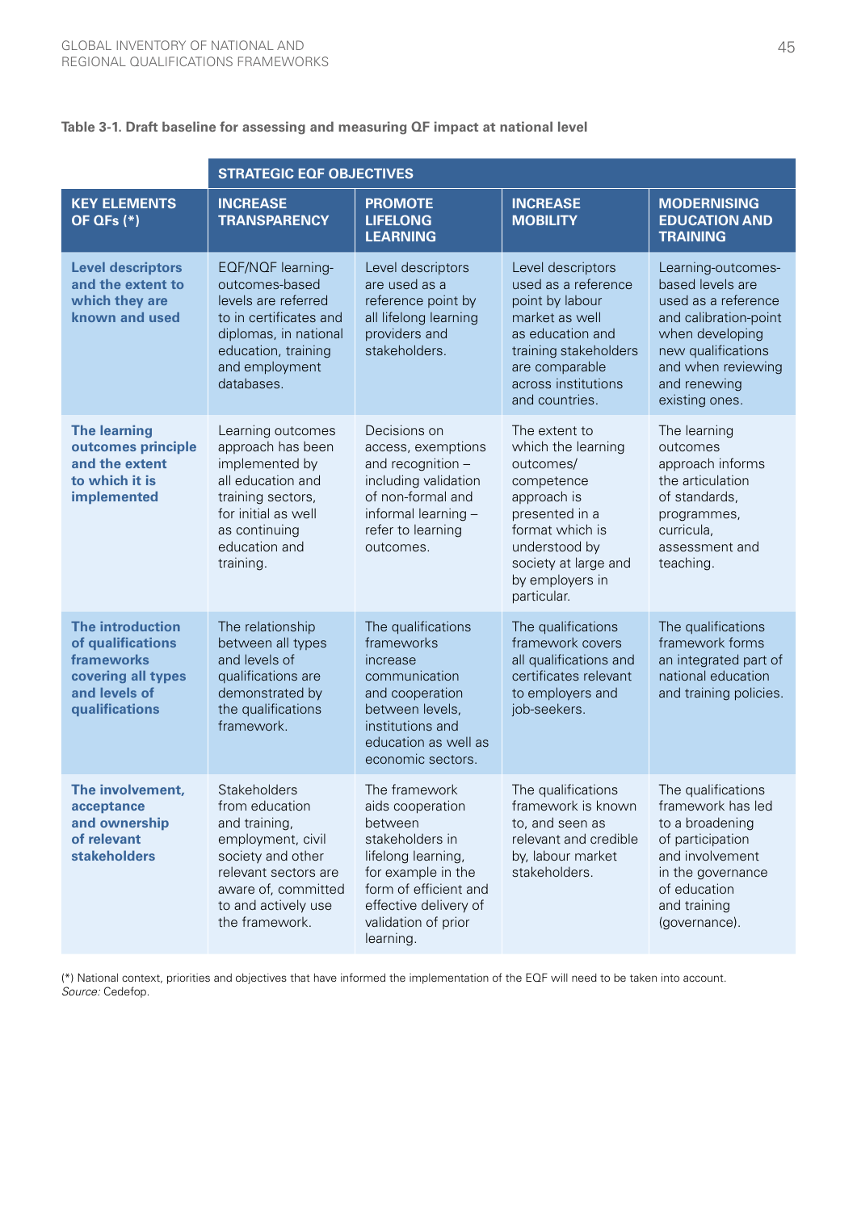**Table 3-1. Draft baseline for assessing and measuring QF impact at national level**

| | STRATEGIC EQF OBJECTIVES | | | |
|---|---|---|---|---|
| **KEY ELEMENTS OF QFs (*)** | **INCREASE TRANSPARENCY** | **PROMOTE LIFELONG LEARNING** | **INCREASE MOBILITY** | **MODERNISING EDUCATION AND TRAINING** |
| **Level descriptors and the extent to which they are known and used** | EQF/NQF learning-outcomes-based levels are referred to in certificates and diplomas, in national education, training and employment databases. | Level descriptors are used as a reference point by all lifelong learning providers and stakeholders. | Level descriptors used as a reference point by labour market as well as education and training stakeholders are comparable across institutions and countries. | Learning-outcomes-based levels are used as a reference and calibration-point when developing new qualifications and when reviewing and renewing existing ones. |
| **The learning outcomes principle and the extent to which it is implemented** | Learning outcomes approach has been implemented by all education and training sectors, for initial as well as continuing education and training. | Decisions on access, exemptions and recognition – including validation of non-formal and informal learning – refer to learning outcomes. | The extent to which the learning outcomes/ competence approach is presented in a format which is understood by society at large and by employers in particular. | The learning outcomes approach informs the articulation of standards, programmes, curricula, assessment and teaching. |
| **The introduction of qualifications frameworks covering all types and levels of qualifications** | The relationship between all types and levels of qualifications are demonstrated by the qualifications framework. | The qualifications frameworks increase communication and cooperation between levels, institutions and education as well as economic sectors. | The qualifications framework covers all qualifications and certificates relevant to employers and job-seekers. | The qualifications framework forms an integrated part of national education and training policies. |
| **The involvement, acceptance and ownership of relevant stakeholders** | Stakeholders from education and training, employment, civil society and other relevant sectors are aware of, committed to and actively use the framework. | The framework aids cooperation between stakeholders in lifelong learning, for example in the form of efficient and effective delivery of validation of prior learning. | The qualifications framework is known to, and seen as relevant and credible by, labour market stakeholders. | The qualifications framework has led to a broadening of participation and involvement in the governance of education and training (governance). |

(*) National context, priorities and objectives that have informed the implementation of the EQF will need to be taken into account.
*Source:* Cedefop.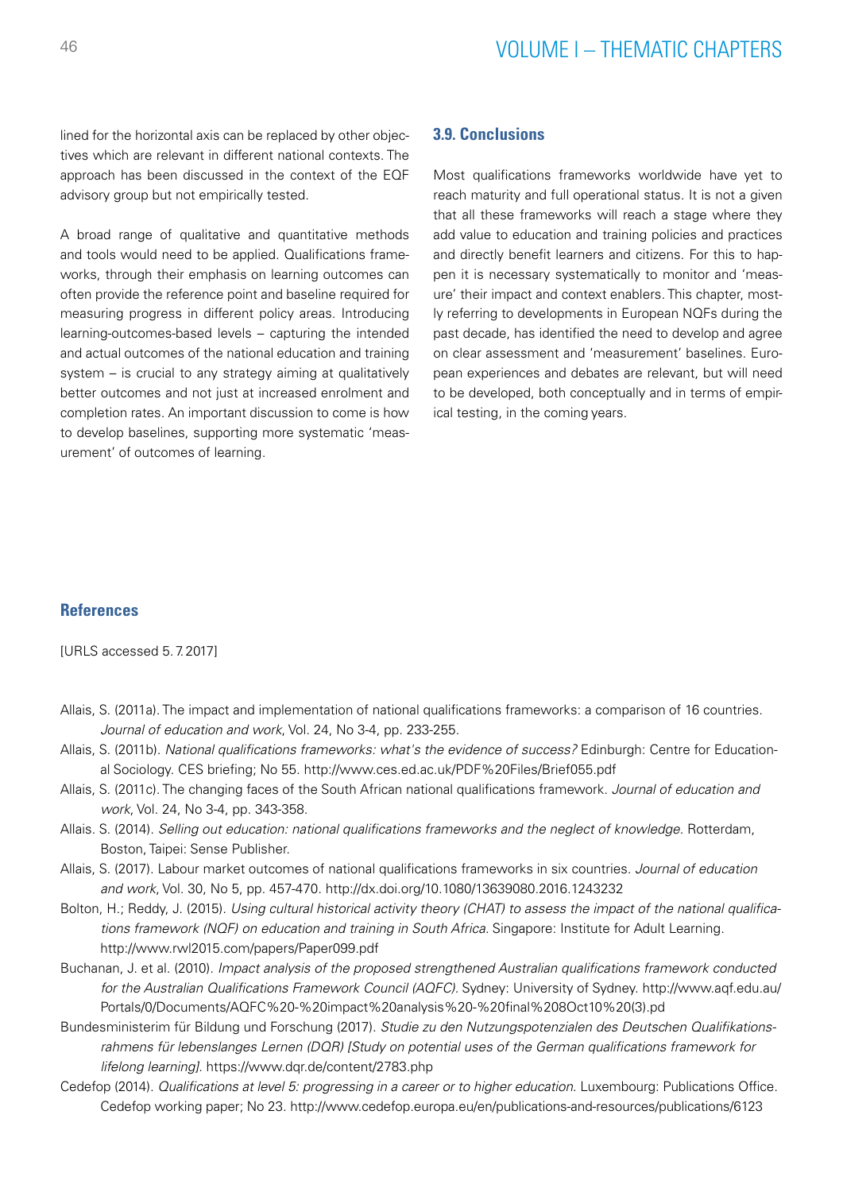lined for the horizontal axis can be replaced by other objectives which are relevant in different national contexts. The approach has been discussed in the context of the EQF advisory group but not empirically tested.

A broad range of qualitative and quantitative methods and tools would need to be applied. Qualifications frameworks, through their emphasis on learning outcomes can often provide the reference point and baseline required for measuring progress in different policy areas. Introducing learning-outcomes-based levels – capturing the intended and actual outcomes of the national education and training system – is crucial to any strategy aiming at qualitatively better outcomes and not just at increased enrolment and completion rates. An important discussion to come is how to develop baselines, supporting more systematic 'measurement' of outcomes of learning.

### 3.9. Conclusions

Most qualifications frameworks worldwide have yet to reach maturity and full operational status. It is not a given that all these frameworks will reach a stage where they add value to education and training policies and practices and directly benefit learners and citizens. For this to happen it is necessary systematically to monitor and 'measure' their impact and context enablers. This chapter, mostly referring to developments in European NQFs during the past decade, has identified the need to develop and agree on clear assessment and 'measurement' baselines. European experiences and debates are relevant, but will need to be developed, both conceptually and in terms of empirical testing, in the coming years.

### References

[URLS accessed 5. 7. 2017]

Allais, S. (2011a). The impact and implementation of national qualifications frameworks: a comparison of 16 countries. *Journal of education and work*, Vol. 24, No 3-4, pp. 233-255.

Allais, S. (2011b). *National qualifications frameworks: what's the evidence of success?* Edinburgh: Centre for Educational Sociology. CES briefing; No 55. http://www.ces.ed.ac.uk/PDF%20Files/Brief055.pdf

Allais, S. (2011c). The changing faces of the South African national qualifications framework. *Journal of education and work*, Vol. 24, No 3-4, pp. 343-358.

Allais. S. (2014). *Selling out education: national qualifications frameworks and the neglect of knowledge.* Rotterdam, Boston, Taipei: Sense Publisher.

Allais, S. (2017). Labour market outcomes of national qualifications frameworks in six countries. *Journal of education and work*, Vol. 30, No 5, pp. 457-470. http://dx.doi.org/10.1080/13639080.2016.1243232

Bolton, H.; Reddy, J. (2015). *Using cultural historical activity theory (CHAT) to assess the impact of the national qualifications framework (NQF) on education and training in South Africa.* Singapore: Institute for Adult Learning. http://www.rwl2015.com/papers/Paper099.pdf

Buchanan, J. et al. (2010). *Impact analysis of the proposed strengthened Australian qualifications framework conducted for the Australian Qualifications Framework Council (AQFC).* Sydney: University of Sydney. http://www.aqf.edu.au/Portals/0/Documents/AQFC%20-%20impact%20analysis%20-%20final%208Oct10%20(3).pd

Bundesministerim für Bildung und Forschung (2017). *Studie zu den Nutzungspotenzialen des Deutschen Qualifikationsrahmens für lebenslanges Lernen (DQR) [Study on potential uses of the German qualifications framework for lifelong learning].* https://www.dqr.de/content/2783.php

Cedefop (2014). *Qualifications at level 5: progressing in a career or to higher education.* Luxembourg: Publications Office. Cedefop working paper; No 23. http://www.cedefop.europa.eu/en/publications-and-resources/publications/6123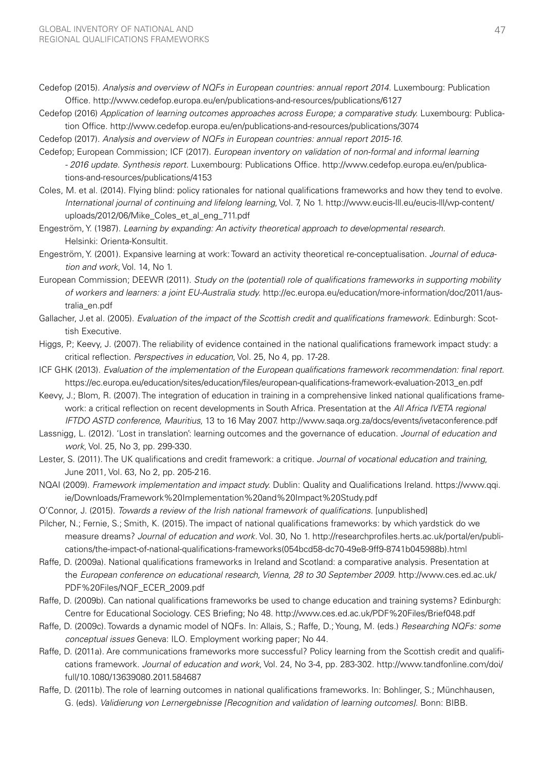Cedefop (2015). *Analysis and overview of NQFs in European countries: annual report 2014*. Luxembourg: Publication Office. http://www.cedefop.europa.eu/en/publications-and-resources/publications/6127

Cedefop (2016) *Application of learning outcomes approaches across Europe; a comparative study*. Luxembourg: Publication Office. http://www.cedefop.europa.eu/en/publications-and-resources/publications/3074

Cedefop (2017). *Analysis and overview of NQFs in European countries: annual report 2015-16*.

Cedefop; European Commission; ICF (2017). *European inventory on validation of non-formal and informal learning - 2016 update. Synthesis report*. Luxembourg: Publications Office. http://www.cedefop.europa.eu/en/publications-and-resources/publications/4153

Coles, M. et al. (2014). Flying blind: policy rationales for national qualifications frameworks and how they tend to evolve. *International journal of continuing and lifelong learning*, Vol. 7, No 1. http://www.eucis-lll.eu/eucis-lll/wp-content/uploads/2012/06/Mike_Coles_et_al_eng_711.pdf

Engeström, Y. (1987). *Learning by expanding: An activity theoretical approach to developmental research*. Helsinki: Orienta-Konsultit.

Engeström, Y. (2001). Expansive learning at work: Toward an activity theoretical re-conceptualisation. *Journal of education and work*, Vol. 14, No 1.

European Commission; DEEWR (2011). *Study on the (potential) role of qualifications frameworks in supporting mobility of workers and learners: a joint EU-Australia study*. http://ec.europa.eu/education/more-information/doc/2011/australia_en.pdf

Gallacher, J.et al. (2005). *Evaluation of the impact of the Scottish credit and qualifications framework*. Edinburgh: Scottish Executive.

Higgs, P.; Keevy, J. (2007). The reliability of evidence contained in the national qualifications framework impact study: a critical reflection. *Perspectives in education*, Vol. 25, No 4, pp. 17-28.

ICF GHK (2013). *Evaluation of the implementation of the European qualifications framework recommendation: final report*. https://ec.europa.eu/education/sites/education/files/european-qualifications-framework-evaluation-2013_en.pdf

Keevy, J.; Blom, R. (2007). The integration of education in training in a comprehensive linked national qualifications framework: a critical reflection on recent developments in South Africa. Presentation at the *All Africa IVETA regional IFTDO ASTD conference, Mauritius*, 13 to 16 May 2007. http://www.saqa.org.za/docs/events/ivetaconference.pdf

Lassnigg, L. (2012). 'Lost in translation': learning outcomes and the governance of education. *Journal of education and work*, Vol. 25, No 3, pp. 299-330.

Lester, S. (2011). The UK qualifications and credit framework: a critique. *Journal of vocational education and training*, June 2011, Vol. 63, No 2, pp. 205-216.

NQAI (2009). *Framework implementation and impact study*. Dublin: Quality and Qualifications Ireland. https://www.qqi.ie/Downloads/Framework%20Implementation%20and%20Impact%20Study.pdf

O'Connor, J. (2015). *Towards a review of the Irish national framework of qualifications*. [unpublished]

Pilcher, N.; Fernie, S.; Smith, K. (2015). The impact of national qualifications frameworks: by which yardstick do we measure dreams? *Journal of education and work*. Vol. 30, No 1. http://researchprofiles.herts.ac.uk/portal/en/publications/the-impact-of-national-qualifications-frameworks(054bcd58-dc70-49e8-9ff9-8741b045988b).html

Raffe, D. (2009a). National qualifications frameworks in Ireland and Scotland: a comparative analysis. Presentation at the *European conference on educational research, Vienna, 28 to 30 September 2009*. http://www.ces.ed.ac.uk/PDF%20Files/NQF_ECER_2009.pdf

Raffe, D. (2009b). Can national qualifications frameworks be used to change education and training systems? Edinburgh: Centre for Educational Sociology. CES Briefing; No 48. http://www.ces.ed.ac.uk/PDF%20Files/Brief048.pdf

Raffe, D. (2009c). Towards a dynamic model of NQFs. In: Allais, S.; Raffe, D.; Young, M. (eds.) *Researching NQFs: some conceptual issues* Geneva: ILO. Employment working paper; No 44.

Raffe, D. (2011a). Are communications frameworks more successful? Policy learning from the Scottish credit and qualifications framework. *Journal of education and work*, Vol. 24, No 3-4, pp. 283-302. http://www.tandfonline.com/doi/full/10.1080/13639080.2011.584687

Raffe, D. (2011b). The role of learning outcomes in national qualifications frameworks. In: Bohlinger, S.; Münchhausen, G. (eds). *Validierung von Lernergebnisse [Recognition and validation of learning outcomes]*. Bonn: BIBB.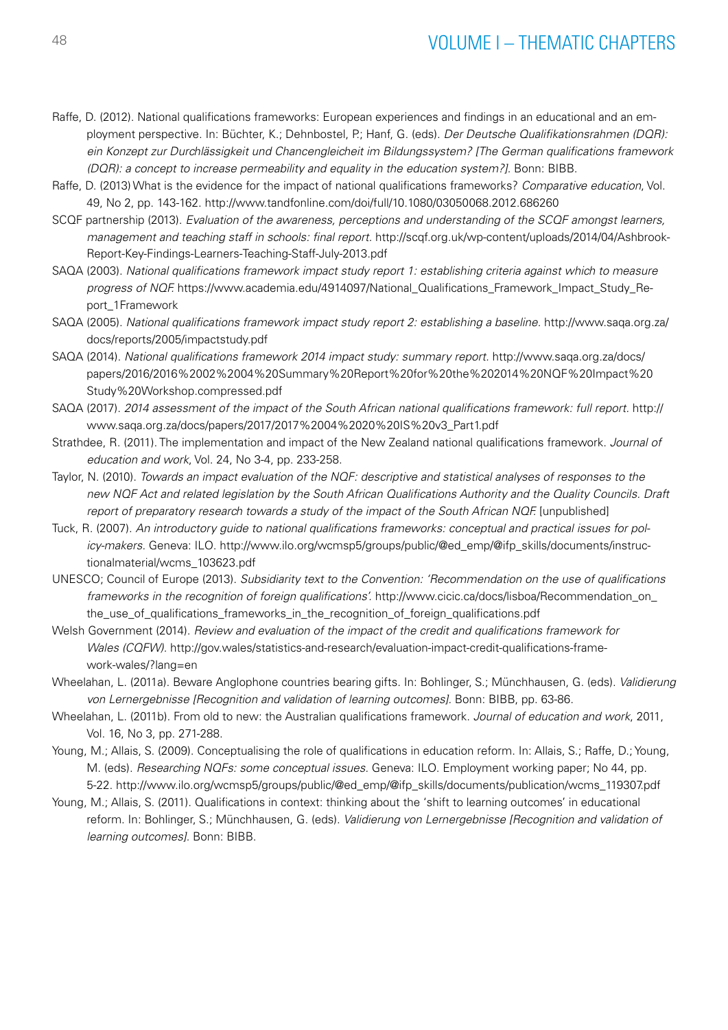Raffe, D. (2012). National qualifications frameworks: European experiences and findings in an educational and an employment perspective. In: Büchter, K.; Dehnbostel, P.; Hanf, G. (eds). *Der Deutsche Qualifikationsrahmen (DQR): ein Konzept zur Durchlässigkeit und Chancengleicheit im Bildungssystem? [The German qualifications framework (DQR): a concept to increase permeability and equality in the education system?]*. Bonn: BIBB.

Raffe, D. (2013) What is the evidence for the impact of national qualifications frameworks? *Comparative education*, Vol. 49, No 2, pp. 143-162. http://www.tandfonline.com/doi/full/10.1080/03050068.2012.686260

SCQF partnership (2013). *Evaluation of the awareness, perceptions and understanding of the SCQF amongst learners, management and teaching staff in schools: final report*. http://scqf.org.uk/wp-content/uploads/2014/04/Ashbrook-Report-Key-Findings-Learners-Teaching-Staff-July-2013.pdf

SAQA (2003). *National qualifications framework impact study report 1: establishing criteria against which to measure progress of NQF.* https://www.academia.edu/4914097/National_Qualifications_Framework_Impact_Study_Report_1Framework

SAQA (2005). *National qualifications framework impact study report 2: establishing a baseline*. http://www.saqa.org.za/docs/reports/2005/impactstudy.pdf

SAQA (2014). *National qualifications framework 2014 impact study: summary report*. http://www.saqa.org.za/docs/papers/2016/2016%2002%2004%20Summary%20Report%20for%20the%202014%20NQF%20Impact%20Study%20Workshop.compressed.pdf

SAQA (2017). *2014 assessment of the impact of the South African national qualifications framework: full report*. http://www.saqa.org.za/docs/papers/2017/2017%2004%2020%20IS%20v3_Part1.pdf

Strathdee, R. (2011). The implementation and impact of the New Zealand national qualifications framework. *Journal of education and work*, Vol. 24, No 3-4, pp. 233-258.

Taylor, N. (2010). *Towards an impact evaluation of the NQF: descriptive and statistical analyses of responses to the new NQF Act and related legislation by the South African Qualifications Authority and the Quality Councils. Draft report of preparatory research towards a study of the impact of the South African NQF.* [unpublished]

Tuck, R. (2007). *An introductory guide to national qualifications frameworks: conceptual and practical issues for policy-makers*. Geneva: ILO. http://www.ilo.org/wcmsp5/groups/public/@ed_emp/@ifp_skills/documents/instructionalmaterial/wcms_103623.pdf

UNESCO; Council of Europe (2013). *Subsidiarity text to the Convention: 'Recommendation on the use of qualifications frameworks in the recognition of foreign qualifications'.* http://www.cicic.ca/docs/lisboa/Recommendation_on_the_use_of_qualifications_frameworks_in_the_recognition_of_foreign_qualifications.pdf

Welsh Government (2014). *Review and evaluation of the impact of the credit and qualifications framework for Wales (CQFW)*. http://gov.wales/statistics-and-research/evaluation-impact-credit-qualifications-framework-wales/?lang=en

Wheelahan, L. (2011a). Beware Anglophone countries bearing gifts. In: Bohlinger, S.; Münchhausen, G. (eds). *Validierung von Lernergebnisse [Recognition and validation of learning outcomes]*. Bonn: BIBB, pp. 63-86.

Wheelahan, L. (2011b). From old to new: the Australian qualifications framework. *Journal of education and work*, 2011, Vol. 16, No 3, pp. 271-288.

Young, M.; Allais, S. (2009). Conceptualising the role of qualifications in education reform. In: Allais, S.; Raffe, D.; Young, M. (eds). *Researching NQFs: some conceptual issues*. Geneva: ILO. Employment working paper; No 44, pp. 5-22. http://www.ilo.org/wcmsp5/groups/public/@ed_emp/@ifp_skills/documents/publication/wcms_119307.pdf

Young, M.; Allais, S. (2011). Qualifications in context: thinking about the 'shift to learning outcomes' in educational reform. In: Bohlinger, S.; Münchhausen, G. (eds). *Validierung von Lernergebnisse [Recognition and validation of learning outcomes]*. Bonn: BIBB.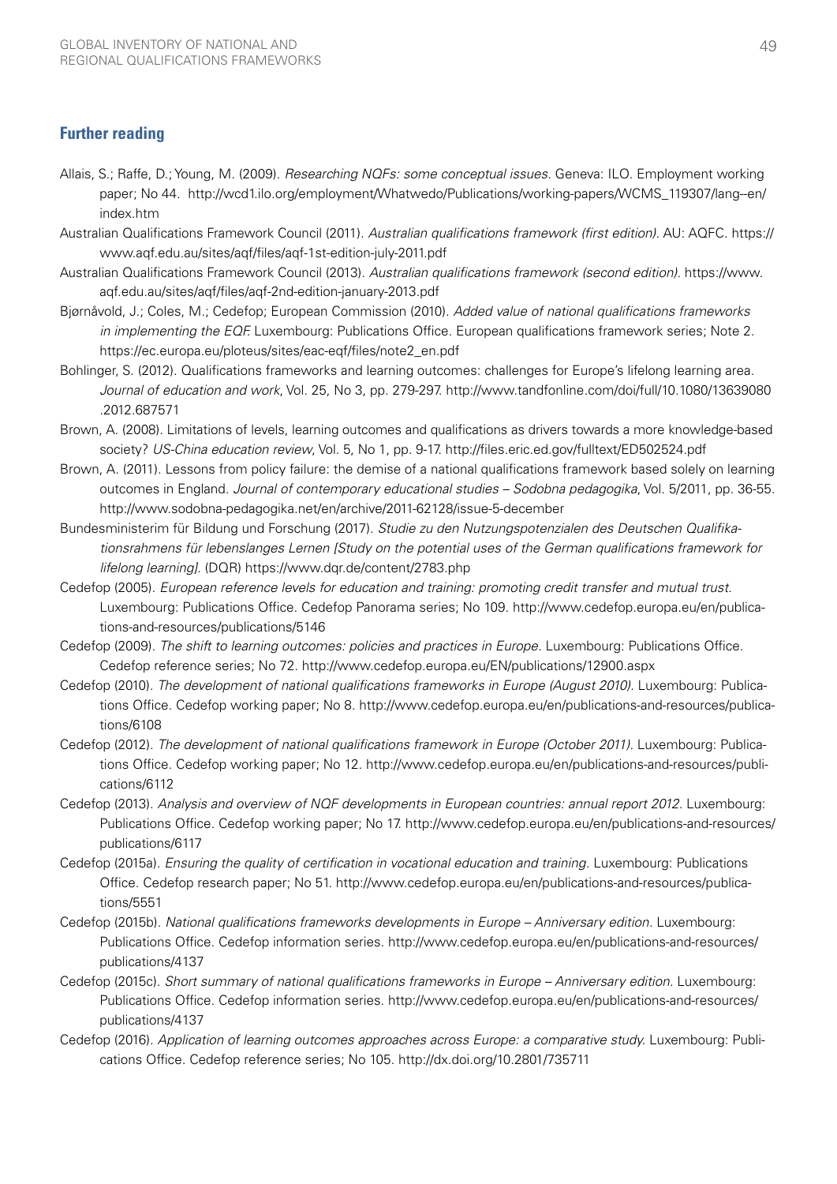## Further reading

Allais, S.; Raffe, D.; Young, M. (2009). *Researching NQFs: some conceptual issues*. Geneva: ILO. Employment working paper; No 44. http://wcd1.ilo.org/employment/Whatwedo/Publications/working-papers/WCMS_119307/lang--en/index.htm

Australian Qualifications Framework Council (2011). *Australian qualifications framework (first edition)*. AU: AQFC. https://www.aqf.edu.au/sites/aqf/files/aqf-1st-edition-july-2011.pdf

Australian Qualifications Framework Council (2013). *Australian qualifications framework (second edition)*. https://www.aqf.edu.au/sites/aqf/files/aqf-2nd-edition-january-2013.pdf

Bjørnåvold, J.; Coles, M.; Cedefop; European Commission (2010). *Added value of national qualifications frameworks in implementing the EQF.* Luxembourg: Publications Office. European qualifications framework series; Note 2. https://ec.europa.eu/ploteus/sites/eac-eqf/files/note2_en.pdf

Bohlinger, S. (2012). Qualifications frameworks and learning outcomes: challenges for Europe's lifelong learning area. *Journal of education and work*, Vol. 25, No 3, pp. 279-297. http://www.tandfonline.com/doi/full/10.1080/13639080.2012.687571

Brown, A. (2008). Limitations of levels, learning outcomes and qualifications as drivers towards a more knowledge-based society? *US-China education review*, Vol. 5, No 1, pp. 9-17. http://files.eric.ed.gov/fulltext/ED502524.pdf

Brown, A. (2011). Lessons from policy failure: the demise of a national qualifications framework based solely on learning outcomes in England. *Journal of contemporary educational studies – Sodobna pedagogika*, Vol. 5/2011, pp. 36-55. http://www.sodobna-pedagogika.net/en/archive/2011-62128/issue-5-december

Bundesministerim für Bildung und Forschung (2017). *Studie zu den Nutzungspotenzialen des Deutschen Qualifikationsrahmens für lebenslanges Lernen [Study on the potential uses of the German qualifications framework for lifelong learning]*. (DQR) https://www.dqr.de/content/2783.php

Cedefop (2005). *European reference levels for education and training: promoting credit transfer and mutual trust.* Luxembourg: Publications Office. Cedefop Panorama series; No 109. http://www.cedefop.europa.eu/en/publications-and-resources/publications/5146

Cedefop (2009). *The shift to learning outcomes: policies and practices in Europe.* Luxembourg: Publications Office. Cedefop reference series; No 72. http://www.cedefop.europa.eu/EN/publications/12900.aspx

Cedefop (2010). *The development of national qualifications frameworks in Europe (August 2010).* Luxembourg: Publications Office. Cedefop working paper; No 8. http://www.cedefop.europa.eu/en/publications-and-resources/publications/6108

Cedefop (2012). *The development of national qualifications framework in Europe (October 2011)*. Luxembourg: Publications Office. Cedefop working paper; No 12. http://www.cedefop.europa.eu/en/publications-and-resources/publications/6112

Cedefop (2013). *Analysis and overview of NQF developments in European countries: annual report 2012.* Luxembourg: Publications Office. Cedefop working paper; No 17. http://www.cedefop.europa.eu/en/publications-and-resources/publications/6117

Cedefop (2015a). *Ensuring the quality of certification in vocational education and training.* Luxembourg: Publications Office. Cedefop research paper; No 51. http://www.cedefop.europa.eu/en/publications-and-resources/publications/5551

Cedefop (2015b). *National qualifications frameworks developments in Europe – Anniversary edition.* Luxembourg: Publications Office. Cedefop information series. http://www.cedefop.europa.eu/en/publications-and-resources/publications/4137

Cedefop (2015c). *Short summary of national qualifications frameworks in Europe – Anniversary edition.* Luxembourg: Publications Office. Cedefop information series. http://www.cedefop.europa.eu/en/publications-and-resources/publications/4137

Cedefop (2016). *Application of learning outcomes approaches across Europe: a comparative study.* Luxembourg: Publications Office. Cedefop reference series; No 105. http://dx.doi.org/10.2801/735711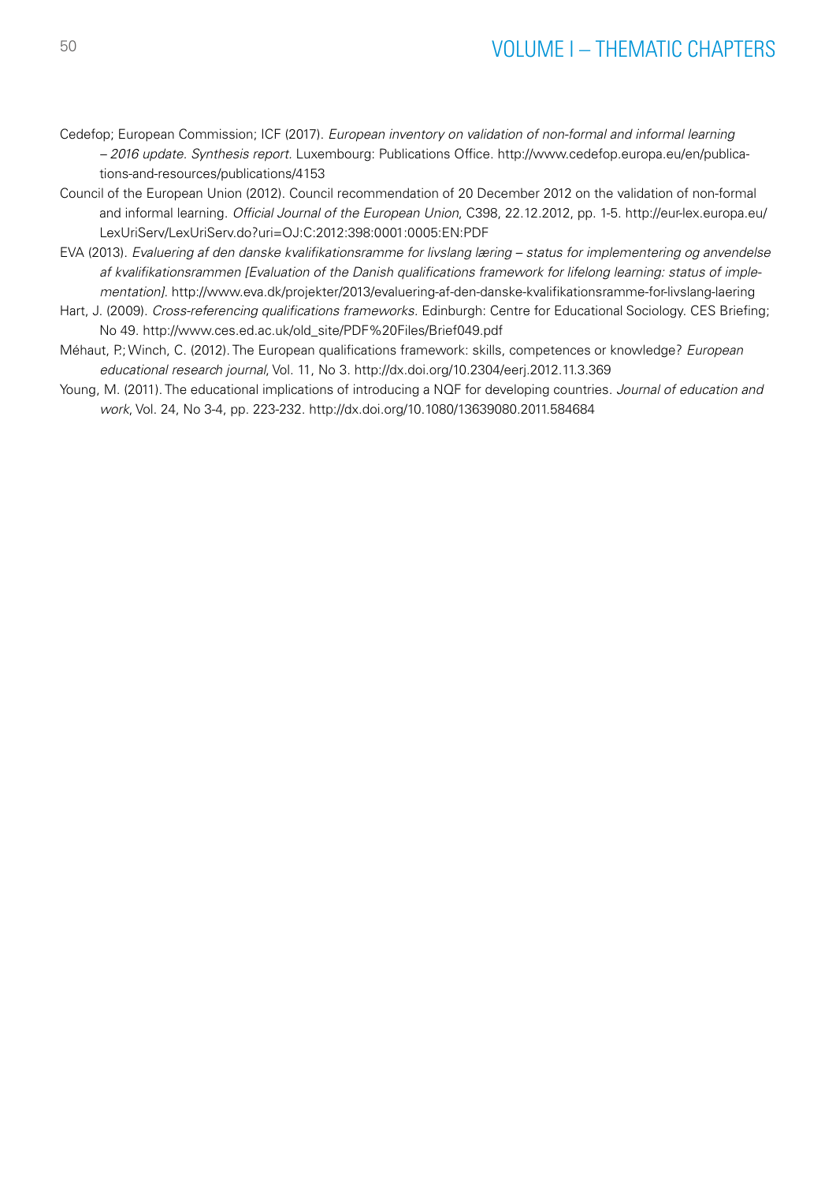Cedefop; European Commission; ICF (2017). *European inventory on validation of non-formal and informal learning – 2016 update. Synthesis report*. Luxembourg: Publications Office. http://www.cedefop.europa.eu/en/publications-and-resources/publications/4153

Council of the European Union (2012). Council recommendation of 20 December 2012 on the validation of non-formal and informal learning. *Official Journal of the European Union*, C398, 22.12.2012, pp. 1-5. http://eur-lex.europa.eu/LexUriServ/LexUriServ.do?uri=OJ:C:2012:398:0001:0005:EN:PDF

EVA (2013). *Evaluering af den danske kvalifikationsramme for livslang læring – status for implementering og anvendelse af kvalifikationsrammen [Evaluation of the Danish qualifications framework for lifelong learning: status of implementation]*. http://www.eva.dk/projekter/2013/evaluering-af-den-danske-kvalifikationsramme-for-livslang-laering

Hart, J. (2009). *Cross-referencing qualifications frameworks*. Edinburgh: Centre for Educational Sociology. CES Briefing; No 49. http://www.ces.ed.ac.uk/old_site/PDF%20Files/Brief049.pdf

Méhaut, P.; Winch, C. (2012). The European qualifications framework: skills, competences or knowledge? *European educational research journal*, Vol. 11, No 3. http://dx.doi.org/10.2304/eerj.2012.11.3.369

Young, M. (2011). The educational implications of introducing a NQF for developing countries. *Journal of education and work*, Vol. 24, No 3-4, pp. 223-232. http://dx.doi.org/10.1080/13639080.2011.584684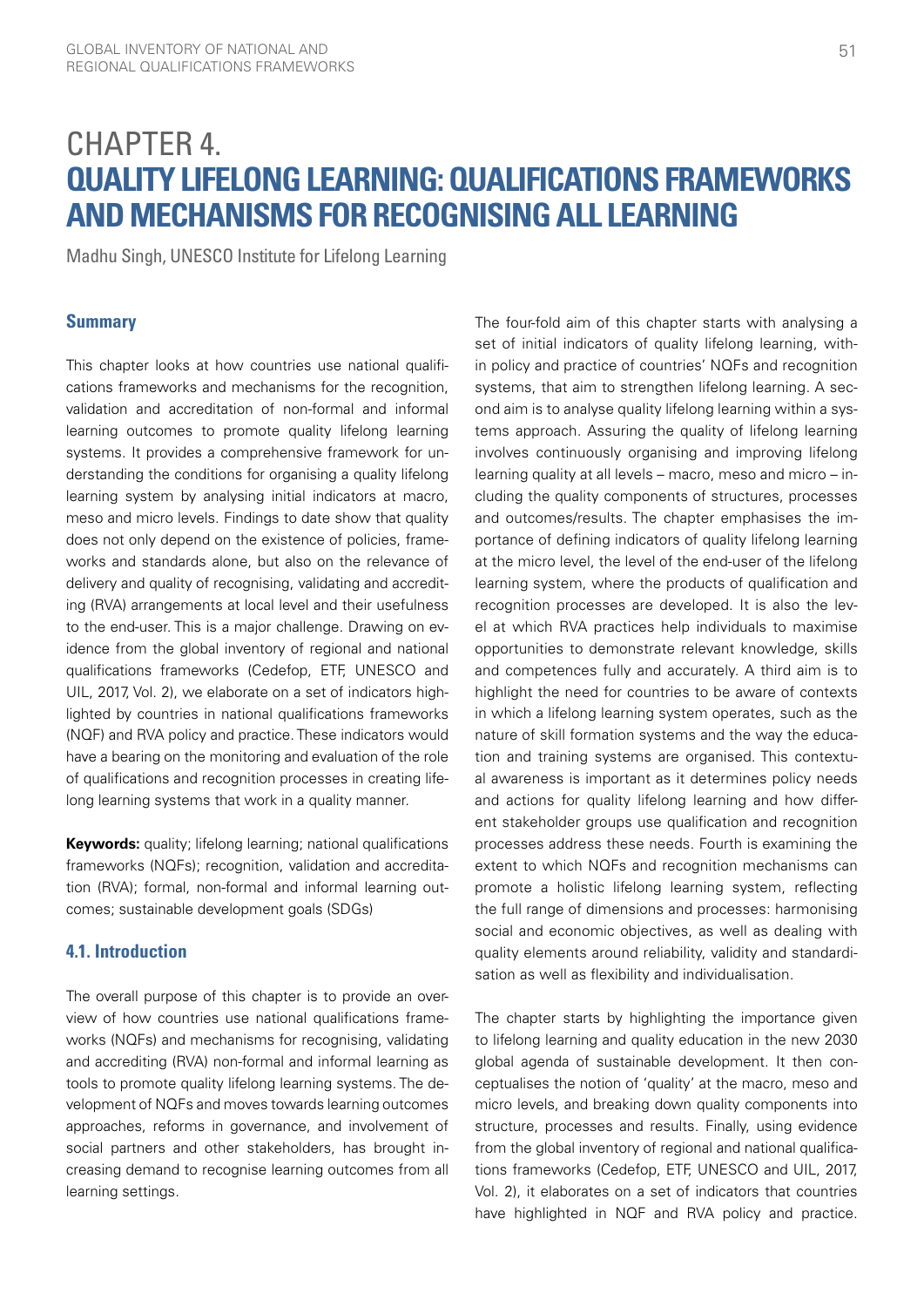# CHAPTER 4. QUALITY LIFELONG LEARNING: QUALIFICATIONS FRAMEWORKS AND MECHANISMS FOR RECOGNISING ALL LEARNING

Madhu Singh, UNESCO Institute for Lifelong Learning

### Summary

This chapter looks at how countries use national qualifications frameworks and mechanisms for the recognition, validation and accreditation of non-formal and informal learning outcomes to promote quality lifelong learning systems. It provides a comprehensive framework for understanding the conditions for organising a quality lifelong learning system by analysing initial indicators at macro, meso and micro levels. Findings to date show that quality does not only depend on the existence of policies, frameworks and standards alone, but also on the relevance of delivery and quality of recognising, validating and accrediting (RVA) arrangements at local level and their usefulness to the end-user. This is a major challenge. Drawing on evidence from the global inventory of regional and national qualifications frameworks (Cedefop, ETF, UNESCO and UIL, 2017, Vol. 2), we elaborate on a set of indicators highlighted by countries in national qualifications frameworks (NQF) and RVA policy and practice. These indicators would have a bearing on the monitoring and evaluation of the role of qualifications and recognition processes in creating lifelong learning systems that work in a quality manner.

**Keywords:** quality; lifelong learning; national qualifications frameworks (NQFs); recognition, validation and accreditation (RVA); formal, non-formal and informal learning outcomes; sustainable development goals (SDGs)

### 4.1. Introduction

The overall purpose of this chapter is to provide an overview of how countries use national qualifications frameworks (NQFs) and mechanisms for recognising, validating and accrediting (RVA) non-formal and informal learning as tools to promote quality lifelong learning systems. The development of NQFs and moves towards learning outcomes approaches, reforms in governance, and involvement of social partners and other stakeholders, has brought increasing demand to recognise learning outcomes from all learning settings.

The four-fold aim of this chapter starts with analysing a set of initial indicators of quality lifelong learning, within policy and practice of countries' NQFs and recognition systems, that aim to strengthen lifelong learning. A second aim is to analyse quality lifelong learning within a systems approach. Assuring the quality of lifelong learning involves continuously organising and improving lifelong learning quality at all levels – macro, meso and micro – including the quality components of structures, processes and outcomes/results. The chapter emphasises the importance of defining indicators of quality lifelong learning at the micro level, the level of the end-user of the lifelong learning system, where the products of qualification and recognition processes are developed. It is also the level at which RVA practices help individuals to maximise opportunities to demonstrate relevant knowledge, skills and competences fully and accurately. A third aim is to highlight the need for countries to be aware of contexts in which a lifelong learning system operates, such as the nature of skill formation systems and the way the education and training systems are organised. This contextual awareness is important as it determines policy needs and actions for quality lifelong learning and how different stakeholder groups use qualification and recognition processes address these needs. Fourth is examining the extent to which NQFs and recognition mechanisms can promote a holistic lifelong learning system, reflecting the full range of dimensions and processes: harmonising social and economic objectives, as well as dealing with quality elements around reliability, validity and standardisation as well as flexibility and individualisation.

The chapter starts by highlighting the importance given to lifelong learning and quality education in the new 2030 global agenda of sustainable development. It then conceptualises the notion of 'quality' at the macro, meso and micro levels, and breaking down quality components into structure, processes and results. Finally, using evidence from the global inventory of regional and national qualifications frameworks (Cedefop, ETF, UNESCO and UIL, 2017, Vol. 2), it elaborates on a set of indicators that countries have highlighted in NQF and RVA policy and practice.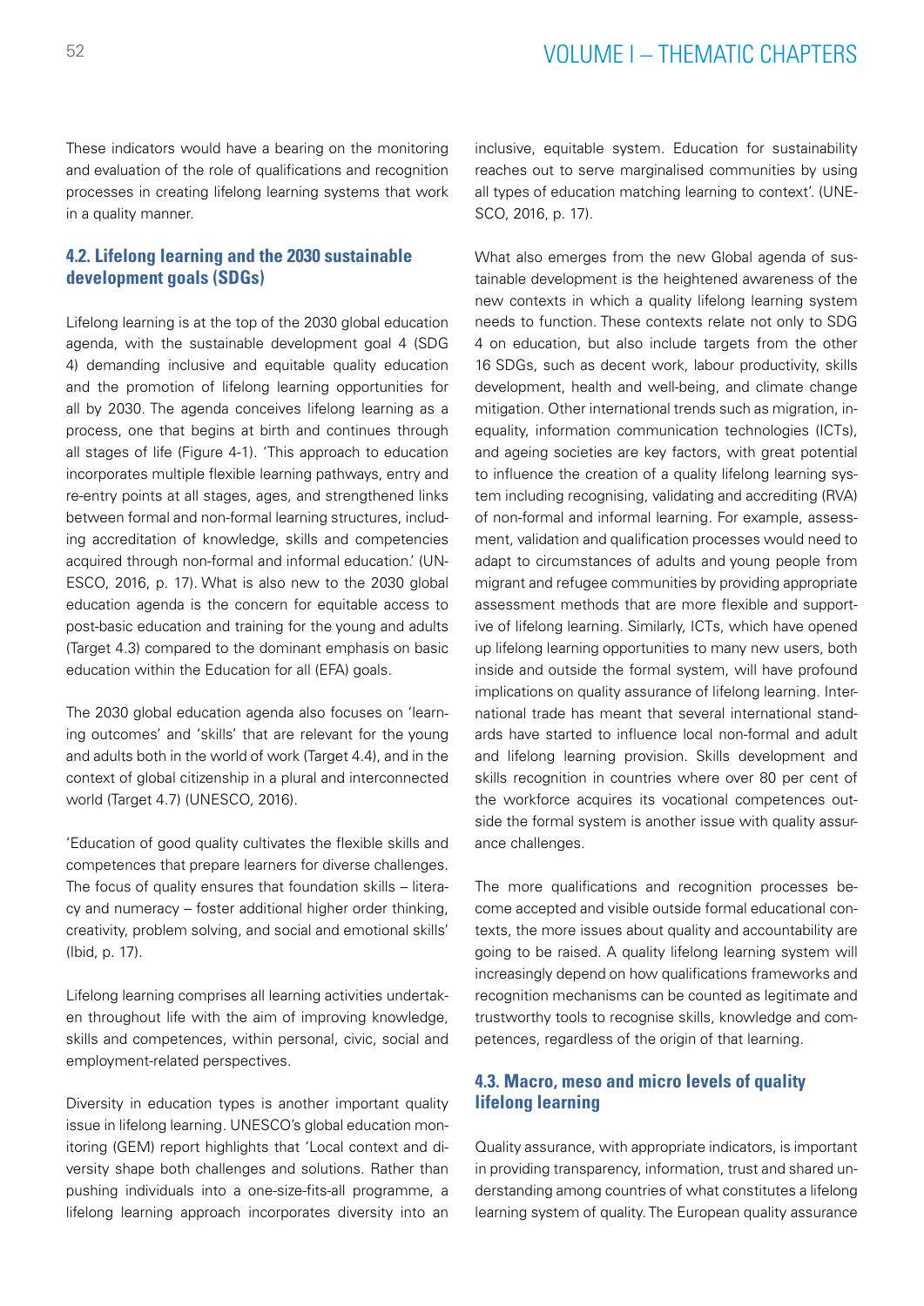These indicators would have a bearing on the monitoring and evaluation of the role of qualifications and recognition processes in creating lifelong learning systems that work in a quality manner.

## 4.2. Lifelong learning and the 2030 sustainable development goals (SDGs)

Lifelong learning is at the top of the 2030 global education agenda, with the sustainable development goal 4 (SDG 4) demanding inclusive and equitable quality education and the promotion of lifelong learning opportunities for all by 2030. The agenda conceives lifelong learning as a process, one that begins at birth and continues through all stages of life (Figure 4-1). 'This approach to education incorporates multiple flexible learning pathways, entry and re-entry points at all stages, ages, and strengthened links between formal and non-formal learning structures, including accreditation of knowledge, skills and competencies acquired through non-formal and informal education.' (UNESCO, 2016, p. 17). What is also new to the 2030 global education agenda is the concern for equitable access to post-basic education and training for the young and adults (Target 4.3) compared to the dominant emphasis on basic education within the Education for all (EFA) goals.

The 2030 global education agenda also focuses on 'learning outcomes' and 'skills' that are relevant for the young and adults both in the world of work (Target 4.4), and in the context of global citizenship in a plural and interconnected world (Target 4.7) (UNESCO, 2016).

'Education of good quality cultivates the flexible skills and competences that prepare learners for diverse challenges. The focus of quality ensures that foundation skills – literacy and numeracy – foster additional higher order thinking, creativity, problem solving, and social and emotional skills' (Ibid, p. 17).

Lifelong learning comprises all learning activities undertaken throughout life with the aim of improving knowledge, skills and competences, within personal, civic, social and employment-related perspectives.

Diversity in education types is another important quality issue in lifelong learning. UNESCO's global education monitoring (GEM) report highlights that 'Local context and diversity shape both challenges and solutions. Rather than pushing individuals into a one-size-fits-all programme, a lifelong learning approach incorporates diversity into an inclusive, equitable system. Education for sustainability reaches out to serve marginalised communities by using all types of education matching learning to context'. (UNESCO, 2016, p. 17).

What also emerges from the new Global agenda of sustainable development is the heightened awareness of the new contexts in which a quality lifelong learning system needs to function. These contexts relate not only to SDG 4 on education, but also include targets from the other 16 SDGs, such as decent work, labour productivity, skills development, health and well-being, and climate change mitigation. Other international trends such as migration, inequality, information communication technologies (ICTs), and ageing societies are key factors, with great potential to influence the creation of a quality lifelong learning system including recognising, validating and accrediting (RVA) of non-formal and informal learning. For example, assessment, validation and qualification processes would need to adapt to circumstances of adults and young people from migrant and refugee communities by providing appropriate assessment methods that are more flexible and supportive of lifelong learning. Similarly, ICTs, which have opened up lifelong learning opportunities to many new users, both inside and outside the formal system, will have profound implications on quality assurance of lifelong learning. International trade has meant that several international standards have started to influence local non-formal and adult and lifelong learning provision. Skills development and skills recognition in countries where over 80 per cent of the workforce acquires its vocational competences outside the formal system is another issue with quality assurance challenges.

The more qualifications and recognition processes become accepted and visible outside formal educational contexts, the more issues about quality and accountability are going to be raised. A quality lifelong learning system will increasingly depend on how qualifications frameworks and recognition mechanisms can be counted as legitimate and trustworthy tools to recognise skills, knowledge and competences, regardless of the origin of that learning.

## 4.3. Macro, meso and micro levels of quality lifelong learning

Quality assurance, with appropriate indicators, is important in providing transparency, information, trust and shared understanding among countries of what constitutes a lifelong learning system of quality. The European quality assurance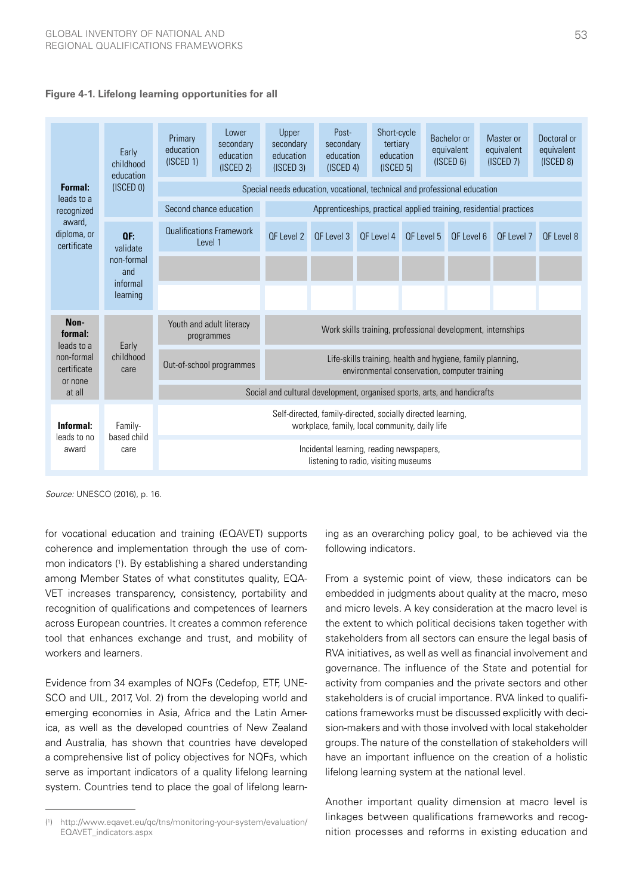**Figure 4-1. Lifelong learning opportunities for all**

| | | | | | | | | | | |
|---|---|---|---|---|---|---|---|---|---|---|
| **Formal:** leads to a recognized award, diploma, or certificate | Early childhood education (ISCED 0) | Primary education (ISCED 1) | Lower secondary education (ISCED 2) | Upper secondary education (ISCED 3) | Post-secondary education (ISCED 4) | Short-cycle tertiary education (ISCED 5) | Bachelor or equivalent (ISCED 6) | Master or equivalent (ISCED 7) | Doctoral or equivalent (ISCED 8) | |
| | | Special needs education, vocational, technical and professional education | | | | | | | | |
| | | Second chance education | | Apprenticeships, practical applied training, residential practices | | | | | | |
| | **QF:** validate non-formal and informal learning | Qualifications Framework Level 1 | | QF Level 2 | QF Level 3 | QF Level 4 | QF Level 5 | QF Level 6 | QF Level 7 | QF Level 8 |
| **Non-formal:** leads to a non-formal certificate or none at all | Early childhood care | Youth and adult literacy programmes | | Work skills training, professional development, internships | | | | | | |
| | | Out-of-school programmes | | Life-skills training, health and hygiene, family planning, environmental conservation, computer training | | | | | | |
| | | Social and cultural development, organised sports, arts, and handicrafts | | | | | | | | |
| **Informal:** leads to no award | Family-based child care | Self-directed, family-directed, socially directed learning, workplace, family, local community, daily life | | | | | | | | |
| | | Incidental learning, reading newspapers, listening to radio, visiting museums | | | | | | | | |

*Source:* UNESCO (2016), p. 16.

for vocational education and training (EQAVET) supports coherence and implementation through the use of common indicators ([1]). By establishing a shared understanding among Member States of what constitutes quality, EQAVET increases transparency, consistency, portability and recognition of qualifications and competences of learners across European countries. It creates a common reference tool that enhances exchange and trust, and mobility of workers and learners.

Evidence from 34 examples of NQFs (Cedefop, ETF, UNESCO and UIL, 2017, Vol. 2) from the developing world and emerging economies in Asia, Africa and the Latin America, as well as the developed countries of New Zealand and Australia, has shown that countries have developed a comprehensive list of policy objectives for NQFs, which serve as important indicators of a quality lifelong learning system. Countries tend to place the goal of lifelong learning as an overarching policy goal, to be achieved via the following indicators.

From a systemic point of view, these indicators can be embedded in judgments about quality at the macro, meso and micro levels. A key consideration at the macro level is the extent to which political decisions taken together with stakeholders from all sectors can ensure the legal basis of RVA initiatives, as well as well as financial involvement and governance. The influence of the State and potential for activity from companies and the private sectors and other stakeholders is of crucial importance. RVA linked to qualifications frameworks must be discussed explicitly with decision-makers and with those involved with local stakeholder groups. The nature of the constellation of stakeholders will have an important influence on the creation of a holistic lifelong learning system at the national level.

Another important quality dimension at macro level is linkages between qualifications frameworks and recognition processes and reforms in existing education and

([1]) http://www.eqavet.eu/qc/tns/monitoring-your-system/evaluation/EQAVET_indicators.aspx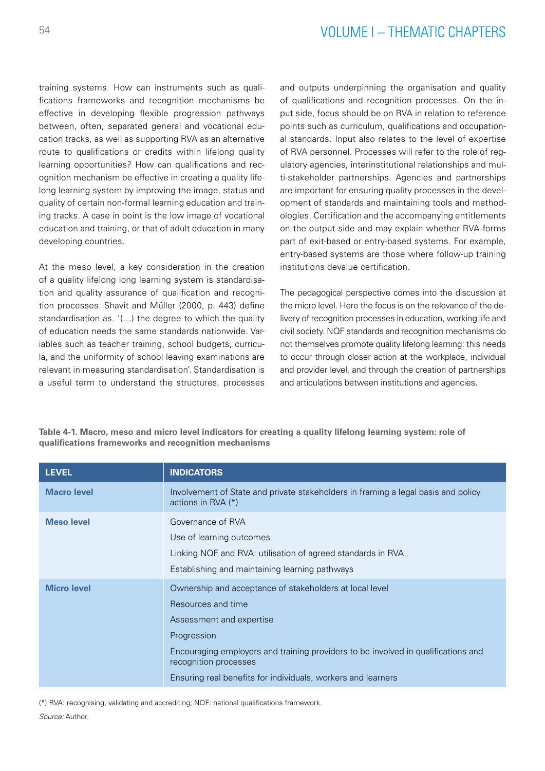training systems. How can instruments such as qualifications frameworks and recognition mechanisms be effective in developing flexible progression pathways between, often, separated general and vocational education tracks, as well as supporting RVA as an alternative route to qualifications or credits within lifelong quality learning opportunities? How can qualifications and recognition mechanism be effective in creating a quality lifelong learning system by improving the image, status and quality of certain non-formal learning education and training tracks. A case in point is the low image of vocational education and training, or that of adult education in many developing countries.

At the meso level, a key consideration in the creation of a quality lifelong long learning system is standardisation and quality assurance of qualification and recognition processes. Shavit and Müller (2000, p. 443) define standardisation as. '(…) the degree to which the quality of education needs the same standards nationwide. Variables such as teacher training, school budgets, curricula, and the uniformity of school leaving examinations are relevant in measuring standardisation'. Standardisation is a useful term to understand the structures, processes and outputs underpinning the organisation and quality of qualifications and recognition processes. On the input side, focus should be on RVA in relation to reference points such as curriculum, qualifications and occupational standards. Input also relates to the level of expertise of RVA personnel. Processes will refer to the role of regulatory agencies, interinstitutional relationships and multi-stakeholder partnerships. Agencies and partnerships are important for ensuring quality processes in the development of standards and maintaining tools and methodologies. Certification and the accompanying entitlements on the output side and may explain whether RVA forms part of exit-based or entry-based systems. For example, entry-based systems are those where follow-up training institutions devalue certification.

The pedagogical perspective comes into the discussion at the micro level. Here the focus is on the relevance of the delivery of recognition processes in education, working life and civil society. NQF standards and recognition mechanisms do not themselves promote quality lifelong learning: this needs to occur through closer action at the workplace, individual and provider level, and through the creation of partnerships and articulations between institutions and agencies.

**Table 4-1. Macro, meso and micro level indicators for creating a quality lifelong learning system: role of qualifications frameworks and recognition mechanisms**

| LEVEL | INDICATORS |
|---|---|
| **Macro level** | Involvement of State and private stakeholders in framing a legal basis and policy actions in RVA (*) |
| **Meso level** | Governance of RVA |
| | Use of learning outcomes |
| | Linking NQF and RVA: utilisation of agreed standards in RVA |
| | Establishing and maintaining learning pathways |
| **Micro level** | Ownership and acceptance of stakeholders at local level |
| | Resources and time |
| | Assessment and expertise |
| | Progression |
| | Encouraging employers and training providers to be involved in qualifications and recognition processes |
| | Ensuring real benefits for individuals, workers and learners |

(*) RVA: recognising, validating and accrediting; NQF: national qualifications framework.

*Source:* Author.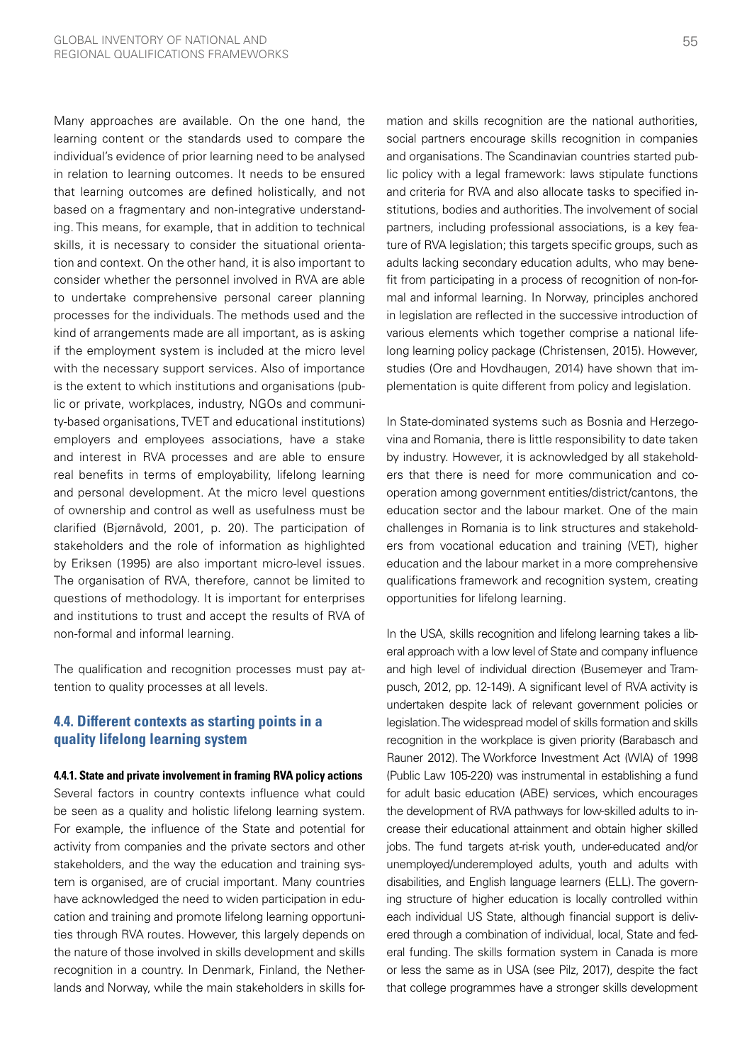Many approaches are available. On the one hand, the learning content or the standards used to compare the individual's evidence of prior learning need to be analysed in relation to learning outcomes. It needs to be ensured that learning outcomes are defined holistically, and not based on a fragmentary and non-integrative understanding. This means, for example, that in addition to technical skills, it is necessary to consider the situational orientation and context. On the other hand, it is also important to consider whether the personnel involved in RVA are able to undertake comprehensive personal career planning processes for the individuals. The methods used and the kind of arrangements made are all important, as is asking if the employment system is included at the micro level with the necessary support services. Also of importance is the extent to which institutions and organisations (public or private, workplaces, industry, NGOs and community-based organisations, TVET and educational institutions) employers and employees associations, have a stake and interest in RVA processes and are able to ensure real benefits in terms of employability, lifelong learning and personal development. At the micro level questions of ownership and control as well as usefulness must be clarified (Bjørnåvold, 2001, p. 20). The participation of stakeholders and the role of information as highlighted by Eriksen (1995) are also important micro-level issues. The organisation of RVA, therefore, cannot be limited to questions of methodology. It is important for enterprises and institutions to trust and accept the results of RVA of non-formal and informal learning.

The qualification and recognition processes must pay attention to quality processes at all levels.

## 4.4. Different contexts as starting points in a quality lifelong learning system

#### 4.4.1. State and private involvement in framing RVA policy actions

Several factors in country contexts influence what could be seen as a quality and holistic lifelong learning system. For example, the influence of the State and potential for activity from companies and the private sectors and other stakeholders, and the way the education and training system is organised, are of crucial important. Many countries have acknowledged the need to widen participation in education and training and promote lifelong learning opportunities through RVA routes. However, this largely depends on the nature of those involved in skills development and skills recognition in a country. In Denmark, Finland, the Netherlands and Norway, while the main stakeholders in skills formation and skills recognition are the national authorities, social partners encourage skills recognition in companies and organisations. The Scandinavian countries started public policy with a legal framework: laws stipulate functions and criteria for RVA and also allocate tasks to specified institutions, bodies and authorities. The involvement of social partners, including professional associations, is a key feature of RVA legislation; this targets specific groups, such as adults lacking secondary education adults, who may benefit from participating in a process of recognition of non-formal and informal learning. In Norway, principles anchored in legislation are reflected in the successive introduction of various elements which together comprise a national lifelong learning policy package (Christensen, 2015). However, studies (Ore and Hovdhaugen, 2014) have shown that implementation is quite different from policy and legislation.

In State-dominated systems such as Bosnia and Herzegovina and Romania, there is little responsibility to date taken by industry. However, it is acknowledged by all stakeholders that there is need for more communication and cooperation among government entities/district/cantons, the education sector and the labour market. One of the main challenges in Romania is to link structures and stakeholders from vocational education and training (VET), higher education and the labour market in a more comprehensive qualifications framework and recognition system, creating opportunities for lifelong learning.

In the USA, skills recognition and lifelong learning takes a liberal approach with a low level of State and company influence and high level of individual direction (Busemeyer and Trampusch, 2012, pp. 12-149). A significant level of RVA activity is undertaken despite lack of relevant government policies or legislation. The widespread model of skills formation and skills recognition in the workplace is given priority (Barabasch and Rauner 2012). The Workforce Investment Act (WIA) of 1998 (Public Law 105-220) was instrumental in establishing a fund for adult basic education (ABE) services, which encourages the development of RVA pathways for low-skilled adults to increase their educational attainment and obtain higher skilled jobs. The fund targets at-risk youth, under-educated and/or unemployed/underemployed adults, youth and adults with disabilities, and English language learners (ELL). The governing structure of higher education is locally controlled within each individual US State, although financial support is delivered through a combination of individual, local, State and federal funding. The skills formation system in Canada is more or less the same as in USA (see Pilz, 2017), despite the fact that college programmes have a stronger skills development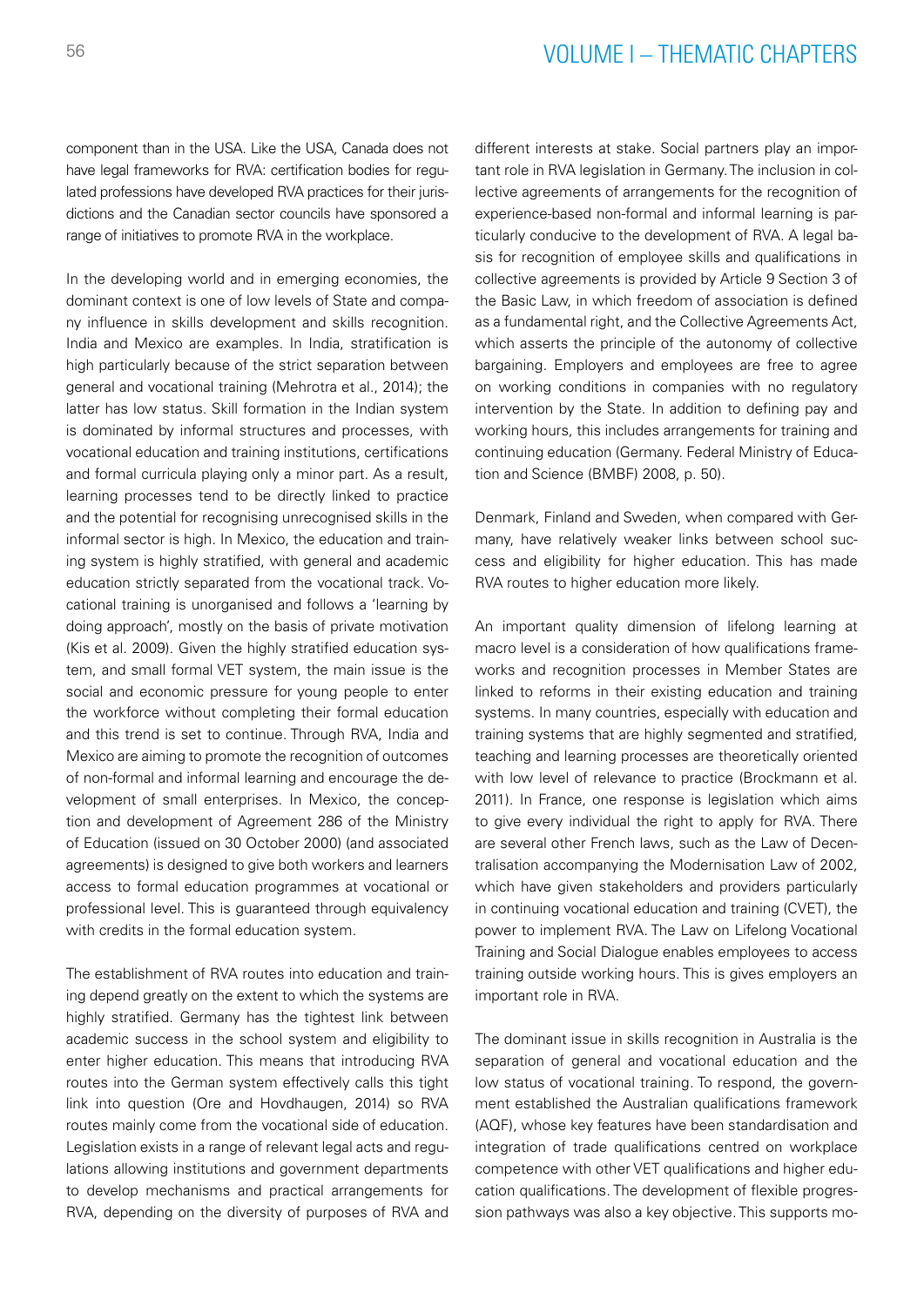component than in the USA. Like the USA, Canada does not have legal frameworks for RVA: certification bodies for regulated professions have developed RVA practices for their jurisdictions and the Canadian sector councils have sponsored a range of initiatives to promote RVA in the workplace.

In the developing world and in emerging economies, the dominant context is one of low levels of State and company influence in skills development and skills recognition. India and Mexico are examples. In India, stratification is high particularly because of the strict separation between general and vocational training (Mehrotra et al., 2014); the latter has low status. Skill formation in the Indian system is dominated by informal structures and processes, with vocational education and training institutions, certifications and formal curricula playing only a minor part. As a result, learning processes tend to be directly linked to practice and the potential for recognising unrecognised skills in the informal sector is high. In Mexico, the education and training system is highly stratified, with general and academic education strictly separated from the vocational track. Vocational training is unorganised and follows a 'learning by doing approach', mostly on the basis of private motivation (Kis et al. 2009). Given the highly stratified education system, and small formal VET system, the main issue is the social and economic pressure for young people to enter the workforce without completing their formal education and this trend is set to continue. Through RVA, India and Mexico are aiming to promote the recognition of outcomes of non-formal and informal learning and encourage the development of small enterprises. In Mexico, the conception and development of Agreement 286 of the Ministry of Education (issued on 30 October 2000) (and associated agreements) is designed to give both workers and learners access to formal education programmes at vocational or professional level. This is guaranteed through equivalency with credits in the formal education system.

The establishment of RVA routes into education and training depend greatly on the extent to which the systems are highly stratified. Germany has the tightest link between academic success in the school system and eligibility to enter higher education. This means that introducing RVA routes into the German system effectively calls this tight link into question (Ore and Hovdhaugen, 2014) so RVA routes mainly come from the vocational side of education. Legislation exists in a range of relevant legal acts and regulations allowing institutions and government departments to develop mechanisms and practical arrangements for RVA, depending on the diversity of purposes of RVA and different interests at stake. Social partners play an important role in RVA legislation in Germany. The inclusion in collective agreements of arrangements for the recognition of experience-based non-formal and informal learning is particularly conducive to the development of RVA. A legal basis for recognition of employee skills and qualifications in collective agreements is provided by Article 9 Section 3 of the Basic Law, in which freedom of association is defined as a fundamental right, and the Collective Agreements Act, which asserts the principle of the autonomy of collective bargaining. Employers and employees are free to agree on working conditions in companies with no regulatory intervention by the State. In addition to defining pay and working hours, this includes arrangements for training and continuing education (Germany. Federal Ministry of Education and Science (BMBF) 2008, p. 50).

Denmark, Finland and Sweden, when compared with Germany, have relatively weaker links between school success and eligibility for higher education. This has made RVA routes to higher education more likely.

An important quality dimension of lifelong learning at macro level is a consideration of how qualifications frameworks and recognition processes in Member States are linked to reforms in their existing education and training systems. In many countries, especially with education and training systems that are highly segmented and stratified, teaching and learning processes are theoretically oriented with low level of relevance to practice (Brockmann et al. 2011). In France, one response is legislation which aims to give every individual the right to apply for RVA. There are several other French laws, such as the Law of Decentralisation accompanying the Modernisation Law of 2002, which have given stakeholders and providers particularly in continuing vocational education and training (CVET), the power to implement RVA. The Law on Lifelong Vocational Training and Social Dialogue enables employees to access training outside working hours. This is gives employers an important role in RVA.

The dominant issue in skills recognition in Australia is the separation of general and vocational education and the low status of vocational training. To respond, the government established the Australian qualifications framework (AQF), whose key features have been standardisation and integration of trade qualifications centred on workplace competence with other VET qualifications and higher education qualifications. The development of flexible progression pathways was also a key objective. This supports mo-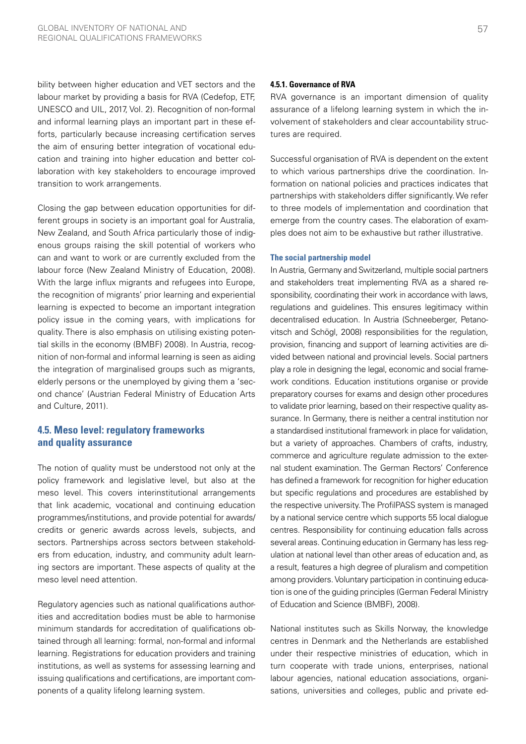bility between higher education and VET sectors and the labour market by providing a basis for RVA (Cedefop, ETF, UNESCO and UIL, 2017, Vol. 2). Recognition of non-formal and informal learning plays an important part in these efforts, particularly because increasing certification serves the aim of ensuring better integration of vocational education and training into higher education and better collaboration with key stakeholders to encourage improved transition to work arrangements.

Closing the gap between education opportunities for different groups in society is an important goal for Australia, New Zealand, and South Africa particularly those of indigenous groups raising the skill potential of workers who can and want to work or are currently excluded from the labour force (New Zealand Ministry of Education, 2008). With the large influx migrants and refugees into Europe, the recognition of migrants' prior learning and experiential learning is expected to become an important integration policy issue in the coming years, with implications for quality. There is also emphasis on utilising existing potential skills in the economy (BMBF) 2008). In Austria, recognition of non-formal and informal learning is seen as aiding the integration of marginalised groups such as migrants, elderly persons or the unemployed by giving them a 'second chance' (Austrian Federal Ministry of Education Arts and Culture, 2011).

## 4.5. Meso level: regulatory frameworks and quality assurance

The notion of quality must be understood not only at the policy framework and legislative level, but also at the meso level. This covers interinstitutional arrangements that link academic, vocational and continuing education programmes/institutions, and provide potential for awards/credits or generic awards across levels, subjects, and sectors. Partnerships across sectors between stakeholders from education, industry, and community adult learning sectors are important. These aspects of quality at the meso level need attention.

Regulatory agencies such as national qualifications authorities and accreditation bodies must be able to harmonise minimum standards for accreditation of qualifications obtained through all learning: formal, non-formal and informal learning. Registrations for education providers and training institutions, as well as systems for assessing learning and issuing qualifications and certifications, are important components of a quality lifelong learning system.

### 4.5.1. Governance of RVA

RVA governance is an important dimension of quality assurance of a lifelong learning system in which the involvement of stakeholders and clear accountability structures are required.

Successful organisation of RVA is dependent on the extent to which various partnerships drive the coordination. Information on national policies and practices indicates that partnerships with stakeholders differ significantly. We refer to three models of implementation and coordination that emerge from the country cases. The elaboration of examples does not aim to be exhaustive but rather illustrative.

#### The social partnership model

In Austria, Germany and Switzerland, multiple social partners and stakeholders treat implementing RVA as a shared responsibility, coordinating their work in accordance with laws, regulations and guidelines. This ensures legitimacy within decentralised education. In Austria (Schneeberger, Petanovitsch and Schögl, 2008) responsibilities for the regulation, provision, financing and support of learning activities are divided between national and provincial levels. Social partners play a role in designing the legal, economic and social framework conditions. Education institutions organise or provide preparatory courses for exams and design other procedures to validate prior learning, based on their respective quality assurance. In Germany, there is neither a central institution nor a standardised institutional framework in place for validation, but a variety of approaches. Chambers of crafts, industry, commerce and agriculture regulate admission to the external student examination. The German Rectors' Conference has defined a framework for recognition for higher education but specific regulations and procedures are established by the respective university. The ProfilPASS system is managed by a national service centre which supports 55 local dialogue centres. Responsibility for continuing education falls across several areas. Continuing education in Germany has less regulation at national level than other areas of education and, as a result, features a high degree of pluralism and competition among providers. Voluntary participation in continuing education is one of the guiding principles (German Federal Ministry of Education and Science (BMBF), 2008).

National institutes such as Skills Norway, the knowledge centres in Denmark and the Netherlands are established under their respective ministries of education, which in turn cooperate with trade unions, enterprises, national labour agencies, national education associations, organisations, universities and colleges, public and private ed-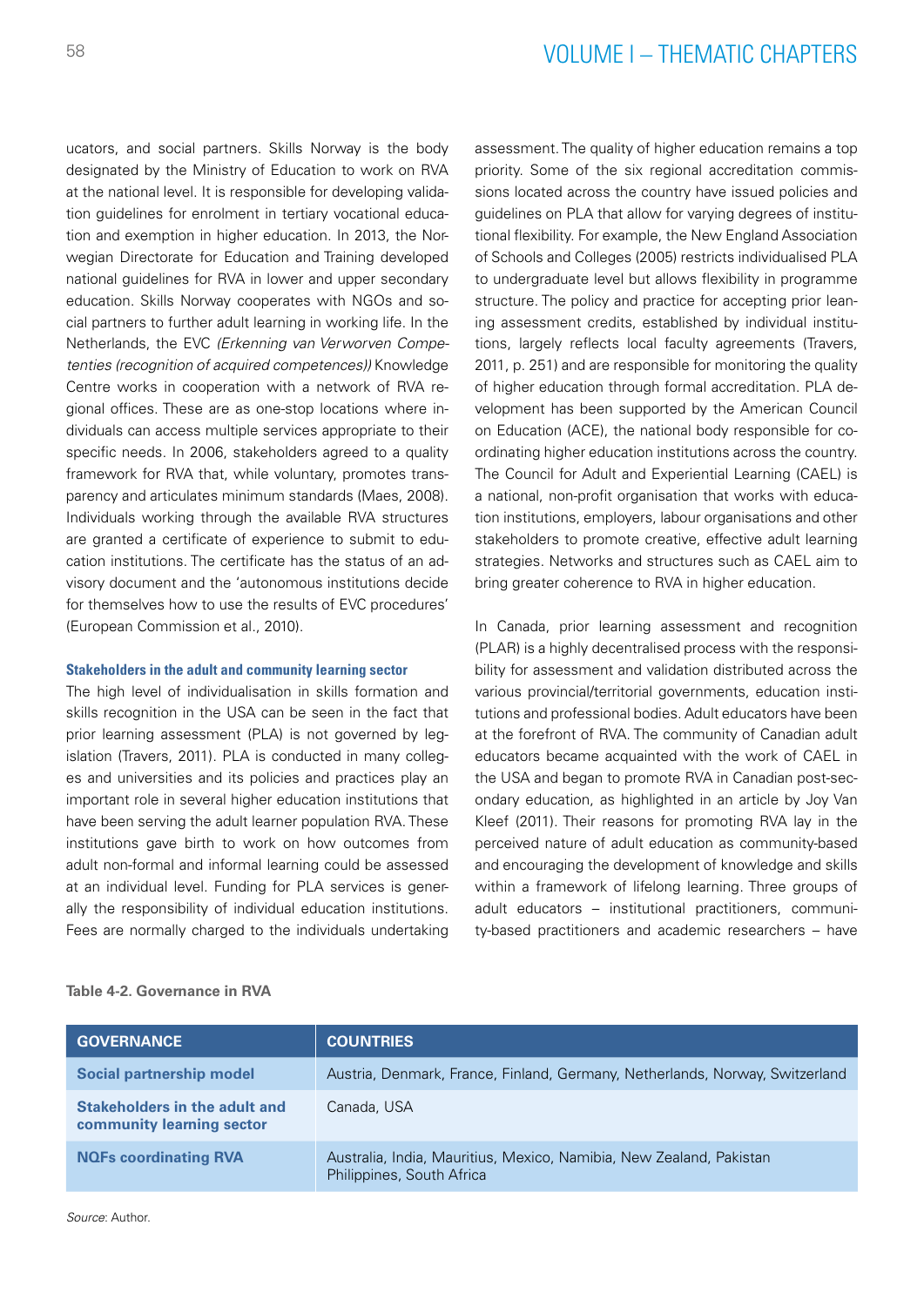ucators, and social partners. Skills Norway is the body designated by the Ministry of Education to work on RVA at the national level. It is responsible for developing validation guidelines for enrolment in tertiary vocational education and exemption in higher education. In 2013, the Norwegian Directorate for Education and Training developed national guidelines for RVA in lower and upper secondary education. Skills Norway cooperates with NGOs and social partners to further adult learning in working life. In the Netherlands, the EVC *(Erkenning van Verworven Competenties (recognition of acquired competences))* Knowledge Centre works in cooperation with a network of RVA regional offices. These are as one-stop locations where individuals can access multiple services appropriate to their specific needs. In 2006, stakeholders agreed to a quality framework for RVA that, while voluntary, promotes transparency and articulates minimum standards (Maes, 2008). Individuals working through the available RVA structures are granted a certificate of experience to submit to education institutions. The certificate has the status of an advisory document and the 'autonomous institutions decide for themselves how to use the results of EVC procedures' (European Commission et al., 2010).

#### Stakeholders in the adult and community learning sector

The high level of individualisation in skills formation and skills recognition in the USA can be seen in the fact that prior learning assessment (PLA) is not governed by legislation (Travers, 2011). PLA is conducted in many colleges and universities and its policies and practices play an important role in several higher education institutions that have been serving the adult learner population RVA. These institutions gave birth to work on how outcomes from adult non-formal and informal learning could be assessed at an individual level. Funding for PLA services is generally the responsibility of individual education institutions. Fees are normally charged to the individuals undertaking assessment. The quality of higher education remains a top priority. Some of the six regional accreditation commissions located across the country have issued policies and guidelines on PLA that allow for varying degrees of institutional flexibility. For example, the New England Association of Schools and Colleges (2005) restricts individualised PLA to undergraduate level but allows flexibility in programme structure. The policy and practice for accepting prior leaning assessment credits, established by individual institutions, largely reflects local faculty agreements (Travers, 2011, p. 251) and are responsible for monitoring the quality of higher education through formal accreditation. PLA development has been supported by the American Council on Education (ACE), the national body responsible for coordinating higher education institutions across the country. The Council for Adult and Experiential Learning (CAEL) is a national, non-profit organisation that works with education institutions, employers, labour organisations and other stakeholders to promote creative, effective adult learning strategies. Networks and structures such as CAEL aim to bring greater coherence to RVA in higher education.

In Canada, prior learning assessment and recognition (PLAR) is a highly decentralised process with the responsibility for assessment and validation distributed across the various provincial/territorial governments, education institutions and professional bodies. Adult educators have been at the forefront of RVA. The community of Canadian adult educators became acquainted with the work of CAEL in the USA and began to promote RVA in Canadian post-secondary education, as highlighted in an article by Joy Van Kleef (2011). Their reasons for promoting RVA lay in the perceived nature of adult education as community-based and encouraging the development of knowledge and skills within a framework of lifelong learning. Three groups of adult educators – institutional practitioners, community-based practitioners and academic researchers – have

**Table 4-2. Governance in RVA**

| GOVERNANCE | COUNTRIES |
|---|---|
| **Social partnership model** | Austria, Denmark, France, Finland, Germany, Netherlands, Norway, Switzerland |
| **Stakeholders in the adult and community learning sector** | Canada, USA |
| **NQFs coordinating RVA** | Australia, India, Mauritius, Mexico, Namibia, New Zealand, Pakistan Philippines, South Africa |

*Source*: Author.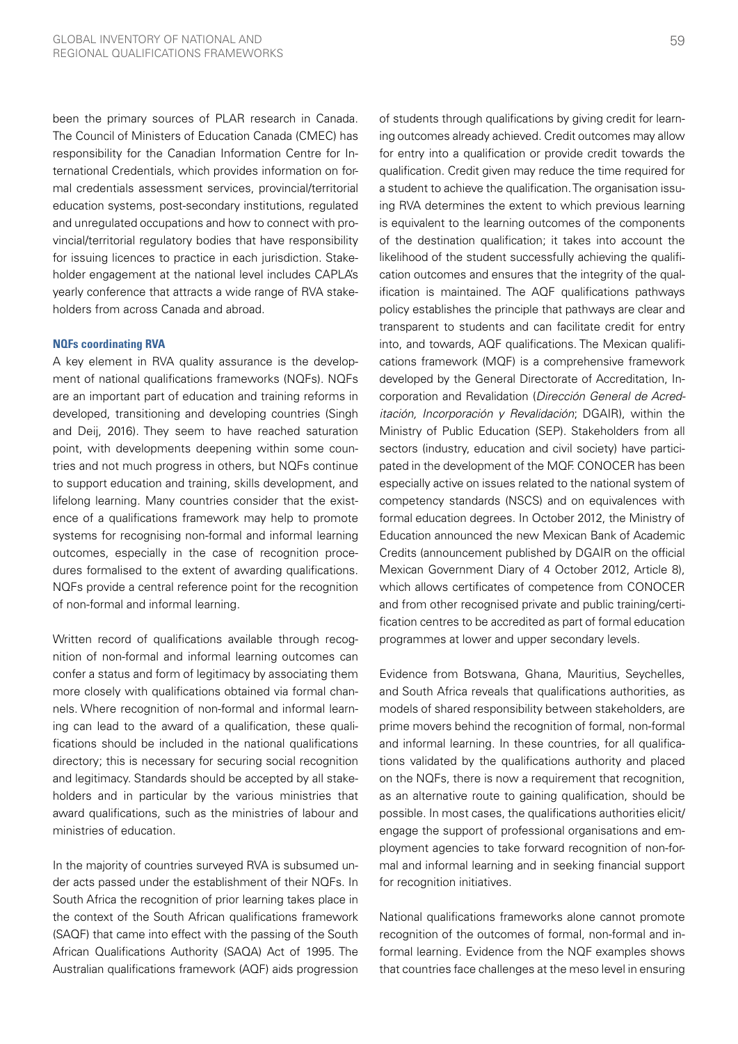been the primary sources of PLAR research in Canada. The Council of Ministers of Education Canada (CMEC) has responsibility for the Canadian Information Centre for International Credentials, which provides information on formal credentials assessment services, provincial/territorial education systems, post-secondary institutions, regulated and unregulated occupations and how to connect with provincial/territorial regulatory bodies that have responsibility for issuing licences to practice in each jurisdiction. Stakeholder engagement at the national level includes CAPLA's yearly conference that attracts a wide range of RVA stakeholders from across Canada and abroad.

#### NQFs coordinating RVA

A key element in RVA quality assurance is the development of national qualifications frameworks (NQFs). NQFs are an important part of education and training reforms in developed, transitioning and developing countries (Singh and Deij, 2016). They seem to have reached saturation point, with developments deepening within some countries and not much progress in others, but NQFs continue to support education and training, skills development, and lifelong learning. Many countries consider that the existence of a qualifications framework may help to promote systems for recognising non-formal and informal learning outcomes, especially in the case of recognition procedures formalised to the extent of awarding qualifications. NQFs provide a central reference point for the recognition of non-formal and informal learning.

Written record of qualifications available through recognition of non-formal and informal learning outcomes can confer a status and form of legitimacy by associating them more closely with qualifications obtained via formal channels. Where recognition of non-formal and informal learning can lead to the award of a qualification, these qualifications should be included in the national qualifications directory; this is necessary for securing social recognition and legitimacy. Standards should be accepted by all stakeholders and in particular by the various ministries that award qualifications, such as the ministries of labour and ministries of education.

In the majority of countries surveyed RVA is subsumed under acts passed under the establishment of their NQFs. In South Africa the recognition of prior learning takes place in the context of the South African qualifications framework (SAQF) that came into effect with the passing of the South African Qualifications Authority (SAQA) Act of 1995. The Australian qualifications framework (AQF) aids progression of students through qualifications by giving credit for learning outcomes already achieved. Credit outcomes may allow for entry into a qualification or provide credit towards the qualification. Credit given may reduce the time required for a student to achieve the qualification. The organisation issuing RVA determines the extent to which previous learning is equivalent to the learning outcomes of the components of the destination qualification; it takes into account the likelihood of the student successfully achieving the qualification outcomes and ensures that the integrity of the qualification is maintained. The AQF qualifications pathways policy establishes the principle that pathways are clear and transparent to students and can facilitate credit for entry into, and towards, AQF qualifications. The Mexican qualifications framework (MQF) is a comprehensive framework developed by the General Directorate of Accreditation, Incorporation and Revalidation (*Dirección General de Acreditación, Incorporación y Revalidación*; DGAIR), within the Ministry of Public Education (SEP). Stakeholders from all sectors (industry, education and civil society) have participated in the development of the MQF. CONOCER has been especially active on issues related to the national system of competency standards (NSCS) and on equivalences with formal education degrees. In October 2012, the Ministry of Education announced the new Mexican Bank of Academic Credits (announcement published by DGAIR on the official Mexican Government Diary of 4 October 2012, Article 8), which allows certificates of competence from CONOCER and from other recognised private and public training/certification centres to be accredited as part of formal education programmes at lower and upper secondary levels.

Evidence from Botswana, Ghana, Mauritius, Seychelles, and South Africa reveals that qualifications authorities, as models of shared responsibility between stakeholders, are prime movers behind the recognition of formal, non-formal and informal learning. In these countries, for all qualifications validated by the qualifications authority and placed on the NQFs, there is now a requirement that recognition, as an alternative route to gaining qualification, should be possible. In most cases, the qualifications authorities elicit/engage the support of professional organisations and employment agencies to take forward recognition of non-formal and informal learning and in seeking financial support for recognition initiatives.

National qualifications frameworks alone cannot promote recognition of the outcomes of formal, non-formal and informal learning. Evidence from the NQF examples shows that countries face challenges at the meso level in ensuring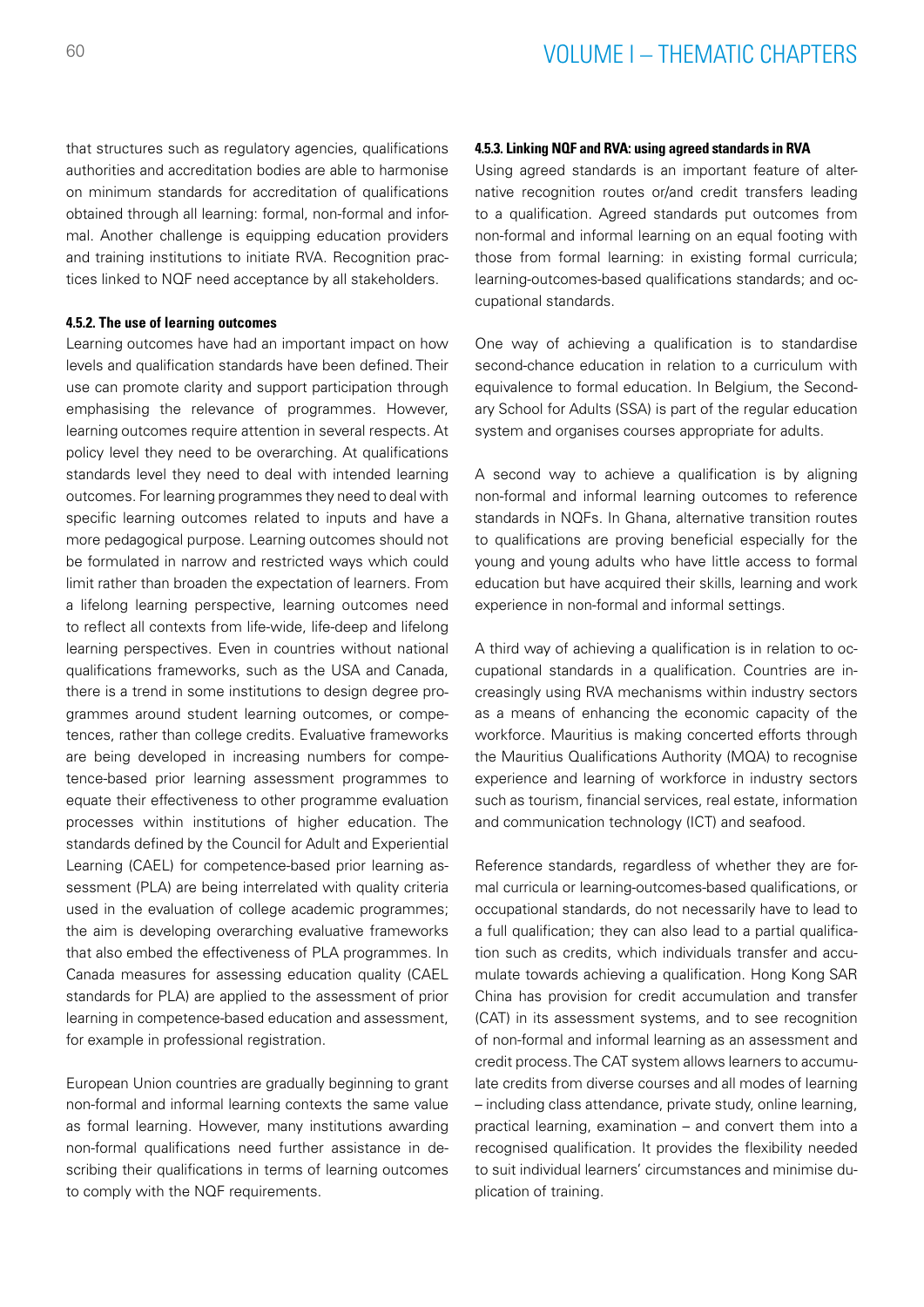that structures such as regulatory agencies, qualifications authorities and accreditation bodies are able to harmonise on minimum standards for accreditation of qualifications obtained through all learning: formal, non-formal and informal. Another challenge is equipping education providers and training institutions to initiate RVA. Recognition practices linked to NQF need acceptance by all stakeholders.

#### 4.5.2. The use of learning outcomes

Learning outcomes have had an important impact on how levels and qualification standards have been defined. Their use can promote clarity and support participation through emphasising the relevance of programmes. However, learning outcomes require attention in several respects. At policy level they need to be overarching. At qualifications standards level they need to deal with intended learning outcomes. For learning programmes they need to deal with specific learning outcomes related to inputs and have a more pedagogical purpose. Learning outcomes should not be formulated in narrow and restricted ways which could limit rather than broaden the expectation of learners. From a lifelong learning perspective, learning outcomes need to reflect all contexts from life-wide, life-deep and lifelong learning perspectives. Even in countries without national qualifications frameworks, such as the USA and Canada, there is a trend in some institutions to design degree programmes around student learning outcomes, or competences, rather than college credits. Evaluative frameworks are being developed in increasing numbers for competence-based prior learning assessment programmes to equate their effectiveness to other programme evaluation processes within institutions of higher education. The standards defined by the Council for Adult and Experiential Learning (CAEL) for competence-based prior learning assessment (PLA) are being interrelated with quality criteria used in the evaluation of college academic programmes; the aim is developing overarching evaluative frameworks that also embed the effectiveness of PLA programmes. In Canada measures for assessing education quality (CAEL standards for PLA) are applied to the assessment of prior learning in competence-based education and assessment, for example in professional registration.

European Union countries are gradually beginning to grant non-formal and informal learning contexts the same value as formal learning. However, many institutions awarding non-formal qualifications need further assistance in describing their qualifications in terms of learning outcomes to comply with the NQF requirements.

#### 4.5.3. Linking NQF and RVA: using agreed standards in RVA

Using agreed standards is an important feature of alternative recognition routes or/and credit transfers leading to a qualification. Agreed standards put outcomes from non-formal and informal learning on an equal footing with those from formal learning: in existing formal curricula; learning-outcomes-based qualifications standards; and occupational standards.

One way of achieving a qualification is to standardise second-chance education in relation to a curriculum with equivalence to formal education. In Belgium, the Secondary School for Adults (SSA) is part of the regular education system and organises courses appropriate for adults.

A second way to achieve a qualification is by aligning non-formal and informal learning outcomes to reference standards in NQFs. In Ghana, alternative transition routes to qualifications are proving beneficial especially for the young and young adults who have little access to formal education but have acquired their skills, learning and work experience in non-formal and informal settings.

A third way of achieving a qualification is in relation to occupational standards in a qualification. Countries are increasingly using RVA mechanisms within industry sectors as a means of enhancing the economic capacity of the workforce. Mauritius is making concerted efforts through the Mauritius Qualifications Authority (MQA) to recognise experience and learning of workforce in industry sectors such as tourism, financial services, real estate, information and communication technology (ICT) and seafood.

Reference standards, regardless of whether they are formal curricula or learning-outcomes-based qualifications, or occupational standards, do not necessarily have to lead to a full qualification; they can also lead to a partial qualification such as credits, which individuals transfer and accumulate towards achieving a qualification. Hong Kong SAR China has provision for credit accumulation and transfer (CAT) in its assessment systems, and to see recognition of non-formal and informal learning as an assessment and credit process. The CAT system allows learners to accumulate credits from diverse courses and all modes of learning – including class attendance, private study, online learning, practical learning, examination – and convert them into a recognised qualification. It provides the flexibility needed to suit individual learners' circumstances and minimise duplication of training.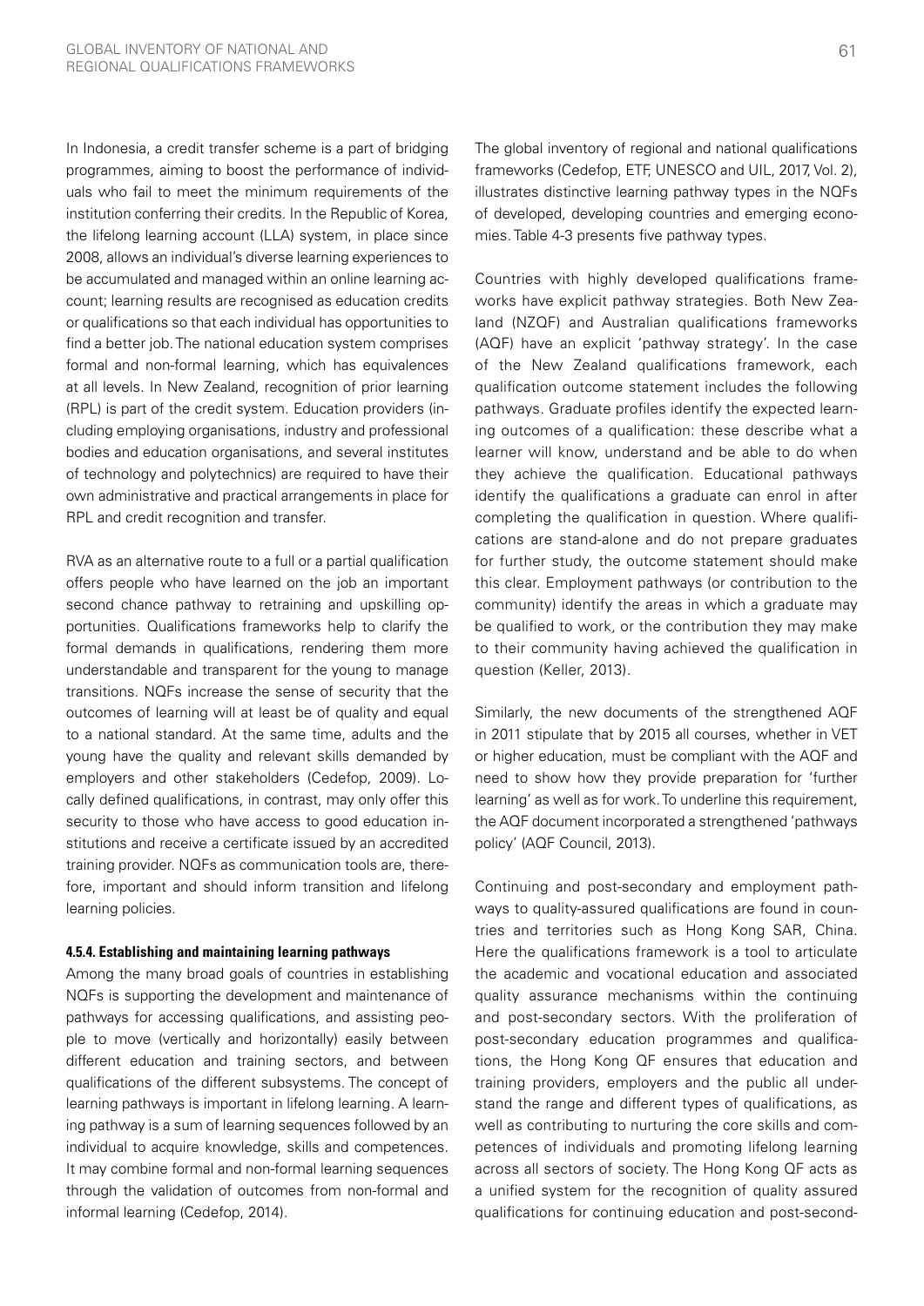In Indonesia, a credit transfer scheme is a part of bridging programmes, aiming to boost the performance of individuals who fail to meet the minimum requirements of the institution conferring their credits. In the Republic of Korea, the lifelong learning account (LLA) system, in place since 2008, allows an individual's diverse learning experiences to be accumulated and managed within an online learning account; learning results are recognised as education credits or qualifications so that each individual has opportunities to find a better job. The national education system comprises formal and non-formal learning, which has equivalences at all levels. In New Zealand, recognition of prior learning (RPL) is part of the credit system. Education providers (including employing organisations, industry and professional bodies and education organisations, and several institutes of technology and polytechnics) are required to have their own administrative and practical arrangements in place for RPL and credit recognition and transfer.

RVA as an alternative route to a full or a partial qualification offers people who have learned on the job an important second chance pathway to retraining and upskilling opportunities. Qualifications frameworks help to clarify the formal demands in qualifications, rendering them more understandable and transparent for the young to manage transitions. NQFs increase the sense of security that the outcomes of learning will at least be of quality and equal to a national standard. At the same time, adults and the young have the quality and relevant skills demanded by employers and other stakeholders (Cedefop, 2009). Locally defined qualifications, in contrast, may only offer this security to those who have access to good education institutions and receive a certificate issued by an accredited training provider. NQFs as communication tools are, therefore, important and should inform transition and lifelong learning policies.

#### 4.5.4. Establishing and maintaining learning pathways

Among the many broad goals of countries in establishing NQFs is supporting the development and maintenance of pathways for accessing qualifications, and assisting people to move (vertically and horizontally) easily between different education and training sectors, and between qualifications of the different subsystems. The concept of learning pathways is important in lifelong learning. A learning pathway is a sum of learning sequences followed by an individual to acquire knowledge, skills and competences. It may combine formal and non-formal learning sequences through the validation of outcomes from non-formal and informal learning (Cedefop, 2014).

The global inventory of regional and national qualifications frameworks (Cedefop, ETF, UNESCO and UIL, 2017, Vol. 2), illustrates distinctive learning pathway types in the NQFs of developed, developing countries and emerging economies. Table 4-3 presents five pathway types.

Countries with highly developed qualifications frameworks have explicit pathway strategies. Both New Zealand (NZQF) and Australian qualifications frameworks (AQF) have an explicit 'pathway strategy'. In the case of the New Zealand qualifications framework, each qualification outcome statement includes the following pathways. Graduate profiles identify the expected learning outcomes of a qualification: these describe what a learner will know, understand and be able to do when they achieve the qualification. Educational pathways identify the qualifications a graduate can enrol in after completing the qualification in question. Where qualifications are stand-alone and do not prepare graduates for further study, the outcome statement should make this clear. Employment pathways (or contribution to the community) identify the areas in which a graduate may be qualified to work, or the contribution they may make to their community having achieved the qualification in question (Keller, 2013).

Similarly, the new documents of the strengthened AQF in 2011 stipulate that by 2015 all courses, whether in VET or higher education, must be compliant with the AQF and need to show how they provide preparation for 'further learning' as well as for work. To underline this requirement, the AQF document incorporated a strengthened 'pathways policy' (AQF Council, 2013).

Continuing and post-secondary and employment pathways to quality-assured qualifications are found in countries and territories such as Hong Kong SAR, China. Here the qualifications framework is a tool to articulate the academic and vocational education and associated quality assurance mechanisms within the continuing and post-secondary sectors. With the proliferation of post-secondary education programmes and qualifications, the Hong Kong QF ensures that education and training providers, employers and the public all understand the range and different types of qualifications, as well as contributing to nurturing the core skills and competences of individuals and promoting lifelong learning across all sectors of society. The Hong Kong QF acts as a unified system for the recognition of quality assured qualifications for continuing education and post-second-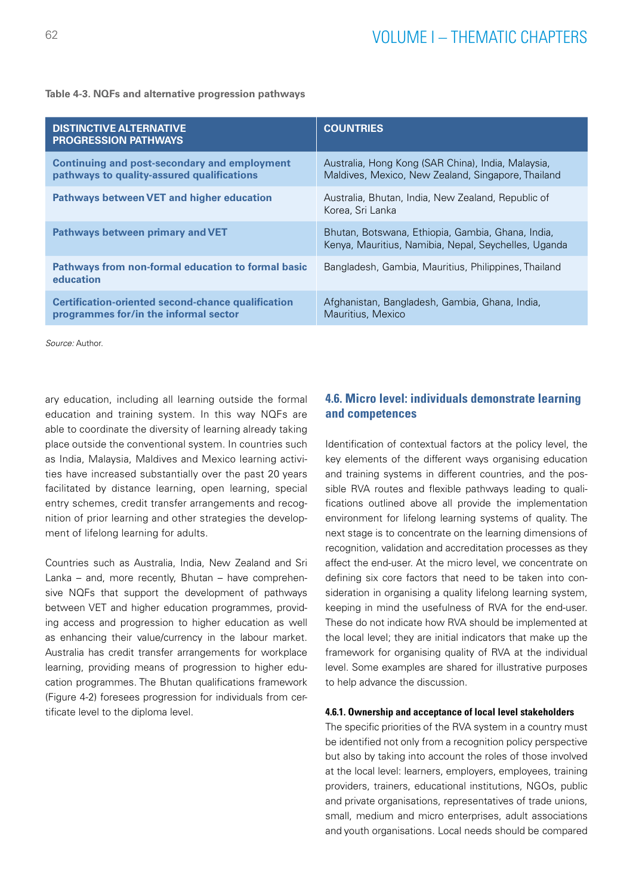**Table 4-3. NQFs and alternative progression pathways**

| DISTINCTIVE ALTERNATIVE PROGRESSION PATHWAYS | COUNTRIES |
|---|---|
| **Continuing and post-secondary and employment pathways to quality-assured qualifications** | Australia, Hong Kong (SAR China), India, Malaysia, Maldives, Mexico, New Zealand, Singapore, Thailand |
| **Pathways between VET and higher education** | Australia, Bhutan, India, New Zealand, Republic of Korea, Sri Lanka |
| **Pathways between primary and VET** | Bhutan, Botswana, Ethiopia, Gambia, Ghana, India, Kenya, Mauritius, Namibia, Nepal, Seychelles, Uganda |
| **Pathways from non-formal education to formal basic education** | Bangladesh, Gambia, Mauritius, Philippines, Thailand |
| **Certification-oriented second-chance qualification programmes for/in the informal sector** | Afghanistan, Bangladesh, Gambia, Ghana, India, Mauritius, Mexico |

*Source:* Author.

ary education, including all learning outside the formal education and training system. In this way NQFs are able to coordinate the diversity of learning already taking place outside the conventional system. In countries such as India, Malaysia, Maldives and Mexico learning activities have increased substantially over the past 20 years facilitated by distance learning, open learning, special entry schemes, credit transfer arrangements and recognition of prior learning and other strategies the development of lifelong learning for adults.

Countries such as Australia, India, New Zealand and Sri Lanka – and, more recently, Bhutan – have comprehensive NQFs that support the development of pathways between VET and higher education programmes, providing access and progression to higher education as well as enhancing their value/currency in the labour market. Australia has credit transfer arrangements for workplace learning, providing means of progression to higher education programmes. The Bhutan qualifications framework (Figure 4-2) foresees progression for individuals from certificate level to the diploma level.

## 4.6. Micro level: individuals demonstrate learning and competences

Identification of contextual factors at the policy level, the key elements of the different ways organising education and training systems in different countries, and the possible RVA routes and flexible pathways leading to qualifications outlined above all provide the implementation environment for lifelong learning systems of quality. The next stage is to concentrate on the learning dimensions of recognition, validation and accreditation processes as they affect the end-user. At the micro level, we concentrate on defining six core factors that need to be taken into consideration in organising a quality lifelong learning system, keeping in mind the usefulness of RVA for the end-user. These do not indicate how RVA should be implemented at the local level; they are initial indicators that make up the framework for organising quality of RVA at the individual level. Some examples are shared for illustrative purposes to help advance the discussion.

#### 4.6.1. Ownership and acceptance of local level stakeholders

The specific priorities of the RVA system in a country must be identified not only from a recognition policy perspective but also by taking into account the roles of those involved at the local level: learners, employers, employees, training providers, trainers, educational institutions, NGOs, public and private organisations, representatives of trade unions, small, medium and micro enterprises, adult associations and youth organisations. Local needs should be compared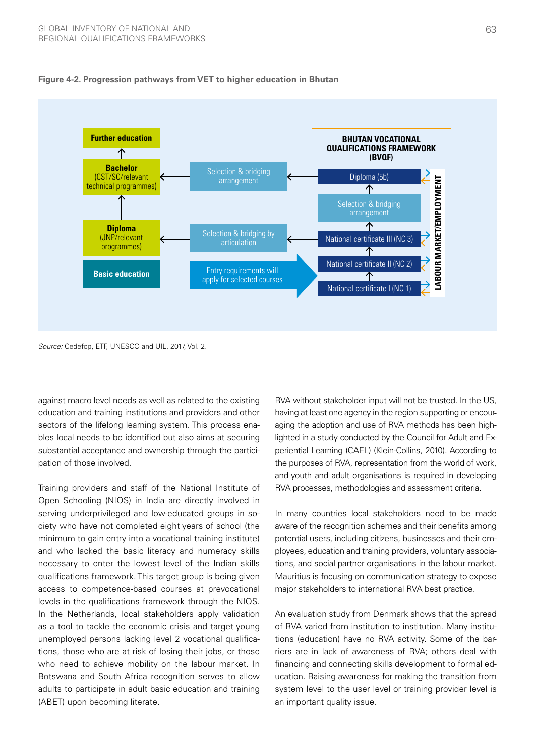**Figure 4-2. Progression pathways from VET to higher education in Bhutan**

*Source:* Cedefop, ETF, UNESCO and UIL, 2017, Vol. 2.

against macro level needs as well as related to the existing education and training institutions and providers and other sectors of the lifelong learning system. This process enables local needs to be identified but also aims at securing substantial acceptance and ownership through the participation of those involved.

Training providers and staff of the National Institute of Open Schooling (NIOS) in India are directly involved in serving underprivileged and low-educated groups in society who have not completed eight years of school (the minimum to gain entry into a vocational training institute) and who lacked the basic literacy and numeracy skills necessary to enter the lowest level of the Indian skills qualifications framework. This target group is being given access to competence-based courses at prevocational levels in the qualifications framework through the NIOS. In the Netherlands, local stakeholders apply validation as a tool to tackle the economic crisis and target young unemployed persons lacking level 2 vocational qualifications, those who are at risk of losing their jobs, or those who need to achieve mobility on the labour market. In Botswana and South Africa recognition serves to allow adults to participate in adult basic education and training (ABET) upon becoming literate.

RVA without stakeholder input will not be trusted. In the US, having at least one agency in the region supporting or encouraging the adoption and use of RVA methods has been highlighted in a study conducted by the Council for Adult and Experiential Learning (CAEL) (Klein-Collins, 2010). According to the purposes of RVA, representation from the world of work, and youth and adult organisations is required in developing RVA processes, methodologies and assessment criteria.

In many countries local stakeholders need to be made aware of the recognition schemes and their benefits among potential users, including citizens, businesses and their employees, education and training providers, voluntary associations, and social partner organisations in the labour market. Mauritius is focusing on communication strategy to expose major stakeholders to international RVA best practice.

An evaluation study from Denmark shows that the spread of RVA varied from institution to institution. Many institutions (education) have no RVA activity. Some of the barriers are in lack of awareness of RVA; others deal with financing and connecting skills development to formal education. Raising awareness for making the transition from system level to the user level or training provider level is an important quality issue.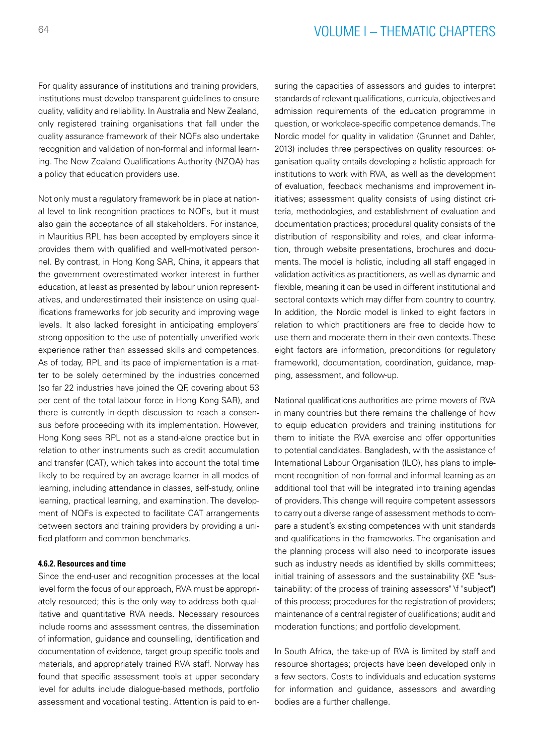For quality assurance of institutions and training providers, institutions must develop transparent guidelines to ensure quality, validity and reliability. In Australia and New Zealand, only registered training organisations that fall under the quality assurance framework of their NQFs also undertake recognition and validation of non-formal and informal learning. The New Zealand Qualifications Authority (NZQA) has a policy that education providers use.

Not only must a regulatory framework be in place at national level to link recognition practices to NQFs, but it must also gain the acceptance of all stakeholders. For instance, in Mauritius RPL has been accepted by employers since it provides them with qualified and well-motivated personnel. By contrast, in Hong Kong SAR, China, it appears that the government overestimated worker interest in further education, at least as presented by labour union representatives, and underestimated their insistence on using qualifications frameworks for job security and improving wage levels. It also lacked foresight in anticipating employers' strong opposition to the use of potentially unverified work experience rather than assessed skills and competences. As of today, RPL and its pace of implementation is a matter to be solely determined by the industries concerned (so far 22 industries have joined the QF, covering about 53 per cent of the total labour force in Hong Kong SAR), and there is currently in-depth discussion to reach a consensus before proceeding with its implementation. However, Hong Kong sees RPL not as a stand-alone practice but in relation to other instruments such as credit accumulation and transfer (CAT), which takes into account the total time likely to be required by an average learner in all modes of learning, including attendance in classes, self-study, online learning, practical learning, and examination. The development of NQFs is expected to facilitate CAT arrangements between sectors and training providers by providing a unified platform and common benchmarks.

#### 4.6.2. Resources and time

Since the end-user and recognition processes at the local level form the focus of our approach, RVA must be appropriately resourced; this is the only way to address both qualitative and quantitative RVA needs. Necessary resources include rooms and assessment centres, the dissemination of information, guidance and counselling, identification and documentation of evidence, target group specific tools and materials, and appropriately trained RVA staff. Norway has found that specific assessment tools at upper secondary level for adults include dialogue-based methods, portfolio assessment and vocational testing. Attention is paid to ensuring the capacities of assessors and guides to interpret standards of relevant qualifications, curricula, objectives and admission requirements of the education programme in question, or workplace-specific competence demands. The Nordic model for quality in validation (Grunnet and Dahler, 2013) includes three perspectives on quality resources: organisation quality entails developing a holistic approach for institutions to work with RVA, as well as the development of evaluation, feedback mechanisms and improvement initiatives; assessment quality consists of using distinct criteria, methodologies, and establishment of evaluation and documentation practices; procedural quality consists of the distribution of responsibility and roles, and clear information, through website presentations, brochures and documents. The model is holistic, including all staff engaged in validation activities as practitioners, as well as dynamic and flexible, meaning it can be used in different institutional and sectoral contexts which may differ from country to country. In addition, the Nordic model is linked to eight factors in relation to which practitioners are free to decide how to use them and moderate them in their own contexts. These eight factors are information, preconditions (or regulatory framework), documentation, coordination, guidance, mapping, assessment, and follow-up.

National qualifications authorities are prime movers of RVA in many countries but there remains the challenge of how to equip education providers and training institutions for them to initiate the RVA exercise and offer opportunities to potential candidates. Bangladesh, with the assistance of International Labour Organisation (ILO), has plans to implement recognition of non-formal and informal learning as an additional tool that will be integrated into training agendas of providers. This change will require competent assessors to carry out a diverse range of assessment methods to compare a student's existing competences with unit standards and qualifications in the frameworks. The organisation and the planning process will also need to incorporate issues such as industry needs as identified by skills committees; initial training of assessors and the sustainability {XE "sustainability: of the process of training assessors" \f "subject"} of this process; procedures for the registration of providers; maintenance of a central register of qualifications; audit and moderation functions; and portfolio development.

In South Africa, the take-up of RVA is limited by staff and resource shortages; projects have been developed only in a few sectors. Costs to individuals and education systems for information and guidance, assessors and awarding bodies are a further challenge.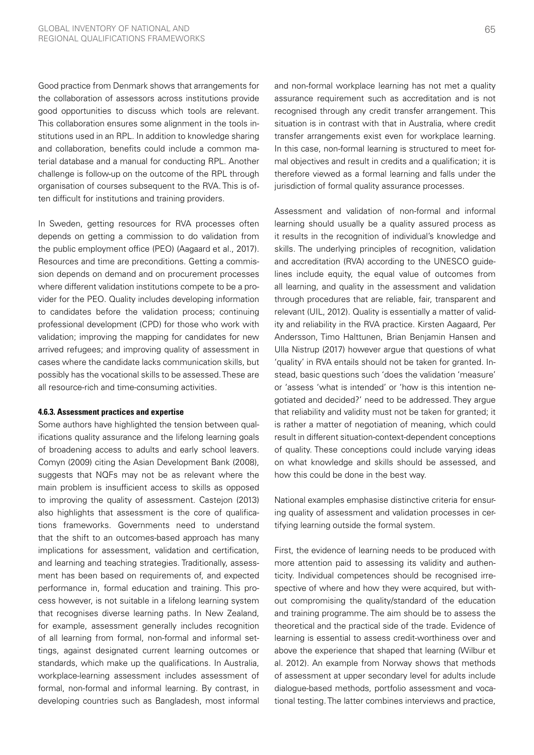Good practice from Denmark shows that arrangements for the collaboration of assessors across institutions provide good opportunities to discuss which tools are relevant. This collaboration ensures some alignment in the tools institutions used in an RPL. In addition to knowledge sharing and collaboration, benefits could include a common material database and a manual for conducting RPL. Another challenge is follow-up on the outcome of the RPL through organisation of courses subsequent to the RVA. This is often difficult for institutions and training providers.

In Sweden, getting resources for RVA processes often depends on getting a commission to do validation from the public employment office (PEO) (Aagaard et al., 2017). Resources and time are preconditions. Getting a commission depends on demand and on procurement processes where different validation institutions compete to be a provider for the PEO. Quality includes developing information to candidates before the validation process; continuing professional development (CPD) for those who work with validation; improving the mapping for candidates for new arrived refugees; and improving quality of assessment in cases where the candidate lacks communication skills, but possibly has the vocational skills to be assessed. These are all resource-rich and time-consuming activities.

#### 4.6.3. Assessment practices and expertise

Some authors have highlighted the tension between qualifications quality assurance and the lifelong learning goals of broadening access to adults and early school leavers. Comyn (2009) citing the Asian Development Bank (2008), suggests that NQFs may not be as relevant where the main problem is insufficient access to skills as opposed to improving the quality of assessment. Castejon (2013) also highlights that assessment is the core of qualifications frameworks. Governments need to understand that the shift to an outcomes-based approach has many implications for assessment, validation and certification, and learning and teaching strategies. Traditionally, assessment has been based on requirements of, and expected performance in, formal education and training. This process however, is not suitable in a lifelong learning system that recognises diverse learning paths. In New Zealand, for example, assessment generally includes recognition of all learning from formal, non-formal and informal settings, against designated current learning outcomes or standards, which make up the qualifications. In Australia, workplace-learning assessment includes assessment of formal, non-formal and informal learning. By contrast, in developing countries such as Bangladesh, most informal and non-formal workplace learning has not met a quality assurance requirement such as accreditation and is not recognised through any credit transfer arrangement. This situation is in contrast with that in Australia, where credit transfer arrangements exist even for workplace learning. In this case, non-formal learning is structured to meet formal objectives and result in credits and a qualification; it is therefore viewed as a formal learning and falls under the jurisdiction of formal quality assurance processes.

Assessment and validation of non-formal and informal learning should usually be a quality assured process as it results in the recognition of individual's knowledge and skills. The underlying principles of recognition, validation and accreditation (RVA) according to the UNESCO guidelines include equity, the equal value of outcomes from all learning, and quality in the assessment and validation through procedures that are reliable, fair, transparent and relevant (UIL, 2012). Quality is essentially a matter of validity and reliability in the RVA practice. Kirsten Aagaard, Per Andersson, Timo Halttunen, Brian Benjamin Hansen and Ulla Nistrup (2017) however argue that questions of what 'quality' in RVA entails should not be taken for granted. Instead, basic questions such 'does the validation 'measure' or 'assess 'what is intended' or 'how is this intention negotiated and decided?' need to be addressed. They argue that reliability and validity must not be taken for granted; it is rather a matter of negotiation of meaning, which could result in different situation-context-dependent conceptions of quality. These conceptions could include varying ideas on what knowledge and skills should be assessed, and how this could be done in the best way.

National examples emphasise distinctive criteria for ensuring quality of assessment and validation processes in certifying learning outside the formal system.

First, the evidence of learning needs to be produced with more attention paid to assessing its validity and authenticity. Individual competences should be recognised irrespective of where and how they were acquired, but without compromising the quality/standard of the education and training programme. The aim should be to assess the theoretical and the practical side of the trade. Evidence of learning is essential to assess credit-worthiness over and above the experience that shaped that learning (Wilbur et al. 2012). An example from Norway shows that methods of assessment at upper secondary level for adults include dialogue-based methods, portfolio assessment and vocational testing. The latter combines interviews and practice,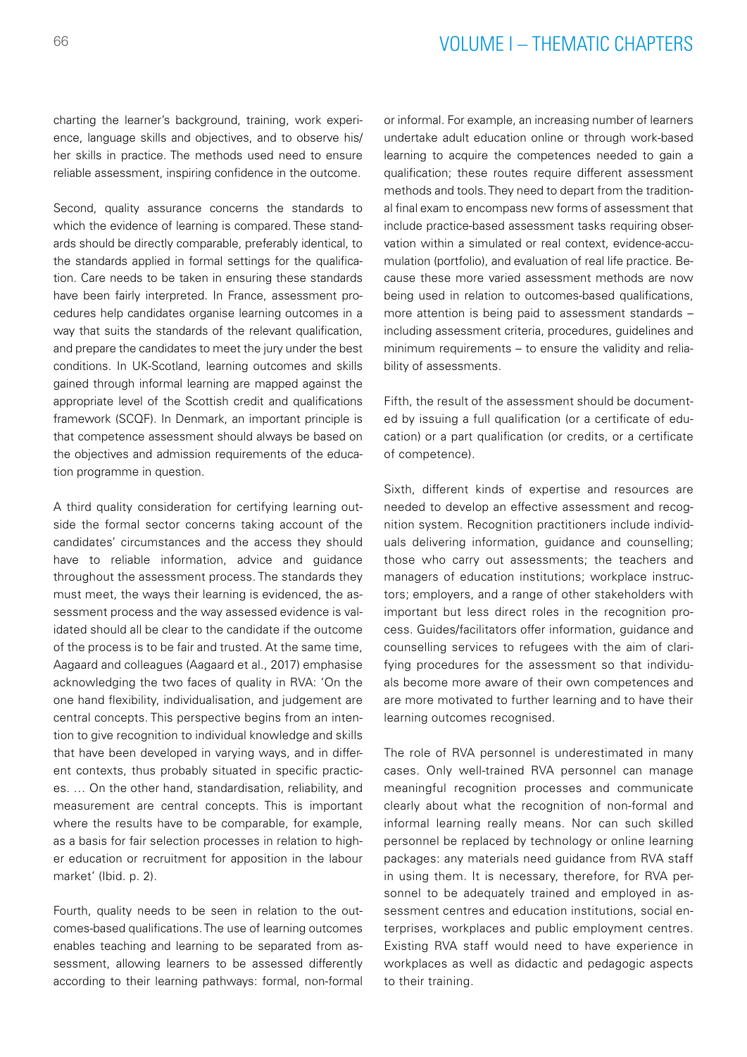charting the learner's background, training, work experience, language skills and objectives, and to observe his/her skills in practice. The methods used need to ensure reliable assessment, inspiring confidence in the outcome.

Second, quality assurance concerns the standards to which the evidence of learning is compared. These standards should be directly comparable, preferably identical, to the standards applied in formal settings for the qualification. Care needs to be taken in ensuring these standards have been fairly interpreted. In France, assessment procedures help candidates organise learning outcomes in a way that suits the standards of the relevant qualification, and prepare the candidates to meet the jury under the best conditions. In UK-Scotland, learning outcomes and skills gained through informal learning are mapped against the appropriate level of the Scottish credit and qualifications framework (SCQF). In Denmark, an important principle is that competence assessment should always be based on the objectives and admission requirements of the education programme in question.

A third quality consideration for certifying learning outside the formal sector concerns taking account of the candidates' circumstances and the access they should have to reliable information, advice and guidance throughout the assessment process. The standards they must meet, the ways their learning is evidenced, the assessment process and the way assessed evidence is validated should all be clear to the candidate if the outcome of the process is to be fair and trusted. At the same time, Aagaard and colleagues (Aagaard et al., 2017) emphasise acknowledging the two faces of quality in RVA: 'On the one hand flexibility, individualisation, and judgement are central concepts. This perspective begins from an intention to give recognition to individual knowledge and skills that have been developed in varying ways, and in different contexts, thus probably situated in specific practices. … On the other hand, standardisation, reliability, and measurement are central concepts. This is important where the results have to be comparable, for example, as a basis for fair selection processes in relation to higher education or recruitment for apposition in the labour market' (Ibid. p. 2).

Fourth, quality needs to be seen in relation to the outcomes-based qualifications. The use of learning outcomes enables teaching and learning to be separated from assessment, allowing learners to be assessed differently according to their learning pathways: formal, non-formal or informal. For example, an increasing number of learners undertake adult education online or through work-based learning to acquire the competences needed to gain a qualification; these routes require different assessment methods and tools. They need to depart from the traditional final exam to encompass new forms of assessment that include practice-based assessment tasks requiring observation within a simulated or real context, evidence-accumulation (portfolio), and evaluation of real life practice. Because these more varied assessment methods are now being used in relation to outcomes-based qualifications, more attention is being paid to assessment standards – including assessment criteria, procedures, guidelines and minimum requirements – to ensure the validity and reliability of assessments.

Fifth, the result of the assessment should be documented by issuing a full qualification (or a certificate of education) or a part qualification (or credits, or a certificate of competence).

Sixth, different kinds of expertise and resources are needed to develop an effective assessment and recognition system. Recognition practitioners include individuals delivering information, guidance and counselling; those who carry out assessments; the teachers and managers of education institutions; workplace instructors; employers, and a range of other stakeholders with important but less direct roles in the recognition process. Guides/facilitators offer information, guidance and counselling services to refugees with the aim of clarifying procedures for the assessment so that individuals become more aware of their own competences and are more motivated to further learning and to have their learning outcomes recognised.

The role of RVA personnel is underestimated in many cases. Only well-trained RVA personnel can manage meaningful recognition processes and communicate clearly about what the recognition of non-formal and informal learning really means. Nor can such skilled personnel be replaced by technology or online learning packages: any materials need guidance from RVA staff in using them. It is necessary, therefore, for RVA personnel to be adequately trained and employed in assessment centres and education institutions, social enterprises, workplaces and public employment centres. Existing RVA staff would need to have experience in workplaces as well as didactic and pedagogic aspects to their training.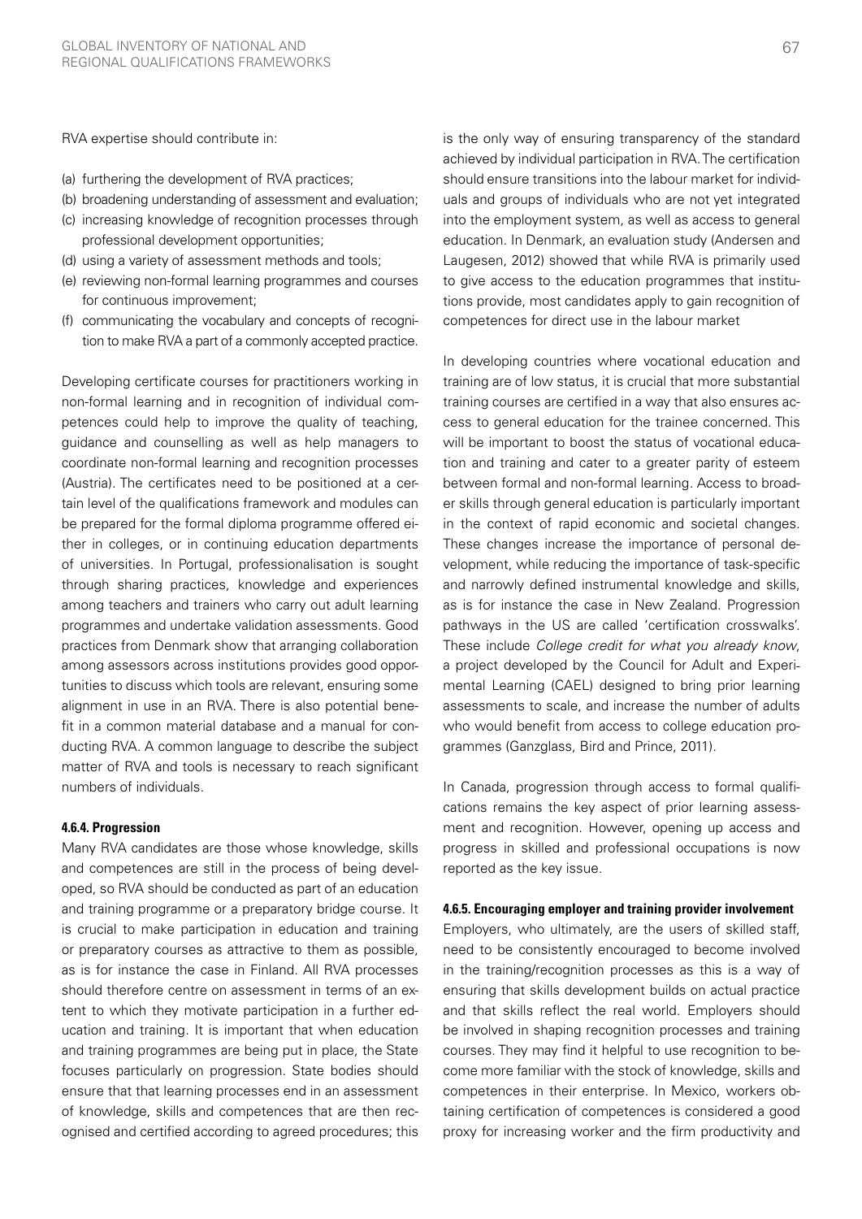RVA expertise should contribute in:

(a) furthering the development of RVA practices;
(b) broadening understanding of assessment and evaluation;
(c) increasing knowledge of recognition processes through professional development opportunities;
(d) using a variety of assessment methods and tools;
(e) reviewing non-formal learning programmes and courses for continuous improvement;
(f) communicating the vocabulary and concepts of recognition to make RVA a part of a commonly accepted practice.

Developing certificate courses for practitioners working in non-formal learning and in recognition of individual competences could help to improve the quality of teaching, guidance and counselling as well as help managers to coordinate non-formal learning and recognition processes (Austria). The certificates need to be positioned at a certain level of the qualifications framework and modules can be prepared for the formal diploma programme offered either in colleges, or in continuing education departments of universities. In Portugal, professionalisation is sought through sharing practices, knowledge and experiences among teachers and trainers who carry out adult learning programmes and undertake validation assessments. Good practices from Denmark show that arranging collaboration among assessors across institutions provides good opportunities to discuss which tools are relevant, ensuring some alignment in use in an RVA. There is also potential benefit in a common material database and a manual for conducting RVA. A common language to describe the subject matter of RVA and tools is necessary to reach significant numbers of individuals.

#### 4.6.4. Progression

Many RVA candidates are those whose knowledge, skills and competences are still in the process of being developed, so RVA should be conducted as part of an education and training programme or a preparatory bridge course. It is crucial to make participation in education and training or preparatory courses as attractive to them as possible, as is for instance the case in Finland. All RVA processes should therefore centre on assessment in terms of an extent to which they motivate participation in a further education and training. It is important that when education and training programmes are being put in place, the State focuses particularly on progression. State bodies should ensure that that learning processes end in an assessment of knowledge, skills and competences that are then recognised and certified according to agreed procedures; this is the only way of ensuring transparency of the standard achieved by individual participation in RVA. The certification should ensure transitions into the labour market for individuals and groups of individuals who are not yet integrated into the employment system, as well as access to general education. In Denmark, an evaluation study (Andersen and Laugesen, 2012) showed that while RVA is primarily used to give access to the education programmes that institutions provide, most candidates apply to gain recognition of competences for direct use in the labour market

In developing countries where vocational education and training are of low status, it is crucial that more substantial training courses are certified in a way that also ensures access to general education for the trainee concerned. This will be important to boost the status of vocational education and training and cater to a greater parity of esteem between formal and non-formal learning. Access to broader skills through general education is particularly important in the context of rapid economic and societal changes. These changes increase the importance of personal development, while reducing the importance of task-specific and narrowly defined instrumental knowledge and skills, as is for instance the case in New Zealand. Progression pathways in the US are called 'certification crosswalks'. These include *College credit for what you already know*, a project developed by the Council for Adult and Experimental Learning (CAEL) designed to bring prior learning assessments to scale, and increase the number of adults who would benefit from access to college education programmes (Ganzglass, Bird and Prince, 2011).

In Canada, progression through access to formal qualifications remains the key aspect of prior learning assessment and recognition. However, opening up access and progress in skilled and professional occupations is now reported as the key issue.

#### 4.6.5. Encouraging employer and training provider involvement

Employers, who ultimately, are the users of skilled staff, need to be consistently encouraged to become involved in the training/recognition processes as this is a way of ensuring that skills development builds on actual practice and that skills reflect the real world. Employers should be involved in shaping recognition processes and training courses. They may find it helpful to use recognition to become more familiar with the stock of knowledge, skills and competences in their enterprise. In Mexico, workers obtaining certification of competences is considered a good proxy for increasing worker and the firm productivity and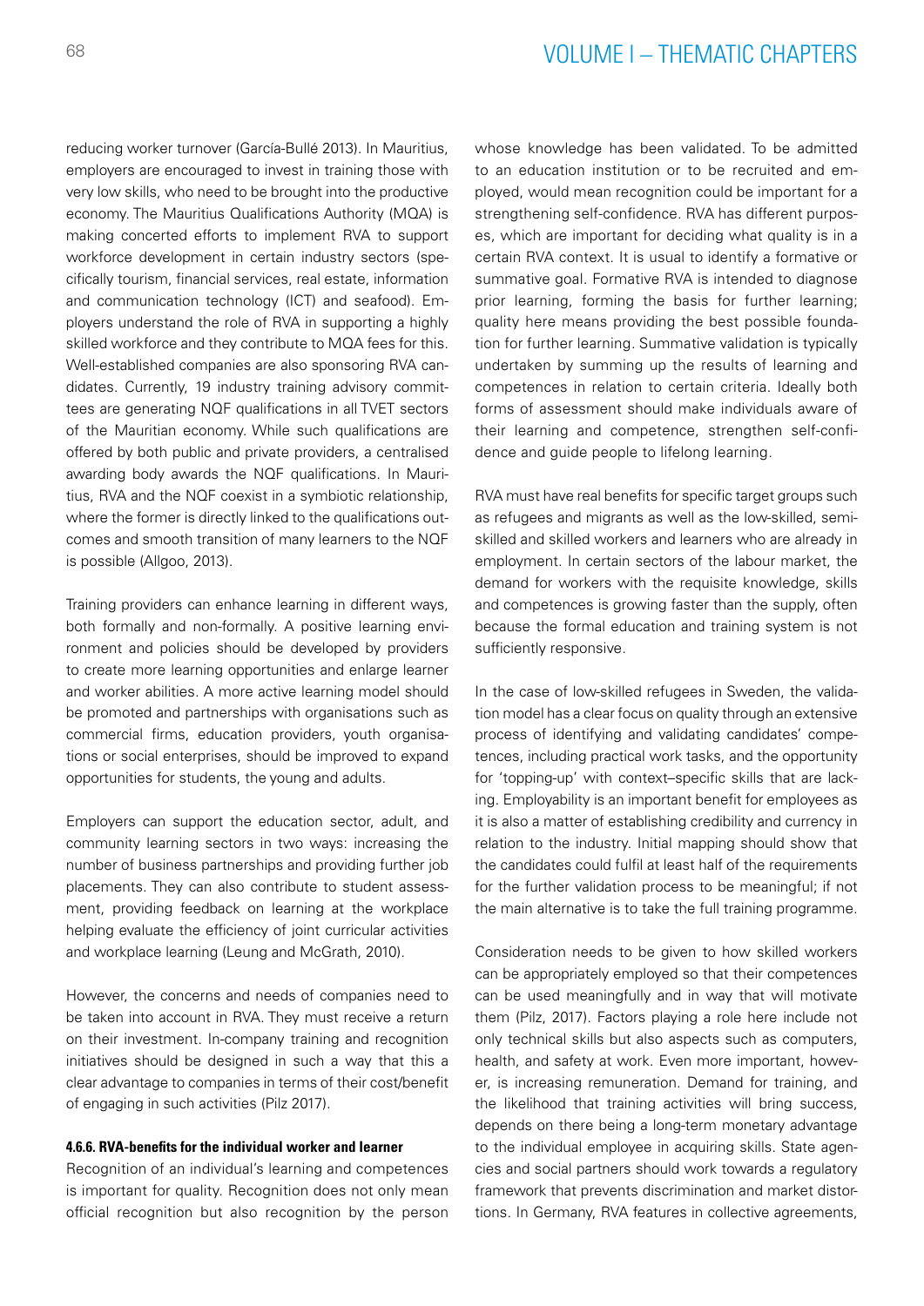reducing worker turnover (García-Bullé 2013). In Mauritius, employers are encouraged to invest in training those with very low skills, who need to be brought into the productive economy. The Mauritius Qualifications Authority (MQA) is making concerted efforts to implement RVA to support workforce development in certain industry sectors (specifically tourism, financial services, real estate, information and communication technology (ICT) and seafood). Employers understand the role of RVA in supporting a highly skilled workforce and they contribute to MQA fees for this. Well-established companies are also sponsoring RVA candidates. Currently, 19 industry training advisory committees are generating NQF qualifications in all TVET sectors of the Mauritian economy. While such qualifications are offered by both public and private providers, a centralised awarding body awards the NQF qualifications. In Mauritius, RVA and the NQF coexist in a symbiotic relationship, where the former is directly linked to the qualifications outcomes and smooth transition of many learners to the NQF is possible (Allgoo, 2013).

Training providers can enhance learning in different ways, both formally and non-formally. A positive learning environment and policies should be developed by providers to create more learning opportunities and enlarge learner and worker abilities. A more active learning model should be promoted and partnerships with organisations such as commercial firms, education providers, youth organisations or social enterprises, should be improved to expand opportunities for students, the young and adults.

Employers can support the education sector, adult, and community learning sectors in two ways: increasing the number of business partnerships and providing further job placements. They can also contribute to student assessment, providing feedback on learning at the workplace helping evaluate the efficiency of joint curricular activities and workplace learning (Leung and McGrath, 2010).

However, the concerns and needs of companies need to be taken into account in RVA. They must receive a return on their investment. In-company training and recognition initiatives should be designed in such a way that this a clear advantage to companies in terms of their cost/benefit of engaging in such activities (Pilz 2017).

#### 4.6.6. RVA-benefits for the individual worker and learner

Recognition of an individual's learning and competences is important for quality. Recognition does not only mean official recognition but also recognition by the person whose knowledge has been validated. To be admitted to an education institution or to be recruited and employed, would mean recognition could be important for a strengthening self-confidence. RVA has different purposes, which are important for deciding what quality is in a certain RVA context. It is usual to identify a formative or summative goal. Formative RVA is intended to diagnose prior learning, forming the basis for further learning; quality here means providing the best possible foundation for further learning. Summative validation is typically undertaken by summing up the results of learning and competences in relation to certain criteria. Ideally both forms of assessment should make individuals aware of their learning and competence, strengthen self-confidence and guide people to lifelong learning.

RVA must have real benefits for specific target groups such as refugees and migrants as well as the low-skilled, semi-skilled and skilled workers and learners who are already in employment. In certain sectors of the labour market, the demand for workers with the requisite knowledge, skills and competences is growing faster than the supply, often because the formal education and training system is not sufficiently responsive.

In the case of low-skilled refugees in Sweden, the validation model has a clear focus on quality through an extensive process of identifying and validating candidates' competences, including practical work tasks, and the opportunity for 'topping-up' with context–specific skills that are lacking. Employability is an important benefit for employees as it is also a matter of establishing credibility and currency in relation to the industry. Initial mapping should show that the candidates could fulfil at least half of the requirements for the further validation process to be meaningful; if not the main alternative is to take the full training programme.

Consideration needs to be given to how skilled workers can be appropriately employed so that their competences can be used meaningfully and in way that will motivate them (Pilz, 2017). Factors playing a role here include not only technical skills but also aspects such as computers, health, and safety at work. Even more important, however, is increasing remuneration. Demand for training, and the likelihood that training activities will bring success, depends on there being a long-term monetary advantage to the individual employee in acquiring skills. State agencies and social partners should work towards a regulatory framework that prevents discrimination and market distortions. In Germany, RVA features in collective agreements,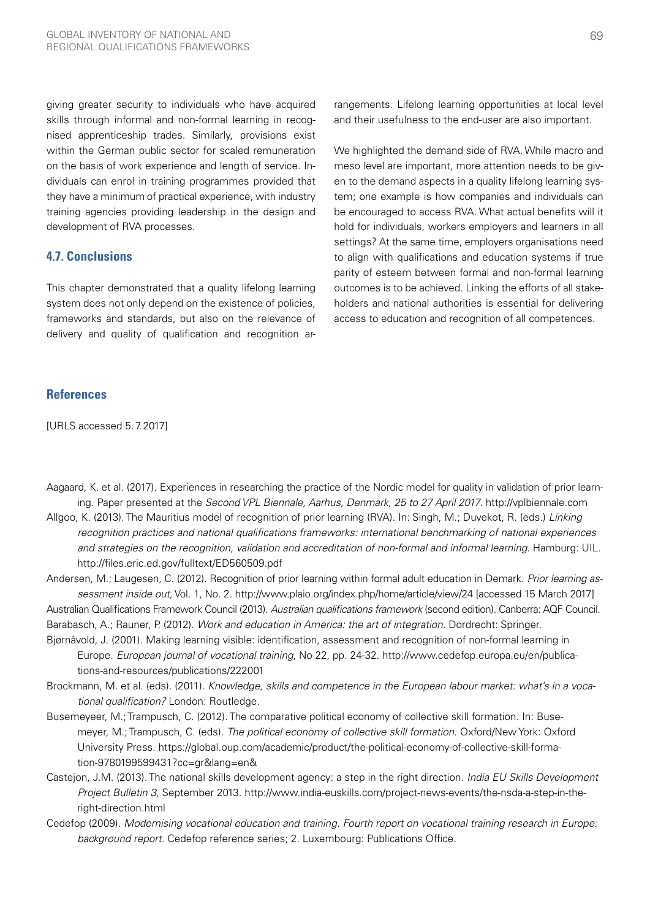giving greater security to individuals who have acquired skills through informal and non-formal learning in recognised apprenticeship trades. Similarly, provisions exist within the German public sector for scaled remuneration on the basis of work experience and length of service. Individuals can enrol in training programmes provided that they have a minimum of practical experience, with industry training agencies providing leadership in the design and development of RVA processes.

### 4.7. Conclusions

This chapter demonstrated that a quality lifelong learning system does not only depend on the existence of policies, frameworks and standards, but also on the relevance of delivery and quality of qualification and recognition arrangements. Lifelong learning opportunities at local level and their usefulness to the end-user are also important.

We highlighted the demand side of RVA. While macro and meso level are important, more attention needs to be given to the demand aspects in a quality lifelong learning system; one example is how companies and individuals can be encouraged to access RVA. What actual benefits will it hold for individuals, workers employers and learners in all settings? At the same time, employers organisations need to align with qualifications and education systems if true parity of esteem between formal and non-formal learning outcomes is to be achieved. Linking the efforts of all stakeholders and national authorities is essential for delivering access to education and recognition of all competences.

## References

[URLS accessed 5. 7. 2017]

Aagaard, K. et al. (2017). Experiences in researching the practice of the Nordic model for quality in validation of prior learning. Paper presented at the *Second VPL Biennale, Aarhus, Denmark, 25 to 27 April 2017*. http://vplbiennale.com

Allgoo, K. (2013). The Mauritius model of recognition of prior learning (RVA). In: Singh, M.; Duvekot, R. (eds.) *Linking recognition practices and national qualifications frameworks: international benchmarking of national experiences and strategies on the recognition, validation and accreditation of non-formal and informal learning.* Hamburg: UIL. http://files.eric.ed.gov/fulltext/ED560509.pdf

Andersen, M.; Laugesen, C. (2012). Recognition of prior learning within formal adult education in Demark. *Prior learning assessment inside out*, Vol. 1, No. 2. http://www.plaio.org/index.php/home/article/view/24 [accessed 15 March 2017]

Australian Qualifications Framework Council (2013). *Australian qualifications framework* (second edition). Canberra: AQF Council.

Barabasch, A.; Rauner, P. (2012). *Work and education in America: the art of integration.* Dordrecht: Springer.

Bjørnåvold, J. (2001). Making learning visible: identification, assessment and recognition of non-formal learning in Europe. *European journal of vocational training*, No 22, pp. 24-32. http://www.cedefop.europa.eu/en/publications-and-resources/publications/222001

Brockmann, M. et al. (eds). (2011). *Knowledge, skills and competence in the European labour market: what's in a vocational qualification?* London: Routledge.

Busemeyeer, M.; Trampusch, C. (2012). The comparative political economy of collective skill formation. In: Busemeyer, M.; Trampusch, C. (eds). *The political economy of collective skill formation.* Oxford/New York: Oxford University Press. https://global.oup.com/academic/product/the-political-economy-of-collective-skill-formation-9780199599431?cc=gr&lang=en&

Castejon, J.M. (2013). The national skills development agency: a step in the right direction. *India EU Skills Development Project Bulletin 3,* September 2013. http://www.india-euskills.com/project-news-events/the-nsda-a-step-in-the-right-direction.html

Cedefop (2009). *Modernising vocational education and training. Fourth report on vocational training research in Europe: background report.* Cedefop reference series; 2. Luxembourg: Publications Office.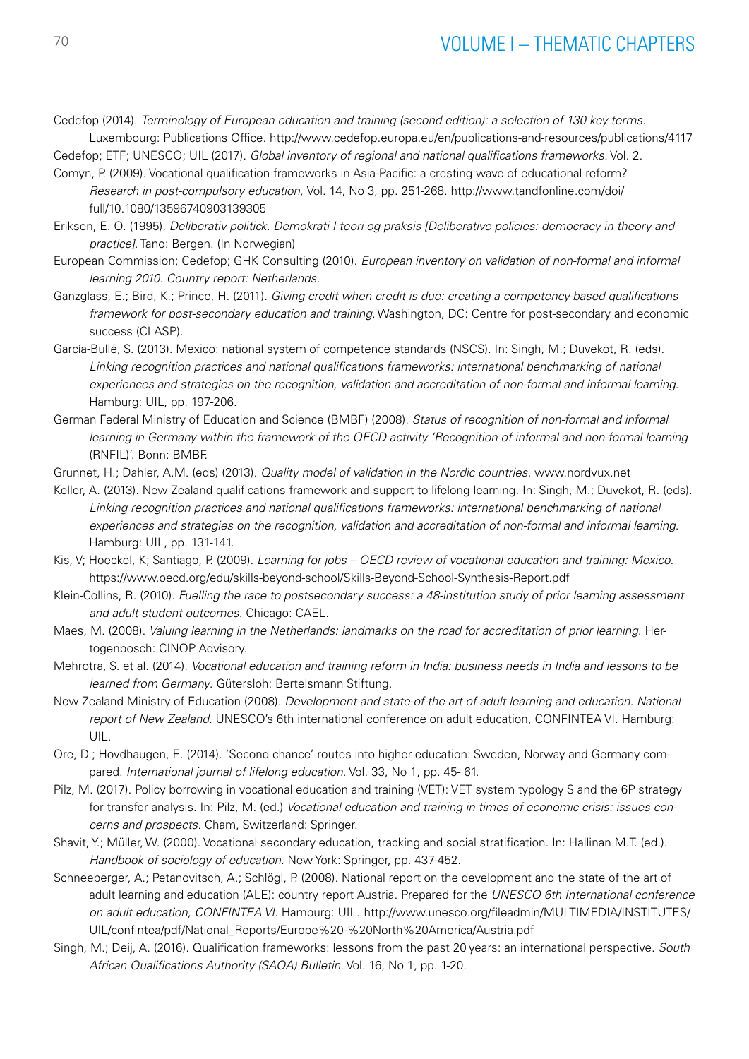Cedefop (2014). *Terminology of European education and training (second edition): a selection of 130 key terms.* Luxembourg: Publications Office. http://www.cedefop.europa.eu/en/publications-and-resources/publications/4117

Cedefop; ETF; UNESCO; UIL (2017). *Global inventory of regional and national qualifications frameworks.* Vol. 2.

Comyn, P. (2009). Vocational qualification frameworks in Asia-Pacific: a cresting wave of educational reform? *Research in post-compulsory education,* Vol. 14, No 3, pp. 251-268. http://www.tandfonline.com/doi/full/10.1080/13596740903139305

Eriksen, E. O. (1995). *Deliberativ politick. Demokrati I teori og praksis [Deliberative policies: democracy in theory and practice].* Tano: Bergen. (In Norwegian)

European Commission; Cedefop; GHK Consulting (2010). *European inventory on validation of non-formal and informal learning 2010. Country report: Netherlands.*

Ganzglass, E.; Bird, K.; Prince, H. (2011). *Giving credit when credit is due: creating a competency-based qualifications framework for post-secondary education and training.* Washington, DC: Centre for post-secondary and economic success (CLASP).

García-Bullé, S. (2013). Mexico: national system of competence standards (NSCS). In: Singh, M.; Duvekot, R. (eds). *Linking recognition practices and national qualifications frameworks: international benchmarking of national experiences and strategies on the recognition, validation and accreditation of non-formal and informal learning.* Hamburg: UIL, pp. 197-206.

German Federal Ministry of Education and Science (BMBF) (2008). *Status of recognition of non-formal and informal learning in Germany within the framework of the OECD activity 'Recognition of informal and non-formal learning* (RNFIL)'. Bonn: BMBF.

Grunnet, H.; Dahler, A.M. (eds) (2013). *Quality model of validation in the Nordic countries.* www.nordvux.net

Keller, A. (2013). New Zealand qualifications framework and support to lifelong learning. In: Singh, M.; Duvekot, R. (eds). *Linking recognition practices and national qualifications frameworks: international benchmarking of national experiences and strategies on the recognition, validation and accreditation of non-formal and informal learning.* Hamburg: UIL, pp. 131-141.

Kis, V; Hoeckel, K; Santiago, P. (2009). *Learning for jobs – OECD review of vocational education and training: Mexico.* https://www.oecd.org/edu/skills-beyond-school/Skills-Beyond-School-Synthesis-Report.pdf

Klein-Collins, R. (2010). *Fuelling the race to postsecondary success: a 48-institution study of prior learning assessment and adult student outcomes.* Chicago: CAEL.

Maes, M. (2008). *Valuing learning in the Netherlands: landmarks on the road for accreditation of prior learning.* Hertogenbosch: CINOP Advisory.

Mehrotra, S. et al. (2014). *Vocational education and training reform in India: business needs in India and lessons to be learned from Germany.* Gütersloh: Bertelsmann Stiftung.

New Zealand Ministry of Education (2008). *Development and state-of-the-art of adult learning and education. National report of New Zealand.* UNESCO's 6th international conference on adult education, CONFINTEA VI. Hamburg: UIL.

Ore, D.; Hovdhaugen, E. (2014). 'Second chance' routes into higher education: Sweden, Norway and Germany compared. *International journal of lifelong education.* Vol. 33, No 1, pp. 45- 61.

Pilz, M. (2017). Policy borrowing in vocational education and training (VET): VET system typology S and the 6P strategy for transfer analysis. In: Pilz, M. (ed.) *Vocational education and training in times of economic crisis: issues concerns and prospects.* Cham, Switzerland: Springer.

Shavit, Y.; Müller, W. (2000). Vocational secondary education, tracking and social stratification. In: Hallinan M.T. (ed.). *Handbook of sociology of education.* New York: Springer, pp. 437-452.

Schneeberger, A.; Petanovitsch, A.; Schlögl, P. (2008). National report on the development and the state of the art of adult learning and education (ALE): country report Austria. Prepared for the *UNESCO 6th International conference on adult education, CONFINTEA VI.* Hamburg: UIL. http://www.unesco.org/fileadmin/MULTIMEDIA/INSTITUTES/UIL/confintea/pdf/National_Reports/Europe%20-%20North%20America/Austria.pdf

Singh, M.; Deij, A. (2016). Qualification frameworks: lessons from the past 20 years: an international perspective. *South African Qualifications Authority (SAQA) Bulletin.* Vol. 16, No 1, pp. 1-20.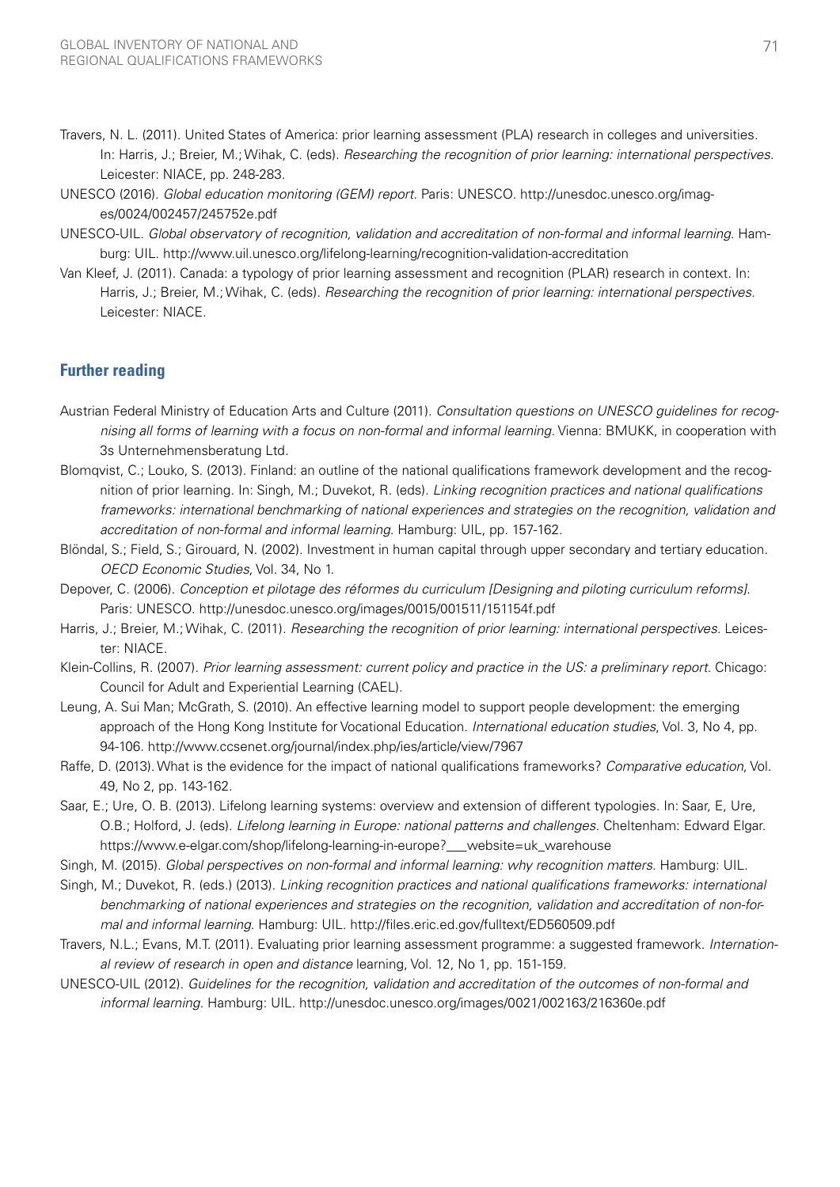Travers, N. L. (2011). United States of America: prior learning assessment (PLA) research in colleges and universities. In: Harris, J.; Breier, M.; Wihak, C. (eds). *Researching the recognition of prior learning: international perspectives.* Leicester: NIACE, pp. 248-283.

UNESCO (2016). *Global education monitoring (GEM) report.* Paris: UNESCO. http://unesdoc.unesco.org/images/0024/002457/245752e.pdf

UNESCO-UIL. *Global observatory of recognition, validation and accreditation of non-formal and informal learning.* Hamburg: UIL. http://www.uil.unesco.org/lifelong-learning/recognition-validation-accreditation

Van Kleef, J. (2011). Canada: a typology of prior learning assessment and recognition (PLAR) research in context. In: Harris, J.; Breier, M.; Wihak, C. (eds). *Researching the recognition of prior learning: international perspectives.* Leicester: NIACE.

## Further reading

Austrian Federal Ministry of Education Arts and Culture (2011). *Consultation questions on UNESCO guidelines for recognising all forms of learning with a focus on non-formal and informal learning.* Vienna: BMUKK, in cooperation with 3s Unternehmensberatung Ltd.

Blomqvist, C.; Louko, S. (2013). Finland: an outline of the national qualifications framework development and the recognition of prior learning. In: Singh, M.; Duvekot, R. (eds). *Linking recognition practices and national qualifications frameworks: international benchmarking of national experiences and strategies on the recognition, validation and accreditation of non-formal and informal learning.* Hamburg: UIL, pp. 157-162.

Blöndal, S.; Field, S.; Girouard, N. (2002). Investment in human capital through upper secondary and tertiary education. *OECD Economic Studies*, Vol. 34, No 1.

Depover, C. (2006). *Conception et pilotage des réformes du curriculum [Designing and piloting curriculum reforms].* Paris: UNESCO. http://unesdoc.unesco.org/images/0015/001511/151154f.pdf

Harris, J.; Breier, M.; Wihak, C. (2011). *Researching the recognition of prior learning: international perspectives.* Leicester: NIACE.

Klein-Collins, R. (2007). *Prior learning assessment: current policy and practice in the US: a preliminary report.* Chicago: Council for Adult and Experiential Learning (CAEL).

Leung, A. Sui Man; McGrath, S. (2010). An effective learning model to support people development: the emerging approach of the Hong Kong Institute for Vocational Education. *International education studies*, Vol. 3, No 4, pp. 94-106. http://www.ccsenet.org/journal/index.php/ies/article/view/7967

Raffe, D. (2013). What is the evidence for the impact of national qualifications frameworks? *Comparative education*, Vol. 49, No 2, pp. 143-162.

Saar, E.; Ure, O. B. (2013). Lifelong learning systems: overview and extension of different typologies. In: Saar, E, Ure, O.B.; Holford, J. (eds). *Lifelong learning in Europe: national patterns and challenges.* Cheltenham: Edward Elgar. https://www.e-elgar.com/shop/lifelong-learning-in-europe?___website=uk_warehouse

Singh, M. (2015). *Global perspectives on non-formal and informal learning: why recognition matters.* Hamburg: UIL.

Singh, M.; Duvekot, R. (eds.) (2013). *Linking recognition practices and national qualifications frameworks: international benchmarking of national experiences and strategies on the recognition, validation and accreditation of non-formal and informal learning.* Hamburg: UIL. http://files.eric.ed.gov/fulltext/ED560509.pdf

Travers, N.L.; Evans, M.T. (2011). Evaluating prior learning assessment programme: a suggested framework. *International review of research in open and distance* learning, Vol. 12, No 1, pp. 151-159.

UNESCO-UIL (2012). *Guidelines for the recognition, validation and accreditation of the outcomes of non-formal and informal learning.* Hamburg: UIL. http://unesdoc.unesco.org/images/0021/002163/216360e.pdf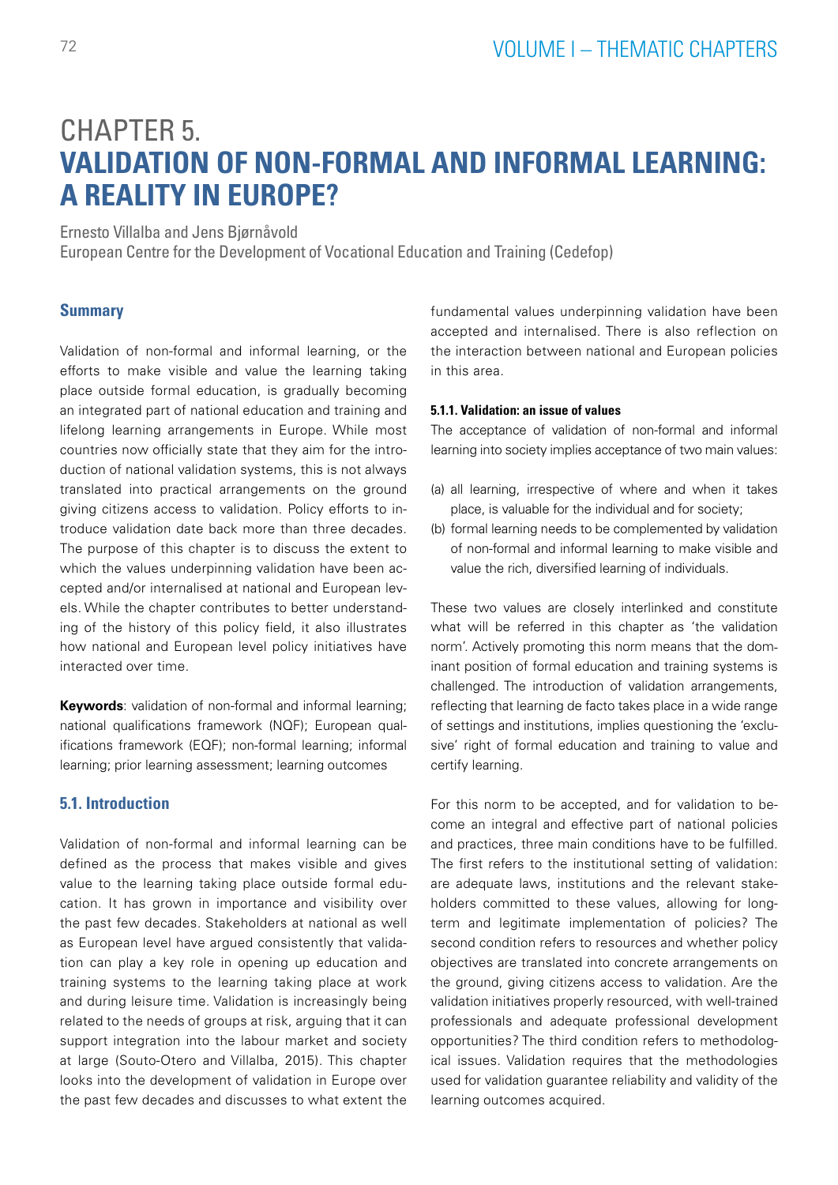# CHAPTER 5. VALIDATION OF NON-FORMAL AND INFORMAL LEARNING: A REALITY IN EUROPE?

Ernesto Villalba and Jens Bjørnåvold
European Centre for the Development of Vocational Education and Training (Cedefop)

### Summary

Validation of non-formal and informal learning, or the efforts to make visible and value the learning taking place outside formal education, is gradually becoming an integrated part of national education and training and lifelong learning arrangements in Europe. While most countries now officially state that they aim for the introduction of national validation systems, this is not always translated into practical arrangements on the ground giving citizens access to validation. Policy efforts to introduce validation date back more than three decades. The purpose of this chapter is to discuss the extent to which the values underpinning validation have been accepted and/or internalised at national and European levels. While the chapter contributes to better understanding of the history of this policy field, it also illustrates how national and European level policy initiatives have interacted over time.

**Keywords**: validation of non-formal and informal learning; national qualifications framework (NQF); European qualifications framework (EQF); non-formal learning; informal learning; prior learning assessment; learning outcomes

## 5.1. Introduction

Validation of non-formal and informal learning can be defined as the process that makes visible and gives value to the learning taking place outside formal education. It has grown in importance and visibility over the past few decades. Stakeholders at national as well as European level have argued consistently that validation can play a key role in opening up education and training systems to the learning taking place at work and during leisure time. Validation is increasingly being related to the needs of groups at risk, arguing that it can support integration into the labour market and society at large (Souto-Otero and Villalba, 2015). This chapter looks into the development of validation in Europe over the past few decades and discusses to what extent the fundamental values underpinning validation have been accepted and internalised. There is also reflection on the interaction between national and European policies in this area.

#### 5.1.1. Validation: an issue of values

The acceptance of validation of non-formal and informal learning into society implies acceptance of two main values:

(a) all learning, irrespective of where and when it takes place, is valuable for the individual and for society;
(b) formal learning needs to be complemented by validation of non-formal and informal learning to make visible and value the rich, diversified learning of individuals.

These two values are closely interlinked and constitute what will be referred in this chapter as 'the validation norm'. Actively promoting this norm means that the dominant position of formal education and training systems is challenged. The introduction of validation arrangements, reflecting that learning de facto takes place in a wide range of settings and institutions, implies questioning the 'exclusive' right of formal education and training to value and certify learning.

For this norm to be accepted, and for validation to become an integral and effective part of national policies and practices, three main conditions have to be fulfilled. The first refers to the institutional setting of validation: are adequate laws, institutions and the relevant stakeholders committed to these values, allowing for long-term and legitimate implementation of policies? The second condition refers to resources and whether policy objectives are translated into concrete arrangements on the ground, giving citizens access to validation. Are the validation initiatives properly resourced, with well-trained professionals and adequate professional development opportunities? The third condition refers to methodological issues. Validation requires that the methodologies used for validation guarantee reliability and validity of the learning outcomes acquired.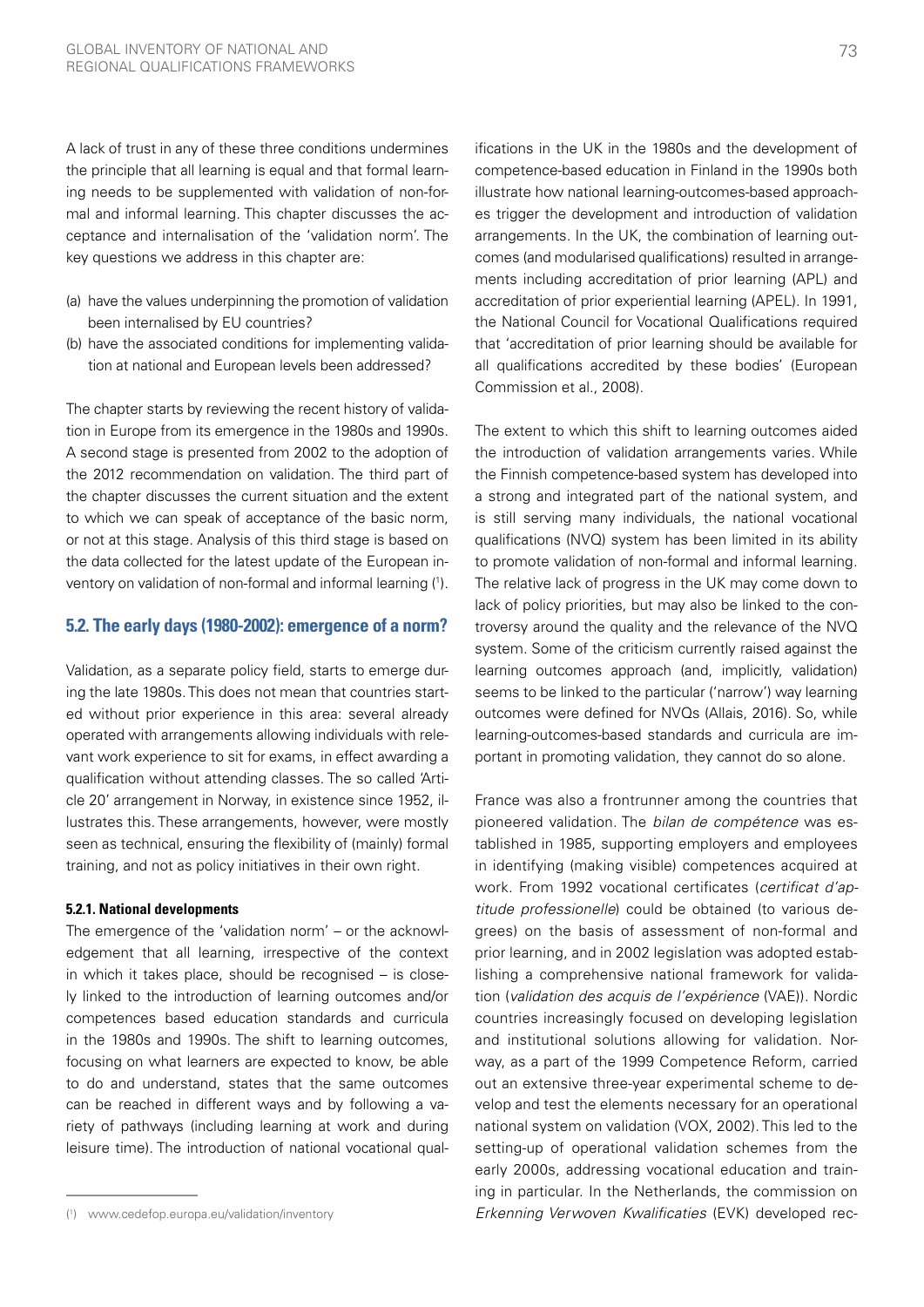A lack of trust in any of these three conditions undermines the principle that all learning is equal and that formal learning needs to be supplemented with validation of non-formal and informal learning. This chapter discusses the acceptance and internalisation of the 'validation norm'. The key questions we address in this chapter are:

(a) have the values underpinning the promotion of validation been internalised by EU countries?
(b) have the associated conditions for implementing validation at national and European levels been addressed?

The chapter starts by reviewing the recent history of validation in Europe from its emergence in the 1980s and 1990s. A second stage is presented from 2002 to the adoption of the 2012 recommendation on validation. The third part of the chapter discusses the current situation and the extent to which we can speak of acceptance of the basic norm, or not at this stage. Analysis of this third stage is based on the data collected for the latest update of the European inventory on validation of non-formal and informal learning [1].

## 5.2. The early days (1980-2002): emergence of a norm?

Validation, as a separate policy field, starts to emerge during the late 1980s. This does not mean that countries started without prior experience in this area: several already operated with arrangements allowing individuals with relevant work experience to sit for exams, in effect awarding a qualification without attending classes. The so called 'Article 20' arrangement in Norway, in existence since 1952, illustrates this. These arrangements, however, were mostly seen as technical, ensuring the flexibility of (mainly) formal training, and not as policy initiatives in their own right.

### 5.2.1. National developments

The emergence of the 'validation norm' – or the acknowledgement that all learning, irrespective of the context in which it takes place, should be recognised – is closely linked to the introduction of learning outcomes and/or competences based education standards and curricula in the 1980s and 1990s. The shift to learning outcomes, focusing on what learners are expected to know, be able to do and understand, states that the same outcomes can be reached in different ways and by following a variety of pathways (including learning at work and during leisure time). The introduction of national vocational qualifications in the UK in the 1980s and the development of competence-based education in Finland in the 1990s both illustrate how national learning-outcomes-based approaches trigger the development and introduction of validation arrangements. In the UK, the combination of learning outcomes (and modularised qualifications) resulted in arrangements including accreditation of prior learning (APL) and accreditation of prior experiential learning (APEL). In 1991, the National Council for Vocational Qualifications required that 'accreditation of prior learning should be available for all qualifications accredited by these bodies' (European Commission et al., 2008).

The extent to which this shift to learning outcomes aided the introduction of validation arrangements varies. While the Finnish competence-based system has developed into a strong and integrated part of the national system, and is still serving many individuals, the national vocational qualifications (NVQ) system has been limited in its ability to promote validation of non-formal and informal learning. The relative lack of progress in the UK may come down to lack of policy priorities, but may also be linked to the controversy around the quality and the relevance of the NVQ system. Some of the criticism currently raised against the learning outcomes approach (and, implicitly, validation) seems to be linked to the particular ('narrow') way learning outcomes were defined for NVQs (Allais, 2016). So, while learning-outcomes-based standards and curricula are important in promoting validation, they cannot do so alone.

France was also a frontrunner among the countries that pioneered validation. The *bilan de compétence* was established in 1985, supporting employers and employees in identifying (making visible) competences acquired at work. From 1992 vocational certificates (*certificat d'aptitude professionnelle*) could be obtained (to various degrees) on the basis of assessment of non-formal and prior learning, and in 2002 legislation was adopted establishing a comprehensive national framework for validation (*validation des acquis de l'expérience* (VAE)). Nordic countries increasingly focused on developing legislation and institutional solutions allowing for validation. Norway, as a part of the 1999 Competence Reform, carried out an extensive three-year experimental scheme to develop and test the elements necessary for an operational national system on validation (VOX, 2002). This led to the setting-up of operational validation schemes from the early 2000s, addressing vocational education and training in particular. In the Netherlands, the commission on *Erkenning Verwoven Kwalificaties* (EVK) developed rec-

[1] www.cedefop.europa.eu/validation/inventory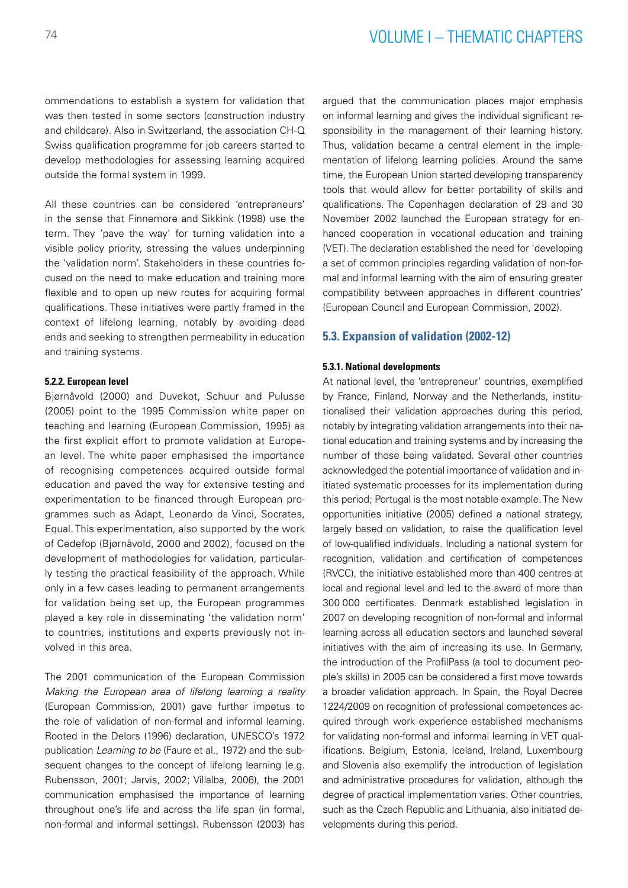ommendations to establish a system for validation that was then tested in some sectors (construction industry and childcare). Also in Switzerland, the association CH-Q Swiss qualification programme for job careers started to develop methodologies for assessing learning acquired outside the formal system in 1999.

All these countries can be considered 'entrepreneurs' in the sense that Finnemore and Sikkink (1998) use the term. They 'pave the way' for turning validation into a visible policy priority, stressing the values underpinning the 'validation norm'. Stakeholders in these countries focused on the need to make education and training more flexible and to open up new routes for acquiring formal qualifications. These initiatives were partly framed in the context of lifelong learning, notably by avoiding dead ends and seeking to strengthen permeability in education and training systems.

#### 5.2.2. European level

Bjørnåvold (2000) and Duvekot, Schuur and Pulusse (2005) point to the 1995 Commission white paper on teaching and learning (European Commission, 1995) as the first explicit effort to promote validation at European level. The white paper emphasised the importance of recognising competences acquired outside formal education and paved the way for extensive testing and experimentation to be financed through European programmes such as Adapt, Leonardo da Vinci, Socrates, Equal. This experimentation, also supported by the work of Cedefop (Bjørnåvold, 2000 and 2002), focused on the development of methodologies for validation, particularly testing the practical feasibility of the approach. While only in a few cases leading to permanent arrangements for validation being set up, the European programmes played a key role in disseminating 'the validation norm' to countries, institutions and experts previously not involved in this area.

The 2001 communication of the European Commission *Making the European area of lifelong learning a reality* (European Commission, 2001) gave further impetus to the role of validation of non-formal and informal learning. Rooted in the Delors (1996) declaration, UNESCO's 1972 publication *Learning to be* (Faure et al., 1972) and the subsequent changes to the concept of lifelong learning (e.g. Rubensson, 2001; Jarvis, 2002; Villalba, 2006), the 2001 communication emphasised the importance of learning throughout one's life and across the life span (in formal, non-formal and informal settings). Rubensson (2003) has argued that the communication places major emphasis on informal learning and gives the individual significant responsibility in the management of their learning history. Thus, validation became a central element in the implementation of lifelong learning policies. Around the same time, the European Union started developing transparency tools that would allow for better portability of skills and qualifications. The Copenhagen declaration of 29 and 30 November 2002 launched the European strategy for enhanced cooperation in vocational education and training (VET). The declaration established the need for 'developing a set of common principles regarding validation of non-formal and informal learning with the aim of ensuring greater compatibility between approaches in different countries' (European Council and European Commission, 2002).

### 5.3. Expansion of validation (2002-12)

#### 5.3.1. National developments

At national level, the 'entrepreneur' countries, exemplified by France, Finland, Norway and the Netherlands, institutionalised their validation approaches during this period, notably by integrating validation arrangements into their national education and training systems and by increasing the number of those being validated. Several other countries acknowledged the potential importance of validation and initiated systematic processes for its implementation during this period; Portugal is the most notable example. The New opportunities initiative (2005) defined a national strategy, largely based on validation, to raise the qualification level of low-qualified individuals. Including a national system for recognition, validation and certification of competences (RVCC), the initiative established more than 400 centres at local and regional level and led to the award of more than 300 000 certificates. Denmark established legislation in 2007 on developing recognition of non-formal and informal learning across all education sectors and launched several initiatives with the aim of increasing its use. In Germany, the introduction of the ProfilPass (a tool to document people's skills) in 2005 can be considered a first move towards a broader validation approach. In Spain, the Royal Decree 1224/2009 on recognition of professional competences acquired through work experience established mechanisms for validating non-formal and informal learning in VET qualifications. Belgium, Estonia, Iceland, Ireland, Luxembourg and Slovenia also exemplify the introduction of legislation and administrative procedures for validation, although the degree of practical implementation varies. Other countries, such as the Czech Republic and Lithuania, also initiated developments during this period.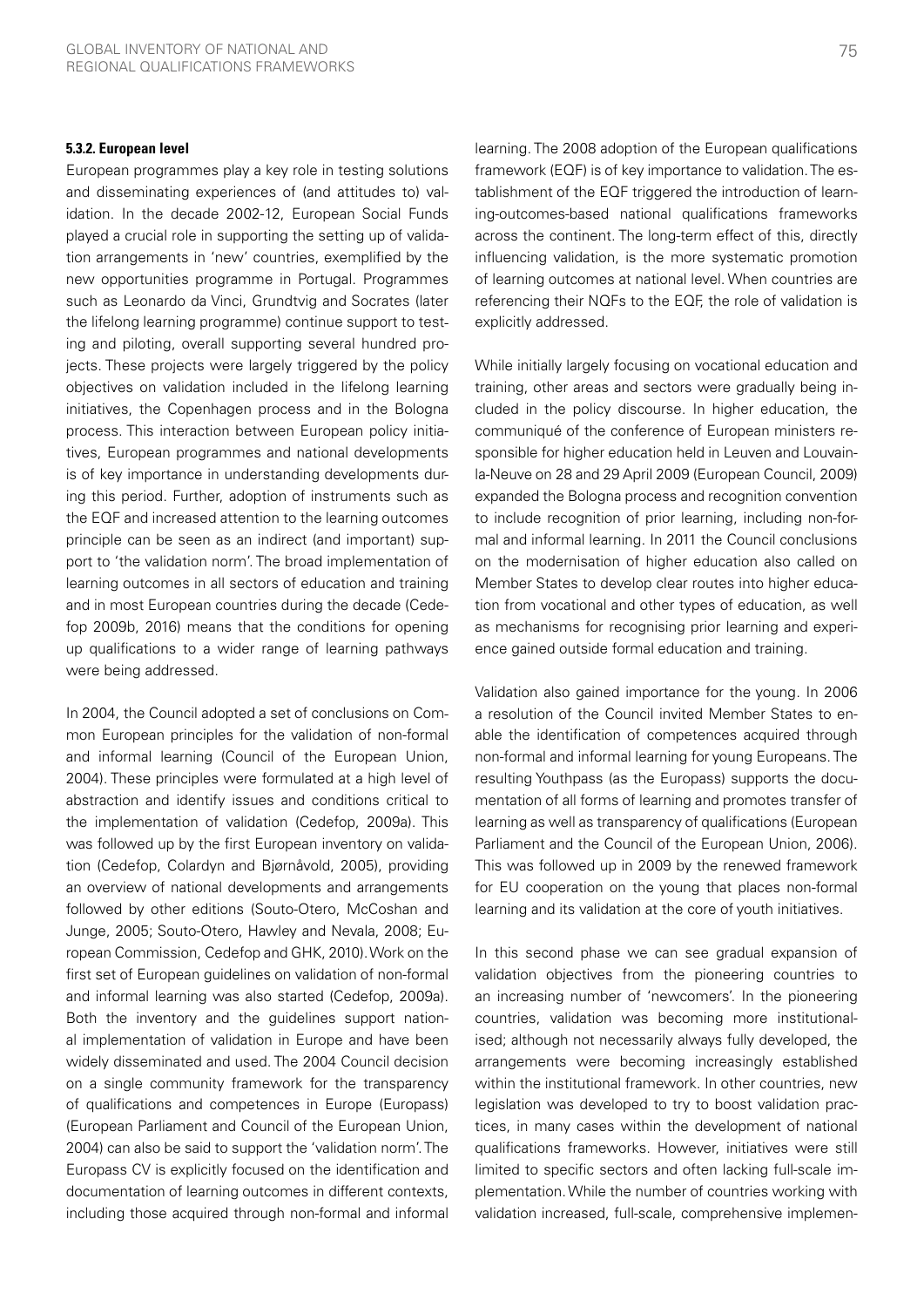#### 5.3.2. European level

European programmes play a key role in testing solutions and disseminating experiences of (and attitudes to) validation. In the decade 2002-12, European Social Funds played a crucial role in supporting the setting up of validation arrangements in 'new' countries, exemplified by the new opportunities programme in Portugal. Programmes such as Leonardo da Vinci, Grundtvig and Socrates (later the lifelong learning programme) continue support to testing and piloting, overall supporting several hundred projects. These projects were largely triggered by the policy objectives on validation included in the lifelong learning initiatives, the Copenhagen process and in the Bologna process. This interaction between European policy initiatives, European programmes and national developments is of key importance in understanding developments during this period. Further, adoption of instruments such as the EQF and increased attention to the learning outcomes principle can be seen as an indirect (and important) support to 'the validation norm'. The broad implementation of learning outcomes in all sectors of education and training and in most European countries during the decade (Cedefop 2009b, 2016) means that the conditions for opening up qualifications to a wider range of learning pathways were being addressed.

In 2004, the Council adopted a set of conclusions on Common European principles for the validation of non-formal and informal learning (Council of the European Union, 2004). These principles were formulated at a high level of abstraction and identify issues and conditions critical to the implementation of validation (Cedefop, 2009a). This was followed up by the first European inventory on validation (Cedefop, Colardyn and Bjørnåvold, 2005), providing an overview of national developments and arrangements followed by other editions (Souto-Otero, McCoshan and Junge, 2005; Souto-Otero, Hawley and Nevala, 2008; European Commission, Cedefop and GHK, 2010). Work on the first set of European guidelines on validation of non-formal and informal learning was also started (Cedefop, 2009a). Both the inventory and the guidelines support national implementation of validation in Europe and have been widely disseminated and used. The 2004 Council decision on a single community framework for the transparency of qualifications and competences in Europe (Europass) (European Parliament and Council of the European Union, 2004) can also be said to support the 'validation norm'. The Europass CV is explicitly focused on the identification and documentation of learning outcomes in different contexts, including those acquired through non-formal and informal learning. The 2008 adoption of the European qualifications framework (EQF) is of key importance to validation. The establishment of the EQF triggered the introduction of learning-outcomes-based national qualifications frameworks across the continent. The long-term effect of this, directly influencing validation, is the more systematic promotion of learning outcomes at national level. When countries are referencing their NQFs to the EQF, the role of validation is explicitly addressed.

While initially largely focusing on vocational education and training, other areas and sectors were gradually being included in the policy discourse. In higher education, the communiqué of the conference of European ministers responsible for higher education held in Leuven and Louvain-la-Neuve on 28 and 29 April 2009 (European Council, 2009) expanded the Bologna process and recognition convention to include recognition of prior learning, including non-formal and informal learning. In 2011 the Council conclusions on the modernisation of higher education also called on Member States to develop clear routes into higher education from vocational and other types of education, as well as mechanisms for recognising prior learning and experience gained outside formal education and training.

Validation also gained importance for the young. In 2006 a resolution of the Council invited Member States to enable the identification of competences acquired through non-formal and informal learning for young Europeans. The resulting Youthpass (as the Europass) supports the documentation of all forms of learning and promotes transfer of learning as well as transparency of qualifications (European Parliament and the Council of the European Union, 2006). This was followed up in 2009 by the renewed framework for EU cooperation on the young that places non-formal learning and its validation at the core of youth initiatives.

In this second phase we can see gradual expansion of validation objectives from the pioneering countries to an increasing number of 'newcomers'. In the pioneering countries, validation was becoming more institutionalised; although not necessarily always fully developed, the arrangements were becoming increasingly established within the institutional framework. In other countries, new legislation was developed to try to boost validation practices, in many cases within the development of national qualifications frameworks. However, initiatives were still limited to specific sectors and often lacking full-scale implementation. While the number of countries working with validation increased, full-scale, comprehensive implemen-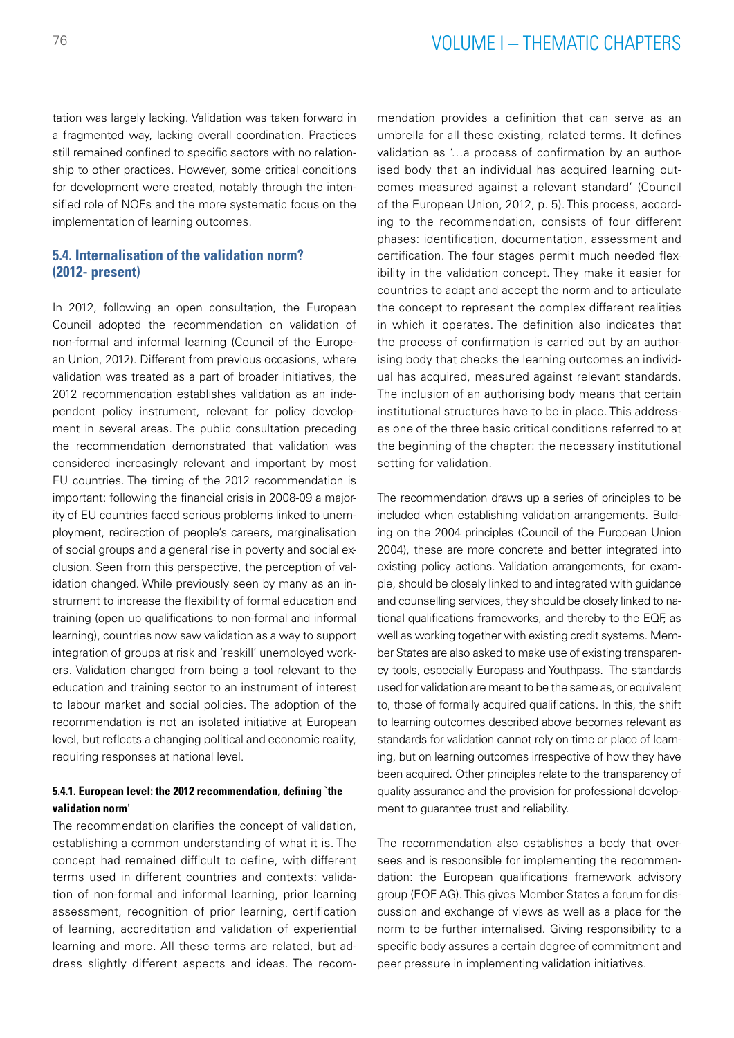tation was largely lacking. Validation was taken forward in a fragmented way, lacking overall coordination. Practices still remained confined to specific sectors with no relationship to other practices. However, some critical conditions for development were created, notably through the intensified role of NQFs and the more systematic focus on the implementation of learning outcomes.

## 5.4. Internalisation of the validation norm? (2012- present)

In 2012, following an open consultation, the European Council adopted the recommendation on validation of non-formal and informal learning (Council of the European Union, 2012). Different from previous occasions, where validation was treated as a part of broader initiatives, the 2012 recommendation establishes validation as an independent policy instrument, relevant for policy development in several areas. The public consultation preceding the recommendation demonstrated that validation was considered increasingly relevant and important by most EU countries. The timing of the 2012 recommendation is important: following the financial crisis in 2008-09 a majority of EU countries faced serious problems linked to unemployment, redirection of people's careers, marginalisation of social groups and a general rise in poverty and social exclusion. Seen from this perspective, the perception of validation changed. While previously seen by many as an instrument to increase the flexibility of formal education and training (open up qualifications to non-formal and informal learning), countries now saw validation as a way to support integration of groups at risk and 'reskill' unemployed workers. Validation changed from being a tool relevant to the education and training sector to an instrument of interest to labour market and social policies. The adoption of the recommendation is not an isolated initiative at European level, but reflects a changing political and economic reality, requiring responses at national level.

### 5.4.1. European level: the 2012 recommendation, defining `the validation norm'

The recommendation clarifies the concept of validation, establishing a common understanding of what it is. The concept had remained difficult to define, with different terms used in different countries and contexts: validation of non-formal and informal learning, prior learning assessment, recognition of prior learning, certification of learning, accreditation and validation of experiential learning and more. All these terms are related, but address slightly different aspects and ideas. The recommendation provides a definition that can serve as an umbrella for all these existing, related terms. It defines validation as '…a process of confirmation by an authorised body that an individual has acquired learning outcomes measured against a relevant standard' (Council of the European Union, 2012, p. 5). This process, according to the recommendation, consists of four different phases: identification, documentation, assessment and certification. The four stages permit much needed flexibility in the validation concept. They make it easier for countries to adapt and accept the norm and to articulate the concept to represent the complex different realities in which it operates. The definition also indicates that the process of confirmation is carried out by an authorising body that checks the learning outcomes an individual has acquired, measured against relevant standards. The inclusion of an authorising body means that certain institutional structures have to be in place. This addresses one of the three basic critical conditions referred to at the beginning of the chapter: the necessary institutional setting for validation.

The recommendation draws up a series of principles to be included when establishing validation arrangements. Building on the 2004 principles (Council of the European Union 2004), these are more concrete and better integrated into existing policy actions. Validation arrangements, for example, should be closely linked to and integrated with guidance and counselling services, they should be closely linked to national qualifications frameworks, and thereby to the EQF, as well as working together with existing credit systems. Member States are also asked to make use of existing transparency tools, especially Europass and Youthpass. The standards used for validation are meant to be the same as, or equivalent to, those of formally acquired qualifications. In this, the shift to learning outcomes described above becomes relevant as standards for validation cannot rely on time or place of learning, but on learning outcomes irrespective of how they have been acquired. Other principles relate to the transparency of quality assurance and the provision for professional development to guarantee trust and reliability.

The recommendation also establishes a body that oversees and is responsible for implementing the recommendation: the European qualifications framework advisory group (EQF AG). This gives Member States a forum for discussion and exchange of views as well as a place for the norm to be further internalised. Giving responsibility to a specific body assures a certain degree of commitment and peer pressure in implementing validation initiatives.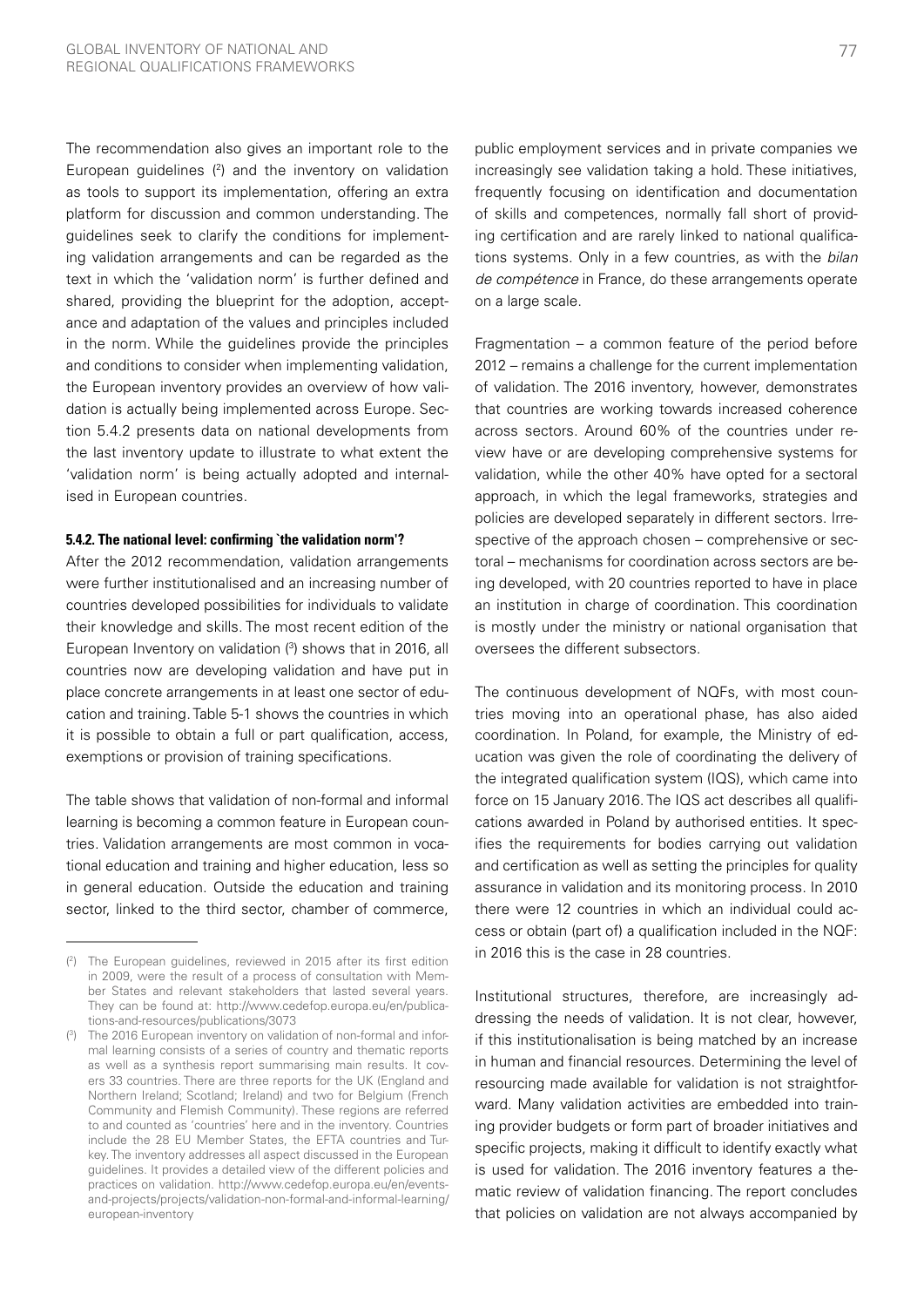The recommendation also gives an important role to the European guidelines [2] and the inventory on validation as tools to support its implementation, offering an extra platform for discussion and common understanding. The guidelines seek to clarify the conditions for implementing validation arrangements and can be regarded as the text in which the 'validation norm' is further defined and shared, providing the blueprint for the adoption, acceptance and adaptation of the values and principles included in the norm. While the guidelines provide the principles and conditions to consider when implementing validation, the European inventory provides an overview of how validation is actually being implemented across Europe. Section 5.4.2 presents data on national developments from the last inventory update to illustrate to what extent the 'validation norm' is being actually adopted and internalised in European countries.

#### 5.4.2. The national level: confirming `the validation norm'?

After the 2012 recommendation, validation arrangements were further institutionalised and an increasing number of countries developed possibilities for individuals to validate their knowledge and skills. The most recent edition of the European Inventory on validation [3] shows that in 2016, all countries now are developing validation and have put in place concrete arrangements in at least one sector of education and training. Table 5-1 shows the countries in which it is possible to obtain a full or part qualification, access, exemptions or provision of training specifications.

The table shows that validation of non-formal and informal learning is becoming a common feature in European countries. Validation arrangements are most common in vocational education and training and higher education, less so in general education. Outside the education and training sector, linked to the third sector, chamber of commerce, public employment services and in private companies we increasingly see validation taking a hold. These initiatives, frequently focusing on identification and documentation of skills and competences, normally fall short of providing certification and are rarely linked to national qualifications systems. Only in a few countries, as with the *bilan de compétence* in France, do these arrangements operate on a large scale.

Fragmentation – a common feature of the period before 2012 – remains a challenge for the current implementation of validation. The 2016 inventory, however, demonstrates that countries are working towards increased coherence across sectors. Around 60% of the countries under review have or are developing comprehensive systems for validation, while the other 40% have opted for a sectoral approach, in which the legal frameworks, strategies and policies are developed separately in different sectors. Irrespective of the approach chosen – comprehensive or sectoral – mechanisms for coordination across sectors are being developed, with 20 countries reported to have in place an institution in charge of coordination. This coordination is mostly under the ministry or national organisation that oversees the different subsectors.

The continuous development of NQFs, with most countries moving into an operational phase, has also aided coordination. In Poland, for example, the Ministry of education was given the role of coordinating the delivery of the integrated qualification system (IQS), which came into force on 15 January 2016. The IQS act describes all qualifications awarded in Poland by authorised entities. It specifies the requirements for bodies carrying out validation and certification as well as setting the principles for quality assurance in validation and its monitoring process. In 2010 there were 12 countries in which an individual could access or obtain (part of) a qualification included in the NQF: in 2016 this is the case in 28 countries.

Institutional structures, therefore, are increasingly addressing the needs of validation. It is not clear, however, if this institutionalisation is being matched by an increase in human and financial resources. Determining the level of resourcing made available for validation is not straightforward. Many validation activities are embedded into training provider budgets or form part of broader initiatives and specific projects, making it difficult to identify exactly what is used for validation. The 2016 inventory features a thematic review of validation financing. The report concludes that policies on validation are not always accompanied by

---

[2] The European guidelines, reviewed in 2015 after its first edition in 2009, were the result of a process of consultation with Member States and relevant stakeholders that lasted several years. They can be found at: http://www.cedefop.europa.eu/en/publications-and-resources/publications/3073

[3] The 2016 European inventory on validation of non-formal and informal learning consists of a series of country and thematic reports as well as a synthesis report summarising main results. It covers 33 countries. There are three reports for the UK (England and Northern Ireland; Scotland; Ireland) and two for Belgium (French Community and Flemish Community). These regions are referred to and counted as 'countries' here and in the inventory. Countries include the 28 EU Member States, the EFTA countries and Turkey. The inventory addresses all aspect discussed in the European guidelines. It provides a detailed view of the different policies and practices on validation. http://www.cedefop.europa.eu/en/events-and-projects/projects/validation-non-formal-and-informal-learning/european-inventory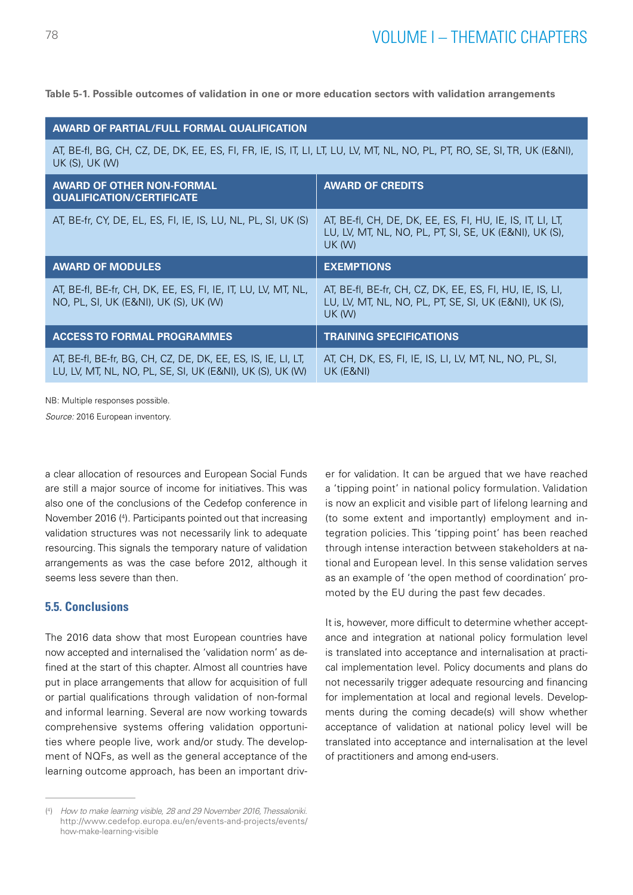**Table 5-1. Possible outcomes of validation in one or more education sectors with validation arrangements**

| AWARD OF PARTIAL/FULL FORMAL QUALIFICATION | |
|---|---|
| AT, BE-fl, BG, CH, CZ, DE, DK, EE, ES, FI, FR, IE, IS, IT, LI, LT, LU, LV, MT, NL, NO, PL, PT, RO, SE, SI, TR, UK (E&NI), UK (S), UK (W) | |
| **AWARD OF OTHER NON-FORMAL QUALIFICATION/CERTIFICATE** | **AWARD OF CREDITS** |
| AT, BE-fr, CY, DE, EL, ES, FI, IE, IS, LU, NL, PL, SI, UK (S) | AT, BE-fl, CH, DE, DK, EE, ES, FI, HU, IE, IS, IT, LI, LT, LU, LV, MT, NL, NO, PL, PT, SI, SE, UK (E&NI), UK (S), UK (W) |
| **AWARD OF MODULES** | **EXEMPTIONS** |
| AT, BE-fl, BE-fr, CH, DK, EE, ES, FI, IE, IT, LU, LV, MT, NL, NO, PL, SI, UK (E&NI), UK (S), UK (W) | AT, BE-fl, BE-fr, CH, CZ, DK, EE, ES, FI, HU, IE, IS, LI, LU, LV, MT, NL, NO, PL, PT, SE, SI, UK (E&NI), UK (S), UK (W) |
| **ACCESS TO FORMAL PROGRAMMES** | **TRAINING SPECIFICATIONS** |
| AT, BE-fl, BE-fr, BG, CH, CZ, DE, DK, EE, ES, IS, IE, LI, LT, LU, LV, MT, NL, NO, PL, SE, SI, UK (E&NI), UK (S), UK (W) | AT, CH, DK, ES, FI, IE, IS, LI, LV, MT, NL, NO, PL, SI, UK (E&NI) |

NB: Multiple responses possible.

*Source:* 2016 European inventory.

a clear allocation of resources and European Social Funds are still a major source of income for initiatives. This was also one of the conclusions of the Cedefop conference in November 2016 [4]. Participants pointed out that increasing validation structures was not necessarily link to adequate resourcing. This signals the temporary nature of validation arrangements as was the case before 2012, although it seems less severe than then.

## 5.5. Conclusions

The 2016 data show that most European countries have now accepted and internalised the 'validation norm' as defined at the start of this chapter. Almost all countries have put in place arrangements that allow for acquisition of full or partial qualifications through validation of non-formal and informal learning. Several are now working towards comprehensive systems offering validation opportunities where people live, work and/or study. The development of NQFs, as well as the general acceptance of the learning outcome approach, has been an important driver for validation. It can be argued that we have reached a 'tipping point' in national policy formulation. Validation is now an explicit and visible part of lifelong learning and (to some extent and importantly) employment and integration policies. This 'tipping point' has been reached through intense interaction between stakeholders at national and European level. In this sense validation serves as an example of 'the open method of coordination' promoted by the EU during the past few decades.

It is, however, more difficult to determine whether acceptance and integration at national policy formulation level is translated into acceptance and internalisation at practical implementation level. Policy documents and plans do not necessarily trigger adequate resourcing and financing for implementation at local and regional levels. Developments during the coming decade(s) will show whether acceptance of validation at national policy level will be translated into acceptance and internalisation at the level of practitioners and among end-users.

[4] *How to make learning visible, 28 and 29 November 2016, Thessaloniki.* http://www.cedefop.europa.eu/en/events-and-projects/events/how-make-learning-visible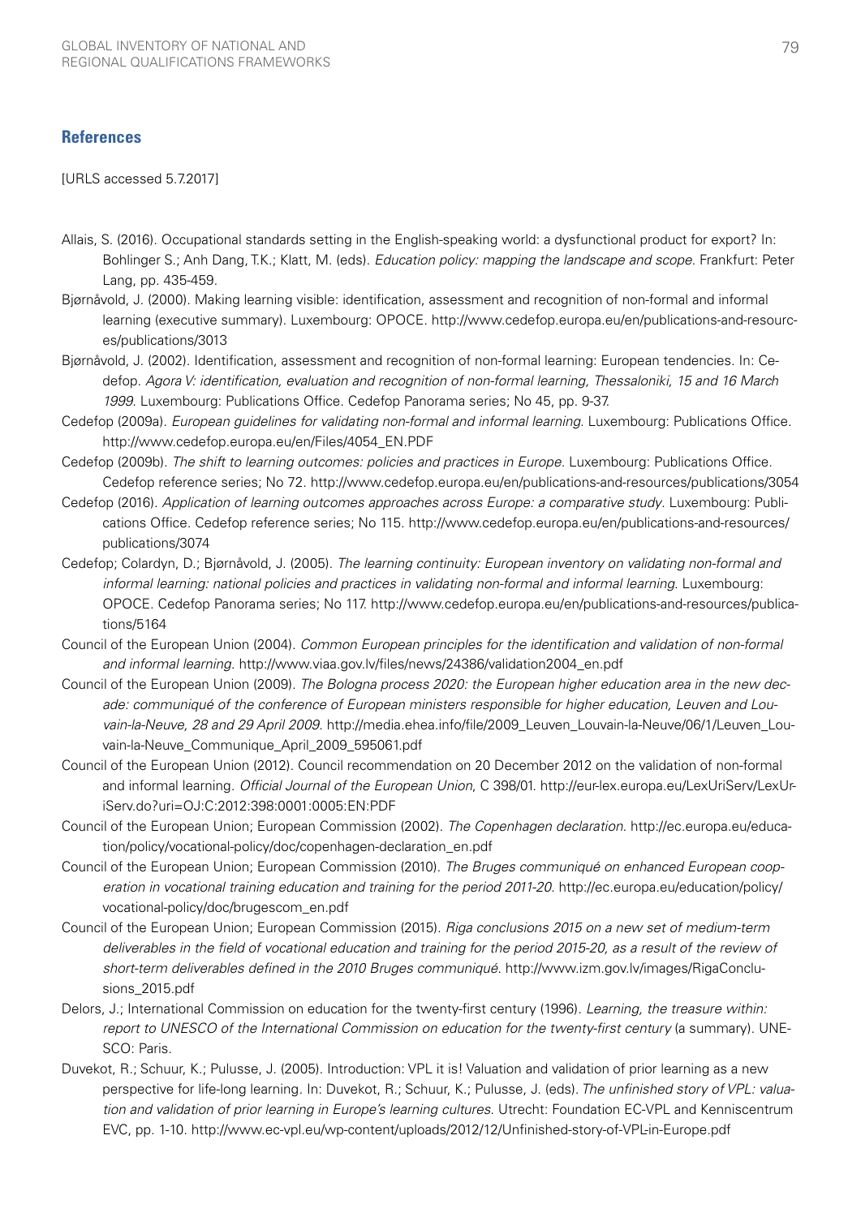## References

[URLS accessed 5.7.2017]

Allais, S. (2016). Occupational standards setting in the English-speaking world: a dysfunctional product for export? In: Bohlinger S.; Anh Dang, T.K.; Klatt, M. (eds). *Education policy: mapping the landscape and scope*. Frankfurt: Peter Lang, pp. 435-459.

Bjørnåvold, J. (2000). Making learning visible: identification, assessment and recognition of non-formal and informal learning (executive summary). Luxembourg: OPOCE. http://www.cedefop.europa.eu/en/publications-and-resources/publications/3013

Bjørnåvold, J. (2002). Identification, assessment and recognition of non-formal learning: European tendencies. In: Cedefop. *Agora V: identification, evaluation and recognition of non-formal learning, Thessaloniki, 15 and 16 March 1999*. Luxembourg: Publications Office. Cedefop Panorama series; No 45, pp. 9-37.

Cedefop (2009a). *European guidelines for validating non-formal and informal learning*. Luxembourg: Publications Office. http://www.cedefop.europa.eu/en/Files/4054_EN.PDF

Cedefop (2009b). *The shift to learning outcomes: policies and practices in Europe*. Luxembourg: Publications Office. Cedefop reference series; No 72. http://www.cedefop.europa.eu/en/publications-and-resources/publications/3054

Cedefop (2016). *Application of learning outcomes approaches across Europe: a comparative study*. Luxembourg: Publications Office. Cedefop reference series; No 115. http://www.cedefop.europa.eu/en/publications-and-resources/publications/3074

Cedefop; Colardyn, D.; Bjørnåvold, J. (2005). *The learning continuity: European inventory on validating non-formal and informal learning: national policies and practices in validating non-formal and informal learning*. Luxembourg: OPOCE. Cedefop Panorama series; No 117. http://www.cedefop.europa.eu/en/publications-and-resources/publications/5164

Council of the European Union (2004). *Common European principles for the identification and validation of non-formal and informal learning*. http://www.viaa.gov.lv/files/news/24386/validation2004_en.pdf

Council of the European Union (2009). *The Bologna process 2020: the European higher education area in the new decade: communiqué of the conference of European ministers responsible for higher education, Leuven and Louvain-la-Neuve, 28 and 29 April 2009*. http://media.ehea.info/file/2009_Leuven_Louvain-la-Neuve/06/1/Leuven_Louvain-la-Neuve_Communique_April_2009_595061.pdf

Council of the European Union (2012). Council recommendation on 20 December 2012 on the validation of non-formal and informal learning. *Official Journal of the European Union*, C 398/01. http://eur-lex.europa.eu/LexUriServ/LexUriServ.do?uri=OJ:C:2012:398:0001:0005:EN:PDF

Council of the European Union; European Commission (2002). *The Copenhagen declaration*. http://ec.europa.eu/education/policy/vocational-policy/doc/copenhagen-declaration_en.pdf

Council of the European Union; European Commission (2010). *The Bruges communiqué on enhanced European cooperation in vocational training education and training for the period 2011-20*. http://ec.europa.eu/education/policy/vocational-policy/doc/brugescom_en.pdf

Council of the European Union; European Commission (2015). *Riga conclusions 2015 on a new set of medium-term deliverables in the field of vocational education and training for the period 2015-20, as a result of the review of short-term deliverables defined in the 2010 Bruges communiqué*. http://www.izm.gov.lv/images/RigaConclusions_2015.pdf

Delors, J.; International Commission on education for the twenty-first century (1996). *Learning, the treasure within: report to UNESCO of the International Commission on education for the twenty-first century* (a summary). UNESCO: Paris.

Duvekot, R.; Schuur, K.; Pulusse, J. (2005). Introduction: VPL it is! Valuation and validation of prior learning as a new perspective for life-long learning. In: Duvekot, R.; Schuur, K.; Pulusse, J. (eds). *The unfinished story of VPL: valuation and validation of prior learning in Europe's learning cultures*. Utrecht: Foundation EC-VPL and Kenniscentrum EVC, pp. 1-10. http://www.ec-vpl.eu/wp-content/uploads/2012/12/Unfinished-story-of-VPL-in-Europe.pdf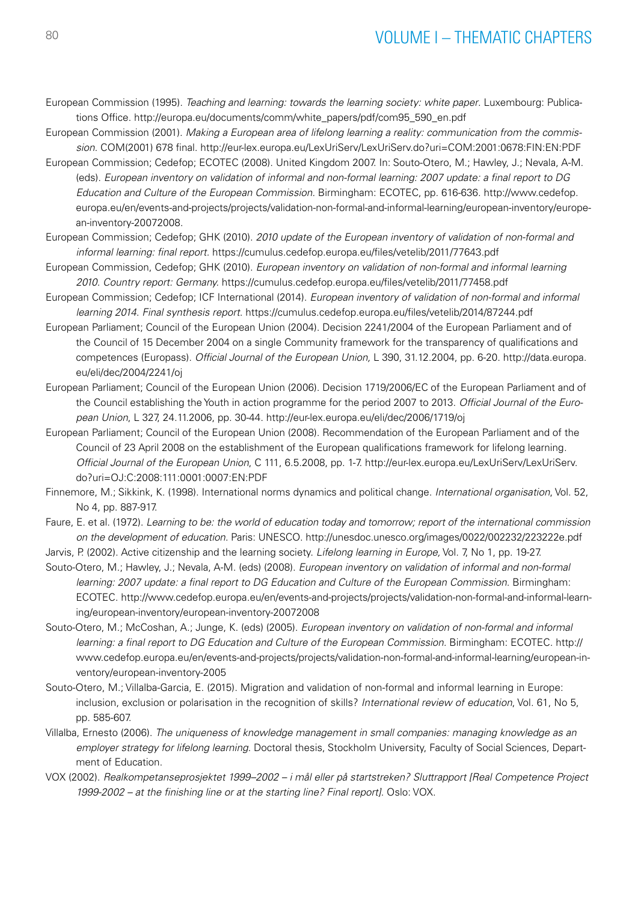European Commission (1995). *Teaching and learning: towards the learning society: white paper*. Luxembourg: Publications Office. http://europa.eu/documents/comm/white_papers/pdf/com95_590_en.pdf

European Commission (2001). *Making a European area of lifelong learning a reality: communication from the commission*. COM(2001) 678 final. http://eur-lex.europa.eu/LexUriServ/LexUriServ.do?uri=COM:2001:0678:FIN:EN:PDF

European Commission; Cedefop; ECOTEC (2008). United Kingdom 2007. In: Souto-Otero, M.; Hawley, J.; Nevala, A-M. (eds). *European inventory on validation of informal and non-formal learning: 2007 update: a final report to DG Education and Culture of the European Commission*. Birmingham: ECOTEC, pp. 616-636. http://www.cedefop.europa.eu/en/events-and-projects/projects/validation-non-formal-and-informal-learning/european-inventory/european-inventory-20072008.

European Commission; Cedefop; GHK (2010). *2010 update of the European inventory of validation of non-formal and informal learning: final report*. https://cumulus.cedefop.europa.eu/files/vetelib/2011/77643.pdf

European Commission, Cedefop; GHK (2010). *European inventory on validation of non-formal and informal learning 2010. Country report: Germany*. https://cumulus.cedefop.europa.eu/files/vetelib/2011/77458.pdf

European Commission; Cedefop; ICF International (2014). *European inventory of validation of non-formal and informal learning 2014. Final synthesis report*. https://cumulus.cedefop.europa.eu/files/vetelib/2014/87244.pdf

European Parliament; Council of the European Union (2004). Decision 2241/2004 of the European Parliament and of the Council of 15 December 2004 on a single Community framework for the transparency of qualifications and competences (Europass). *Official Journal of the European Union,* L 390, 31.12.2004, pp. 6-20. http://data.europa.eu/eli/dec/2004/2241/oj

European Parliament; Council of the European Union (2006). Decision 1719/2006/EC of the European Parliament and of the Council establishing the Youth in action programme for the period 2007 to 2013. *Official Journal of the European Union*, L 327, 24.11.2006, pp. 30-44. http://eur-lex.europa.eu/eli/dec/2006/1719/oj

European Parliament; Council of the European Union (2008). Recommendation of the European Parliament and of the Council of 23 April 2008 on the establishment of the European qualifications framework for lifelong learning. *Official Journal of the European Union*, C 111, 6.5.2008, pp. 1-7. http://eur-lex.europa.eu/LexUriServ/LexUriServ.do?uri=OJ:C:2008:111:0001:0007:EN:PDF

Finnemore, M.; Sikkink, K. (1998). International norms dynamics and political change. *International organisation*, Vol. 52, No 4, pp. 887-917.

Faure, E. et al. (1972). *Learning to be: the world of education today and tomorrow; report of the international commission on the development of education*. Paris: UNESCO. http://unesdoc.unesco.org/images/0022/002232/223222e.pdf

Jarvis, P. (2002). Active citizenship and the learning society. *Lifelong learning in Europe,* Vol. 7, No 1, pp. 19-27.

Souto-Otero, M.; Hawley, J.; Nevala, A-M. (eds) (2008). *European inventory on validation of informal and non-formal learning: 2007 update: a final report to DG Education and Culture of the European Commission*. Birmingham: ECOTEC. http://www.cedefop.europa.eu/en/events-and-projects/projects/validation-non-formal-and-informal-learning/european-inventory/european-inventory-20072008

Souto-Otero, M.; McCoshan, A.; Junge, K. (eds) (2005). *European inventory on validation of non-formal and informal learning: a final report to DG Education and Culture of the European Commission*. Birmingham: ECOTEC. http://www.cedefop.europa.eu/en/events-and-projects/projects/validation-non-formal-and-informal-learning/european-inventory/european-inventory-2005

Souto-Otero, M.; Villalba-Garcia, E. (2015). Migration and validation of non-formal and informal learning in Europe: inclusion, exclusion or polarisation in the recognition of skills? *International review of education*, Vol. 61, No 5, pp. 585-607.

Villalba, Ernesto (2006). *The uniqueness of knowledge management in small companies: managing knowledge as an employer strategy for lifelong learning*. Doctoral thesis, Stockholm University, Faculty of Social Sciences, Department of Education.

VOX (2002). *Realkompetanseprosjektet 1999–2002 – i mål eller på startstreken? Sluttrapport [Real Competence Project 1999-2002 – at the finishing line or at the starting line? Final report]*. Oslo: VOX.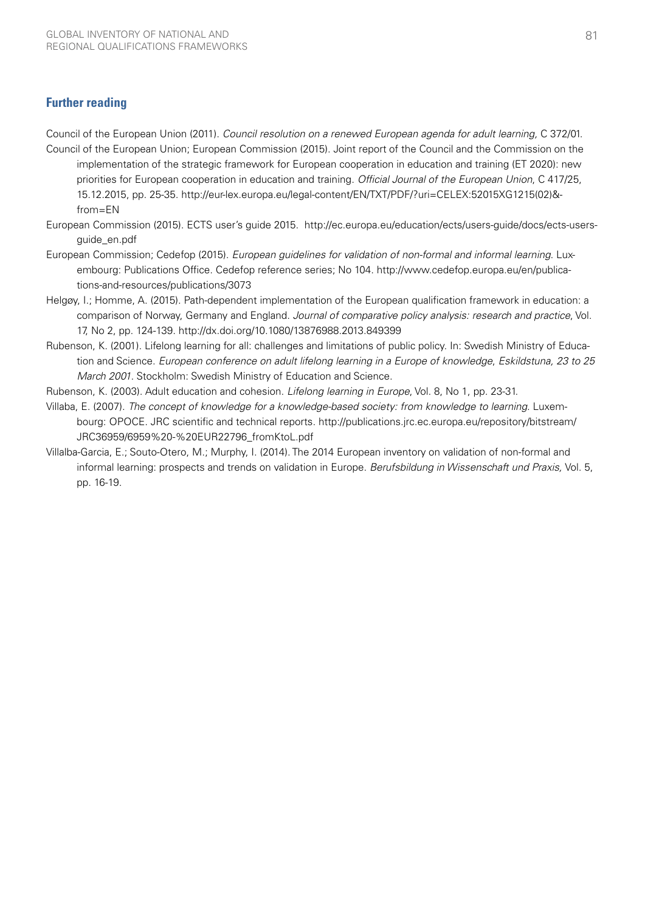## Further reading

Council of the European Union (2011). *Council resolution on a renewed European agenda for adult learning,* C 372/01.

Council of the European Union; European Commission (2015). Joint report of the Council and the Commission on the implementation of the strategic framework for European cooperation in education and training (ET 2020): new priorities for European cooperation in education and training. *Official Journal of the European Union*, C 417/25, 15.12.2015, pp. 25-35. http://eur-lex.europa.eu/legal-content/EN/TXT/PDF/?uri=CELEX:52015XG1215(02)&from=EN

European Commission (2015). ECTS user's guide 2015. http://ec.europa.eu/education/ects/users-guide/docs/ects-users-guide_en.pdf

European Commission; Cedefop (2015). *European guidelines for validation of non-formal and informal learning*. Luxembourg: Publications Office. Cedefop reference series; No 104. http://www.cedefop.europa.eu/en/publications-and-resources/publications/3073

Helgøy, I.; Homme, A. (2015). Path-dependent implementation of the European qualification framework in education: a comparison of Norway, Germany and England. *Journal of comparative policy analysis: research and practice*, Vol. 17, No 2, pp. 124-139. http://dx.doi.org/10.1080/13876988.2013.849399

Rubenson, K. (2001). Lifelong learning for all: challenges and limitations of public policy. In: Swedish Ministry of Education and Science. *European conference on adult lifelong learning in a Europe of knowledge, Eskildstuna, 23 to 25 March 2001*. Stockholm: Swedish Ministry of Education and Science.

Rubenson, K. (2003). Adult education and cohesion. *Lifelong learning in Europe*, Vol. 8, No 1, pp. 23-31.

Villaba, E. (2007). *The concept of knowledge for a knowledge-based society: from knowledge to learning.* Luxembourg: OPOCE. JRC scientific and technical reports. http://publications.jrc.ec.europa.eu/repository/bitstream/JRC36959/6959%20-%20EUR22796_fromKtoL.pdf

Villalba-Garcia, E.; Souto-Otero, M.; Murphy, I. (2014). The 2014 European inventory on validation of non-formal and informal learning: prospects and trends on validation in Europe. *Berufsbildung in Wissenschaft und Praxis,* Vol. 5, pp. 16-19.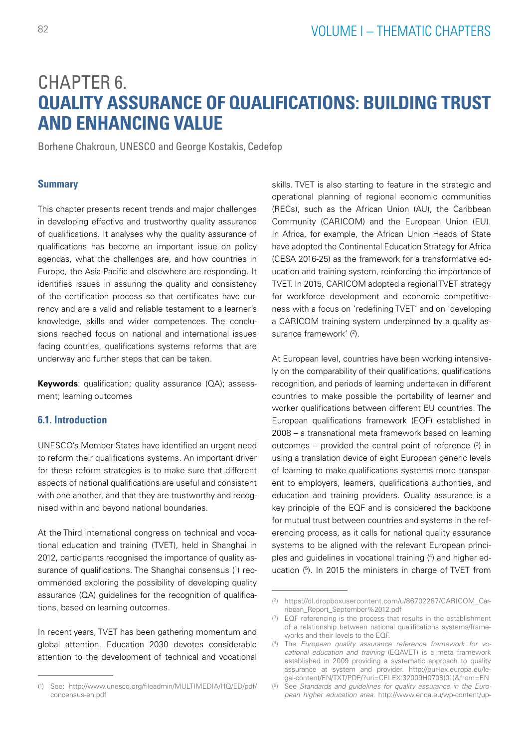# CHAPTER 6. QUALITY ASSURANCE OF QUALIFICATIONS: BUILDING TRUST AND ENHANCING VALUE

Borhene Chakroun, UNESCO and George Kostakis, Cedefop

### Summary

This chapter presents recent trends and major challenges in developing effective and trustworthy quality assurance of qualifications. It analyses why the quality assurance of qualifications has become an important issue on policy agendas, what the challenges are, and how countries in Europe, the Asia-Pacific and elsewhere are responding. It identifies issues in assuring the quality and consistency of the certification process so that certificates have currency and are a valid and reliable testament to a learner's knowledge, skills and wider competences. The conclusions reached focus on national and international issues facing countries, qualifications systems reforms that are underway and further steps that can be taken.

**Keywords**: qualification; quality assurance (QA); assessment; learning outcomes

### 6.1. Introduction

UNESCO's Member States have identified an urgent need to reform their qualifications systems. An important driver for these reform strategies is to make sure that different aspects of national qualifications are useful and consistent with one another, and that they are trustworthy and recognised within and beyond national boundaries.

At the Third international congress on technical and vocational education and training (TVET), held in Shanghai in 2012, participants recognised the importance of quality assurance of qualifications. The Shanghai consensus ([1]) recommended exploring the possibility of developing quality assurance (QA) guidelines for the recognition of qualifications, based on learning outcomes.

In recent years, TVET has been gathering momentum and global attention. Education 2030 devotes considerable attention to the development of technical and vocational skills. TVET is also starting to feature in the strategic and operational planning of regional economic communities (RECs), such as the African Union (AU), the Caribbean Community (CARICOM) and the European Union (EU). In Africa, for example, the African Union Heads of State have adopted the Continental Education Strategy for Africa (CESA 2016-25) as the framework for a transformative education and training system, reinforcing the importance of TVET. In 2015, CARICOM adopted a regional TVET strategy for workforce development and economic competitiveness with a focus on 'redefining TVET' and on 'developing a CARICOM training system underpinned by a quality assurance framework' ([2]).

At European level, countries have been working intensively on the comparability of their qualifications, qualifications recognition, and periods of learning undertaken in different countries to make possible the portability of learner and worker qualifications between different EU countries. The European qualifications framework (EQF) established in 2008 – a transnational meta framework based on learning outcomes – provided the central point of reference ([3]) in using a translation device of eight European generic levels of learning to make qualifications systems more transparent to employers, learners, qualifications authorities, and education and training providers. Quality assurance is a key principle of the EQF and is considered the backbone for mutual trust between countries and systems in the referencing process, as it calls for national quality assurance systems to be aligned with the relevant European principles and guidelines in vocational training ([4]) and higher education ([5]). In 2015 the ministers in charge of TVET from

---

([1]) See: http://www.unesco.org/fileadmin/MULTIMEDIA/HQ/ED/pdf/concensus-en.pdf

([2]) https://dl.dropboxusercontent.com/u/86702287/CARICOM_Carribean_Report_September%2012.pdf

([3]) EQF referencing is the process that results in the establishment of a relationship between national qualifications systems/frameworks and their levels to the EQF.

([4]) The *European quality assurance reference framework for vocational education and training* (EQAVET) is a meta framework established in 2009 providing a systematic approach to quality assurance at system and provider. http://eur-lex.europa.eu/legal-content/EN/TXT/PDF/?uri=CELEX:32009H0708(01)&from=EN

([5]) See *Standards and guidelines for quality assurance in the European higher education area.* http://www.enqa.eu/wp-content/up-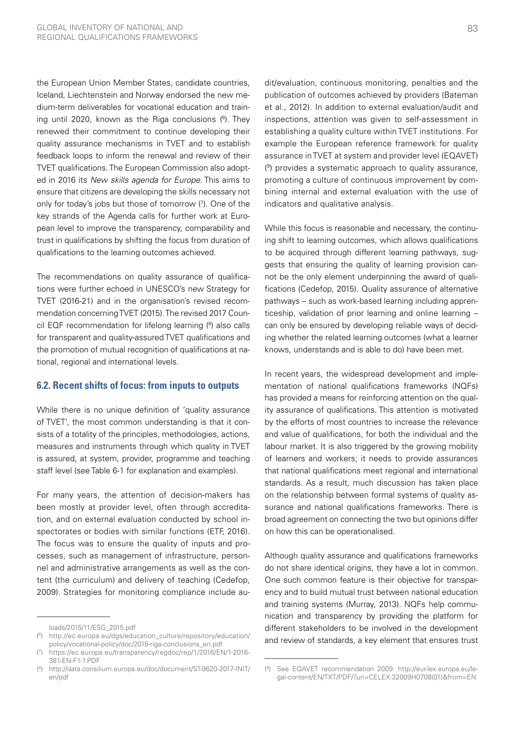the European Union Member States, candidate countries, Iceland, Liechtenstein and Norway endorsed the new medium-term deliverables for vocational education and training until 2020, known as the Riga conclusions ([6]). They renewed their commitment to continue developing their quality assurance mechanisms in TVET and to establish feedback loops to inform the renewal and review of their TVET qualifications. The European Commission also adopted in 2016 its *New skills agenda for Europe*. This aims to ensure that citizens are developing the skills necessary not only for today's jobs but those of tomorrow ([7]). One of the key strands of the Agenda calls for further work at European level to improve the transparency, comparability and trust in qualifications by shifting the focus from duration of qualifications to the learning outcomes achieved.

The recommendations on quality assurance of qualifications were further echoed in UNESCO's new Strategy for TVET (2016-21) and in the organisation's revised recommendation concerning TVET (2015). The revised 2017 Council EQF recommendation for lifelong learning ([8]) also calls for transparent and quality-assured TVET qualifications and the promotion of mutual recognition of qualifications at national, regional and international levels.

## 6.2. Recent shifts of focus: from inputs to outputs

While there is no unique definition of 'quality assurance of TVET', the most common understanding is that it consists of a totality of the principles, methodologies, actions, measures and instruments through which quality in TVET is assured, at system, provider, programme and teaching staff level (see Table 6-1 for explanation and examples).

For many years, the attention of decision-makers has been mostly at provider level, often through accreditation, and on external evaluation conducted by school inspectorates or bodies with similar functions (ETF, 2016). The focus was to ensure the quality of inputs and processes, such as management of infrastructure, personnel and administrative arrangements as well as the content (the curriculum) and delivery of teaching (Cedefop, 2009). Strategies for monitoring compliance include audit/evaluation, continuous monitoring, penalties and the publication of outcomes achieved by providers (Bateman et al., 2012). In addition to external evaluation/audit and inspections, attention was given to self-assessment in establishing a quality culture within TVET institutions. For example the European reference framework for quality assurance in TVET at system and provider level (EQAVET) ([9]) provides a systematic approach to quality assurance, promoting a culture of continuous improvement by combining internal and external evaluation with the use of indicators and qualitative analysis.

While this focus is reasonable and necessary, the continuing shift to learning outcomes, which allows qualifications to be acquired through different learning pathways, suggests that ensuring the quality of learning provision cannot be the only element underpinning the award of qualifications (Cedefop, 2015). Quality assurance of alternative pathways – such as work-based learning including apprenticeship, validation of prior learning and online learning – can only be ensured by developing reliable ways of deciding whether the related learning outcomes (what a learner knows, understands and is able to do) have been met.

In recent years, the widespread development and implementation of national qualifications frameworks (NQFs) has provided a means for reinforcing attention on the quality assurance of qualifications. This attention is motivated by the efforts of most countries to increase the relevance and value of qualifications, for both the individual and the labour market. It is also triggered by the growing mobility of learners and workers; it needs to provide assurances that national qualifications meet regional and international standards. As a result, much discussion has taken place on the relationship between formal systems of quality assurance and national qualifications frameworks. There is broad agreement on connecting the two but opinions differ on how this can be operationalised.

Although quality assurance and qualifications frameworks do not share identical origins, they have a lot in common. One such common feature is their objective for transparency and to build mutual trust between national education and training systems (Murray, 2013). NQFs help communication and transparency by providing the platform for different stakeholders to be involved in the development and review of standards, a key element that ensures trust

loads/2015/11/ESG_2015.pdf

([6]) http://ec.europa.eu/dgs/education_culture/repository/education/policy/vocational-policy/doc/2015-riga-conclusions_en.pdf

([7]) https://ec.europa.eu/transparency/regdoc/rep/1/2016/EN/1-2016-381-EN-F1-1.PDF

([8]) http://data.consilium.europa.eu/doc/document/ST-9620-2017-INIT/en/pdf

([9]) See EQAVET recommendation 2009: http://eur-lex.europa.eu/legal-content/EN/TXT/PDF/?uri=CELEX:32009H0708(01)&from=EN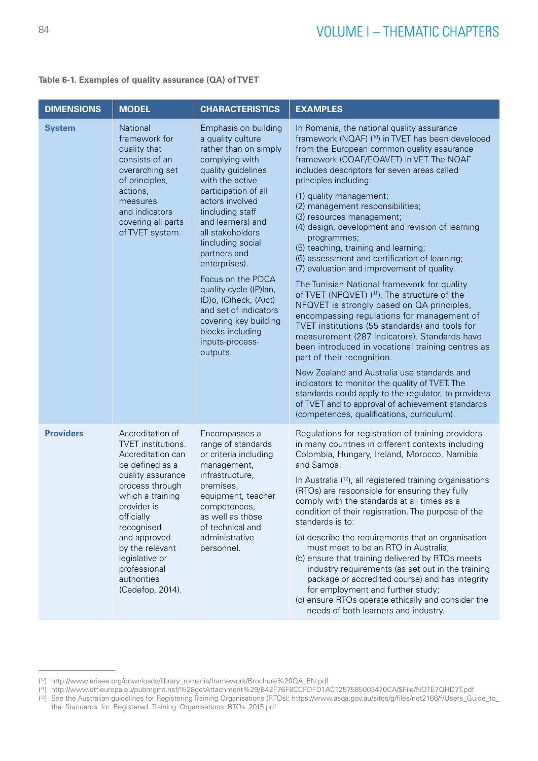**Table 6-1. Examples of quality assurance (QA) of TVET**

| DIMENSIONS | MODEL | CHARACTERISTICS | EXAMPLES |
|---|---|---|---|
| **System** | National framework for quality that consists of an overarching set of principles, actions, measures and indicators covering all parts of TVET system. | Emphasis on building a quality culture rather than on simply complying with quality guidelines with the active participation of all actors involved (including staff and learners) and all stakeholders (including social partners and enterprises).<br><br>Focus on the PDCA quality cycle ((P)lan, (D)o, (C)heck, (A)ct) and set of indicators covering key building blocks including inputs-process-outputs. | In Romania, the national quality assurance framework (NQAF) [10] in TVET has been developed from the European common quality assurance framework (CQAF/EQAVET) in VET. The NQAF includes descriptors for seven areas called principles including:<br><br>(1) quality management;<br>(2) management responsibilities;<br>(3) resources management;<br>(4) design, development and revision of learning programmes;<br>(5) teaching, training and learning;<br>(6) assessment and certification of learning;<br>(7) evaluation and improvement of quality.<br><br>The Tunisian National framework for quality of TVET (NFQVET) [11]. The structure of the NFQVET is strongly based on QA principles, encompassing regulations for management of TVET institutions (55 standards) and tools for measurement (287 indicators). Standards have been introduced in vocational training centres as part of their recognition.<br><br>New Zealand and Australia use standards and indicators to monitor the quality of TVET. The standards could apply to the regulator, to providers of TVET and to approval of achievement standards (competences, qualifications, curriculum). |
| **Providers** | Accreditation of TVET institutions. Accreditation can be defined as a quality assurance process through which a training provider is officially recognised and approved by the relevant legislative or professional authorities (Cedefop, 2014). | Encompasses a range of standards or criteria including management, infrastructure, premises, equipment, teacher competences, as well as those of technical and administrative personnel. | Regulations for registration of training providers in many countries in different contexts including Colombia, Hungary, Ireland, Morocco, Namibia and Samoa.<br><br>In Australia [12], all registered training organisations (RTOs) are responsible for ensuring they fully comply with the standards at all times as a condition of their registration. The purpose of the standards is to:<br><br>(a) describe the requirements that an organisation must meet to be an RTO in Australia;<br>(b) ensure that training delivered by RTOs meets industry requirements (as set out in the training package or accredited course) and has integrity for employment and further study;<br>(c) ensure RTOs operate ethically and consider the needs of both learners and industry. |

[10] http://www.erisee.org/downloads/library_romania/framework/Brochure%20QA_EN.pdf
[11] http://www.etf.europa.eu/pubmgmt.nsf/%28getAttachment%29/B42F76F8CCFDFD1AC1257585003470CA/$File/NOTE7QHD7T.pdf
[12] See the Australian guidelines for Registering Training Organisations (RTOs): https://www.asqa.gov.au/sites/g/files/net2166/f/Users_Guide_to_the_Standards_for_Registered_Training_Organisations_RTOs_2015.pdf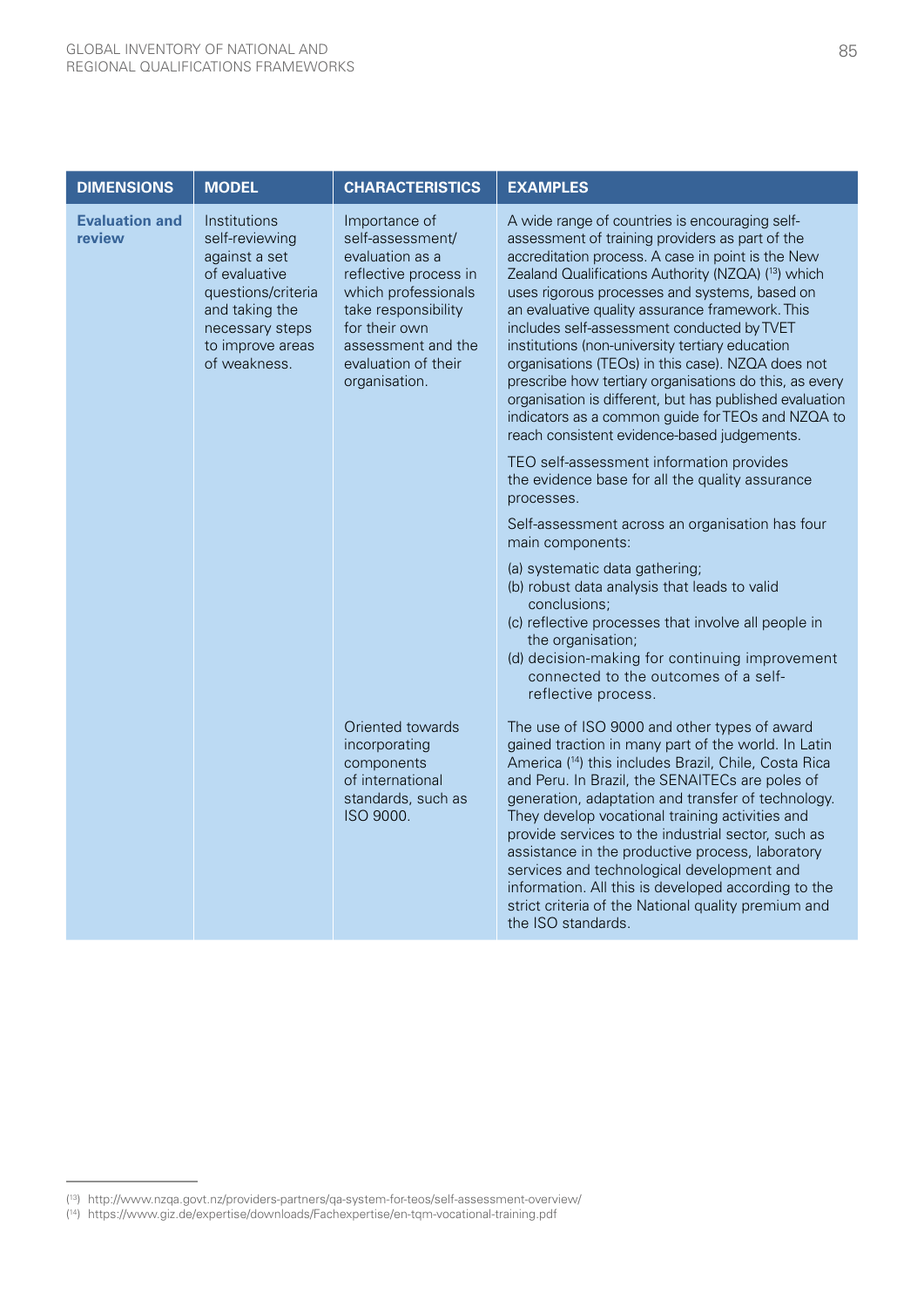| DIMENSIONS | MODEL | CHARACTERISTICS | EXAMPLES |
|---|---|---|---|
| **Evaluation and review** | Institutions self-reviewing against a set of evaluative questions/criteria and taking the necessary steps to improve areas of weakness. | Importance of self-assessment/ evaluation as a reflective process in which professionals take responsibility for their own assessment and the evaluation of their organisation. | A wide range of countries is encouraging self-assessment of training providers as part of the accreditation process. A case in point is the New Zealand Qualifications Authority (NZQA) ([13]) which uses rigorous processes and systems, based on an evaluative quality assurance framework. This includes self-assessment conducted by TVET institutions (non-university tertiary education organisations (TEOs) in this case). NZQA does not prescribe how tertiary organisations do this, as every organisation is different, but has published evaluation indicators as a common guide for TEOs and NZQA to reach consistent evidence-based judgements.<br><br>TEO self-assessment information provides the evidence base for all the quality assurance processes.<br><br>Self-assessment across an organisation has four main components:<br><br>(a) systematic data gathering;<br>(b) robust data analysis that leads to valid conclusions;<br>(c) reflective processes that involve all people in the organisation;<br>(d) decision-making for continuing improvement connected to the outcomes of a self-reflective process. |
| | | Oriented towards incorporating components of international standards, such as ISO 9000. | The use of ISO 9000 and other types of award gained traction in many part of the world. In Latin America ([14]) this includes Brazil, Chile, Costa Rica and Peru. In Brazil, the SENAITECs are poles of generation, adaptation and transfer of technology. They develop vocational training activities and provide services to the industrial sector, such as assistance in the productive process, laboratory services and technological development and information. All this is developed according to the strict criteria of the National quality premium and the ISO standards. |

([13]) http://www.nzqa.govt.nz/providers-partners/qa-system-for-teos/self-assessment-overview/

([14]) https://www.giz.de/expertise/downloads/Fachexpertise/en-tqm-vocational-training.pdf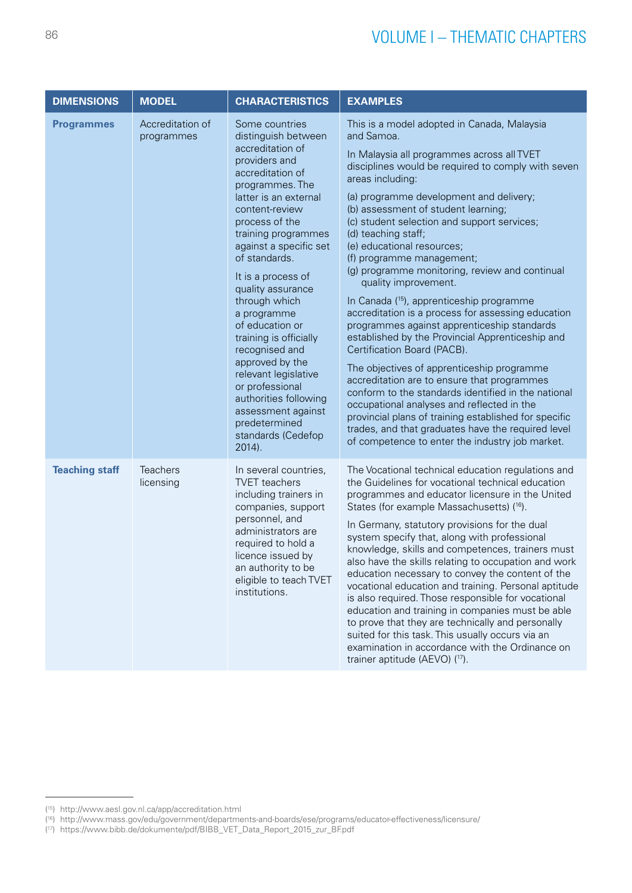| DIMENSIONS | MODEL | CHARACTERISTICS | EXAMPLES |
|---|---|---|---|
| **Programmes** | Accreditation of programmes | Some countries distinguish between accreditation of providers and accreditation of programmes. The latter is an external content-review process of the training programmes against a specific set of standards.<br><br>It is a process of quality assurance through which a programme of education or training is officially recognised and approved by the relevant legislative or professional authorities following assessment against predetermined standards (Cedefop 2014). | This is a model adopted in Canada, Malaysia and Samoa.<br><br>In Malaysia all programmes across all TVET disciplines would be required to comply with seven areas including:<br><br>(a) programme development and delivery;<br>(b) assessment of student learning;<br>(c) student selection and support services;<br>(d) teaching staff;<br>(e) educational resources;<br>(f) programme management;<br>(g) programme monitoring, review and continual quality improvement.<br><br>In Canada ([15]), apprenticeship programme accreditation is a process for assessing education programmes against apprenticeship standards established by the Provincial Apprenticeship and Certification Board (PACB).<br><br>The objectives of apprenticeship programme accreditation are to ensure that programmes conform to the standards identified in the national occupational analyses and reflected in the provincial plans of training established for specific trades, and that graduates have the required level of competence to enter the industry job market. |
| **Teaching staff** | Teachers licensing | In several countries, TVET teachers including trainers in companies, support personnel, and administrators are required to hold a licence issued by an authority to be eligible to teach TVET institutions. | The Vocational technical education regulations and the Guidelines for vocational technical education programmes and educator licensure in the United States (for example Massachusetts) ([16]).<br><br>In Germany, statutory provisions for the dual system specify that, along with professional knowledge, skills and competences, trainers must also have the skills relating to occupation and work education necessary to convey the content of the vocational education and training. Personal aptitude is also required. Those responsible for vocational education and training in companies must be able to prove that they are technically and personally suited for this task. This usually occurs via an examination in accordance with the Ordinance on trainer aptitude (AEVO) ([17]). |

([15]) http://www.aesl.gov.nl.ca/app/accreditation.html
([16]) http://www.mass.gov/edu/government/departments-and-boards/ese/programs/educator-effectiveness/licensure/
([17]) https://www.bibb.de/dokumente/pdf/BIBB_VET_Data_Report_2015_zur_BF.pdf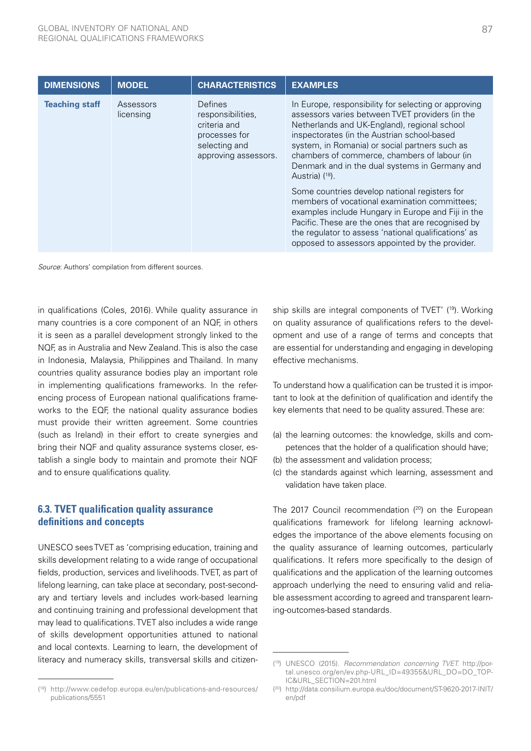| DIMENSIONS | MODEL | CHARACTERISTICS | EXAMPLES |
|---|---|---|---|
| **Teaching staff** | Assessors licensing | Defines responsibilities, criteria and processes for selecting and approving assessors. | In Europe, responsibility for selecting or approving assessors varies between TVET providers (in the Netherlands and UK-England), regional school inspectorates (in the Austrian school-based system, in Romania) or social partners such as chambers of commerce, chambers of labour (in Denmark and in the dual systems in Germany and Austria) [18].<br><br>Some countries develop national registers for members of vocational examination committees; examples include Hungary in Europe and Fiji in the Pacific. These are the ones that are recognised by the regulator to assess 'national qualifications' as opposed to assessors appointed by the provider. |

*Source*: Authors' compilation from different sources.

in qualifications (Coles, 2016). While quality assurance in many countries is a core component of an NQF, in others it is seen as a parallel development strongly linked to the NQF, as in Australia and New Zealand. This is also the case in Indonesia, Malaysia, Philippines and Thailand. In many countries quality assurance bodies play an important role in implementing qualifications frameworks. In the referencing process of European national qualifications frameworks to the EQF, the national quality assurance bodies must provide their written agreement. Some countries (such as Ireland) in their effort to create synergies and bring their NQF and quality assurance systems closer, establish a single body to maintain and promote their NQF and to ensure qualifications quality.

## 6.3. TVET qualification quality assurance definitions and concepts

UNESCO sees TVET as 'comprising education, training and skills development relating to a wide range of occupational fields, production, services and livelihoods. TVET, as part of lifelong learning, can take place at secondary, post-secondary and tertiary levels and includes work-based learning and continuing training and professional development that may lead to qualifications. TVET also includes a wide range of skills development opportunities attuned to national and local contexts. Learning to learn, the development of literacy and numeracy skills, transversal skills and citizenship skills are integral components of TVET' [19]. Working on quality assurance of qualifications refers to the development and use of a range of terms and concepts that are essential for understanding and engaging in developing effective mechanisms.

To understand how a qualification can be trusted it is important to look at the definition of qualification and identify the key elements that need to be quality assured. These are:

(a) the learning outcomes: the knowledge, skills and competences that the holder of a qualification should have;
(b) the assessment and validation process;
(c) the standards against which learning, assessment and validation have taken place.

The 2017 Council recommendation [20] on the European qualifications framework for lifelong learning acknowledges the importance of the above elements focusing on the quality assurance of learning outcomes, particularly qualifications. It refers more specifically to the design of qualifications and the application of the learning outcomes approach underlying the need to ensuring valid and reliable assessment according to agreed and transparent learning-outcomes-based standards.

[18] http://www.cedefop.europa.eu/en/publications-and-resources/publications/5551

[19] UNESCO (2015). *Recommendation concerning TVET.* http://portal.unesco.org/en/ev.php-URL_ID=49355&URL_DO=DO_TOPIC&URL_SECTION=201.html

[20] http://data.consilium.europa.eu/doc/document/ST-9620-2017-INIT/en/pdf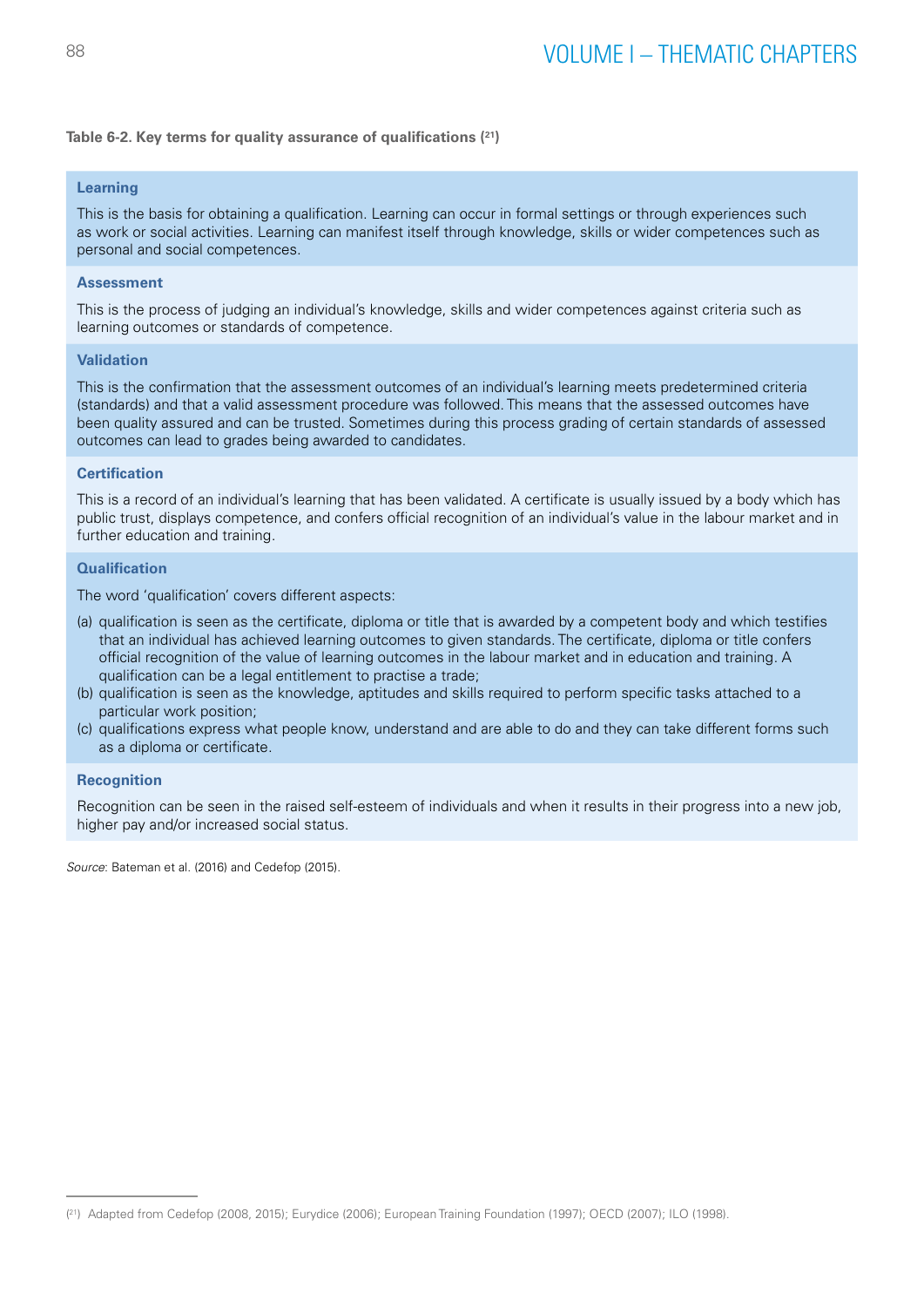**Table 6-2. Key terms for quality assurance of qualifications** ([21])

**Learning**

This is the basis for obtaining a qualification. Learning can occur in formal settings or through experiences such as work or social activities. Learning can manifest itself through knowledge, skills or wider competences such as personal and social competences.

**Assessment**

This is the process of judging an individual's knowledge, skills and wider competences against criteria such as learning outcomes or standards of competence.

**Validation**

This is the confirmation that the assessment outcomes of an individual's learning meets predetermined criteria (standards) and that a valid assessment procedure was followed. This means that the assessed outcomes have been quality assured and can be trusted. Sometimes during this process grading of certain standards of assessed outcomes can lead to grades being awarded to candidates.

**Certification**

This is a record of an individual's learning that has been validated. A certificate is usually issued by a body which has public trust, displays competence, and confers official recognition of an individual's value in the labour market and in further education and training.

**Qualification**

The word 'qualification' covers different aspects:

(a) qualification is seen as the certificate, diploma or title that is awarded by a competent body and which testifies that an individual has achieved learning outcomes to given standards. The certificate, diploma or title confers official recognition of the value of learning outcomes in the labour market and in education and training. A qualification can be a legal entitlement to practise a trade;
(b) qualification is seen as the knowledge, aptitudes and skills required to perform specific tasks attached to a particular work position;
(c) qualifications express what people know, understand and are able to do and they can take different forms such as a diploma or certificate.

**Recognition**

Recognition can be seen in the raised self-esteem of individuals and when it results in their progress into a new job, higher pay and/or increased social status.

*Source*: Bateman et al. (2016) and Cedefop (2015).

---

([21]) Adapted from Cedefop (2008, 2015); Eurydice (2006); European Training Foundation (1997); OECD (2007); ILO (1998).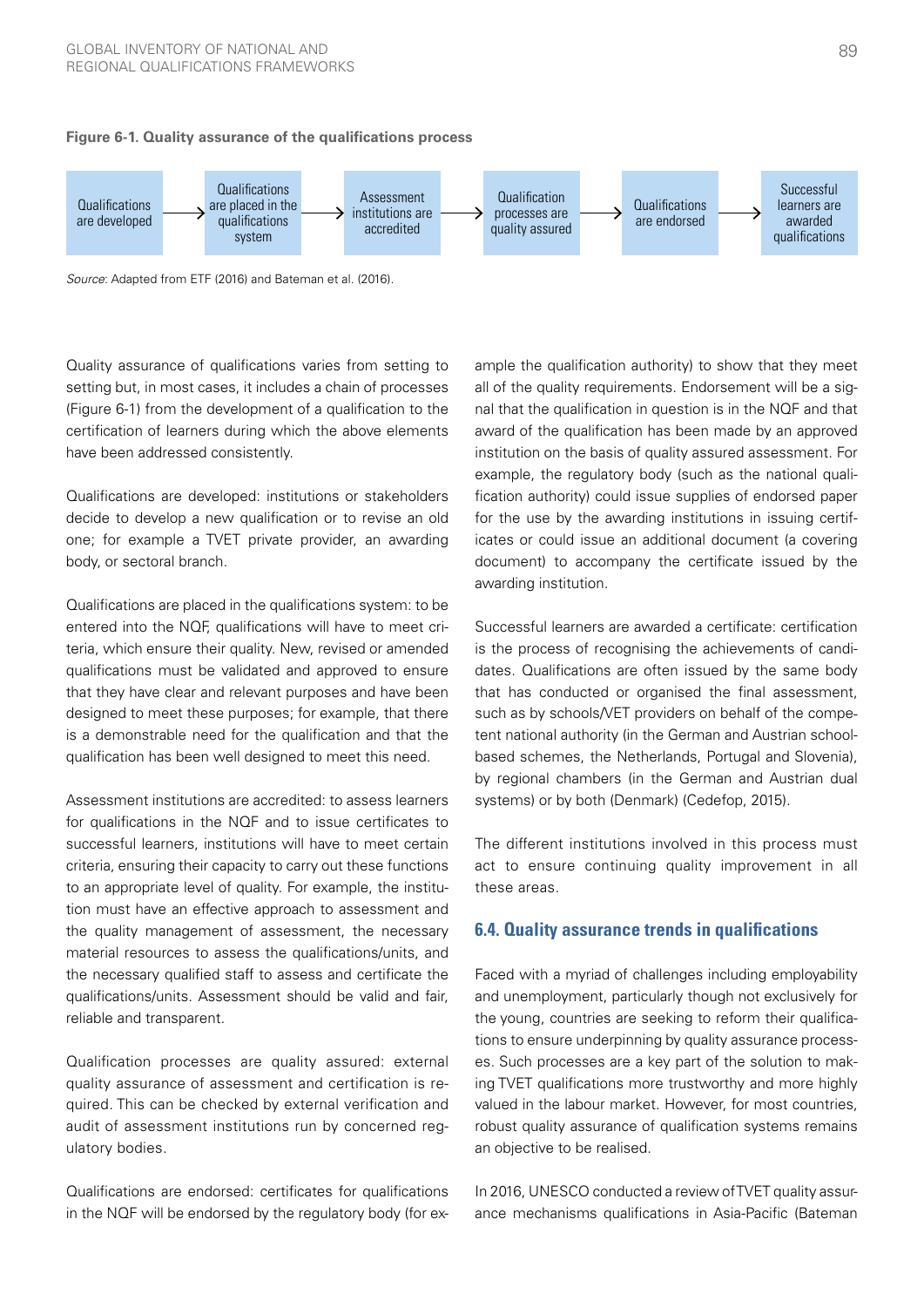**Figure 6-1. Quality assurance of the qualifications process**

Qualifications are developed → Qualifications are placed in the qualifications system → Assessment institutions are accredited → Qualification processes are quality assured → Qualifications are endorsed → Successful learners are awarded qualifications

*Source*: Adapted from ETF (2016) and Bateman et al. (2016).

Quality assurance of qualifications varies from setting to setting but, in most cases, it includes a chain of processes (Figure 6-1) from the development of a qualification to the certification of learners during which the above elements have been addressed consistently.

Qualifications are developed: institutions or stakeholders decide to develop a new qualification or to revise an old one; for example a TVET private provider, an awarding body, or sectoral branch.

Qualifications are placed in the qualifications system: to be entered into the NQF, qualifications will have to meet criteria, which ensure their quality. New, revised or amended qualifications must be validated and approved to ensure that they have clear and relevant purposes and have been designed to meet these purposes; for example, that there is a demonstrable need for the qualification and that the qualification has been well designed to meet this need.

Assessment institutions are accredited: to assess learners for qualifications in the NQF and to issue certificates to successful learners, institutions will have to meet certain criteria, ensuring their capacity to carry out these functions to an appropriate level of quality. For example, the institution must have an effective approach to assessment and the quality management of assessment, the necessary material resources to assess the qualifications/units, and the necessary qualified staff to assess and certificate the qualifications/units. Assessment should be valid and fair, reliable and transparent.

Qualification processes are quality assured: external quality assurance of assessment and certification is required. This can be checked by external verification and audit of assessment institutions run by concerned regulatory bodies.

Qualifications are endorsed: certificates for qualifications in the NQF will be endorsed by the regulatory body (for example the qualification authority) to show that they meet all of the quality requirements. Endorsement will be a signal that the qualification in question is in the NQF and that award of the qualification has been made by an approved institution on the basis of quality assured assessment. For example, the regulatory body (such as the national qualification authority) could issue supplies of endorsed paper for the use by the awarding institutions in issuing certificates or could issue an additional document (a covering document) to accompany the certificate issued by the awarding institution.

Successful learners are awarded a certificate: certification is the process of recognising the achievements of candidates. Qualifications are often issued by the same body that has conducted or organised the final assessment, such as by schools/VET providers on behalf of the competent national authority (in the German and Austrian school-based schemes, the Netherlands, Portugal and Slovenia), by regional chambers (in the German and Austrian dual systems) or by both (Denmark) (Cedefop, 2015).

The different institutions involved in this process must act to ensure continuing quality improvement in all these areas.

## 6.4. Quality assurance trends in qualifications

Faced with a myriad of challenges including employability and unemployment, particularly though not exclusively for the young, countries are seeking to reform their qualifications to ensure underpinning by quality assurance processes. Such processes are a key part of the solution to making TVET qualifications more trustworthy and more highly valued in the labour market. However, for most countries, robust quality assurance of qualification systems remains an objective to be realised.

In 2016, UNESCO conducted a review of TVET quality assurance mechanisms qualifications in Asia-Pacific (Bateman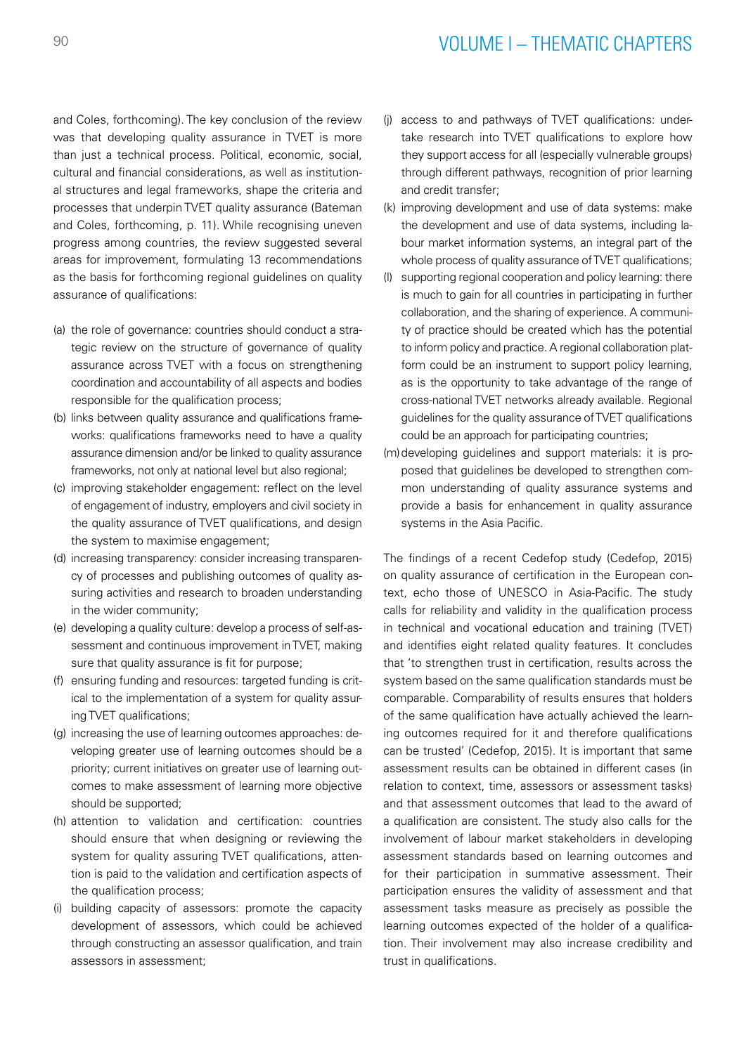and Coles, forthcoming). The key conclusion of the review was that developing quality assurance in TVET is more than just a technical process. Political, economic, social, cultural and financial considerations, as well as institutional structures and legal frameworks, shape the criteria and processes that underpin TVET quality assurance (Bateman and Coles, forthcoming, p. 11). While recognising uneven progress among countries, the review suggested several areas for improvement, formulating 13 recommendations as the basis for forthcoming regional guidelines on quality assurance of qualifications:

(a) the role of governance: countries should conduct a strategic review on the structure of governance of quality assurance across TVET with a focus on strengthening coordination and accountability of all aspects and bodies responsible for the qualification process;

(b) links between quality assurance and qualifications frameworks: qualifications frameworks need to have a quality assurance dimension and/or be linked to quality assurance frameworks, not only at national level but also regional;

(c) improving stakeholder engagement: reflect on the level of engagement of industry, employers and civil society in the quality assurance of TVET qualifications, and design the system to maximise engagement;

(d) increasing transparency: consider increasing transparency of processes and publishing outcomes of quality assuring activities and research to broaden understanding in the wider community;

(e) developing a quality culture: develop a process of self-assessment and continuous improvement in TVET, making sure that quality assurance is fit for purpose;

(f) ensuring funding and resources: targeted funding is critical to the implementation of a system for quality assuring TVET qualifications;

(g) increasing the use of learning outcomes approaches: developing greater use of learning outcomes should be a priority; current initiatives on greater use of learning outcomes to make assessment of learning more objective should be supported;

(h) attention to validation and certification: countries should ensure that when designing or reviewing the system for quality assuring TVET qualifications, attention is paid to the validation and certification aspects of the qualification process;

(i) building capacity of assessors: promote the capacity development of assessors, which could be achieved through constructing an assessor qualification, and train assessors in assessment;

(j) access to and pathways of TVET qualifications: undertake research into TVET qualifications to explore how they support access for all (especially vulnerable groups) through different pathways, recognition of prior learning and credit transfer;

(k) improving development and use of data systems: make the development and use of data systems, including labour market information systems, an integral part of the whole process of quality assurance of TVET qualifications;

(l) supporting regional cooperation and policy learning: there is much to gain for all countries in participating in further collaboration, and the sharing of experience. A community of practice should be created which has the potential to inform policy and practice. A regional collaboration platform could be an instrument to support policy learning, as is the opportunity to take advantage of the range of cross-national TVET networks already available. Regional guidelines for the quality assurance of TVET qualifications could be an approach for participating countries;

(m) developing guidelines and support materials: it is proposed that guidelines be developed to strengthen common understanding of quality assurance systems and provide a basis for enhancement in quality assurance systems in the Asia Pacific.

The findings of a recent Cedefop study (Cedefop, 2015) on quality assurance of certification in the European context, echo those of UNESCO in Asia-Pacific. The study calls for reliability and validity in the qualification process in technical and vocational education and training (TVET) and identifies eight related quality features. It concludes that 'to strengthen trust in certification, results across the system based on the same qualification standards must be comparable. Comparability of results ensures that holders of the same qualification have actually achieved the learning outcomes required for it and therefore qualifications can be trusted' (Cedefop, 2015). It is important that same assessment results can be obtained in different cases (in relation to context, time, assessors or assessment tasks) and that assessment outcomes that lead to the award of a qualification are consistent. The study also calls for the involvement of labour market stakeholders in developing assessment standards based on learning outcomes and for their participation in summative assessment. Their participation ensures the validity of assessment and that assessment tasks measure as precisely as possible the learning outcomes expected of the holder of a qualification. Their involvement may also increase credibility and trust in qualifications.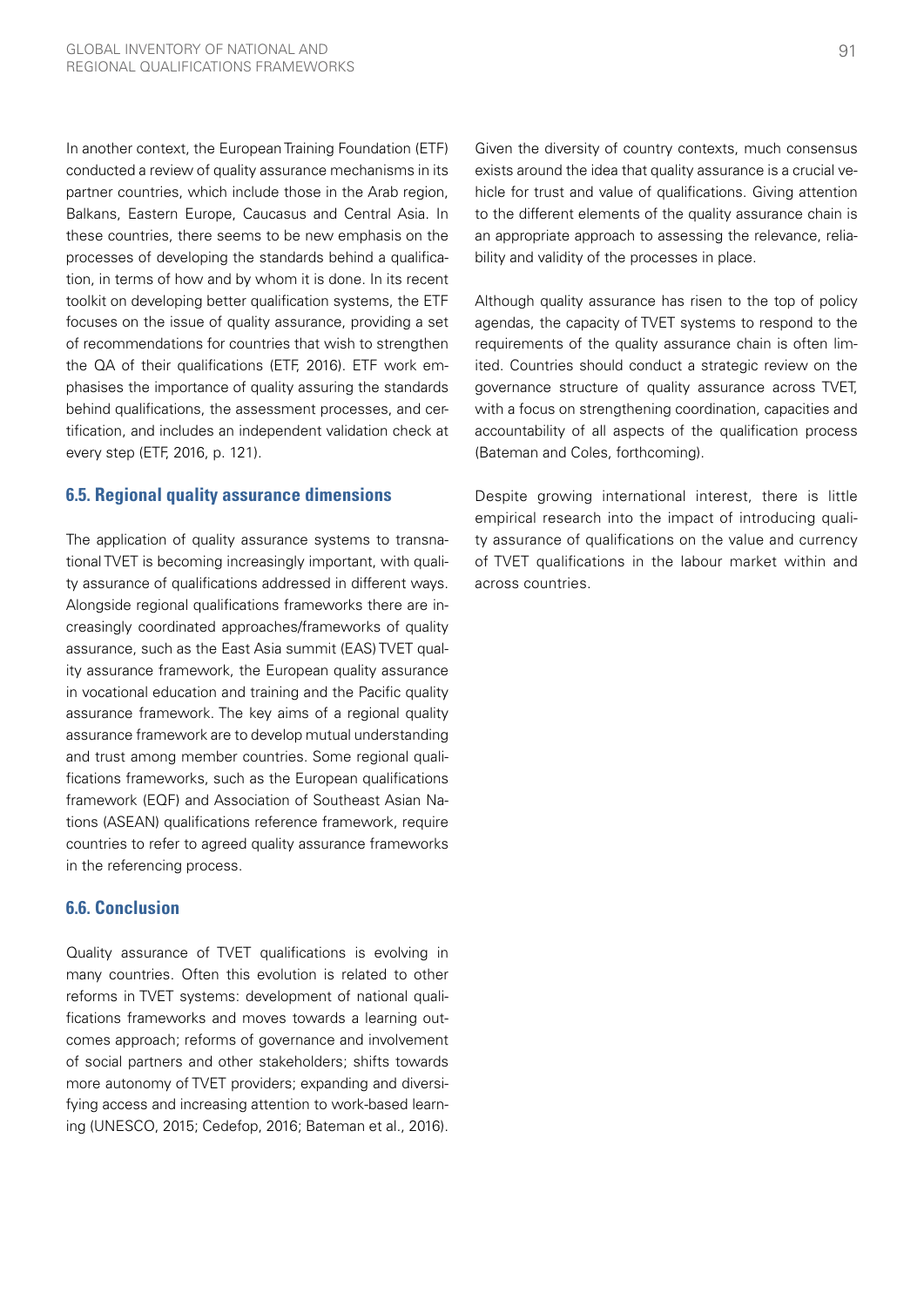In another context, the European Training Foundation (ETF) conducted a review of quality assurance mechanisms in its partner countries, which include those in the Arab region, Balkans, Eastern Europe, Caucasus and Central Asia. In these countries, there seems to be new emphasis on the processes of developing the standards behind a qualification, in terms of how and by whom it is done. In its recent toolkit on developing better qualification systems, the ETF focuses on the issue of quality assurance, providing a set of recommendations for countries that wish to strengthen the QA of their qualifications (ETF, 2016). ETF work emphasises the importance of quality assuring the standards behind qualifications, the assessment processes, and certification, and includes an independent validation check at every step (ETF, 2016, p. 121).

## 6.5. Regional quality assurance dimensions

The application of quality assurance systems to transnational TVET is becoming increasingly important, with quality assurance of qualifications addressed in different ways. Alongside regional qualifications frameworks there are increasingly coordinated approaches/frameworks of quality assurance, such as the East Asia summit (EAS) TVET quality assurance framework, the European quality assurance in vocational education and training and the Pacific quality assurance framework. The key aims of a regional quality assurance framework are to develop mutual understanding and trust among member countries. Some regional qualifications frameworks, such as the European qualifications framework (EQF) and Association of Southeast Asian Nations (ASEAN) qualifications reference framework, require countries to refer to agreed quality assurance frameworks in the referencing process.

## 6.6. Conclusion

Quality assurance of TVET qualifications is evolving in many countries. Often this evolution is related to other reforms in TVET systems: development of national qualifications frameworks and moves towards a learning outcomes approach; reforms of governance and involvement of social partners and other stakeholders; shifts towards more autonomy of TVET providers; expanding and diversifying access and increasing attention to work-based learning (UNESCO, 2015; Cedefop, 2016; Bateman et al., 2016).

Given the diversity of country contexts, much consensus exists around the idea that quality assurance is a crucial vehicle for trust and value of qualifications. Giving attention to the different elements of the quality assurance chain is an appropriate approach to assessing the relevance, reliability and validity of the processes in place.

Although quality assurance has risen to the top of policy agendas, the capacity of TVET systems to respond to the requirements of the quality assurance chain is often limited. Countries should conduct a strategic review on the governance structure of quality assurance across TVET, with a focus on strengthening coordination, capacities and accountability of all aspects of the qualification process (Bateman and Coles, forthcoming).

Despite growing international interest, there is little empirical research into the impact of introducing quality assurance of qualifications on the value and currency of TVET qualifications in the labour market within and across countries.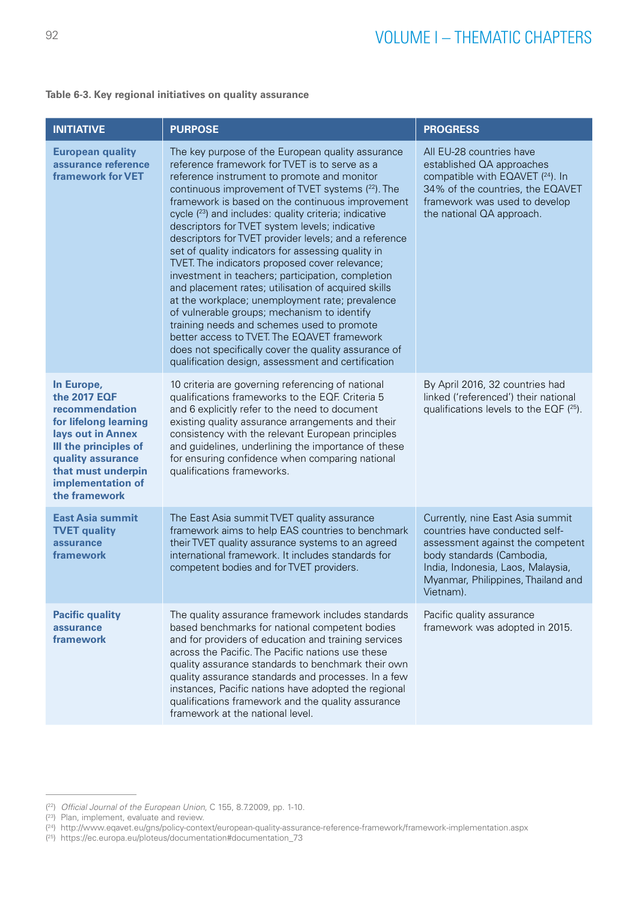**Table 6-3. Key regional initiatives on quality assurance**

| INITIATIVE | PURPOSE | PROGRESS |
| --- | --- | --- |
| **European quality assurance reference framework for VET** | The key purpose of the European quality assurance reference framework for TVET is to serve as a reference instrument to promote and monitor continuous improvement of TVET systems ([22]). The framework is based on the continuous improvement cycle ([23]) and includes: quality criteria; indicative descriptors for TVET system levels; indicative descriptors for TVET provider levels; and a reference set of quality indicators for assessing quality in TVET. The indicators proposed cover relevance; investment in teachers; participation, completion and placement rates; utilisation of acquired skills at the workplace; unemployment rate; prevalence of vulnerable groups; mechanism to identify training needs and schemes used to promote better access to TVET. The EQAVET framework does not specifically cover the quality assurance of qualification design, assessment and certification | All EU-28 countries have established QA approaches compatible with EQAVET ([24]). In 34% of the countries, the EQAVET framework was used to develop the national QA approach. |
| **In Europe, the 2017 EQF recommendation for lifelong learning lays out in Annex III the principles of quality assurance that must underpin implementation of the framework** | 10 criteria are governing referencing of national qualifications frameworks to the EQF. Criteria 5 and 6 explicitly refer to the need to document existing quality assurance arrangements and their consistency with the relevant European principles and guidelines, underlining the importance of these for ensuring confidence when comparing national qualifications frameworks. | By April 2016, 32 countries had linked ('referenced') their national qualifications levels to the EQF ([25]). |
| **East Asia summit TVET quality assurance framework** | The East Asia summit TVET quality assurance framework aims to help EAS countries to benchmark their TVET quality assurance systems to an agreed international framework. It includes standards for competent bodies and for TVET providers. | Currently, nine East Asia summit countries have conducted self-assessment against the competent body standards (Cambodia, India, Indonesia, Laos, Malaysia, Myanmar, Philippines, Thailand and Vietnam). |
| **Pacific quality assurance framework** | The quality assurance framework includes standards based benchmarks for national competent bodies and for providers of education and training services across the Pacific. The Pacific nations use these quality assurance standards to benchmark their own quality assurance standards and processes. In a few instances, Pacific nations have adopted the regional qualifications framework and the quality assurance framework at the national level. | Pacific quality assurance framework was adopted in 2015. |

([22]) *Official Journal of the European Union*, C 155, 8.7.2009, pp. 1-10.
([23]) Plan, implement, evaluate and review.
([24]) http://www.eqavet.eu/gns/policy-context/european-quality-assurance-reference-framework/framework-implementation.aspx
([25]) https://ec.europa.eu/ploteus/documentation#documentation_73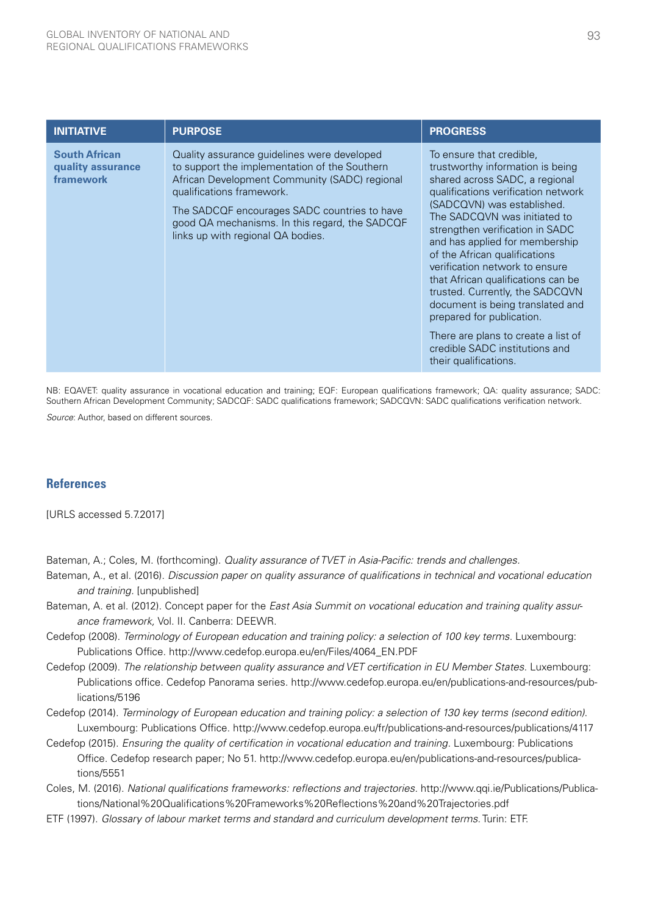| INITIATIVE | PURPOSE | PROGRESS |
|---|---|---|
| **South African quality assurance framework** | Quality assurance guidelines were developed to support the implementation of the Southern African Development Community (SADC) regional qualifications framework. The SADCQF encourages SADC countries to have good QA mechanisms. In this regard, the SADCQF links up with regional QA bodies. | To ensure that credible, trustworthy information is being shared across SADC, a regional qualifications verification network (SADCQVN) was established. The SADCQVN was initiated to strengthen verification in SADC and has applied for membership of the African qualifications verification network to ensure that African qualifications can be trusted. Currently, the SADCQVN document is being translated and prepared for publication. There are plans to create a list of credible SADC institutions and their qualifications. |

NB: EQAVET: quality assurance in vocational education and training; EQF: European qualifications framework; QA: quality assurance; SADC: Southern African Development Community; SADCQF: SADC qualifications framework; SADCQVN: SADC qualifications verification network.

*Source*: Author, based on different sources.

## References

[URLS accessed 5.7.2017]

Bateman, A.; Coles, M. (forthcoming). *Quality assurance of TVET in Asia-Pacific: trends and challenges*.

Bateman, A., et al. (2016). *Discussion paper on quality assurance of qualifications in technical and vocational education and training*. [unpublished]

Bateman, A. et al. (2012). Concept paper for the *East Asia Summit on vocational education and training quality assurance framework,* Vol. II. Canberra: DEEWR.

Cedefop (2008). *Terminology of European education and training policy: a selection of 100 key terms.* Luxembourg: Publications Office. http://www.cedefop.europa.eu/en/Files/4064_EN.PDF

Cedefop (2009). *The relationship between quality assurance and VET certification in EU Member States*. Luxembourg: Publications office. Cedefop Panorama series. http://www.cedefop.europa.eu/en/publications-and-resources/publications/5196

Cedefop (2014). *Terminology of European education and training policy: a selection of 130 key terms (second edition).* Luxembourg: Publications Office. http://www.cedefop.europa.eu/fr/publications-and-resources/publications/4117

Cedefop (2015). *Ensuring the quality of certification in vocational education and training*. Luxembourg: Publications Office. Cedefop research paper; No 51. http://www.cedefop.europa.eu/en/publications-and-resources/publications/5551

Coles, M. (2016). *National qualifications frameworks: reflections and trajectories.* http://www.qqi.ie/Publications/Publications/National%20Qualifications%20Frameworks%20Reflections%20and%20Trajectories.pdf

ETF (1997). *Glossary of labour market terms and standard and curriculum development terms.* Turin: ETF.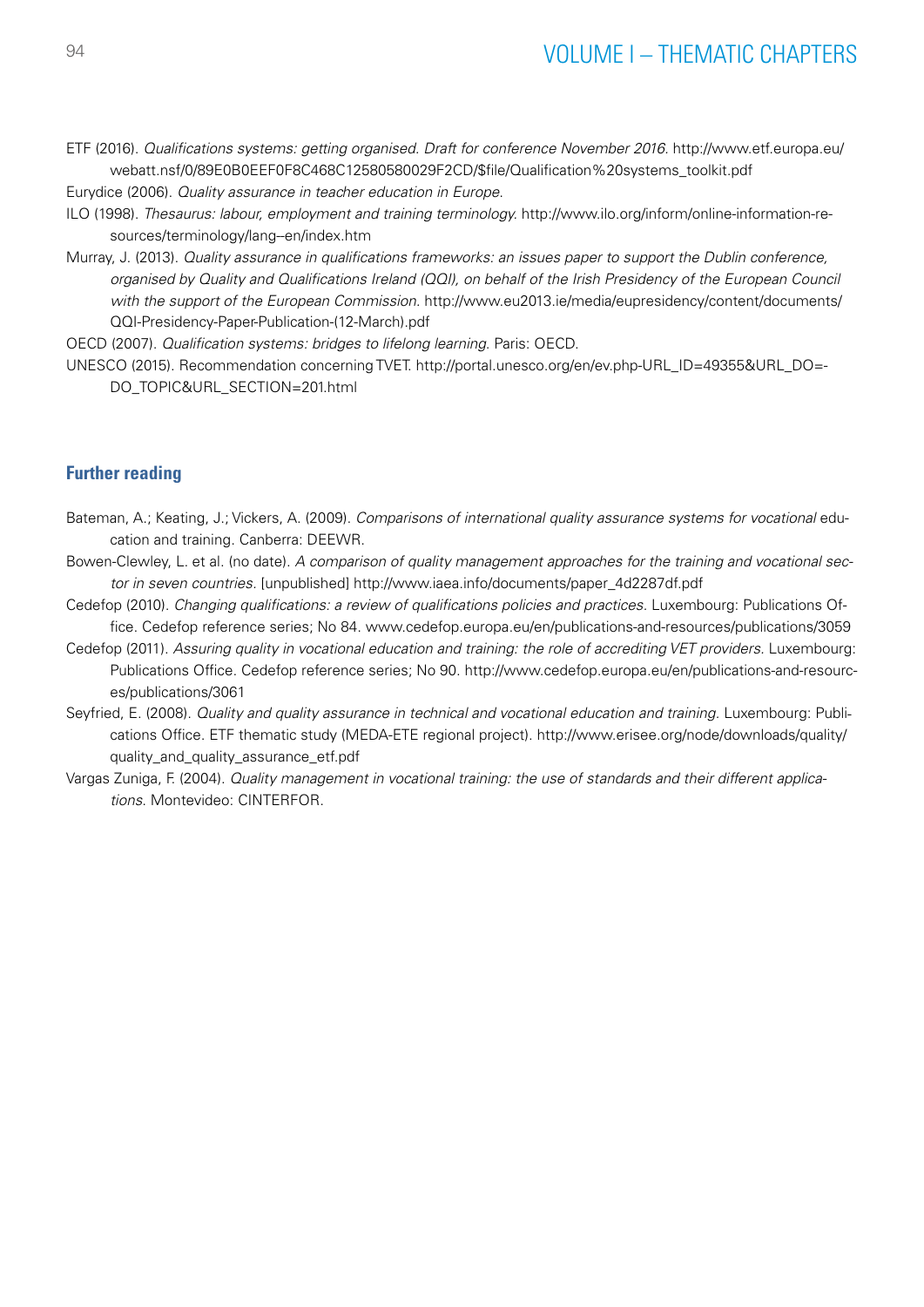ETF (2016). *Qualifications systems: getting organised. Draft for conference November 2016.* http://www.etf.europa.eu/webatt.nsf/0/89E0B0EEF0F8C468C12580580029F2CD/$file/Qualification%20systems_toolkit.pdf

Eurydice (2006). *Quality assurance in teacher education in Europe.*

ILO (1998). *Thesaurus: labour, employment and training terminology.* http://www.ilo.org/inform/online-information-resources/terminology/lang--en/index.htm

Murray, J. (2013). *Quality assurance in qualifications frameworks: an issues paper to support the Dublin conference, organised by Quality and Qualifications Ireland (QQI), on behalf of the Irish Presidency of the European Council with the support of the European Commission.* http://www.eu2013.ie/media/eupresidency/content/documents/QQI-Presidency-Paper-Publication-(12-March).pdf

OECD (2007). *Qualification systems: bridges to lifelong learning.* Paris: OECD.

UNESCO (2015). Recommendation concerning TVET. http://portal.unesco.org/en/ev.php-URL_ID=49355&URL_DO=DO_TOPIC&URL_SECTION=201.html

## Further reading

Bateman, A.; Keating, J.; Vickers, A. (2009). *Comparisons of international quality assurance systems for vocational* education and training. Canberra: DEEWR.

Bowen-Clewley, L. et al. (no date). *A comparison of quality management approaches for the training and vocational sector in seven countries.* [unpublished] http://www.iaea.info/documents/paper_4d2287df.pdf

Cedefop (2010). *Changing qualifications: a review of qualifications policies and practices.* Luxembourg: Publications Office. Cedefop reference series; No 84. www.cedefop.europa.eu/en/publications-and-resources/publications/3059

Cedefop (2011). *Assuring quality in vocational education and training: the role of accrediting VET providers.* Luxembourg: Publications Office. Cedefop reference series; No 90. http://www.cedefop.europa.eu/en/publications-and-resources/publications/3061

Seyfried, E. (2008). *Quality and quality assurance in technical and vocational education and training.* Luxembourg: Publications Office. ETF thematic study (MEDA-ETE regional project). http://www.erisee.org/node/downloads/quality/quality_and_quality_assurance_etf.pdf

Vargas Zuniga, F. (2004). *Quality management in vocational training: the use of standards and their different applications.* Montevideo: CINTERFOR.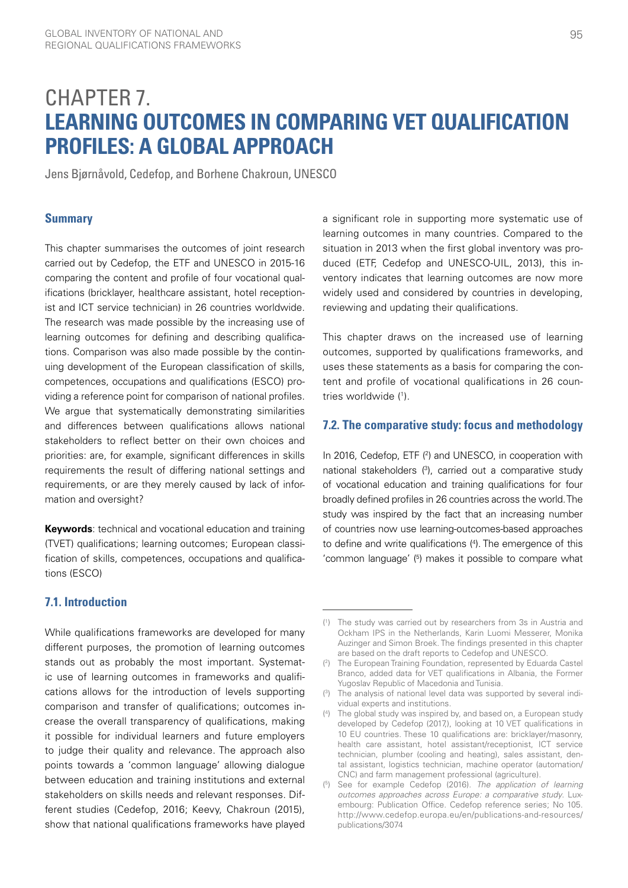# CHAPTER 7. LEARNING OUTCOMES IN COMPARING VET QUALIFICATION PROFILES: A GLOBAL APPROACH

Jens Bjørnåvold, Cedefop, and Borhene Chakroun, UNESCO

### Summary

This chapter summarises the outcomes of joint research carried out by Cedefop, the ETF and UNESCO in 2015-16 comparing the content and profile of four vocational qualifications (bricklayer, healthcare assistant, hotel receptionist and ICT service technician) in 26 countries worldwide. The research was made possible by the increasing use of learning outcomes for defining and describing qualifications. Comparison was also made possible by the continuing development of the European classification of skills, competences, occupations and qualifications (ESCO) providing a reference point for comparison of national profiles. We argue that systematically demonstrating similarities and differences between qualifications allows national stakeholders to reflect better on their own choices and priorities: are, for example, significant differences in skills requirements the result of differing national settings and requirements, or are they merely caused by lack of information and oversight?

**Keywords**: technical and vocational education and training (TVET) qualifications; learning outcomes; European classification of skills, competences, occupations and qualifications (ESCO)

### 7.1. Introduction

While qualifications frameworks are developed for many different purposes, the promotion of learning outcomes stands out as probably the most important. Systematic use of learning outcomes in frameworks and qualifications allows for the introduction of levels supporting comparison and transfer of qualifications; outcomes increase the overall transparency of qualifications, making it possible for individual learners and future employers to judge their quality and relevance. The approach also points towards a 'common language' allowing dialogue between education and training institutions and external stakeholders on skills needs and relevant responses. Different studies (Cedefop, 2016; Keevy, Chakroun (2015), show that national qualifications frameworks have played a significant role in supporting more systematic use of learning outcomes in many countries. Compared to the situation in 2013 when the first global inventory was produced (ETF, Cedefop and UNESCO-UIL, 2013), this inventory indicates that learning outcomes are now more widely used and considered by countries in developing, reviewing and updating their qualifications.

This chapter draws on the increased use of learning outcomes, supported by qualifications frameworks, and uses these statements as a basis for comparing the content and profile of vocational qualifications in 26 countries worldwide ([1]).

### 7.2. The comparative study: focus and methodology

In 2016, Cedefop, ETF ([2]) and UNESCO, in cooperation with national stakeholders ([3]), carried out a comparative study of vocational education and training qualifications for four broadly defined profiles in 26 countries across the world. The study was inspired by the fact that an increasing number of countries now use learning-outcomes-based approaches to define and write qualifications ([4]). The emergence of this 'common language' ([5]) makes it possible to compare what

---

([1]) The study was carried out by researchers from 3s in Austria and Ockham IPS in the Netherlands, Karin Luomi Messerer, Monika Auzinger and Simon Broek. The findings presented in this chapter are based on the draft reports to Cedefop and UNESCO.

([2]) The European Training Foundation, represented by Eduarda Castel Branco, added data for VET qualifications in Albania, the Former Yugoslav Republic of Macedonia and Tunisia.

([3]) The analysis of national level data was supported by several individual experts and institutions.

([4]) The global study was inspired by, and based on, a European study developed by Cedefop (2017,), looking at 10 VET qualifications in 10 EU countries. These 10 qualifications are: bricklayer/masonry, health care assistant, hotel assistant/receptionist, ICT service technician, plumber (cooling and heating), sales assistant, dental assistant, logistics technician, machine operator (automation/CNC) and farm management professional (agriculture).

([5]) See for example Cedefop (2016). *The application of learning outcomes approaches across Europe: a comparative study.* Luxembourg: Publication Office. Cedefop reference series; No 105. http://www.cedefop.europa.eu/en/publications-and-resources/publications/3074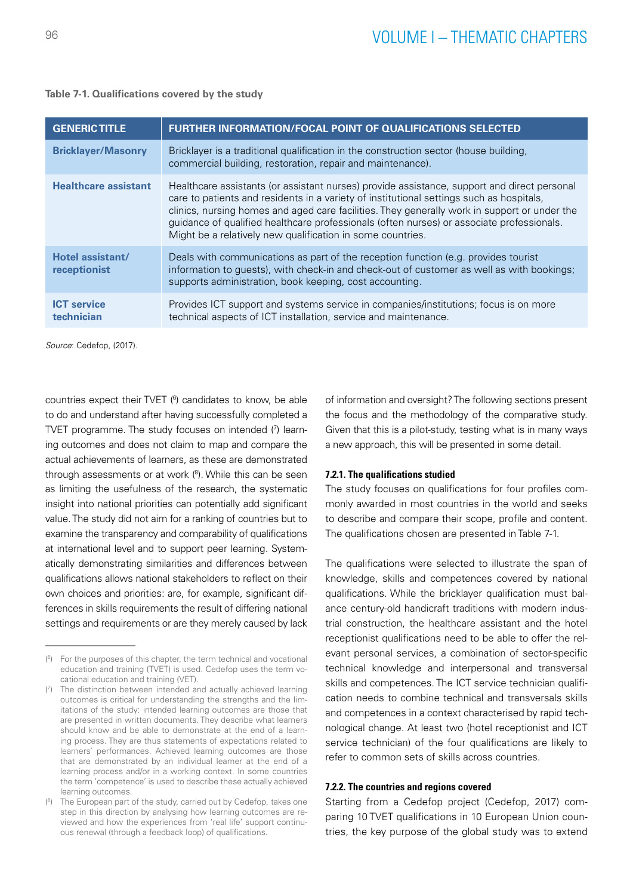**Table 7-1. Qualifications covered by the study**

| GENERIC TITLE | FURTHER INFORMATION/FOCAL POINT OF QUALIFICATIONS SELECTED |
|---|---|
| **Bricklayer/Masonry** | Bricklayer is a traditional qualification in the construction sector (house building, commercial building, restoration, repair and maintenance). |
| **Healthcare assistant** | Healthcare assistants (or assistant nurses) provide assistance, support and direct personal care to patients and residents in a variety of institutional settings such as hospitals, clinics, nursing homes and aged care facilities. They generally work in support or under the guidance of qualified healthcare professionals (often nurses) or associate professionals. Might be a relatively new qualification in some countries. |
| **Hotel assistant/ receptionist** | Deals with communications as part of the reception function (e.g. provides tourist information to guests), with check-in and check-out of customer as well as with bookings; supports administration, book keeping, cost accounting. |
| **ICT service technician** | Provides ICT support and systems service in companies/institutions; focus is on more technical aspects of ICT installation, service and maintenance. |

*Source*: Cedefop, (2017).

countries expect their TVET ([6]) candidates to know, be able to do and understand after having successfully completed a TVET programme. The study focuses on intended ([7]) learning outcomes and does not claim to map and compare the actual achievements of learners, as these are demonstrated through assessments or at work ([8]). While this can be seen as limiting the usefulness of the research, the systematic insight into national priorities can potentially add significant value. The study did not aim for a ranking of countries but to examine the transparency and comparability of qualifications at international level and to support peer learning. Systematically demonstrating similarities and differences between qualifications allows national stakeholders to reflect on their own choices and priorities: are, for example, significant differences in skills requirements the result of differing national settings and requirements or are they merely caused by lack of information and oversight? The following sections present the focus and the methodology of the comparative study. Given that this is a pilot-study, testing what is in many ways a new approach, this will be presented in some detail.

#### 7.2.1. The qualifications studied

The study focuses on qualifications for four profiles commonly awarded in most countries in the world and seeks to describe and compare their scope, profile and content. The qualifications chosen are presented in Table 7-1.

The qualifications were selected to illustrate the span of knowledge, skills and competences covered by national qualifications. While the bricklayer qualification must balance century-old handicraft traditions with modern industrial construction, the healthcare assistant and the hotel receptionist qualifications need to be able to offer the relevant personal services, a combination of sector-specific technical knowledge and interpersonal and transversal skills and competences. The ICT service technician qualification needs to combine technical and transversals skills and competences in a context characterised by rapid technological change. At least two (hotel receptionist and ICT service technician) of the four qualifications are likely to refer to common sets of skills across countries.

#### 7.2.2. The countries and regions covered

Starting from a Cedefop project (Cedefop, 2017) comparing 10 TVET qualifications in 10 European Union countries, the key purpose of the global study was to extend

---

([6]) For the purposes of this chapter, the term technical and vocational education and training (TVET) is used. Cedefop uses the term vocational education and training (VET).

([7]) The distinction between intended and actually achieved learning outcomes is critical for understanding the strengths and the limitations of the study: intended learning outcomes are those that are presented in written documents. They describe what learners should know and be able to demonstrate at the end of a learning process. They are thus statements of expectations related to learners' performances. Achieved learning outcomes are those that are demonstrated by an individual learner at the end of a learning process and/or in a working context. In some countries the term 'competence' is used to describe these actually achieved learning outcomes.

([8]) The European part of the study, carried out by Cedefop, takes one step in this direction by analysing how learning outcomes are reviewed and how the experiences from 'real life' support continuous renewal (through a feedback loop) of qualifications.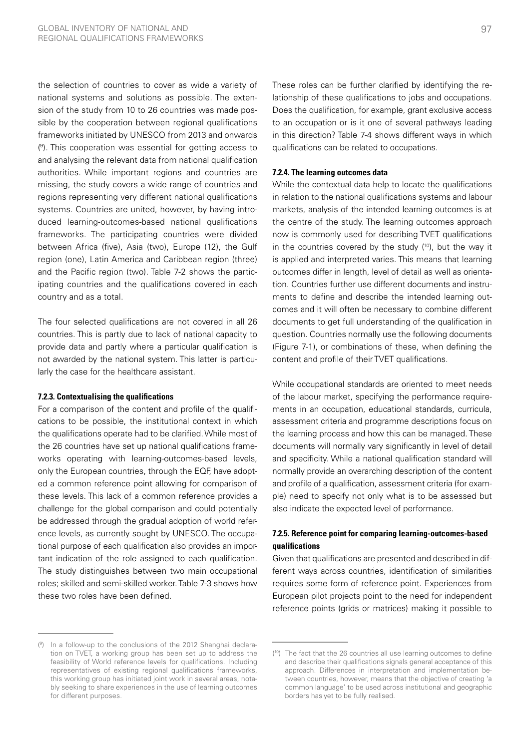the selection of countries to cover as wide a variety of national systems and solutions as possible. The extension of the study from 10 to 26 countries was made possible by the cooperation between regional qualifications frameworks initiated by UNESCO from 2013 and onwards ([9]). This cooperation was essential for getting access to and analysing the relevant data from national qualification authorities. While important regions and countries are missing, the study covers a wide range of countries and regions representing very different national qualifications systems. Countries are united, however, by having introduced learning-outcomes-based national qualifications frameworks. The participating countries were divided between Africa (five), Asia (two), Europe (12), the Gulf region (one), Latin America and Caribbean region (three) and the Pacific region (two). Table 7-2 shows the participating countries and the qualifications covered in each country and as a total.

The four selected qualifications are not covered in all 26 countries. This is partly due to lack of national capacity to provide data and partly where a particular qualification is not awarded by the national system. This latter is particularly the case for the healthcare assistant.

#### 7.2.3. Contextualising the qualifications

For a comparison of the content and profile of the qualifications to be possible, the institutional context in which the qualifications operate had to be clarified. While most of the 26 countries have set up national qualifications frameworks operating with learning-outcomes-based levels, only the European countries, through the EQF, have adopted a common reference point allowing for comparison of these levels. This lack of a common reference provides a challenge for the global comparison and could potentially be addressed through the gradual adoption of world reference levels, as currently sought by UNESCO. The occupational purpose of each qualification also provides an important indication of the role assigned to each qualification. The study distinguishes between two main occupational roles; skilled and semi-skilled worker. Table 7-3 shows how these two roles have been defined.

These roles can be further clarified by identifying the relationship of these qualifications to jobs and occupations. Does the qualification, for example, grant exclusive access to an occupation or is it one of several pathways leading in this direction? Table 7-4 shows different ways in which qualifications can be related to occupations.

#### 7.2.4. The learning outcomes data

While the contextual data help to locate the qualifications in relation to the national qualifications systems and labour markets, analysis of the intended learning outcomes is at the centre of the study. The learning outcomes approach now is commonly used for describing TVET qualifications in the countries covered by the study ([10]), but the way it is applied and interpreted varies. This means that learning outcomes differ in length, level of detail as well as orientation. Countries further use different documents and instruments to define and describe the intended learning outcomes and it will often be necessary to combine different documents to get full understanding of the qualification in question. Countries normally use the following documents (Figure 7-1), or combinations of these, when defining the content and profile of their TVET qualifications.

While occupational standards are oriented to meet needs of the labour market, specifying the performance requirements in an occupation, educational standards, curricula, assessment criteria and programme descriptions focus on the learning process and how this can be managed. These documents will normally vary significantly in level of detail and specificity. While a national qualification standard will normally provide an overarching description of the content and profile of a qualification, assessment criteria (for example) need to specify not only what is to be assessed but also indicate the expected level of performance.

#### 7.2.5. Reference point for comparing learning-outcomes-based qualifications

Given that qualifications are presented and described in different ways across countries, identification of similarities requires some form of reference point. Experiences from European pilot projects point to the need for independent reference points (grids or matrices) making it possible to

---

([9]) In a follow-up to the conclusions of the 2012 Shanghai declaration on TVET, a working group has been set up to address the feasibility of World reference levels for qualifications. Including representatives of existing regional qualifications frameworks, this working group has initiated joint work in several areas, notably seeking to share experiences in the use of learning outcomes for different purposes.

([10]) The fact that the 26 countries all use learning outcomes to define and describe their qualifications signals general acceptance of this approach. Differences in interpretation and implementation between countries, however, means that the objective of creating 'a common language' to be used across institutional and geographic borders has yet to be fully realised.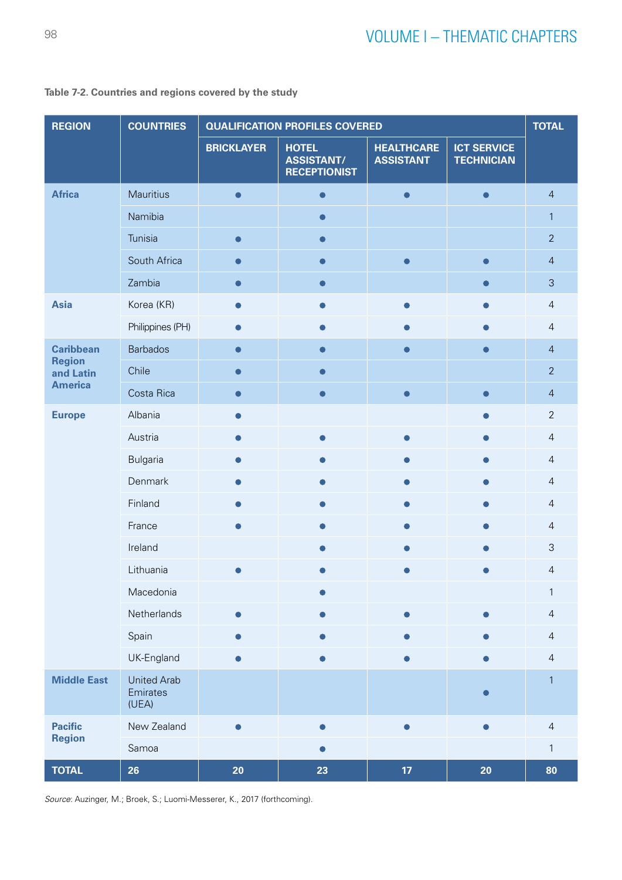**Table 7-2. Countries and regions covered by the study**

| REGION | COUNTRIES | QUALIFICATION PROFILES COVERED | | | | TOTAL |
|---|---|---|---|---|---|---|
| | | BRICKLAYER | HOTEL ASSISTANT/ RECEPTIONIST | HEALTHCARE ASSISTANT | ICT SERVICE TECHNICIAN | |
| **Africa** | Mauritius | ● | ● | ● | ● | 4 |
| | Namibia | | ● | | | 1 |
| | Tunisia | ● | ● | | | 2 |
| | South Africa | ● | ● | ● | ● | 4 |
| | Zambia | ● | ● | | ● | 3 |
| **Asia** | Korea (KR) | ● | ● | ● | ● | 4 |
| | Philippines (PH) | ● | ● | ● | ● | 4 |
| **Caribbean Region and Latin America** | Barbados | ● | ● | ● | ● | 4 |
| | Chile | ● | ● | | | 2 |
| | Costa Rica | ● | ● | ● | ● | 4 |
| **Europe** | Albania | ● | | | ● | 2 |
| | Austria | ● | ● | ● | ● | 4 |
| | Bulgaria | ● | ● | ● | ● | 4 |
| | Denmark | ● | ● | ● | ● | 4 |
| | Finland | ● | ● | ● | ● | 4 |
| | France | ● | ● | ● | ● | 4 |
| | Ireland | | ● | ● | ● | 3 |
| | Lithuania | ● | ● | ● | ● | 4 |
| | Macedonia | | ● | | | 1 |
| | Netherlands | ● | ● | ● | ● | 4 |
| | Spain | ● | ● | ● | ● | 4 |
| | UK-England | ● | ● | ● | ● | 4 |
| **Middle East** | United Arab Emirates (UEA) | | | | ● | 1 |
| **Pacific Region** | New Zealand | ● | ● | ● | ● | 4 |
| | Samoa | | ● | | | 1 |
| **TOTAL** | **26** | **20** | **23** | **17** | **20** | **80** |

*Source*: Auzinger, M.; Broek, S.; Luomi-Messerer, K., 2017 (forthcoming).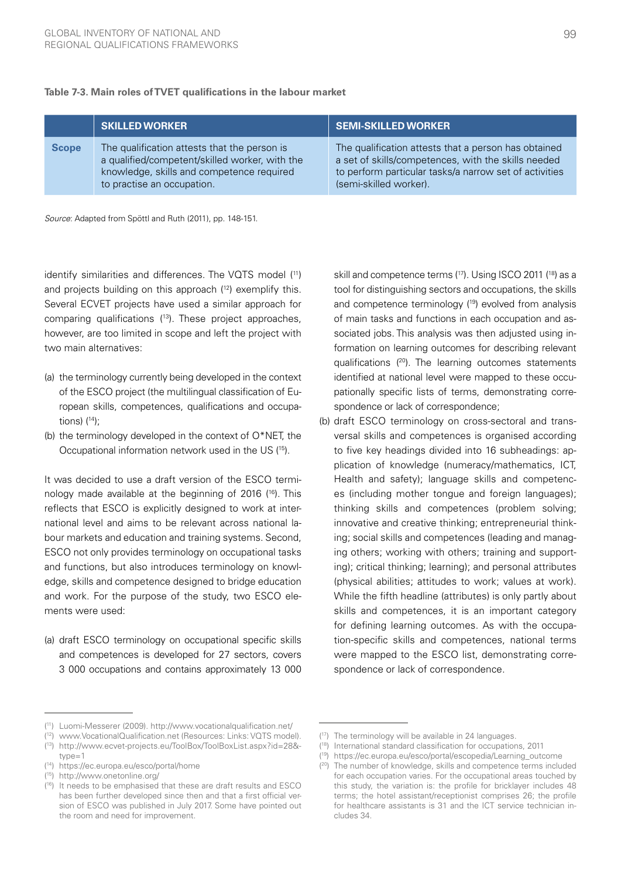**Table 7-3. Main roles of TVET qualifications in the labour market**

| | SKILLED WORKER | SEMI-SKILLED WORKER |
|---|---|---|
| **Scope** | The qualification attests that the person is a qualified/competent/skilled worker, with the knowledge, skills and competence required to practise an occupation. | The qualification attests that a person has obtained a set of skills/competences, with the skills needed to perform particular tasks/a narrow set of activities (semi-skilled worker). |

*Source*: Adapted from Spöttl and Ruth (2011), pp. 148-151.

identify similarities and differences. The VQTS model ([11]) and projects building on this approach ([12]) exemplify this. Several ECVET projects have used a similar approach for comparing qualifications ([13]). These project approaches, however, are too limited in scope and left the project with two main alternatives:

(a) the terminology currently being developed in the context of the ESCO project (the multilingual classification of European skills, competences, qualifications and occupations) ([14]);
(b) the terminology developed in the context of O*NET, the Occupational information network used in the US ([15]).

It was decided to use a draft version of the ESCO terminology made available at the beginning of 2016 ([16]). This reflects that ESCO is explicitly designed to work at international level and aims to be relevant across national labour markets and education and training systems. Second, ESCO not only provides terminology on occupational tasks and functions, but also introduces terminology on knowledge, skills and competence designed to bridge education and work. For the purpose of the study, two ESCO elements were used:

(a) draft ESCO terminology on occupational specific skills and competences is developed for 27 sectors, covers 3 000 occupations and contains approximately 13 000 skill and competence terms ([17]). Using ISCO 2011 ([18]) as a tool for distinguishing sectors and occupations, the skills and competence terminology ([19]) evolved from analysis of main tasks and functions in each occupation and associated jobs. This analysis was then adjusted using information on learning outcomes for describing relevant qualifications ([20]). The learning outcomes statements identified at national level were mapped to these occupationally specific lists of terms, demonstrating correspondence or lack of correspondence;
(b) draft ESCO terminology on cross-sectoral and transversal skills and competences is organised according to five key headings divided into 16 subheadings: application of knowledge (numeracy/mathematics, ICT, Health and safety); language skills and competences (including mother tongue and foreign languages); thinking skills and competences (problem solving; innovative and creative thinking; entrepreneurial thinking; social skills and competences (leading and managing others; working with others; training and supporting); critical thinking; learning); and personal attributes (physical abilities; attitudes to work; values at work). While the fifth headline (attributes) is only partly about skills and competences, it is an important category for defining learning outcomes. As with the occupation-specific skills and competences, national terms were mapped to the ESCO list, demonstrating correspondence or lack of correspondence.

---

([11]) Luomi-Messerer (2009). http://www.vocationalqualification.net/
([12]) www.VocationalQualification.net (Resources: Links: VQTS model).
([13]) http://www.ecvet-projects.eu/ToolBox/ToolBoxList.aspx?id=28&type=1
([14]) https://ec.europa.eu/esco/portal/home
([15]) http://www.onetonline.org/
([16]) It needs to be emphasised that these are draft results and ESCO has been further developed since then and that a first official version of ESCO was published in July 2017. Some have pointed out the room and need for improvement.
([17]) The terminology will be available in 24 languages.
([18]) International standard classification for occupations, 2011
([19]) https://ec.europa.eu/esco/portal/escopedia/Learning_outcome
([20]) The number of knowledge, skills and competence terms included for each occupation varies. For the occupational areas touched by this study, the variation is: the profile for bricklayer includes 48 terms; the hotel assistant/receptionist comprises 26; the profile for healthcare assistants is 31 and the ICT service technician includes 34.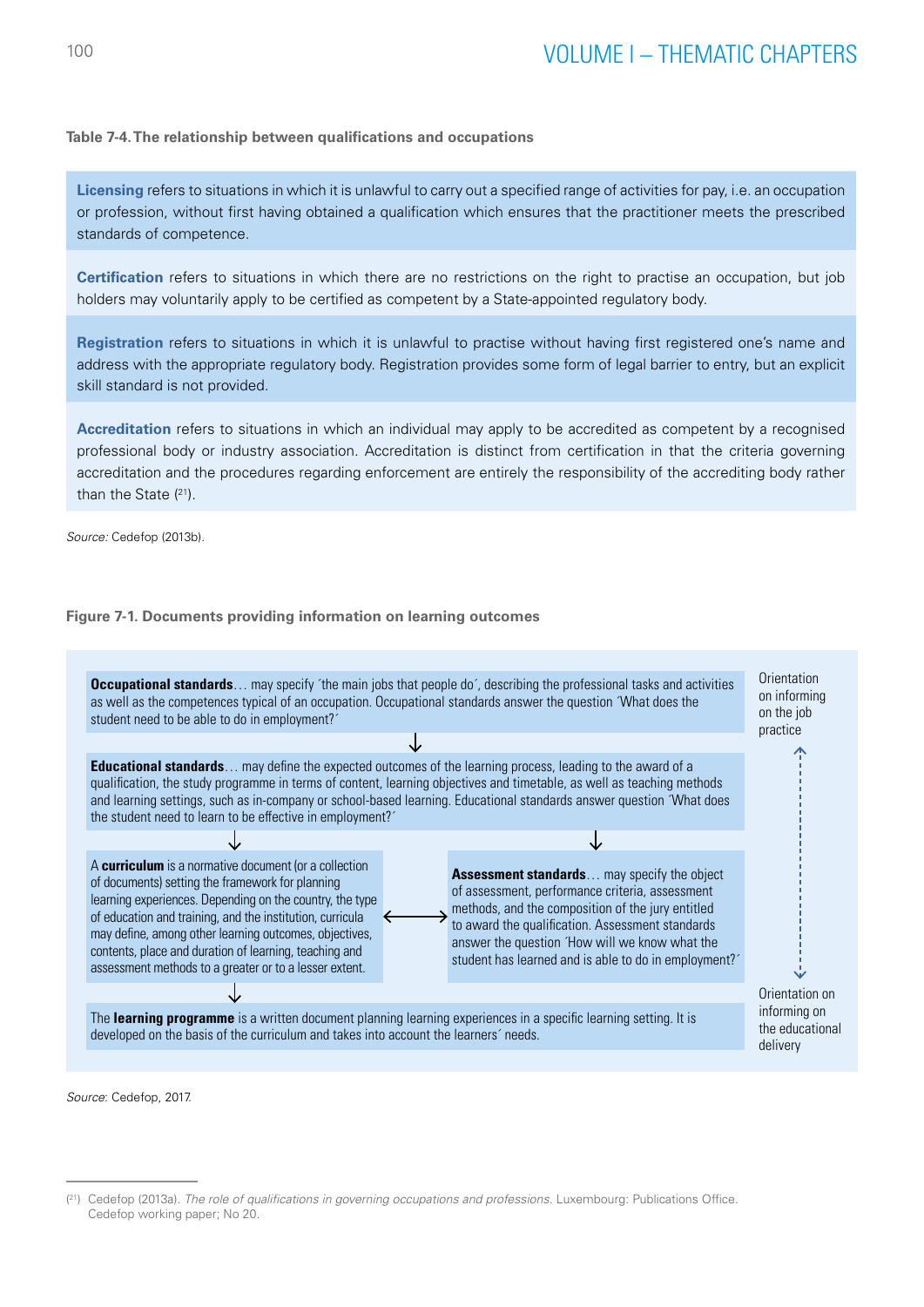**Table 7-4. The relationship between qualifications and occupations**

| |
|---|
| **Licensing** refers to situations in which it is unlawful to carry out a specified range of activities for pay, i.e. an occupation or profession, without first having obtained a qualification which ensures that the practitioner meets the prescribed standards of competence. |
| **Certification** refers to situations in which there are no restrictions on the right to practise an occupation, but job holders may voluntarily apply to be certified as competent by a State-appointed regulatory body. |
| **Registration** refers to situations in which it is unlawful to practise without having first registered one's name and address with the appropriate regulatory body. Registration provides some form of legal barrier to entry, but an explicit skill standard is not provided. |
| **Accreditation** refers to situations in which an individual may apply to be accredited as competent by a recognised professional body or industry association. Accreditation is distinct from certification in that the criteria governing accreditation and the procedures regarding enforcement are entirely the responsibility of the accrediting body rather than the State [21]. |

*Source:* Cedefop (2013b).

**Figure 7-1. Documents providing information on learning outcomes**

**Occupational standards**… may specify ´the main jobs that people do´, describing the professional tasks and activities as well as the competences typical of an occupation. Occupational standards answer the question ´What does the student need to be able to do in employment?´

↓

**Educational standards**… may define the expected outcomes of the learning process, leading to the award of a qualification, the study programme in terms of content, learning objectives and timetable, as well as teaching methods and learning settings, such as in-company or school-based learning. Educational standards answer question ´What does the student need to learn to be effective in employment?´

↓

A **curriculum** is a normative document (or a collection of documents) setting the framework for planning learning experiences. Depending on the country, the type of education and training, and the institution, curricula may define, among other learning outcomes, objectives, contents, place and duration of learning, teaching and assessment methods to a greater or to a lesser extent.

↔

**Assessment standards**… may specify the object of assessment, performance criteria, assessment methods, and the composition of the jury entitled to award the qualification. Assessment standards answer the question ´How will we know what the student has learned and is able to do in employment?´

↓

The **learning programme** is a written document planning learning experiences in a specific learning setting. It is developed on the basis of the curriculum and takes into account the learners´ needs.

Orientation on informing on the job practice ↕ Orientation on informing on the educational delivery

*Source*: Cedefop, 2017.

---

[21] Cedefop (2013a). *The role of qualifications in governing occupations and professions.* Luxembourg: Publications Office. Cedefop working paper; No 20.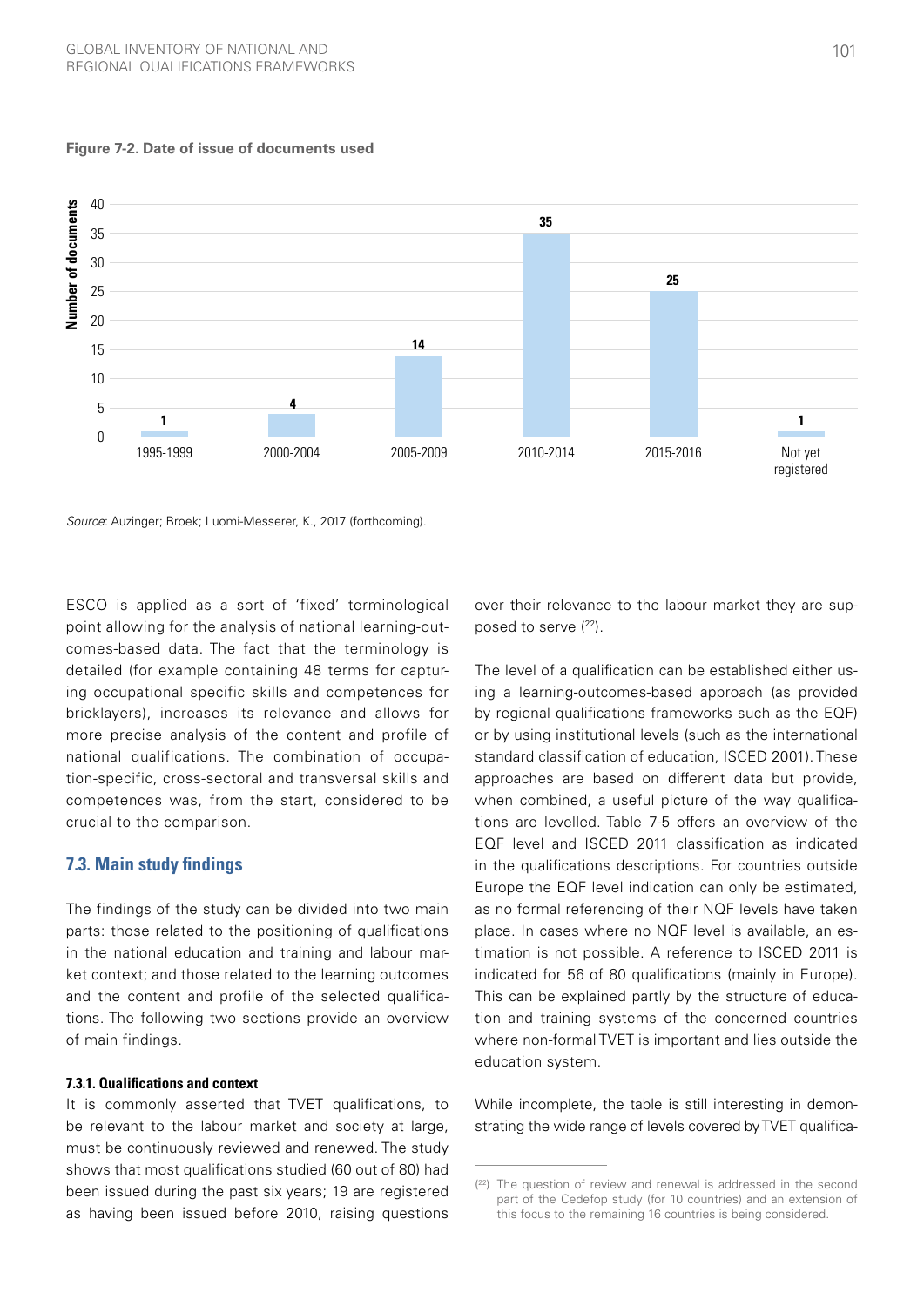**Figure 7-2. Date of issue of documents used**

| Period | Number of documents |
|---|---|
| 1995-1999 | 1 |
| 2000-2004 | 4 |
| 2005-2009 | 14 |
| 2010-2014 | 35 |
| 2015-2016 | 25 |
| Not yet registered | 1 |

*Source*: Auzinger; Broek; Luomi-Messerer, K., 2017 (forthcoming).

ESCO is applied as a sort of 'fixed' terminological point allowing for the analysis of national learning-outcomes-based data. The fact that the terminology is detailed (for example containing 48 terms for capturing occupational specific skills and competences for bricklayers), increases its relevance and allows for more precise analysis of the content and profile of national qualifications. The combination of occupation-specific, cross-sectoral and transversal skills and competences was, from the start, considered to be crucial to the comparison.

## 7.3. Main study findings

The findings of the study can be divided into two main parts: those related to the positioning of qualifications in the national education and training and labour market context; and those related to the learning outcomes and the content and profile of the selected qualifications. The following two sections provide an overview of main findings.

#### 7.3.1. Qualifications and context

It is commonly asserted that TVET qualifications, to be relevant to the labour market and society at large, must be continuously reviewed and renewed. The study shows that most qualifications studied (60 out of 80) had been issued during the past six years; 19 are registered as having been issued before 2010, raising questions over their relevance to the labour market they are supposed to serve ([22]).

The level of a qualification can be established either using a learning-outcomes-based approach (as provided by regional qualifications frameworks such as the EQF) or by using institutional levels (such as the international standard classification of education, ISCED 2001). These approaches are based on different data but provide, when combined, a useful picture of the way qualifications are levelled. Table 7-5 offers an overview of the EQF level and ISCED 2011 classification as indicated in the qualifications descriptions. For countries outside Europe the EQF level indication can only be estimated, as no formal referencing of their NQF levels have taken place. In cases where no NQF level is available, an estimation is not possible. A reference to ISCED 2011 is indicated for 56 of 80 qualifications (mainly in Europe). This can be explained partly by the structure of education and training systems of the concerned countries where non-formal TVET is important and lies outside the education system.

While incomplete, the table is still interesting in demonstrating the wide range of levels covered by TVET qualifica-

([22]) The question of review and renewal is addressed in the second part of the Cedefop study (for 10 countries) and an extension of this focus to the remaining 16 countries is being considered.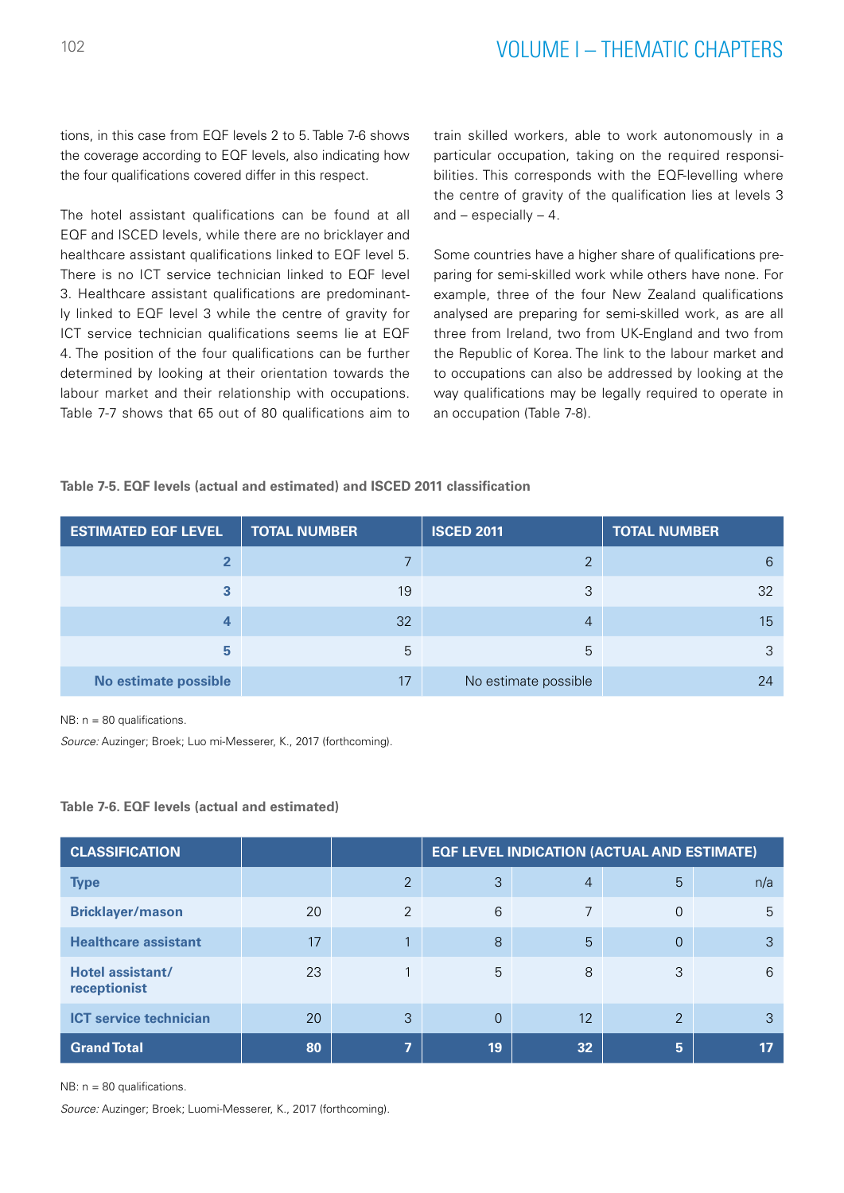tions, in this case from EQF levels 2 to 5. Table 7-6 shows the coverage according to EQF levels, also indicating how the four qualifications covered differ in this respect.

The hotel assistant qualifications can be found at all EQF and ISCED levels, while there are no bricklayer and healthcare assistant qualifications linked to EQF level 5. There is no ICT service technician linked to EQF level 3. Healthcare assistant qualifications are predominantly linked to EQF level 3 while the centre of gravity for ICT service technician qualifications seems lie at EQF 4. The position of the four qualifications can be further determined by looking at their orientation towards the labour market and their relationship with occupations. Table 7-7 shows that 65 out of 80 qualifications aim to train skilled workers, able to work autonomously in a particular occupation, taking on the required responsibilities. This corresponds with the EQF-levelling where the centre of gravity of the qualification lies at levels 3 and – especially – 4.

Some countries have a higher share of qualifications preparing for semi-skilled work while others have none. For example, three of the four New Zealand qualifications analysed are preparing for semi-skilled work, as are all three from Ireland, two from UK-England and two from the Republic of Korea. The link to the labour market and to occupations can also be addressed by looking at the way qualifications may be legally required to operate in an occupation (Table 7-8).

**Table 7-5. EQF levels (actual and estimated) and ISCED 2011 classification**

| ESTIMATED EQF LEVEL | TOTAL NUMBER | ISCED 2011 | TOTAL NUMBER |
|---|---|---|---|
| 2 | 7 | 2 | 6 |
| 3 | 19 | 3 | 32 |
| 4 | 32 | 4 | 15 |
| 5 | 5 | 5 | 3 |
| No estimate possible | 17 | No estimate possible | 24 |

NB: n = 80 qualifications.

*Source:* Auzinger; Broek; Luo mi-Messerer, K., 2017 (forthcoming).

**Table 7-6. EQF levels (actual and estimated)**

| CLASSIFICATION | | | EQF LEVEL INDICATION (ACTUAL AND ESTIMATE) | | | |
|---|---|---|---|---|---|---|
| **Type** | | 2 | 3 | 4 | 5 | n/a |
| **Bricklayer/mason** | 20 | 2 | 6 | 7 | 0 | 5 |
| **Healthcare assistant** | 17 | 1 | 8 | 5 | 0 | 3 |
| **Hotel assistant/ receptionist** | 23 | 1 | 5 | 8 | 3 | 6 |
| **ICT service technician** | 20 | 3 | 0 | 12 | 2 | 3 |
| **Grand Total** | **80** | **7** | **19** | **32** | **5** | **17** |

NB: n = 80 qualifications.

*Source:* Auzinger; Broek; Luomi-Messerer, K., 2017 (forthcoming).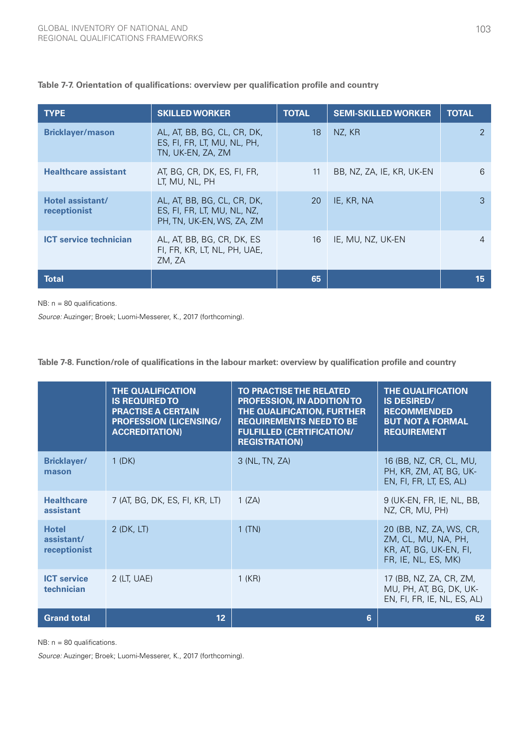**Table 7-7. Orientation of qualifications: overview per qualification profile and country**

| TYPE | SKILLED WORKER | TOTAL | SEMI-SKILLED WORKER | TOTAL |
|---|---|---|---|---|
| **Bricklayer/mason** | AL, AT, BB, BG, CL, CR, DK, ES, FI, FR, LT, MU, NL, PH, TN, UK-EN, ZA, ZM | 18 | NZ, KR | 2 |
| **Healthcare assistant** | AT, BG, CR, DK, ES, FI, FR, LT, MU, NL, PH | 11 | BB, NZ, ZA, IE, KR, UK-EN | 6 |
| **Hotel assistant/ receptionist** | AL, AT, BB, BG, CL, CR, DK, ES, FI, FR, LT, MU, NL, NZ, PH, TN, UK-EN, WS, ZA, ZM | 20 | IE, KR, NA | 3 |
| **ICT service technician** | AL, AT, BB, BG, CR, DK, ES FI, FR, KR, LT, NL, PH, UAE, ZM, ZA | 16 | IE, MU, NZ, UK-EN | 4 |
| **Total** | | **65** | | **15** |

NB: n = 80 qualifications.

*Source:* Auzinger; Broek; Luomi-Messerer, K., 2017 (forthcoming).

**Table 7-8. Function/role of qualifications in the labour market: overview by qualification profile and country**

| | THE QUALIFICATION IS REQUIRED TO PRACTISE A CERTAIN PROFESSION (LICENSING/ ACCREDITATION) | TO PRACTISE THE RELATED PROFESSION, IN ADDITION TO THE QUALIFICATION, FURTHER REQUIREMENTS NEED TO BE FULFILLED (CERTIFICATION/ REGISTRATION) | THE QUALIFICATION IS DESIRED/ RECOMMENDED BUT NOT A FORMAL REQUIREMENT |
|---|---|---|---|
| **Bricklayer/ mason** | 1 (DK) | 3 (NL, TN, ZA) | 16 (BB, NZ, CR, CL, MU, PH, KR, ZM, AT, BG, UK-EN, FI, FR, LT, ES, AL) |
| **Healthcare assistant** | 7 (AT, BG, DK, ES, FI, KR, LT) | 1 (ZA) | 9 (UK-EN, FR, IE, NL, BB, NZ, CR, MU, PH) |
| **Hotel assistant/ receptionist** | 2 (DK, LT) | 1 (TN) | 20 (BB, NZ, ZA, WS, CR, ZM, CL, MU, NA, PH, KR, AT, BG, UK-EN, FI, FR, IE, NL, ES, MK) |
| **ICT service technician** | 2 (LT, UAE) | 1 (KR) | 17 (BB, NZ, ZA, CR, ZM, MU, PH, AT, BG, DK, UK-EN, FI, FR, IE, NL, ES, AL) |
| **Grand total** | **12** | **6** | **62** |

NB: n = 80 qualifications.

*Source:* Auzinger; Broek; Luomi-Messerer, K., 2017 (forthcoming).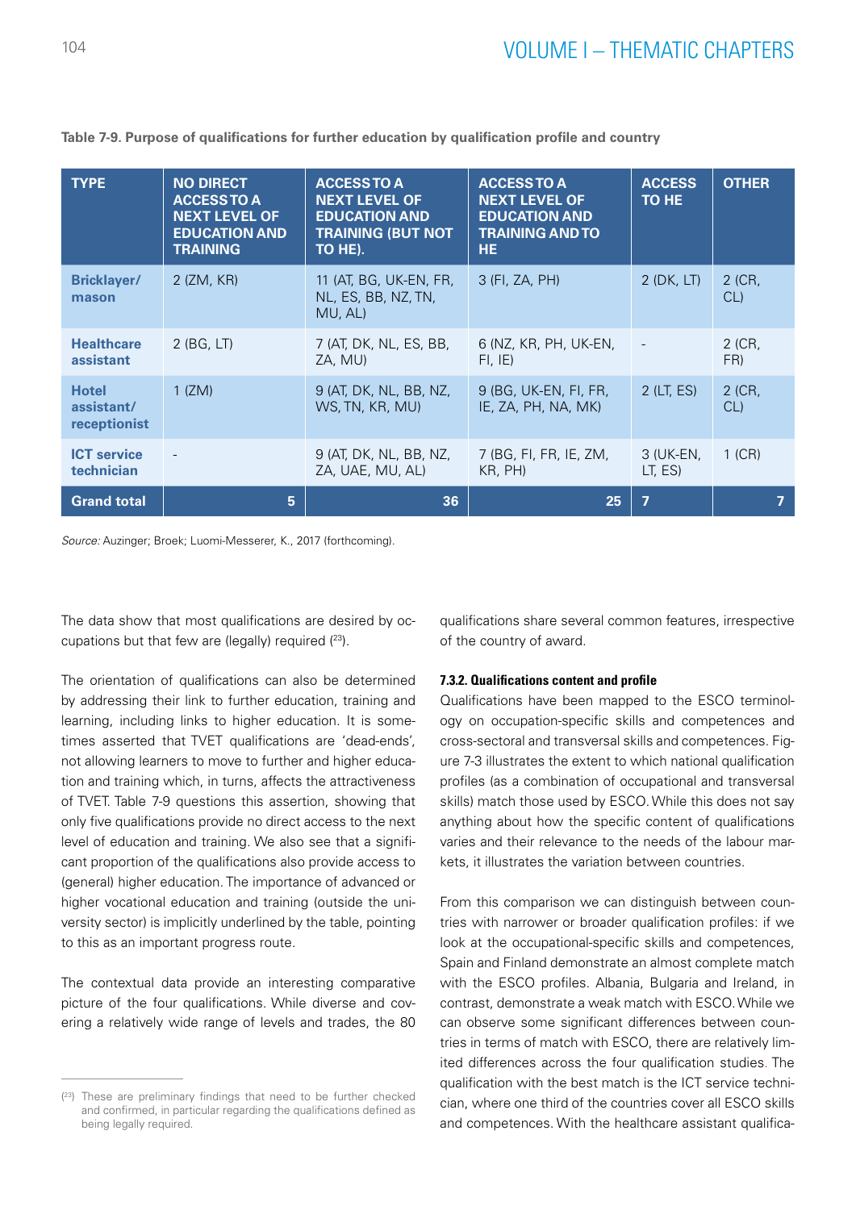**Table 7-9. Purpose of qualifications for further education by qualification profile and country**

| TYPE | NO DIRECT ACCESS TO A NEXT LEVEL OF EDUCATION AND TRAINING | ACCESS TO A NEXT LEVEL OF EDUCATION AND TRAINING (BUT NOT TO HE). | ACCESS TO A NEXT LEVEL OF EDUCATION AND TRAINING AND TO HE | ACCESS TO HE | OTHER |
|---|---|---|---|---|---|
| **Bricklayer/ mason** | 2 (ZM, KR) | 11 (AT, BG, UK-EN, FR, NL, ES, BB, NZ, TN, MU, AL) | 3 (FI, ZA, PH) | 2 (DK, LT) | 2 (CR, CL) |
| **Healthcare assistant** | 2 (BG, LT) | 7 (AT, DK, NL, ES, BB, ZA, MU) | 6 (NZ, KR, PH, UK-EN, FI, IE) | - | 2 (CR, FR) |
| **Hotel assistant/ receptionist** | 1 (ZM) | 9 (AT, DK, NL, BB, NZ, WS, TN, KR, MU) | 9 (BG, UK-EN, FI, FR, IE, ZA, PH, NA, MK) | 2 (LT, ES) | 2 (CR, CL) |
| **ICT service technician** | - | 9 (AT, DK, NL, BB, NZ, ZA, UAE, MU, AL) | 7 (BG, FI, FR, IE, ZM, KR, PH) | 3 (UK-EN, LT, ES) | 1 (CR) |
| **Grand total** | 5 | 36 | 25 | 7 | 7 |

*Source:* Auzinger; Broek; Luomi-Messerer, K., 2017 (forthcoming).

The data show that most qualifications are desired by occupations but that few are (legally) required ([23]).

The orientation of qualifications can also be determined by addressing their link to further education, training and learning, including links to higher education. It is sometimes asserted that TVET qualifications are 'dead-ends', not allowing learners to move to further and higher education and training which, in turns, affects the attractiveness of TVET. Table 7-9 questions this assertion, showing that only five qualifications provide no direct access to the next level of education and training. We also see that a significant proportion of the qualifications also provide access to (general) higher education. The importance of advanced or higher vocational education and training (outside the university sector) is implicitly underlined by the table, pointing to this as an important progress route.

The contextual data provide an interesting comparative picture of the four qualifications. While diverse and covering a relatively wide range of levels and trades, the 80 qualifications share several common features, irrespective of the country of award.

#### 7.3.2. Qualifications content and profile

Qualifications have been mapped to the ESCO terminology on occupation-specific skills and competences and cross-sectoral and transversal skills and competences. Figure 7-3 illustrates the extent to which national qualification profiles (as a combination of occupational and transversal skills) match those used by ESCO. While this does not say anything about how the specific content of qualifications varies and their relevance to the needs of the labour markets, it illustrates the variation between countries.

From this comparison we can distinguish between countries with narrower or broader qualification profiles: if we look at the occupational-specific skills and competences, Spain and Finland demonstrate an almost complete match with the ESCO profiles. Albania, Bulgaria and Ireland, in contrast, demonstrate a weak match with ESCO. While we can observe some significant differences between countries in terms of match with ESCO, there are relatively limited differences across the four qualification studies. The qualification with the best match is the ICT service technician, where one third of the countries cover all ESCO skills and competences. With the healthcare assistant qualifica-

([23]) These are preliminary findings that need to be further checked and confirmed, in particular regarding the qualifications defined as being legally required.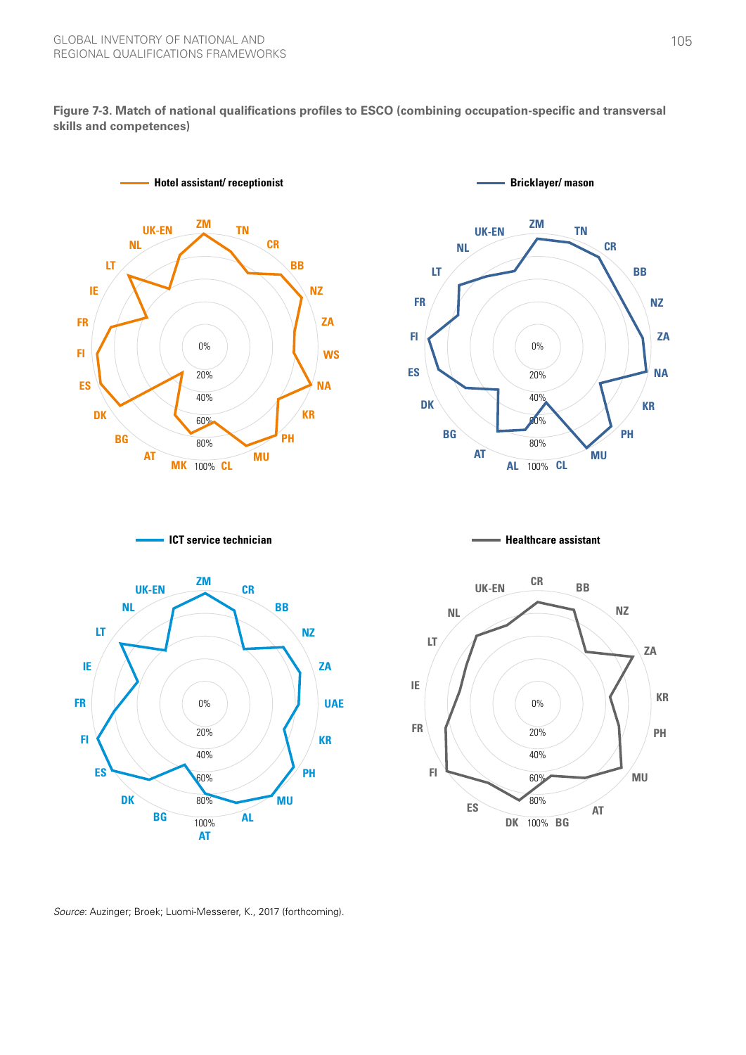**Figure 7-3. Match of national qualifications profiles to ESCO (combining occupation-specific and transversal skills and competences)**

*Source*: Auzinger; Broek; Luomi-Messerer, K., 2017 (forthcoming).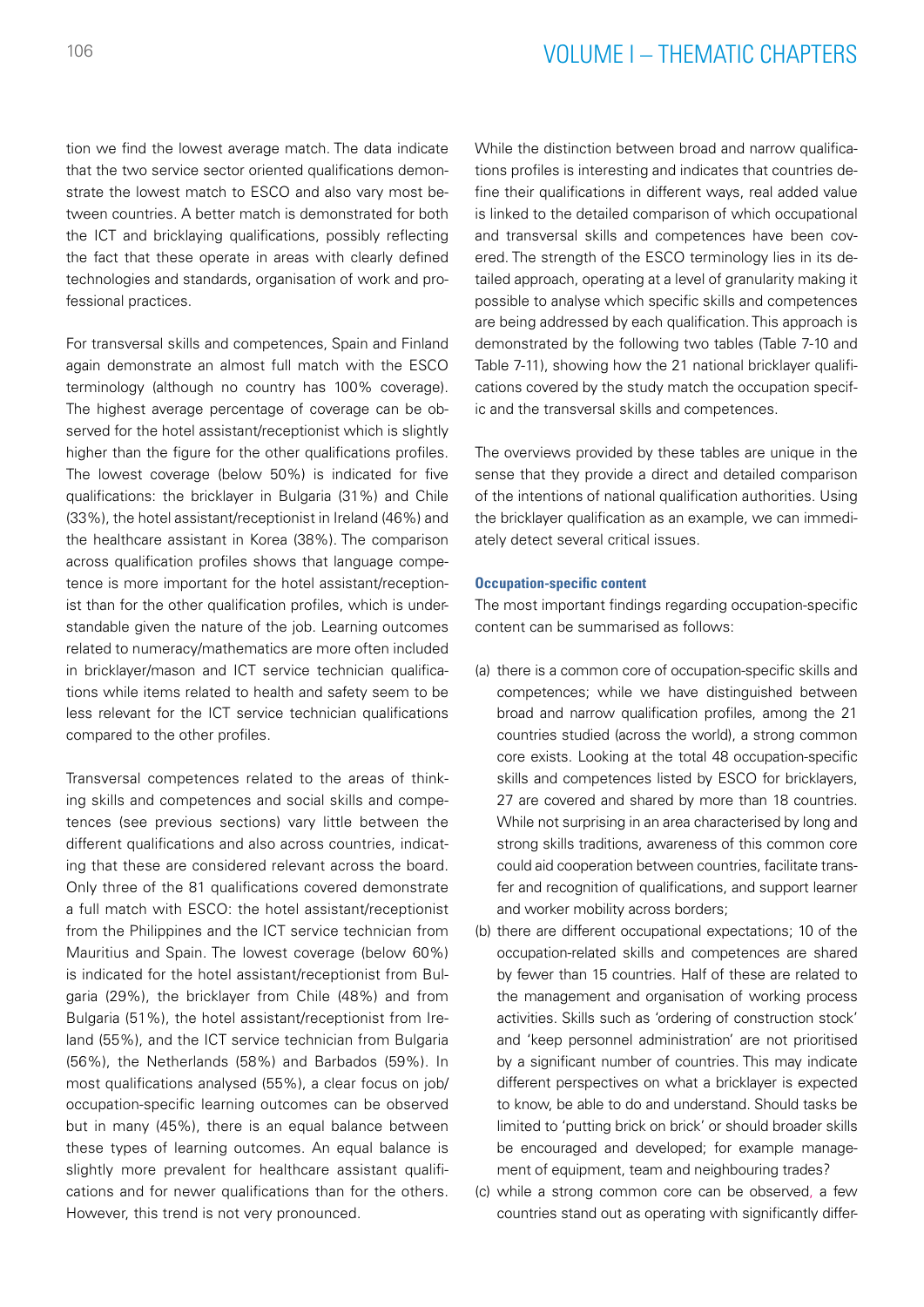tion we find the lowest average match. The data indicate that the two service sector oriented qualifications demonstrate the lowest match to ESCO and also vary most between countries. A better match is demonstrated for both the ICT and bricklaying qualifications, possibly reflecting the fact that these operate in areas with clearly defined technologies and standards, organisation of work and professional practices.

For transversal skills and competences, Spain and Finland again demonstrate an almost full match with the ESCO terminology (although no country has 100% coverage). The highest average percentage of coverage can be observed for the hotel assistant/receptionist which is slightly higher than the figure for the other qualifications profiles. The lowest coverage (below 50%) is indicated for five qualifications: the bricklayer in Bulgaria (31%) and Chile (33%), the hotel assistant/receptionist in Ireland (46%) and the healthcare assistant in Korea (38%). The comparison across qualification profiles shows that language competence is more important for the hotel assistant/receptionist than for the other qualification profiles, which is understandable given the nature of the job. Learning outcomes related to numeracy/mathematics are more often included in bricklayer/mason and ICT service technician qualifications while items related to health and safety seem to be less relevant for the ICT service technician qualifications compared to the other profiles.

Transversal competences related to the areas of thinking skills and competences and social skills and competences (see previous sections) vary little between the different qualifications and also across countries, indicating that these are considered relevant across the board. Only three of the 81 qualifications covered demonstrate a full match with ESCO: the hotel assistant/receptionist from the Philippines and the ICT service technician from Mauritius and Spain. The lowest coverage (below 60%) is indicated for the hotel assistant/receptionist from Bulgaria (29%), the bricklayer from Chile (48%) and from Bulgaria (51%), the hotel assistant/receptionist from Ireland (55%), and the ICT service technician from Bulgaria (56%), the Netherlands (58%) and Barbados (59%). In most qualifications analysed (55%), a clear focus on job/occupation-specific learning outcomes can be observed but in many (45%), there is an equal balance between these types of learning outcomes. An equal balance is slightly more prevalent for healthcare assistant qualifications and for newer qualifications than for the others. However, this trend is not very pronounced.

While the distinction between broad and narrow qualifications profiles is interesting and indicates that countries define their qualifications in different ways, real added value is linked to the detailed comparison of which occupational and transversal skills and competences have been covered. The strength of the ESCO terminology lies in its detailed approach, operating at a level of granularity making it possible to analyse which specific skills and competences are being addressed by each qualification. This approach is demonstrated by the following two tables (Table 7-10 and Table 7-11), showing how the 21 national bricklayer qualifications covered by the study match the occupation specific and the transversal skills and competences.

The overviews provided by these tables are unique in the sense that they provide a direct and detailed comparison of the intentions of national qualification authorities. Using the bricklayer qualification as an example, we can immediately detect several critical issues.

#### Occupation-specific content

The most important findings regarding occupation-specific content can be summarised as follows:

(a) there is a common core of occupation-specific skills and competences; while we have distinguished between broad and narrow qualification profiles, among the 21 countries studied (across the world), a strong common core exists. Looking at the total 48 occupation-specific skills and competences listed by ESCO for bricklayers, 27 are covered and shared by more than 18 countries. While not surprising in an area characterised by long and strong skills traditions, awareness of this common core could aid cooperation between countries, facilitate transfer and recognition of qualifications, and support learner and worker mobility across borders;

(b) there are different occupational expectations; 10 of the occupation-related skills and competences are shared by fewer than 15 countries. Half of these are related to the management and organisation of working process activities. Skills such as 'ordering of construction stock' and 'keep personnel administration' are not prioritised by a significant number of countries. This may indicate different perspectives on what a bricklayer is expected to know, be able to do and understand. Should tasks be limited to 'putting brick on brick' or should broader skills be encouraged and developed; for example management of equipment, team and neighbouring trades?

(c) while a strong common core can be observed, a few countries stand out as operating with significantly differ-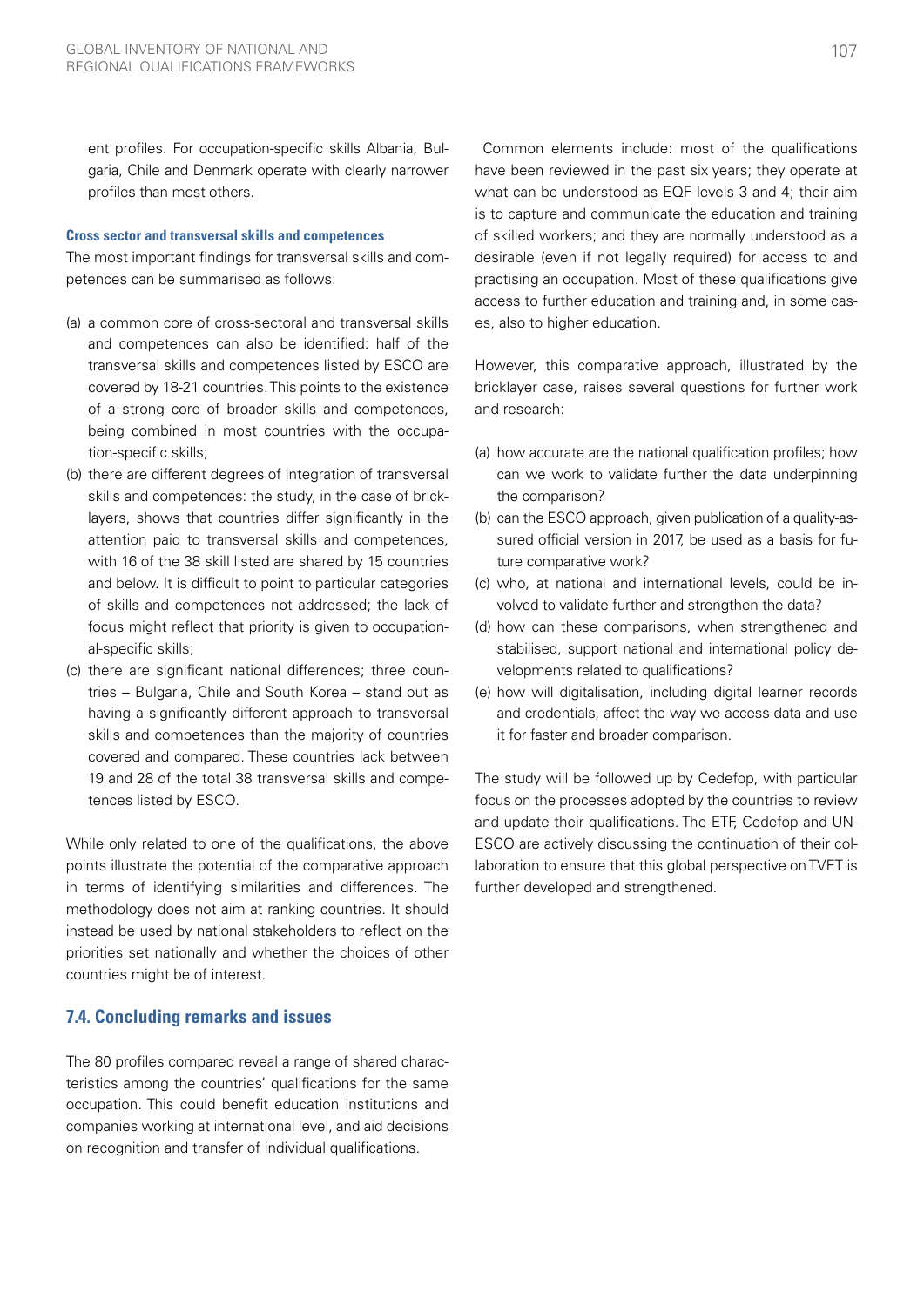ent profiles. For occupation-specific skills Albania, Bulgaria, Chile and Denmark operate with clearly narrower profiles than most others.

#### Cross sector and transversal skills and competences

The most important findings for transversal skills and competences can be summarised as follows:

(a) a common core of cross-sectoral and transversal skills and competences can also be identified: half of the transversal skills and competences listed by ESCO are covered by 18-21 countries. This points to the existence of a strong core of broader skills and competences, being combined in most countries with the occupation-specific skills;

(b) there are different degrees of integration of transversal skills and competences: the study, in the case of bricklayers, shows that countries differ significantly in the attention paid to transversal skills and competences, with 16 of the 38 skill listed are shared by 15 countries and below. It is difficult to point to particular categories of skills and competences not addressed; the lack of focus might reflect that priority is given to occupational-specific skills;

(c) there are significant national differences; three countries – Bulgaria, Chile and South Korea – stand out as having a significantly different approach to transversal skills and competences than the majority of countries covered and compared. These countries lack between 19 and 28 of the total 38 transversal skills and competences listed by ESCO.

While only related to one of the qualifications, the above points illustrate the potential of the comparative approach in terms of identifying similarities and differences. The methodology does not aim at ranking countries. It should instead be used by national stakeholders to reflect on the priorities set nationally and whether the choices of other countries might be of interest.

## 7.4. Concluding remarks and issues

The 80 profiles compared reveal a range of shared characteristics among the countries' qualifications for the same occupation. This could benefit education institutions and companies working at international level, and aid decisions on recognition and transfer of individual qualifications.

Common elements include: most of the qualifications have been reviewed in the past six years; they operate at what can be understood as EQF levels 3 and 4; their aim is to capture and communicate the education and training of skilled workers; and they are normally understood as a desirable (even if not legally required) for access to and practising an occupation. Most of these qualifications give access to further education and training and, in some cases, also to higher education.

However, this comparative approach, illustrated by the bricklayer case, raises several questions for further work and research:

(a) how accurate are the national qualification profiles; how can we work to validate further the data underpinning the comparison?

(b) can the ESCO approach, given publication of a quality-assured official version in 2017, be used as a basis for future comparative work?

(c) who, at national and international levels, could be involved to validate further and strengthen the data?

(d) how can these comparisons, when strengthened and stabilised, support national and international policy developments related to qualifications?

(e) how will digitalisation, including digital learner records and credentials, affect the way we access data and use it for faster and broader comparison.

The study will be followed up by Cedefop, with particular focus on the processes adopted by the countries to review and update their qualifications. The ETF, Cedefop and UNESCO are actively discussing the continuation of their collaboration to ensure that this global perspective on TVET is further developed and strengthened.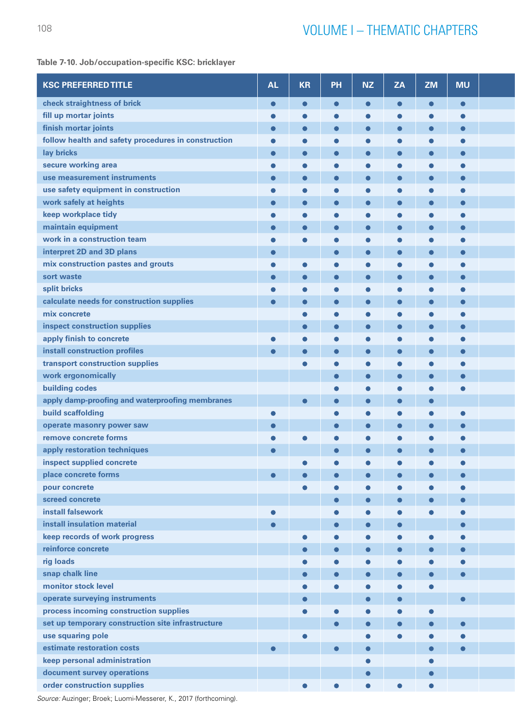**Table 7-10. Job/occupation-specific KSC: bricklayer**

| KSC PREFERRED TITLE | AL | KR | PH | NZ | ZA | ZM | MU |
|---|---|---|---|---|---|---|---|
| check straightness of brick | ● | ● | ● | ● | ● | ● | ● |
| fill up mortar joints | ● | ● | ● | ● | ● | ● | ● |
| finish mortar joints | ● | ● | ● | ● | ● | ● | ● |
| follow health and safety procedures in construction | ● | ● | ● | ● | ● | ● | ● |
| lay bricks | ● | ● | ● | ● | ● | ● | ● |
| secure working area | ● | ● | ● | ● | ● | ● | ● |
| use measurement instruments | ● | ● | ● | ● | ● | ● | ● |
| use safety equipment in construction | ● | ● | ● | ● | ● | ● | ● |
| work safely at heights | ● | ● | ● | ● | ● | ● | ● |
| keep workplace tidy | ● | ● | ● | ● | ● | ● | ● |
| maintain equipment | ● | ● | ● | ● | ● | ● | ● |
| work in a construction team | ● | ● | ● | ● | ● | ● | ● |
| interpret 2D and 3D plans | ● | | ● | ● | ● | ● | ● |
| mix construction pastes and grouts | ● | ● | ● | ● | ● | ● | ● |
| sort waste | ● | ● | ● | ● | ● | ● | ● |
| split bricks | ● | ● | ● | ● | ● | ● | ● |
| calculate needs for construction supplies | ● | ● | ● | ● | ● | ● | ● |
| mix concrete | | ● | ● | ● | ● | ● | ● |
| inspect construction supplies | | ● | ● | ● | ● | ● | ● |
| apply finish to concrete | ● | ● | ● | ● | ● | ● | ● |
| install construction profiles | ● | ● | ● | ● | ● | ● | ● |
| transport construction supplies | | ● | ● | ● | ● | ● | ● |
| work ergonomically | | | ● | ● | ● | ● | ● |
| building codes | | | ● | ● | ● | ● | ● |
| apply damp-proofing and waterproofing membranes | | ● | ● | ● | ● | ● | |
| build scaffolding | ● | | ● | ● | ● | ● | ● |
| operate masonry power saw | ● | | ● | ● | ● | ● | ● |
| remove concrete forms | ● | ● | ● | ● | ● | ● | ● |
| apply restoration techniques | ● | | ● | ● | ● | ● | ● |
| inspect supplied concrete | | ● | ● | ● | ● | ● | ● |
| place concrete forms | ● | ● | ● | ● | ● | ● | ● |
| pour concrete | | ● | ● | ● | ● | ● | ● |
| screed concrete | | | ● | ● | ● | ● | ● |
| install falsework | ● | | ● | ● | ● | ● | ● |
| install insulation material | ● | | ● | ● | ● | | ● |
| keep records of work progress | | ● | ● | ● | ● | ● | ● |
| reinforce concrete | | ● | ● | ● | ● | ● | ● |
| rig loads | | ● | ● | ● | ● | ● | ● |
| snap chalk line | | ● | ● | ● | ● | ● | ● |
| monitor stock level | | ● | ● | ● | ● | ● | |
| operate surveying instruments | | ● | | ● | ● | | ● |
| process incoming construction supplies | | ● | ● | ● | ● | ● | |
| set up temporary construction site infrastructure | | | ● | ● | ● | ● | ● |
| use squaring pole | | ● | | ● | ● | ● | ● |
| estimate restoration costs | ● | | ● | ● | | ● | ● |
| keep personal administration | | | | ● | | ● | |
| document survey operations | | | | ● | | ● | |
| order construction supplies | | ● | ● | ● | ● | ● | |

*Source:* Auzinger; Broek; Luomi-Messerer, K., 2017 (forthcoming).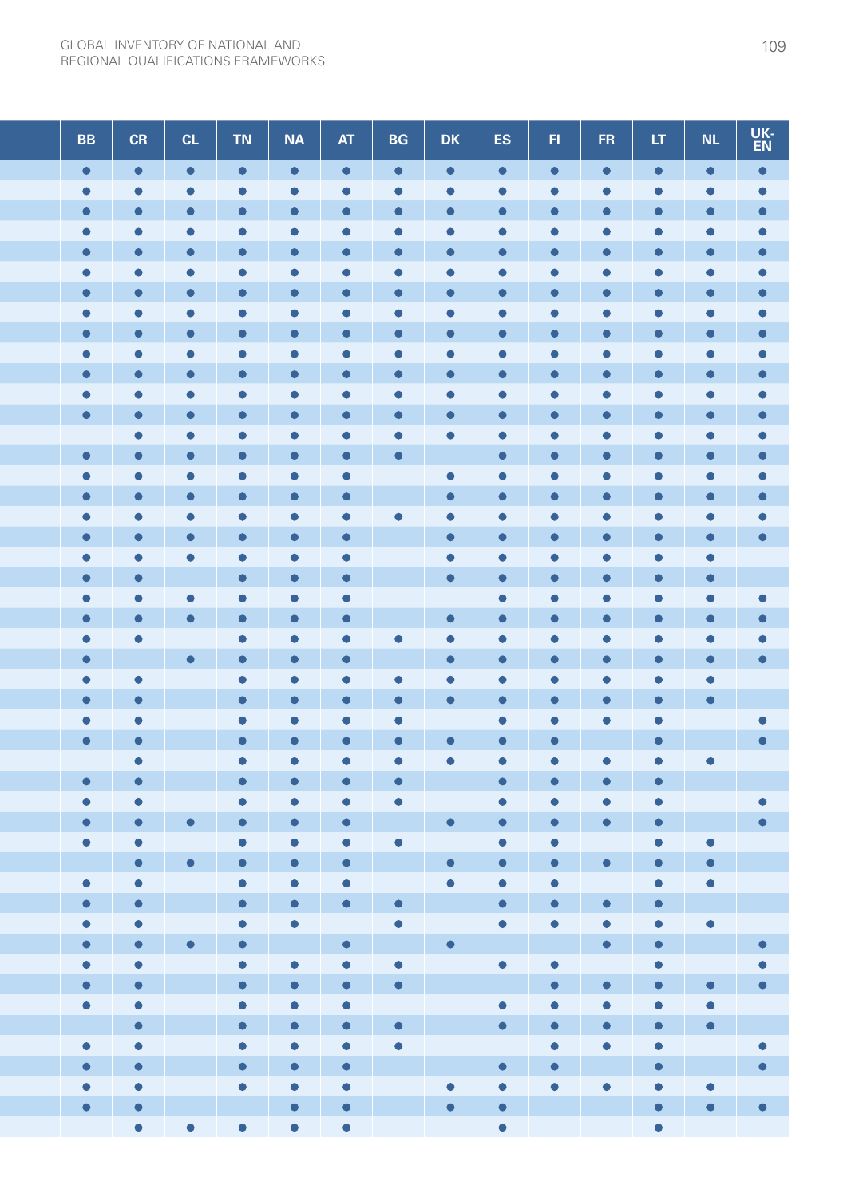| | BB | CR | CL | TN | NA | AT | BG | DK | ES | FI | FR | LT | NL | UK-EN |
|---|---|---|---|---|---|---|---|---|---|---|---|---|---|---|
| | ● | ● | ● | ● | ● | ● | ● | ● | ● | ● | ● | ● | ● | ● |
| | ● | ● | ● | ● | ● | ● | ● | ● | ● | ● | ● | ● | ● | ● |
| | ● | ● | ● | ● | ● | ● | ● | ● | ● | ● | ● | ● | ● | ● |
| | ● | ● | ● | ● | ● | ● | ● | ● | ● | ● | ● | ● | ● | ● |
| | ● | ● | ● | ● | ● | ● | ● | ● | ● | ● | ● | ● | ● | ● |
| | ● | ● | ● | ● | ● | ● | ● | ● | ● | ● | ● | ● | ● | ● |
| | ● | ● | ● | ● | ● | ● | ● | ● | ● | ● | ● | ● | ● | ● |
| | ● | ● | ● | ● | ● | ● | ● | ● | ● | ● | ● | ● | ● | ● |
| | ● | ● | ● | ● | ● | ● | ● | ● | ● | ● | ● | ● | ● | ● |
| | ● | ● | ● | ● | ● | ● | ● | ● | ● | ● | ● | ● | ● | ● |
| | ● | ● | ● | ● | ● | ● | ● | ● | ● | ● | ● | ● | ● | ● |
| | ● | ● | ● | ● | ● | ● | ● | ● | ● | ● | ● | ● | ● | ● |
| | ● | ● | ● | ● | ● | ● | ● | ● | ● | ● | ● | ● | ● | ● |
| | | ● | ● | ● | ● | ● | ● | ● | ● | ● | ● | ● | ● | ● |
| | ● | ● | ● | ● | ● | ● | ● | | ● | ● | ● | ● | ● | ● |
| | ● | ● | ● | ● | ● | ● | | ● | ● | ● | ● | ● | ● | ● |
| | ● | ● | ● | ● | ● | ● | | ● | ● | ● | ● | ● | ● | ● |
| | ● | ● | ● | ● | ● | ● | ● | ● | ● | ● | ● | ● | ● | ● |
| | ● | ● | ● | ● | ● | ● | | ● | ● | ● | ● | ● | ● | ● |
| | ● | ● | ● | ● | ● | ● | | ● | ● | ● | ● | ● | ● | |
| | ● | ● | | ● | ● | ● | | ● | ● | ● | ● | ● | ● | |
| | ● | ● | ● | ● | ● | ● | | | ● | ● | ● | ● | ● | ● |
| | ● | ● | ● | ● | ● | ● | | ● | ● | ● | ● | ● | ● | ● |
| | ● | ● | | ● | ● | ● | ● | ● | ● | ● | ● | ● | ● | ● |
| | ● | | ● | ● | ● | ● | | ● | ● | ● | ● | ● | ● | ● |
| | ● | ● | | ● | ● | ● | ● | ● | ● | ● | ● | ● | ● | |
| | ● | ● | | ● | ● | ● | ● | ● | ● | ● | ● | ● | ● | |
| | ● | ● | | ● | ● | ● | ● | | ● | ● | ● | ● | | ● |
| | ● | ● | | ● | ● | ● | ● | ● | ● | ● | | ● | | ● |
| | | ● | | ● | ● | ● | ● | ● | ● | ● | ● | ● | ● | |
| | ● | ● | | ● | ● | ● | ● | | ● | ● | ● | ● | | |
| | ● | ● | | ● | ● | ● | ● | | ● | ● | ● | ● | | ● |
| | ● | ● | ● | ● | ● | ● | | ● | ● | ● | ● | ● | | ● |
| | ● | ● | | ● | ● | ● | ● | | ● | ● | | ● | ● | |
| | | ● | ● | ● | ● | ● | | ● | ● | ● | ● | ● | ● | |
| | ● | ● | | ● | ● | ● | | ● | ● | ● | | ● | ● | |
| | ● | ● | | ● | ● | ● | ● | | ● | ● | ● | ● | | |
| | ● | ● | | ● | ● | | ● | | ● | ● | ● | ● | ● | |
| | ● | ● | ● | ● | | ● | | ● | | | ● | ● | | ● |
| | ● | ● | | ● | ● | ● | ● | | ● | ● | | ● | | ● |
| | ● | ● | | ● | ● | ● | ● | | | ● | ● | ● | ● | ● |
| | ● | ● | | ● | ● | ● | | | ● | ● | ● | ● | ● | |
| | | ● | | ● | ● | ● | ● | | ● | ● | ● | ● | ● | |
| | ● | ● | | ● | ● | ● | ● | | | ● | ● | ● | | ● |
| | ● | ● | | ● | ● | ● | | | ● | ● | | ● | | ● |
| | ● | ● | | ● | ● | ● | | ● | ● | ● | ● | ● | ● | |
| | ● | ● | | | ● | ● | | ● | ● | | | ● | ● | ● |
| | | ● | ● | ● | ● | ● | | | ● | | | ● | | |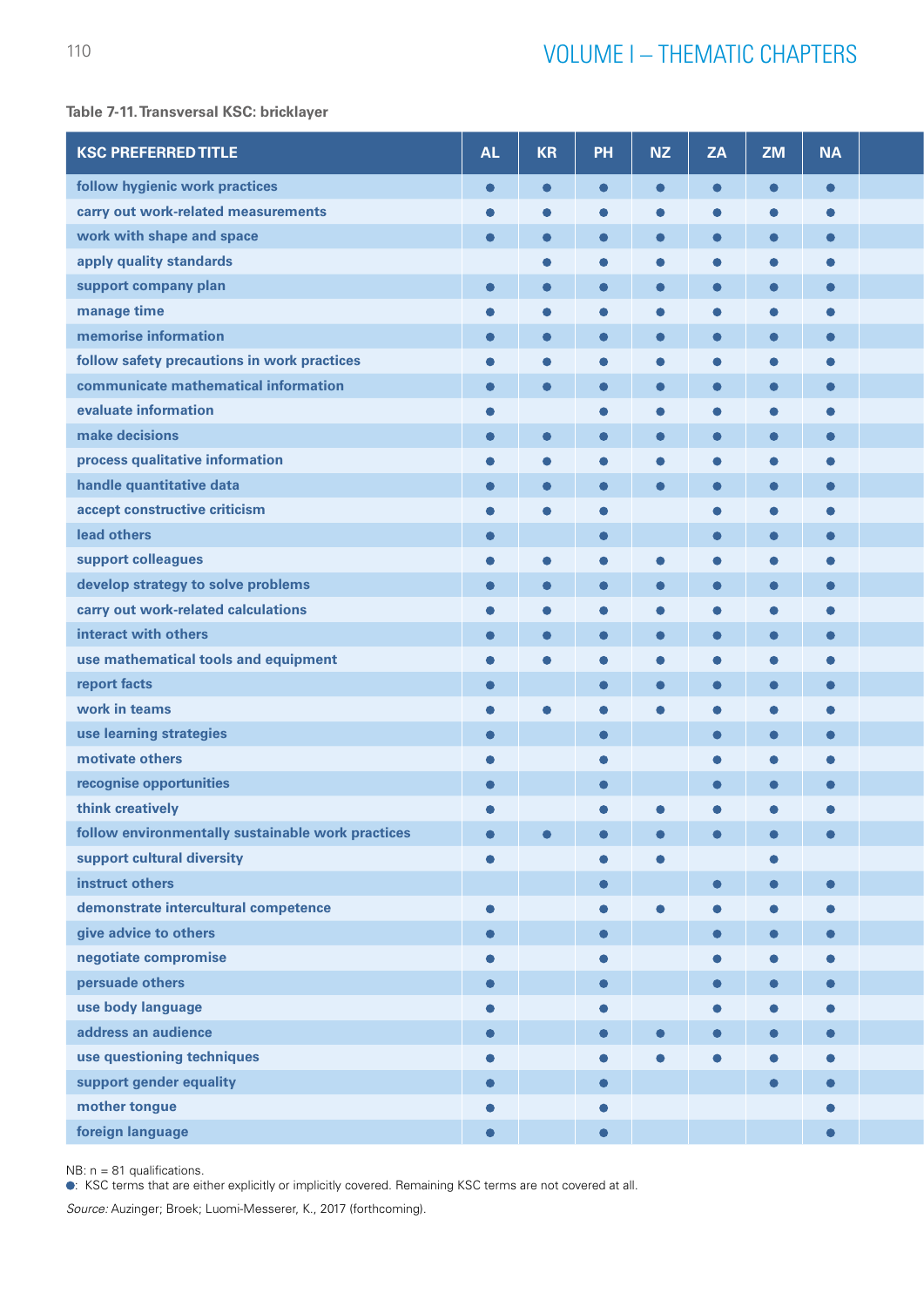**Table 7-11. Transversal KSC: bricklayer**

| KSC PREFERRED TITLE | AL | KR | PH | NZ | ZA | ZM | NA |
|---|---|---|---|---|---|---|---|
| follow hygienic work practices | ● | ● | ● | ● | ● | ● | ● |
| carry out work-related measurements | ● | ● | ● | ● | ● | ● | ● |
| work with shape and space | ● | ● | ● | ● | ● | ● | ● |
| apply quality standards | | ● | ● | ● | ● | ● | ● |
| support company plan | ● | ● | ● | ● | ● | ● | ● |
| manage time | ● | ● | ● | ● | ● | ● | ● |
| memorise information | ● | ● | ● | ● | ● | ● | ● |
| follow safety precautions in work practices | ● | ● | ● | ● | ● | ● | ● |
| communicate mathematical information | ● | ● | ● | ● | ● | ● | ● |
| evaluate information | ● | | ● | ● | ● | ● | ● |
| make decisions | ● | ● | ● | ● | ● | ● | ● |
| process qualitative information | ● | ● | ● | ● | ● | ● | ● |
| handle quantitative data | ● | ● | ● | ● | ● | ● | ● |
| accept constructive criticism | ● | ● | ● | | ● | ● | ● |
| lead others | ● | | ● | | ● | ● | ● |
| support colleagues | ● | ● | ● | ● | ● | ● | ● |
| develop strategy to solve problems | ● | ● | ● | ● | ● | ● | ● |
| carry out work-related calculations | ● | ● | ● | ● | ● | ● | ● |
| interact with others | ● | ● | ● | ● | ● | ● | ● |
| use mathematical tools and equipment | ● | ● | ● | ● | ● | ● | ● |
| report facts | ● | | ● | ● | ● | ● | ● |
| work in teams | ● | ● | ● | ● | ● | ● | ● |
| use learning strategies | ● | | ● | | ● | ● | ● |
| motivate others | ● | | ● | | ● | ● | ● |
| recognise opportunities | ● | | ● | | ● | ● | ● |
| think creatively | ● | | ● | ● | ● | ● | ● |
| follow environmentally sustainable work practices | ● | ● | ● | ● | ● | ● | ● |
| support cultural diversity | ● | | ● | ● | | ● | |
| instruct others | | | ● | | ● | ● | ● |
| demonstrate intercultural competence | ● | | ● | ● | ● | ● | ● |
| give advice to others | ● | | ● | | ● | ● | ● |
| negotiate compromise | ● | | ● | | ● | ● | ● |
| persuade others | ● | | ● | | ● | ● | ● |
| use body language | ● | | ● | | ● | ● | ● |
| address an audience | ● | | ● | ● | ● | ● | ● |
| use questioning techniques | ● | | ● | ● | ● | ● | ● |
| support gender equality | ● | | ● | | | ● | ● |
| mother tongue | ● | | ● | | | | ● |
| foreign language | ● | | ● | | | | ● |

NB: n = 81 qualifications.

●: KSC terms that are either explicitly or implicitly covered. Remaining KSC terms are not covered at all.

*Source:* Auzinger; Broek; Luomi-Messerer, K., 2017 (forthcoming).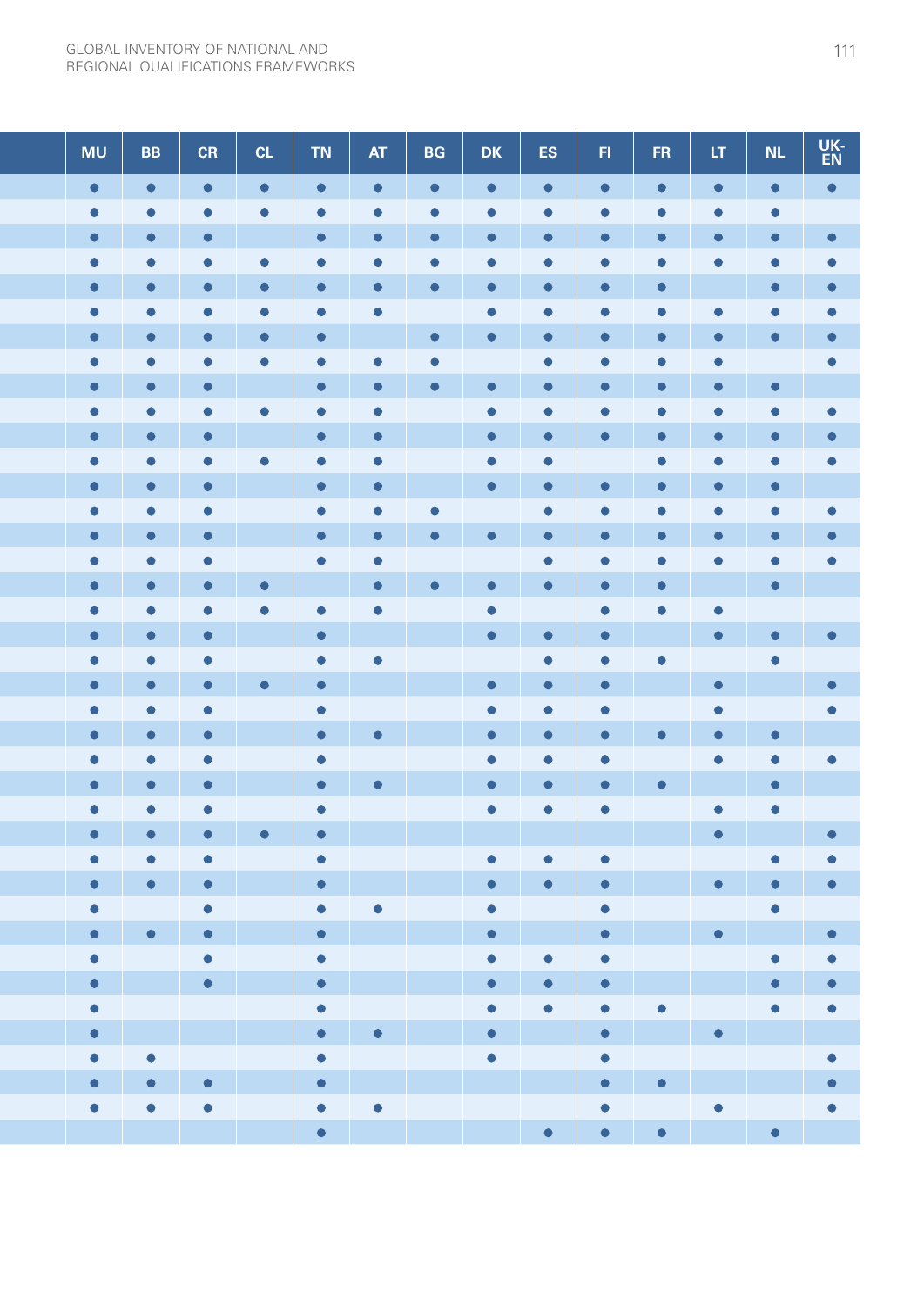| | MU | BB | CR | CL | TN | AT | BG | DK | ES | FI | FR | LT | NL | UK-EN |
|---|---|---|---|---|---|---|---|---|---|---|---|---|---|---|
| | ● | ● | ● | ● | ● | ● | ● | ● | ● | ● | ● | ● | ● | ● |
| | ● | ● | ● | ● | ● | ● | ● | ● | ● | ● | ● | ● | ● | |
| | ● | ● | ● | | ● | ● | ● | ● | ● | ● | ● | ● | ● | ● |
| | ● | ● | ● | ● | ● | ● | ● | ● | ● | ● | ● | ● | ● | ● |
| | ● | ● | ● | ● | ● | ● | ● | ● | ● | ● | ● | | ● | ● |
| | ● | ● | ● | ● | ● | ● | | ● | ● | ● | ● | ● | ● | ● |
| | ● | ● | ● | ● | ● | | ● | ● | ● | ● | ● | ● | ● | ● |
| | ● | ● | ● | ● | ● | ● | ● | | ● | ● | ● | ● | | ● |
| | ● | ● | ● | | ● | ● | ● | ● | ● | ● | ● | ● | ● | |
| | ● | ● | ● | ● | ● | ● | | ● | ● | ● | ● | ● | ● | ● |
| | ● | ● | ● | | ● | ● | | ● | ● | ● | ● | ● | ● | ● |
| | ● | ● | ● | ● | ● | ● | | ● | ● | | ● | ● | ● | ● |
| | ● | ● | ● | | ● | ● | | ● | ● | ● | ● | ● | ● | |
| | ● | ● | ● | | ● | ● | ● | | ● | ● | ● | ● | ● | ● |
| | ● | ● | ● | | ● | ● | ● | ● | ● | ● | ● | ● | ● | ● |
| | ● | ● | ● | | ● | ● | | | ● | ● | ● | ● | ● | ● |
| | ● | ● | ● | ● | | ● | ● | ● | ● | ● | ● | | ● | |
| | ● | ● | ● | ● | ● | ● | | ● | | ● | ● | ● | | |
| | ● | ● | ● | | ● | | | ● | ● | ● | | ● | ● | ● |
| | ● | ● | ● | | ● | ● | | | ● | ● | ● | | ● | |
| | ● | ● | ● | ● | ● | | | ● | ● | ● | | ● | | ● |
| | ● | ● | ● | | ● | | | ● | ● | ● | | ● | | ● |
| | ● | ● | ● | | ● | ● | | ● | ● | ● | ● | ● | ● | |
| | ● | ● | ● | | ● | | | ● | ● | ● | | ● | ● | ● |
| | ● | ● | ● | | ● | ● | | ● | ● | ● | ● | | ● | |
| | ● | ● | ● | | ● | | | ● | ● | ● | | ● | ● | |
| | ● | ● | ● | ● | ● | | | | | | | ● | | ● |
| | ● | ● | ● | | ● | | | ● | ● | ● | | | ● | ● |
| | ● | ● | ● | | ● | | | ● | ● | ● | | ● | ● | ● |
| | ● | | ● | | ● | ● | | ● | | ● | | | ● | |
| | ● | ● | ● | | ● | | | ● | | ● | | ● | | ● |
| | ● | | ● | | ● | | | ● | ● | ● | | | ● | ● |
| | ● | | ● | | ● | | | ● | ● | ● | | | ● | ● |
| | ● | | | | ● | | | ● | ● | ● | ● | | ● | ● |
| | ● | | | | ● | ● | | ● | | ● | | ● | | |
| | ● | ● | | | ● | | | ● | | ● | | | | ● |
| | ● | ● | ● | | ● | | | | | ● | ● | | | ● |
| | ● | ● | ● | | ● | ● | | | | ● | | ● | | ● |
| | | | | | ● | | | | ● | ● | ● | | ● | |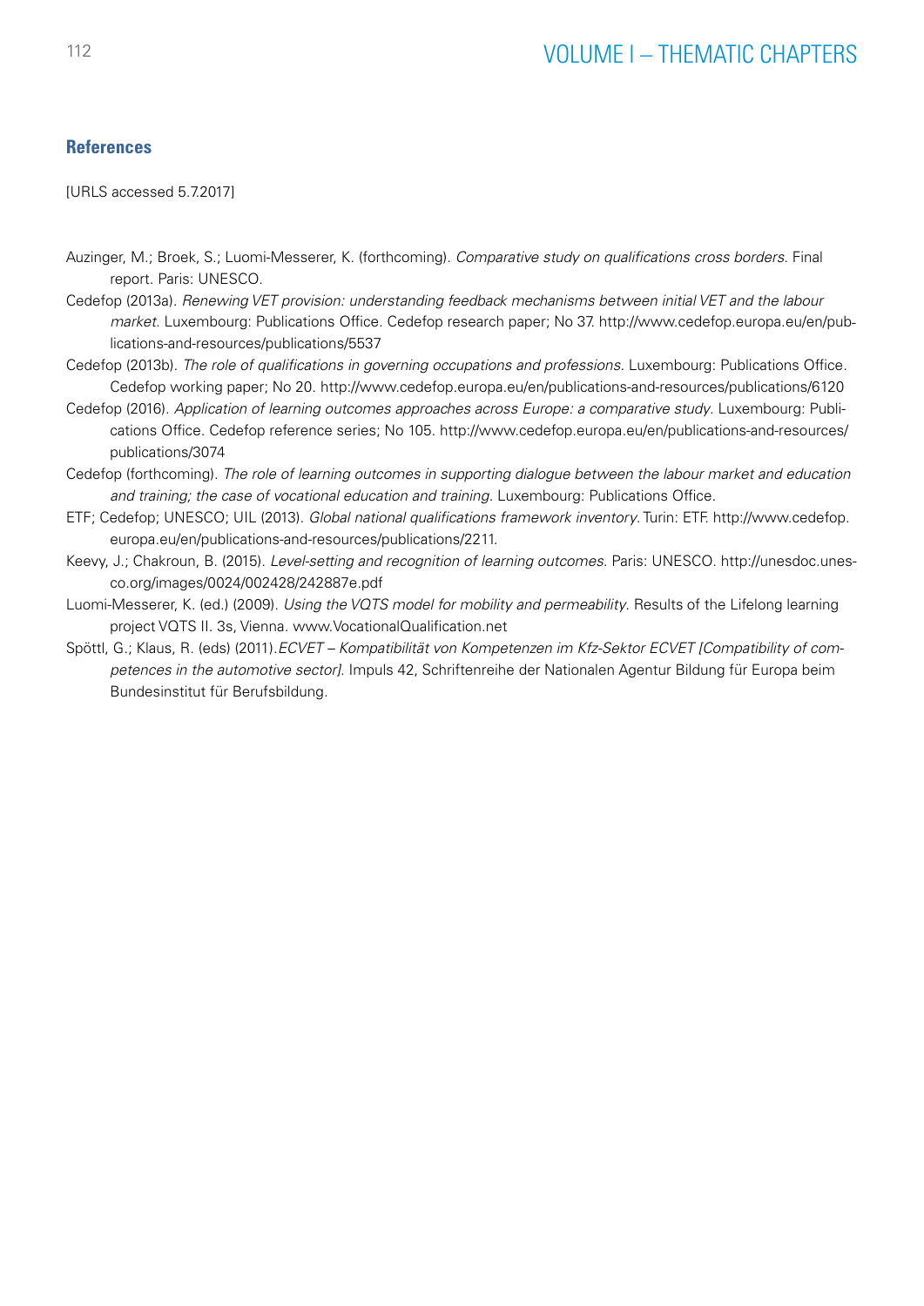## References

[URLS accessed 5.7.2017]

Auzinger, M.; Broek, S.; Luomi-Messerer, K. (forthcoming). *Comparative study on qualifications cross borders*. Final report. Paris: UNESCO.

Cedefop (2013a). *Renewing VET provision: understanding feedback mechanisms between initial VET and the labour market*. Luxembourg: Publications Office. Cedefop research paper; No 37. http://www.cedefop.europa.eu/en/publications-and-resources/publications/5537

Cedefop (2013b). *The role of qualifications in governing occupations and professions*. Luxembourg: Publications Office. Cedefop working paper; No 20. http://www.cedefop.europa.eu/en/publications-and-resources/publications/6120

Cedefop (2016). *Application of learning outcomes approaches across Europe: a comparative study*. Luxembourg: Publications Office. Cedefop reference series; No 105. http://www.cedefop.europa.eu/en/publications-and-resources/publications/3074

Cedefop (forthcoming). *The role of learning outcomes in supporting dialogue between the labour market and education and training; the case of vocational education and training*. Luxembourg: Publications Office.

ETF; Cedefop; UNESCO; UIL (2013). *Global national qualifications framework inventory*. Turin: ETF. http://www.cedefop.europa.eu/en/publications-and-resources/publications/2211.

Keevy, J.; Chakroun, B. (2015). *Level-setting and recognition of learning outcomes*. Paris: UNESCO. http://unesdoc.unesco.org/images/0024/002428/242887e.pdf

Luomi-Messerer, K. (ed.) (2009). *Using the VQTS model for mobility and permeability*. Results of the Lifelong learning project VQTS II. 3s, Vienna. www.VocationalQualification.net

Spöttl, G.; Klaus, R. (eds) (2011). *ECVET – Kompatibilität von Kompetenzen im Kfz-Sektor ECVET [Compatibility of competences in the automotive sector]*. Impuls 42, Schriftenreihe der Nationalen Agentur Bildung für Europa beim Bundesinstitut für Berufsbildung.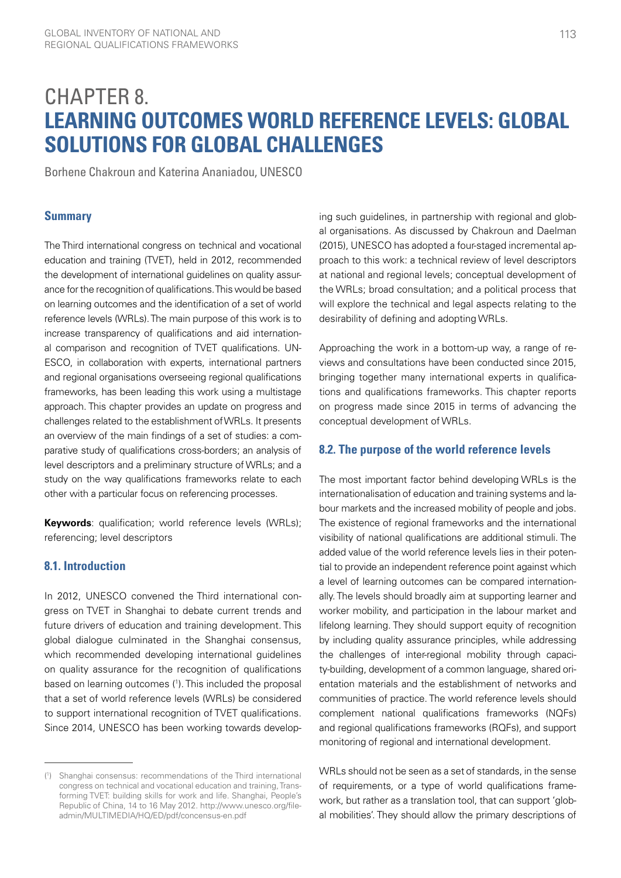# CHAPTER 8. LEARNING OUTCOMES WORLD REFERENCE LEVELS: GLOBAL SOLUTIONS FOR GLOBAL CHALLENGES

Borhene Chakroun and Katerina Ananiadou, UNESCO

### Summary

The Third international congress on technical and vocational education and training (TVET), held in 2012, recommended the development of international guidelines on quality assurance for the recognition of qualifications. This would be based on learning outcomes and the identification of a set of world reference levels (WRLs). The main purpose of this work is to increase transparency of qualifications and aid international comparison and recognition of TVET qualifications. UNESCO, in collaboration with experts, international partners and regional organisations overseeing regional qualifications frameworks, has been leading this work using a multistage approach. This chapter provides an update on progress and challenges related to the establishment of WRLs. It presents an overview of the main findings of a set of studies: a comparative study of qualifications cross-borders; an analysis of level descriptors and a preliminary structure of WRLs; and a study on the way qualifications frameworks relate to each other with a particular focus on referencing processes.

**Keywords**: qualification; world reference levels (WRLs); referencing; level descriptors

### 8.1. Introduction

In 2012, UNESCO convened the Third international congress on TVET in Shanghai to debate current trends and future drivers of education and training development. This global dialogue culminated in the Shanghai consensus, which recommended developing international guidelines on quality assurance for the recognition of qualifications based on learning outcomes ([1]). This included the proposal that a set of world reference levels (WRLs) be considered to support international recognition of TVET qualifications. Since 2014, UNESCO has been working towards developing such guidelines, in partnership with regional and global organisations. As discussed by Chakroun and Daelman (2015), UNESCO has adopted a four-staged incremental approach to this work: a technical review of level descriptors at national and regional levels; conceptual development of the WRLs; broad consultation; and a political process that will explore the technical and legal aspects relating to the desirability of defining and adopting WRLs.

Approaching the work in a bottom-up way, a range of reviews and consultations have been conducted since 2015, bringing together many international experts in qualifications and qualifications frameworks. This chapter reports on progress made since 2015 in terms of advancing the conceptual development of WRLs.

### 8.2. The purpose of the world reference levels

The most important factor behind developing WRLs is the internationalisation of education and training systems and labour markets and the increased mobility of people and jobs. The existence of regional frameworks and the international visibility of national qualifications are additional stimuli. The added value of the world reference levels lies in their potential to provide an independent reference point against which a level of learning outcomes can be compared internationally. The levels should broadly aim at supporting learner and worker mobility, and participation in the labour market and lifelong learning. They should support equity of recognition by including quality assurance principles, while addressing the challenges of inter-regional mobility through capacity-building, development of a common language, shared orientation materials and the establishment of networks and communities of practice. The world reference levels should complement national qualifications frameworks (NQFs) and regional qualifications frameworks (RQFs), and support monitoring of regional and international development.

WRLs should not be seen as a set of standards, in the sense of requirements, or a type of world qualifications framework, but rather as a translation tool, that can support 'global mobilities'. They should allow the primary descriptions of

([1]) Shanghai consensus: recommendations of the Third international congress on technical and vocational education and training, Transforming TVET: building skills for work and life. Shanghai, People's Republic of China, 14 to 16 May 2012. http://www.unesco.org/fileadmin/MULTIMEDIA/HQ/ED/pdf/concensus-en.pdf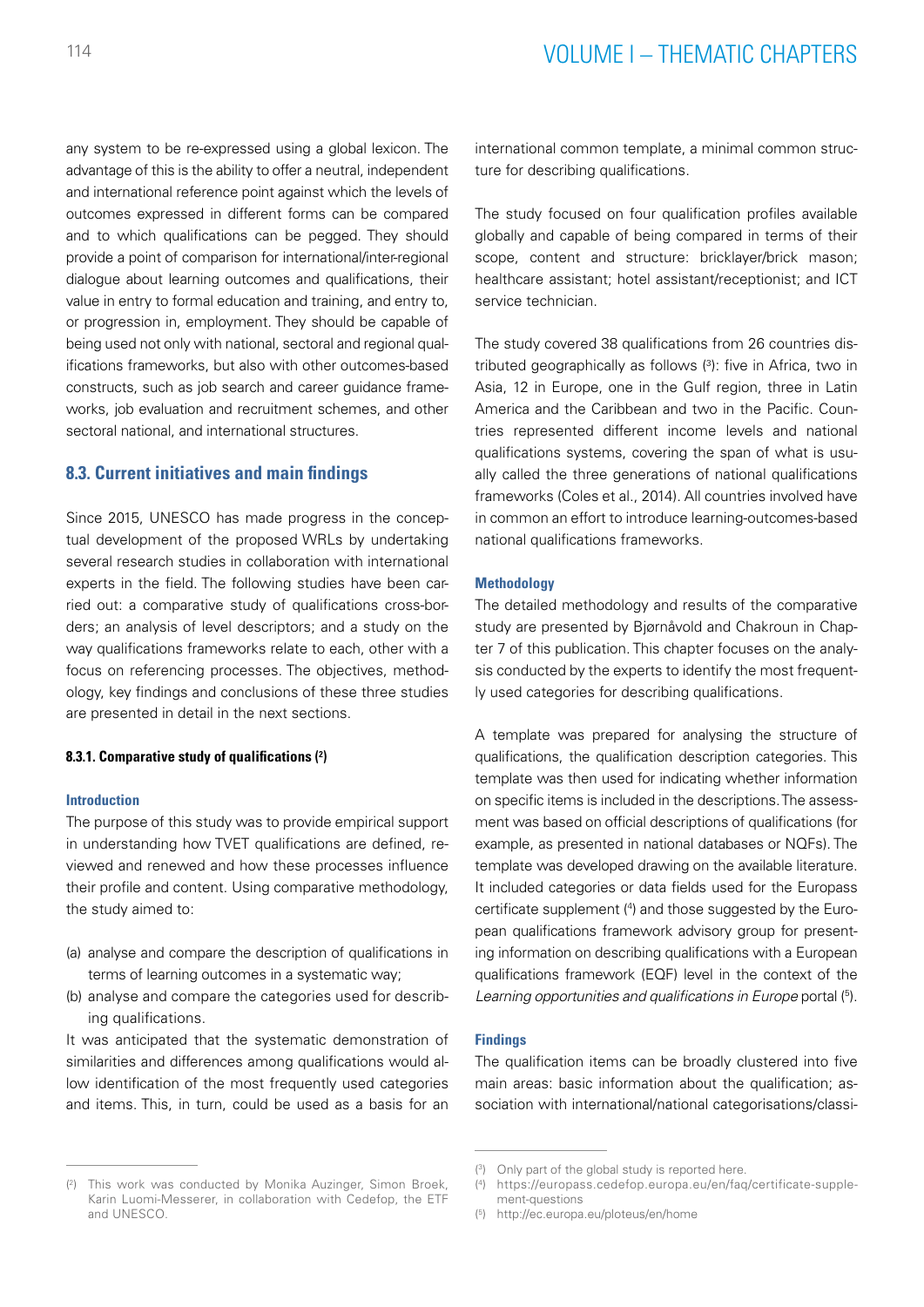any system to be re-expressed using a global lexicon. The advantage of this is the ability to offer a neutral, independent and international reference point against which the levels of outcomes expressed in different forms can be compared and to which qualifications can be pegged. They should provide a point of comparison for international/inter-regional dialogue about learning outcomes and qualifications, their value in entry to formal education and training, and entry to, or progression in, employment. They should be capable of being used not only with national, sectoral and regional qualifications frameworks, but also with other outcomes-based constructs, such as job search and career guidance frameworks, job evaluation and recruitment schemes, and other sectoral national, and international structures.

## 8.3. Current initiatives and main findings

Since 2015, UNESCO has made progress in the conceptual development of the proposed WRLs by undertaking several research studies in collaboration with international experts in the field. The following studies have been carried out: a comparative study of qualifications cross-borders; an analysis of level descriptors; and a study on the way qualifications frameworks relate to each, other with a focus on referencing processes. The objectives, methodology, key findings and conclusions of these three studies are presented in detail in the next sections.

### 8.3.1. Comparative study of qualifications [2]

#### Introduction

The purpose of this study was to provide empirical support in understanding how TVET qualifications are defined, reviewed and renewed and how these processes influence their profile and content. Using comparative methodology, the study aimed to:

(a) analyse and compare the description of qualifications in terms of learning outcomes in a systematic way;

(b) analyse and compare the categories used for describing qualifications.

It was anticipated that the systematic demonstration of similarities and differences among qualifications would allow identification of the most frequently used categories and items. This, in turn, could be used as a basis for an international common template, a minimal common structure for describing qualifications.

The study focused on four qualification profiles available globally and capable of being compared in terms of their scope, content and structure: bricklayer/brick mason; healthcare assistant; hotel assistant/receptionist; and ICT service technician.

The study covered 38 qualifications from 26 countries distributed geographically as follows [3]: five in Africa, two in Asia, 12 in Europe, one in the Gulf region, three in Latin America and the Caribbean and two in the Pacific. Countries represented different income levels and national qualifications systems, covering the span of what is usually called the three generations of national qualifications frameworks (Coles et al., 2014). All countries involved have in common an effort to introduce learning-outcomes-based national qualifications frameworks.

#### Methodology

The detailed methodology and results of the comparative study are presented by Bjørnåvold and Chakroun in Chapter 7 of this publication. This chapter focuses on the analysis conducted by the experts to identify the most frequently used categories for describing qualifications.

A template was prepared for analysing the structure of qualifications, the qualification description categories. This template was then used for indicating whether information on specific items is included in the descriptions. The assessment was based on official descriptions of qualifications (for example, as presented in national databases or NQFs). The template was developed drawing on the available literature. It included categories or data fields used for the Europass certificate supplement [4] and those suggested by the European qualifications framework advisory group for presenting information on describing qualifications with a European qualifications framework (EQF) level in the context of the *Learning opportunities and qualifications in Europe* portal [5].

#### Findings

The qualification items can be broadly clustered into five main areas: basic information about the qualification; association with international/national categorisations/classi-

---

[2] This work was conducted by Monika Auzinger, Simon Broek, Karin Luomi-Messerer, in collaboration with Cedefop, the ETF and UNESCO.

[3] Only part of the global study is reported here.

[4] https://europass.cedefop.europa.eu/en/faq/certificate-supplement-questions

[5] http://ec.europa.eu/ploteus/en/home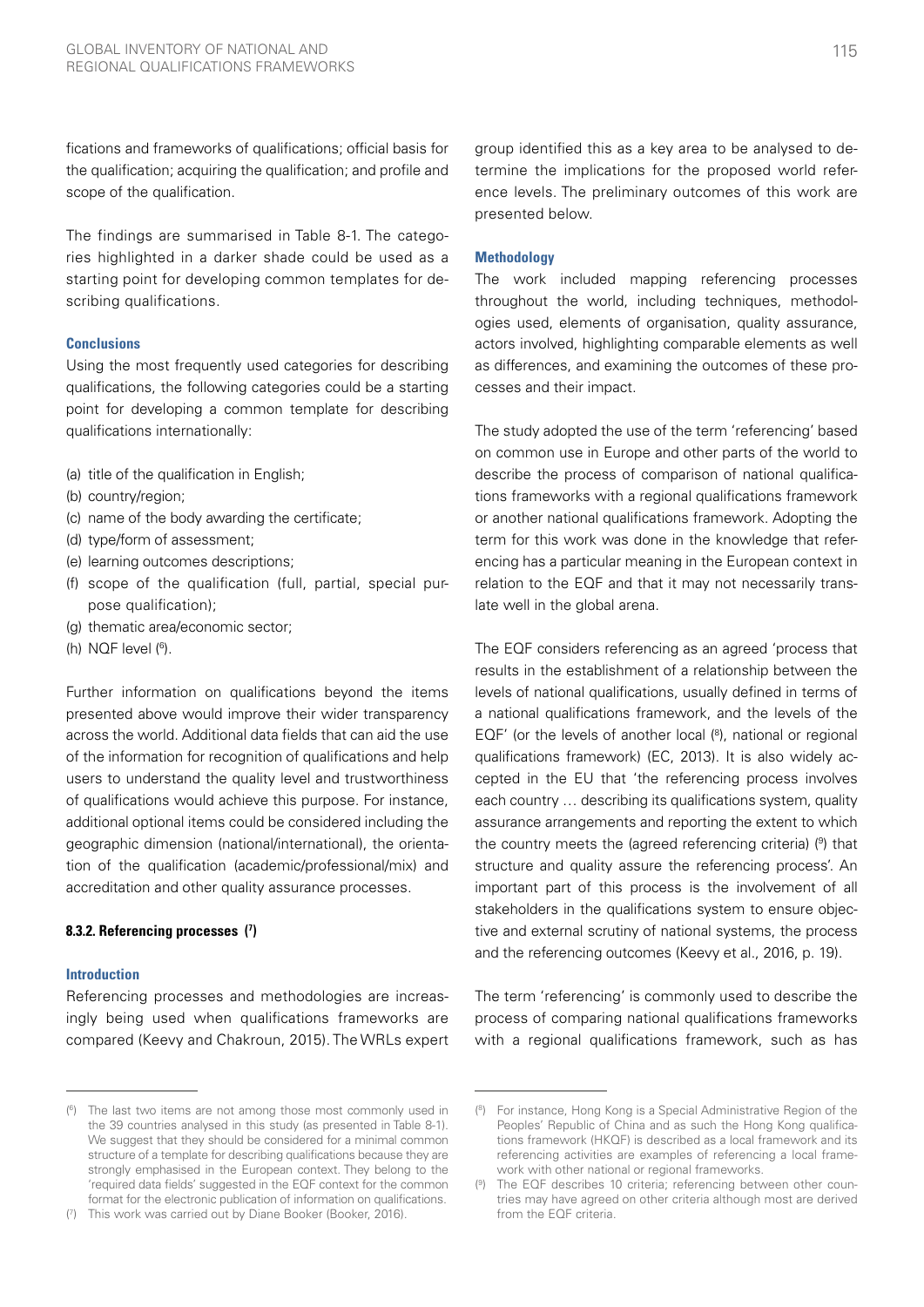fications and frameworks of qualifications; official basis for the qualification; acquiring the qualification; and profile and scope of the qualification.

The findings are summarised in Table 8-1. The categories highlighted in a darker shade could be used as a starting point for developing common templates for describing qualifications.

#### Conclusions

Using the most frequently used categories for describing qualifications, the following categories could be a starting point for developing a common template for describing qualifications internationally:

(a) title of the qualification in English;
(b) country/region;
(c) name of the body awarding the certificate;
(d) type/form of assessment;
(e) learning outcomes descriptions;
(f) scope of the qualification (full, partial, special purpose qualification);
(g) thematic area/economic sector;
(h) NQF level [6].

Further information on qualifications beyond the items presented above would improve their wider transparency across the world. Additional data fields that can aid the use of the information for recognition of qualifications and help users to understand the quality level and trustworthiness of qualifications would achieve this purpose. For instance, additional optional items could be considered including the geographic dimension (national/international), the orientation of the qualification (academic/professional/mix) and accreditation and other quality assurance processes.

### 8.3.2. Referencing processes [7]

#### Introduction

Referencing processes and methodologies are increasingly being used when qualifications frameworks are compared (Keevy and Chakroun, 2015). The WRLs expert group identified this as a key area to be analysed to determine the implications for the proposed world reference levels. The preliminary outcomes of this work are presented below.

#### Methodology

The work included mapping referencing processes throughout the world, including techniques, methodologies used, elements of organisation, quality assurance, actors involved, highlighting comparable elements as well as differences, and examining the outcomes of these processes and their impact.

The study adopted the use of the term 'referencing' based on common use in Europe and other parts of the world to describe the process of comparison of national qualifications frameworks with a regional qualifications framework or another national qualifications framework. Adopting the term for this work was done in the knowledge that referencing has a particular meaning in the European context in relation to the EQF and that it may not necessarily translate well in the global arena.

The EQF considers referencing as an agreed 'process that results in the establishment of a relationship between the levels of national qualifications, usually defined in terms of a national qualifications framework, and the levels of the EQF' (or the levels of another local [8], national or regional qualifications framework) (EC, 2013). It is also widely accepted in the EU that 'the referencing process involves each country … describing its qualifications system, quality assurance arrangements and reporting the extent to which the country meets the (agreed referencing criteria) [9] that structure and quality assure the referencing process'. An important part of this process is the involvement of all stakeholders in the qualifications system to ensure objective and external scrutiny of national systems, the process and the referencing outcomes (Keevy et al., 2016, p. 19).

The term 'referencing' is commonly used to describe the process of comparing national qualifications frameworks with a regional qualifications framework, such as has

---

[6] The last two items are not among those most commonly used in the 39 countries analysed in this study (as presented in Table 8-1). We suggest that they should be considered for a minimal common structure of a template for describing qualifications because they are strongly emphasised in the European context. They belong to the 'required data fields' suggested in the EQF context for the common format for the electronic publication of information on qualifications.

[7] This work was carried out by Diane Booker (Booker, 2016).

[8] For instance, Hong Kong is a Special Administrative Region of the Peoples' Republic of China and as such the Hong Kong qualifications framework (HKQF) is described as a local framework and its referencing activities are examples of referencing a local framework with other national or regional frameworks.

[9] The EQF describes 10 criteria; referencing between other countries may have agreed on other criteria although most are derived from the EQF criteria.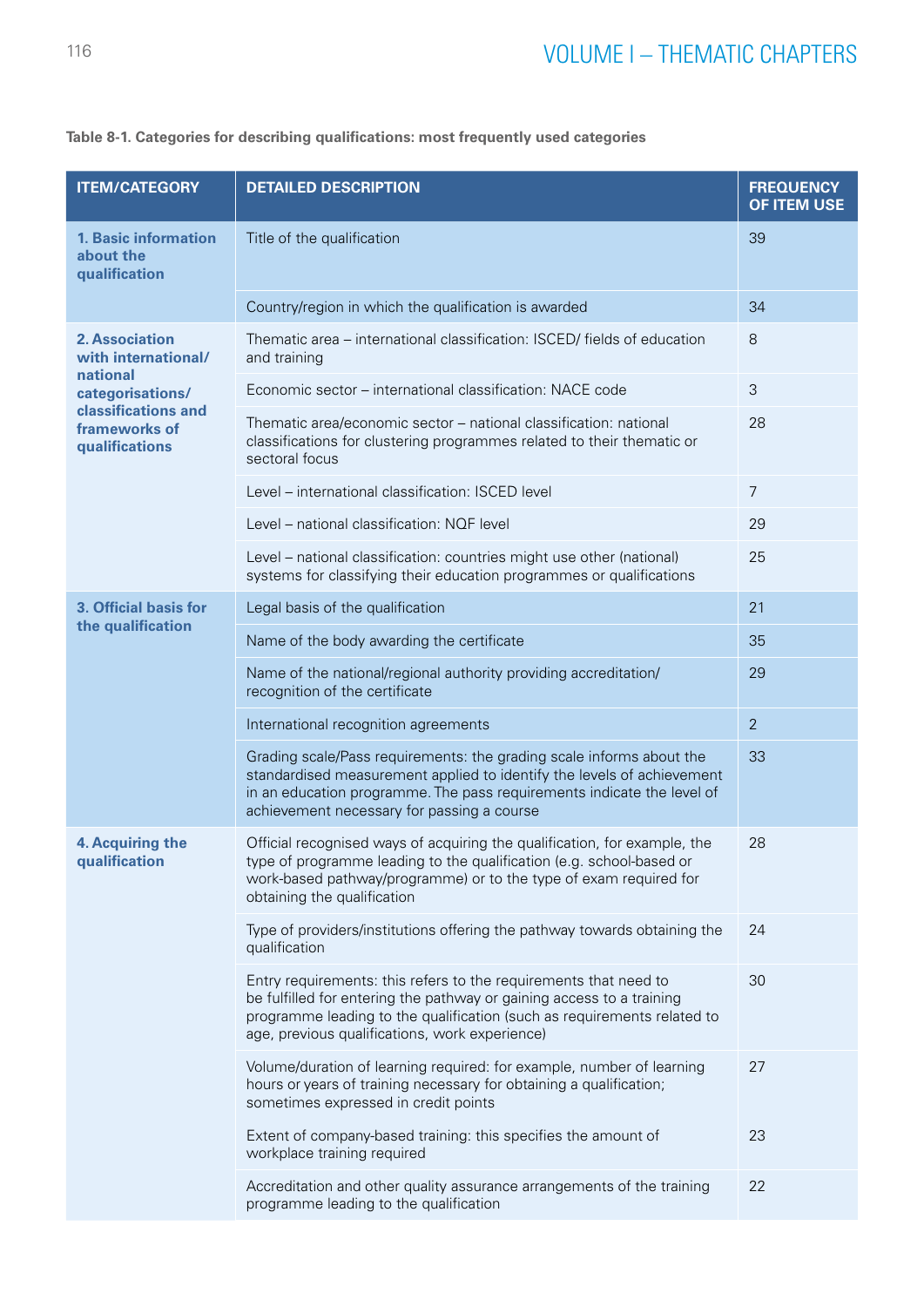**Table 8-1. Categories for describing qualifications: most frequently used categories**

| ITEM/CATEGORY | DETAILED DESCRIPTION | FREQUENCY OF ITEM USE |
|---|---|---|
| **1. Basic information about the qualification** | Title of the qualification | 39 |
| | Country/region in which the qualification is awarded | 34 |
| **2. Association with international/ national categorisations/ classifications and frameworks of qualifications** | Thematic area – international classification: ISCED/ fields of education and training | 8 |
| | Economic sector – international classification: NACE code | 3 |
| | Thematic area/economic sector – national classification: national classifications for clustering programmes related to their thematic or sectoral focus | 28 |
| | Level – international classification: ISCED level | 7 |
| | Level – national classification: NQF level | 29 |
| | Level – national classification: countries might use other (national) systems for classifying their education programmes or qualifications | 25 |
| **3. Official basis for the qualification** | Legal basis of the qualification | 21 |
| | Name of the body awarding the certificate | 35 |
| | Name of the national/regional authority providing accreditation/ recognition of the certificate | 29 |
| | International recognition agreements | 2 |
| | Grading scale/Pass requirements: the grading scale informs about the standardised measurement applied to identify the levels of achievement in an education programme. The pass requirements indicate the level of achievement necessary for passing a course | 33 |
| **4. Acquiring the qualification** | Official recognised ways of acquiring the qualification, for example, the type of programme leading to the qualification (e.g. school-based or work-based pathway/programme) or to the type of exam required for obtaining the qualification | 28 |
| | Type of providers/institutions offering the pathway towards obtaining the qualification | 24 |
| | Entry requirements: this refers to the requirements that need to be fulfilled for entering the pathway or gaining access to a training programme leading to the qualification (such as requirements related to age, previous qualifications, work experience) | 30 |
| | Volume/duration of learning required: for example, number of learning hours or years of training necessary for obtaining a qualification; sometimes expressed in credit points | 27 |
| | Extent of company-based training: this specifies the amount of workplace training required | 23 |
| | Accreditation and other quality assurance arrangements of the training programme leading to the qualification | 22 |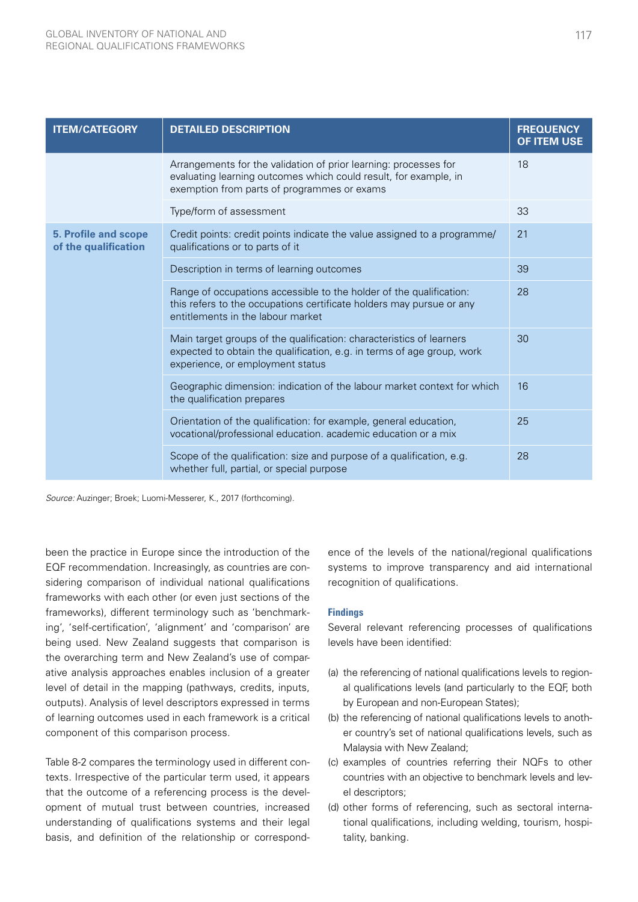| ITEM/CATEGORY | DETAILED DESCRIPTION | FREQUENCY OF ITEM USE |
|---|---|---|
| | Arrangements for the validation of prior learning: processes for evaluating learning outcomes which could result, for example, in exemption from parts of programmes or exams | 18 |
| | Type/form of assessment | 33 |
| **5. Profile and scope of the qualification** | Credit points: credit points indicate the value assigned to a programme/ qualifications or to parts of it | 21 |
| | Description in terms of learning outcomes | 39 |
| | Range of occupations accessible to the holder of the qualification: this refers to the occupations certificate holders may pursue or any entitlements in the labour market | 28 |
| | Main target groups of the qualification: characteristics of learners expected to obtain the qualification, e.g. in terms of age group, work experience, or employment status | 30 |
| | Geographic dimension: indication of the labour market context for which the qualification prepares | 16 |
| | Orientation of the qualification: for example, general education, vocational/professional education. academic education or a mix | 25 |
| | Scope of the qualification: size and purpose of a qualification, e.g. whether full, partial, or special purpose | 28 |

*Source:* Auzinger; Broek; Luomi-Messerer, K., 2017 (forthcoming).

been the practice in Europe since the introduction of the EQF recommendation. Increasingly, as countries are considering comparison of individual national qualifications frameworks with each other (or even just sections of the frameworks), different terminology such as 'benchmarking', 'self-certification', 'alignment' and 'comparison' are being used. New Zealand suggests that comparison is the overarching term and New Zealand's use of comparative analysis approaches enables inclusion of a greater level of detail in the mapping (pathways, credits, inputs, outputs). Analysis of level descriptors expressed in terms of learning outcomes used in each framework is a critical component of this comparison process.

Table 8-2 compares the terminology used in different contexts. Irrespective of the particular term used, it appears that the outcome of a referencing process is the development of mutual trust between countries, increased understanding of qualifications systems and their legal basis, and definition of the relationship or correspondence of the levels of the national/regional qualifications systems to improve transparency and aid international recognition of qualifications.

### Findings

Several relevant referencing processes of qualifications levels have been identified:

(a) the referencing of national qualifications levels to regional qualifications levels (and particularly to the EQF, both by European and non-European States);
(b) the referencing of national qualifications levels to another country's set of national qualifications levels, such as Malaysia with New Zealand;
(c) examples of countries referring their NQFs to other countries with an objective to benchmark levels and level descriptors;
(d) other forms of referencing, such as sectoral international qualifications, including welding, tourism, hospitality, banking.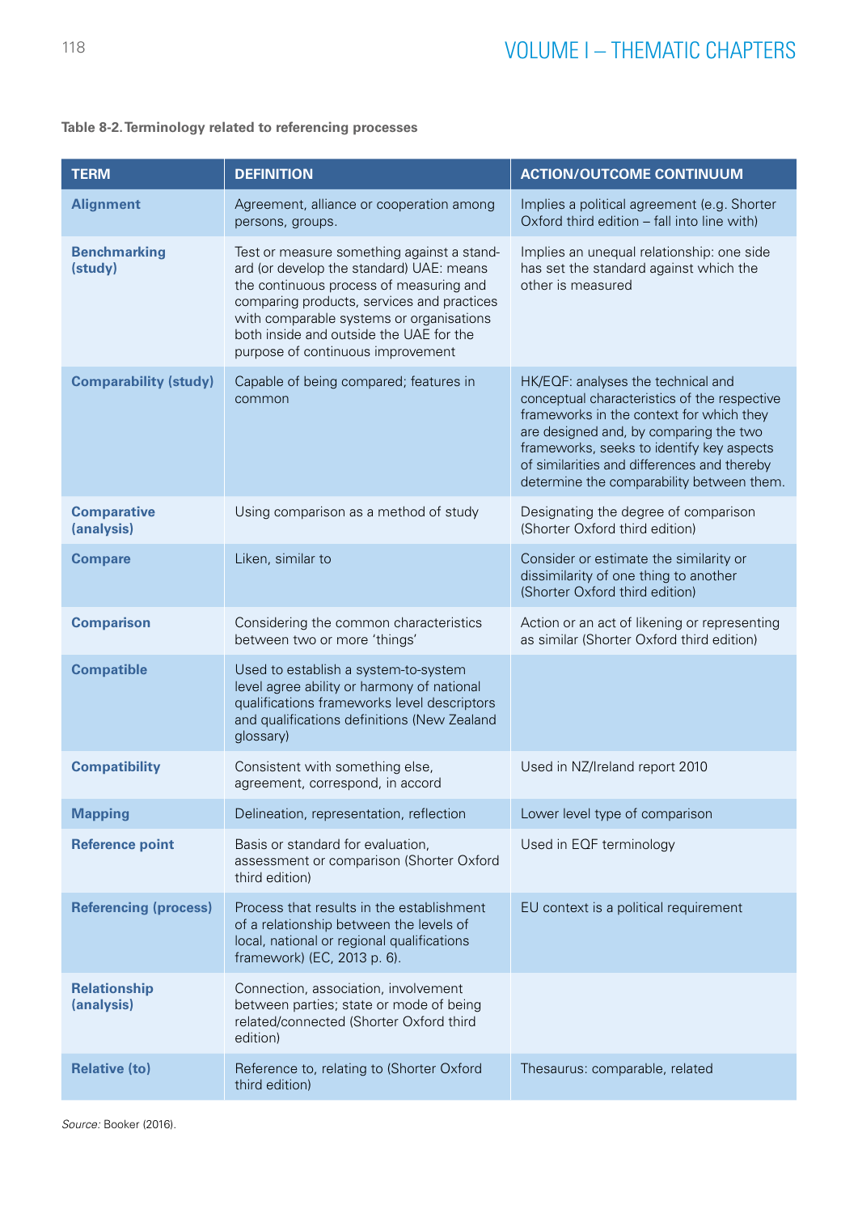**Table 8-2. Terminology related to referencing processes**

| TERM | DEFINITION | ACTION/OUTCOME CONTINUUM |
|---|---|---|
| **Alignment** | Agreement, alliance or cooperation among persons, groups. | Implies a political agreement (e.g. Shorter Oxford third edition – fall into line with) |
| **Benchmarking (study)** | Test or measure something against a standard (or develop the standard) UAE: means the continuous process of measuring and comparing products, services and practices with comparable systems or organisations both inside and outside the UAE for the purpose of continuous improvement | Implies an unequal relationship: one side has set the standard against which the other is measured |
| **Comparability (study)** | Capable of being compared; features in common | HK/EQF: analyses the technical and conceptual characteristics of the respective frameworks in the context for which they are designed and, by comparing the two frameworks, seeks to identify key aspects of similarities and differences and thereby determine the comparability between them. |
| **Comparative (analysis)** | Using comparison as a method of study | Designating the degree of comparison (Shorter Oxford third edition) |
| **Compare** | Liken, similar to | Consider or estimate the similarity or dissimilarity of one thing to another (Shorter Oxford third edition) |
| **Comparison** | Considering the common characteristics between two or more 'things' | Action or an act of likening or representing as similar (Shorter Oxford third edition) |
| **Compatible** | Used to establish a system-to-system level agree ability or harmony of national qualifications frameworks level descriptors and qualifications definitions (New Zealand glossary) | |
| **Compatibility** | Consistent with something else, agreement, correspond, in accord | Used in NZ/Ireland report 2010 |
| **Mapping** | Delineation, representation, reflection | Lower level type of comparison |
| **Reference point** | Basis or standard for evaluation, assessment or comparison (Shorter Oxford third edition) | Used in EQF terminology |
| **Referencing (process)** | Process that results in the establishment of a relationship between the levels of local, national or regional qualifications framework) (EC, 2013 p. 6). | EU context is a political requirement |
| **Relationship (analysis)** | Connection, association, involvement between parties; state or mode of being related/connected (Shorter Oxford third edition) | |
| **Relative (to)** | Reference to, relating to (Shorter Oxford third edition) | Thesaurus: comparable, related |

*Source:* Booker (2016).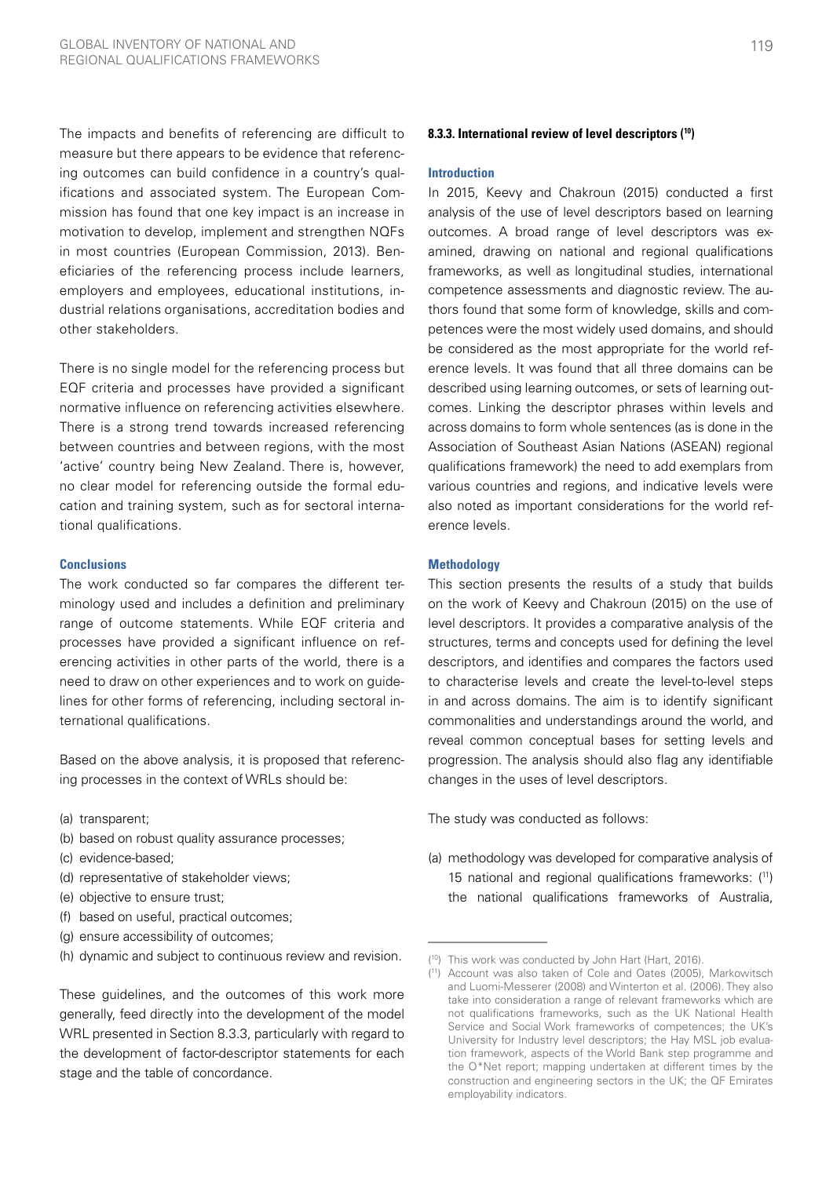The impacts and benefits of referencing are difficult to measure but there appears to be evidence that referencing outcomes can build confidence in a country's qualifications and associated system. The European Commission has found that one key impact is an increase in motivation to develop, implement and strengthen NQFs in most countries (European Commission, 2013). Beneficiaries of the referencing process include learners, employers and employees, educational institutions, industrial relations organisations, accreditation bodies and other stakeholders.

There is no single model for the referencing process but EQF criteria and processes have provided a significant normative influence on referencing activities elsewhere. There is a strong trend towards increased referencing between countries and between regions, with the most 'active' country being New Zealand. There is, however, no clear model for referencing outside the formal education and training system, such as for sectoral international qualifications.

#### Conclusions

The work conducted so far compares the different terminology used and includes a definition and preliminary range of outcome statements. While EQF criteria and processes have provided a significant influence on referencing activities in other parts of the world, there is a need to draw on other experiences and to work on guidelines for other forms of referencing, including sectoral international qualifications.

Based on the above analysis, it is proposed that referencing processes in the context of WRLs should be:

(a) transparent;
(b) based on robust quality assurance processes;
(c) evidence-based;
(d) representative of stakeholder views;
(e) objective to ensure trust;
(f) based on useful, practical outcomes;
(g) ensure accessibility of outcomes;
(h) dynamic and subject to continuous review and revision.

These guidelines, and the outcomes of this work more generally, feed directly into the development of the model WRL presented in Section 8.3.3, particularly with regard to the development of factor-descriptor statements for each stage and the table of concordance.

### 8.3.3. International review of level descriptors [10]

#### Introduction

In 2015, Keevy and Chakroun (2015) conducted a first analysis of the use of level descriptors based on learning outcomes. A broad range of level descriptors was examined, drawing on national and regional qualifications frameworks, as well as longitudinal studies, international competence assessments and diagnostic review. The authors found that some form of knowledge, skills and competences were the most widely used domains, and should be considered as the most appropriate for the world reference levels. It was found that all three domains can be described using learning outcomes, or sets of learning outcomes. Linking the descriptor phrases within levels and across domains to form whole sentences (as is done in the Association of Southeast Asian Nations (ASEAN) regional qualifications framework) the need to add exemplars from various countries and regions, and indicative levels were also noted as important considerations for the world reference levels.

#### Methodology

This section presents the results of a study that builds on the work of Keevy and Chakroun (2015) on the use of level descriptors. It provides a comparative analysis of the structures, terms and concepts used for defining the level descriptors, and identifies and compares the factors used to characterise levels and create the level-to-level steps in and across domains. The aim is to identify significant commonalities and understandings around the world, and reveal common conceptual bases for setting levels and progression. The analysis should also flag any identifiable changes in the uses of level descriptors.

The study was conducted as follows:

(a) methodology was developed for comparative analysis of 15 national and regional qualifications frameworks: [11] the national qualifications frameworks of Australia,

---

[10] This work was conducted by John Hart (Hart, 2016).

[11] Account was also taken of Cole and Oates (2005), Markowitsch and Luomi-Messerer (2008) and Winterton et al. (2006). They also take into consideration a range of relevant frameworks which are not qualifications frameworks, such as the UK National Health Service and Social Work frameworks of competences; the UK's University for Industry level descriptors; the Hay MSL job evaluation framework, aspects of the World Bank step programme and the O*Net report; mapping undertaken at different times by the construction and engineering sectors in the UK; the QF Emirates employability indicators.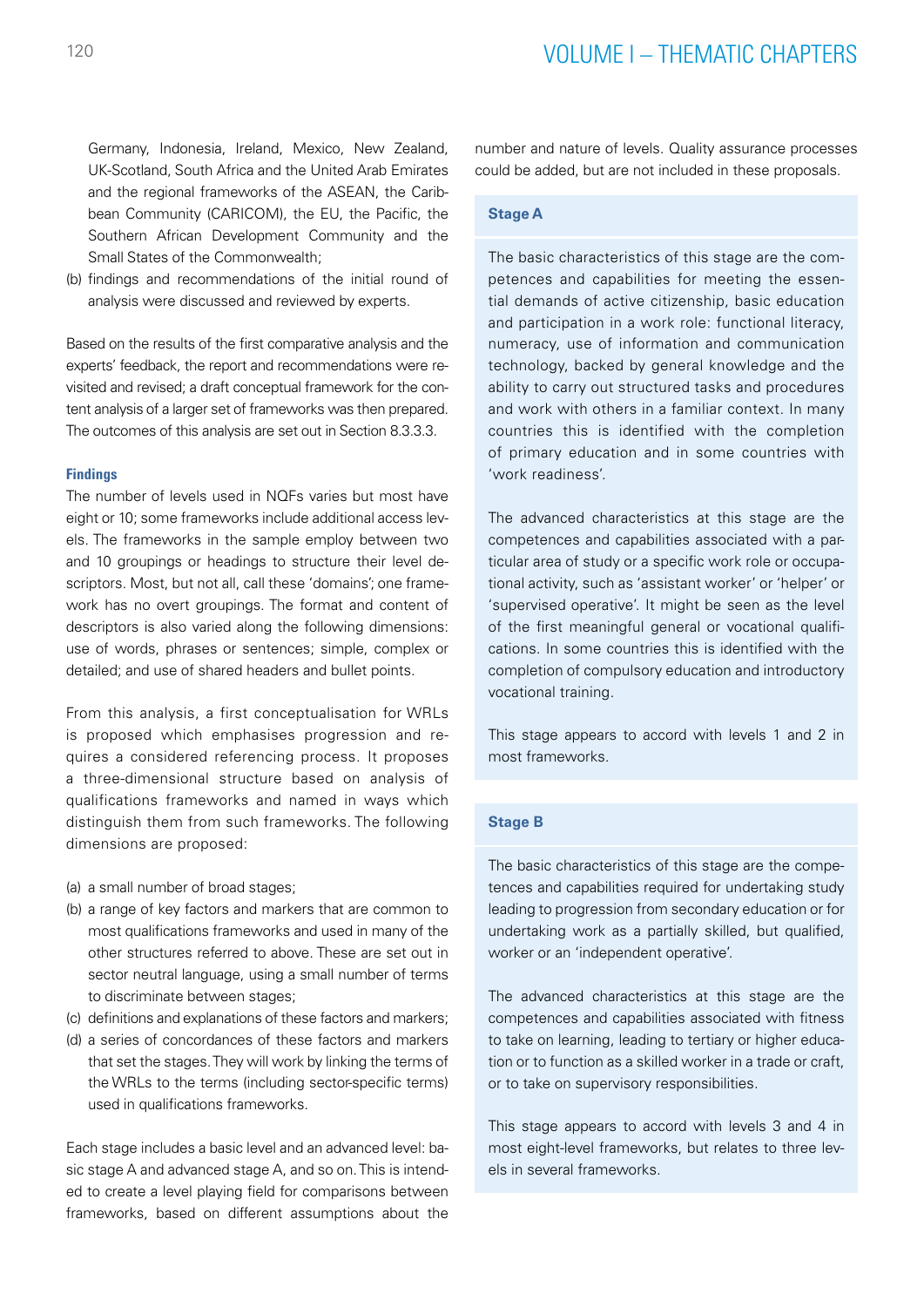Germany, Indonesia, Ireland, Mexico, New Zealand, UK-Scotland, South Africa and the United Arab Emirates and the regional frameworks of the ASEAN, the Caribbean Community (CARICOM), the EU, the Pacific, the Southern African Development Community and the Small States of the Commonwealth;

(b) findings and recommendations of the initial round of analysis were discussed and reviewed by experts.

Based on the results of the first comparative analysis and the experts' feedback, the report and recommendations were revisited and revised; a draft conceptual framework for the content analysis of a larger set of frameworks was then prepared. The outcomes of this analysis are set out in Section 8.3.3.3.

#### Findings

The number of levels used in NQFs varies but most have eight or 10; some frameworks include additional access levels. The frameworks in the sample employ between two and 10 groupings or headings to structure their level descriptors. Most, but not all, call these 'domains'; one framework has no overt groupings. The format and content of descriptors is also varied along the following dimensions: use of words, phrases or sentences; simple, complex or detailed; and use of shared headers and bullet points.

From this analysis, a first conceptualisation for WRLs is proposed which emphasises progression and requires a considered referencing process. It proposes a three-dimensional structure based on analysis of qualifications frameworks and named in ways which distinguish them from such frameworks. The following dimensions are proposed:

(a) a small number of broad stages;
(b) a range of key factors and markers that are common to most qualifications frameworks and used in many of the other structures referred to above. These are set out in sector neutral language, using a small number of terms to discriminate between stages;
(c) definitions and explanations of these factors and markers;
(d) a series of concordances of these factors and markers that set the stages. They will work by linking the terms of the WRLs to the terms (including sector-specific terms) used in qualifications frameworks.

Each stage includes a basic level and an advanced level: basic stage A and advanced stage A, and so on. This is intended to create a level playing field for comparisons between frameworks, based on different assumptions about the number and nature of levels. Quality assurance processes could be added, but are not included in these proposals.

**Stage A**

The basic characteristics of this stage are the competences and capabilities for meeting the essential demands of active citizenship, basic education and participation in a work role: functional literacy, numeracy, use of information and communication technology, backed by general knowledge and the ability to carry out structured tasks and procedures and work with others in a familiar context. In many countries this is identified with the completion of primary education and in some countries with 'work readiness'.

The advanced characteristics at this stage are the competences and capabilities associated with a particular area of study or a specific work role or occupational activity, such as 'assistant worker' or 'helper' or 'supervised operative'. It might be seen as the level of the first meaningful general or vocational qualifications. In some countries this is identified with the completion of compulsory education and introductory vocational training.

This stage appears to accord with levels 1 and 2 in most frameworks.

**Stage B**

The basic characteristics of this stage are the competences and capabilities required for undertaking study leading to progression from secondary education or for undertaking work as a partially skilled, but qualified, worker or an 'independent operative'.

The advanced characteristics at this stage are the competences and capabilities associated with fitness to take on learning, leading to tertiary or higher education or to function as a skilled worker in a trade or craft, or to take on supervisory responsibilities.

This stage appears to accord with levels 3 and 4 in most eight-level frameworks, but relates to three levels in several frameworks.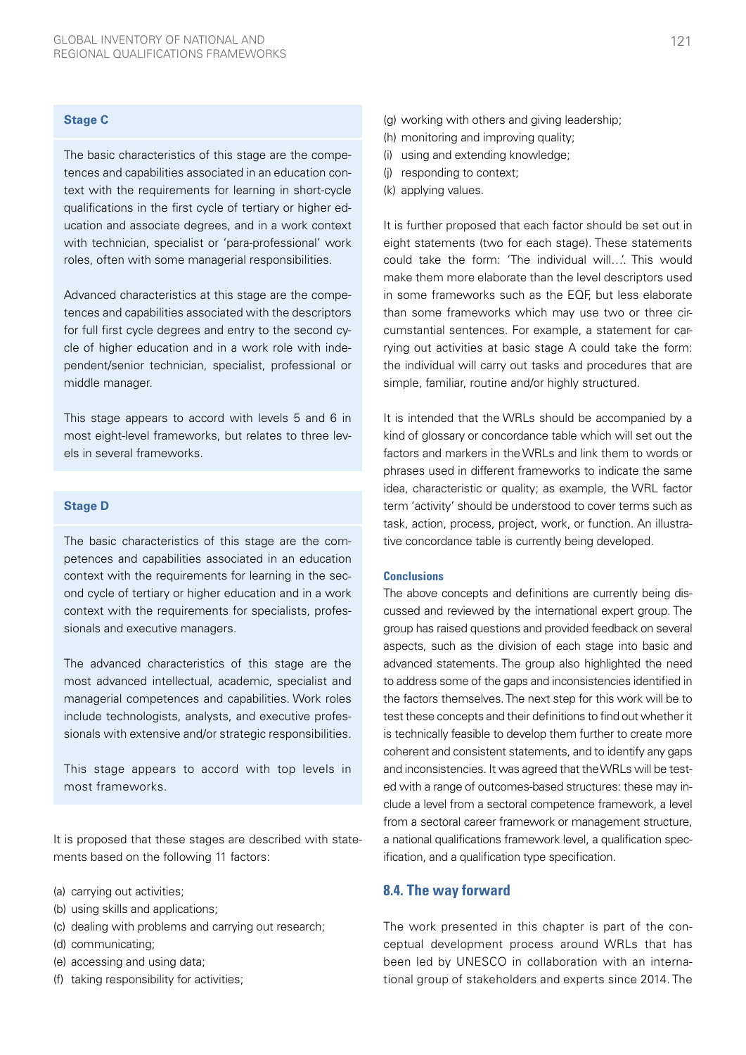### Stage C

The basic characteristics of this stage are the competences and capabilities associated in an education context with the requirements for learning in short-cycle qualifications in the first cycle of tertiary or higher education and associate degrees, and in a work context with technician, specialist or 'para-professional' work roles, often with some managerial responsibilities.

Advanced characteristics at this stage are the competences and capabilities associated with the descriptors for full first cycle degrees and entry to the second cycle of higher education and in a work role with independent/senior technician, specialist, professional or middle manager.

This stage appears to accord with levels 5 and 6 in most eight-level frameworks, but relates to three levels in several frameworks.

### Stage D

The basic characteristics of this stage are the competences and capabilities associated in an education context with the requirements for learning in the second cycle of tertiary or higher education and in a work context with the requirements for specialists, professionals and executive managers.

The advanced characteristics of this stage are the most advanced intellectual, academic, specialist and managerial competences and capabilities. Work roles include technologists, analysts, and executive professionals with extensive and/or strategic responsibilities.

This stage appears to accord with top levels in most frameworks.

It is proposed that these stages are described with statements based on the following 11 factors:

(a) carrying out activities;
(b) using skills and applications;
(c) dealing with problems and carrying out research;
(d) communicating;
(e) accessing and using data;
(f) taking responsibility for activities;
(g) working with others and giving leadership;
(h) monitoring and improving quality;
(i) using and extending knowledge;
(j) responding to context;
(k) applying values.

It is further proposed that each factor should be set out in eight statements (two for each stage). These statements could take the form: 'The individual will…'. This would make them more elaborate than the level descriptors used in some frameworks such as the EQF, but less elaborate than some frameworks which may use two or three circumstantial sentences. For example, a statement for carrying out activities at basic stage A could take the form: the individual will carry out tasks and procedures that are simple, familiar, routine and/or highly structured.

It is intended that the WRLs should be accompanied by a kind of glossary or concordance table which will set out the factors and markers in the WRLs and link them to words or phrases used in different frameworks to indicate the same idea, characteristic or quality; as example, the WRL factor term 'activity' should be understood to cover terms such as task, action, process, project, work, or function. An illustrative concordance table is currently being developed.

#### Conclusions

The above concepts and definitions are currently being discussed and reviewed by the international expert group. The group has raised questions and provided feedback on several aspects, such as the division of each stage into basic and advanced statements. The group also highlighted the need to address some of the gaps and inconsistencies identified in the factors themselves. The next step for this work will be to test these concepts and their definitions to find out whether it is technically feasible to develop them further to create more coherent and consistent statements, and to identify any gaps and inconsistencies. It was agreed that the WRLs will be tested with a range of outcomes-based structures: these may include a level from a sectoral competence framework, a level from a sectoral career framework or management structure, a national qualifications framework level, a qualification specification, and a qualification type specification.

## 8.4. The way forward

The work presented in this chapter is part of the conceptual development process around WRLs that has been led by UNESCO in collaboration with an international group of stakeholders and experts since 2014. The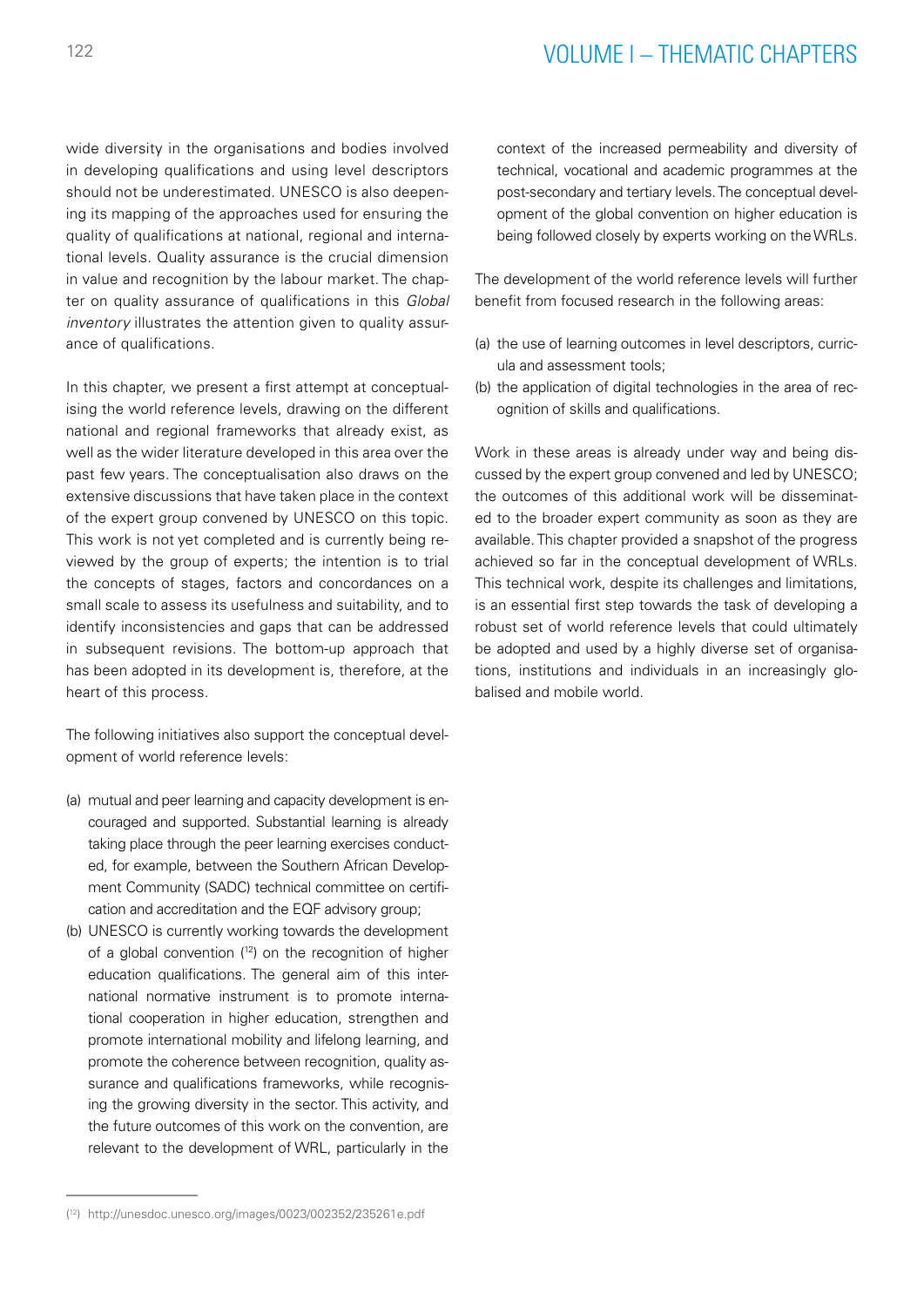wide diversity in the organisations and bodies involved in developing qualifications and using level descriptors should not be underestimated. UNESCO is also deepening its mapping of the approaches used for ensuring the quality of qualifications at national, regional and international levels. Quality assurance is the crucial dimension in value and recognition by the labour market. The chapter on quality assurance of qualifications in this *Global inventory* illustrates the attention given to quality assurance of qualifications.

In this chapter, we present a first attempt at conceptualising the world reference levels, drawing on the different national and regional frameworks that already exist, as well as the wider literature developed in this area over the past few years. The conceptualisation also draws on the extensive discussions that have taken place in the context of the expert group convened by UNESCO on this topic. This work is not yet completed and is currently being reviewed by the group of experts; the intention is to trial the concepts of stages, factors and concordances on a small scale to assess its usefulness and suitability, and to identify inconsistencies and gaps that can be addressed in subsequent revisions. The bottom-up approach that has been adopted in its development is, therefore, at the heart of this process.

The following initiatives also support the conceptual development of world reference levels:

(a) mutual and peer learning and capacity development is encouraged and supported. Substantial learning is already taking place through the peer learning exercises conducted, for example, between the Southern African Development Community (SADC) technical committee on certification and accreditation and the EQF advisory group;
(b) UNESCO is currently working towards the development of a global convention ([12]) on the recognition of higher education qualifications. The general aim of this international normative instrument is to promote international cooperation in higher education, strengthen and promote international mobility and lifelong learning, and promote the coherence between recognition, quality assurance and qualifications frameworks, while recognising the growing diversity in the sector. This activity, and the future outcomes of this work on the convention, are relevant to the development of WRL, particularly in the context of the increased permeability and diversity of technical, vocational and academic programmes at the post-secondary and tertiary levels. The conceptual development of the global convention on higher education is being followed closely by experts working on the WRLs.

The development of the world reference levels will further benefit from focused research in the following areas:

(a) the use of learning outcomes in level descriptors, curricula and assessment tools;
(b) the application of digital technologies in the area of recognition of skills and qualifications.

Work in these areas is already under way and being discussed by the expert group convened and led by UNESCO; the outcomes of this additional work will be disseminated to the broader expert community as soon as they are available. This chapter provided a snapshot of the progress achieved so far in the conceptual development of WRLs. This technical work, despite its challenges and limitations, is an essential first step towards the task of developing a robust set of world reference levels that could ultimately be adopted and used by a highly diverse set of organisations, institutions and individuals in an increasingly globalised and mobile world.

---

([12]) http://unesdoc.unesco.org/images/0023/002352/235261e.pdf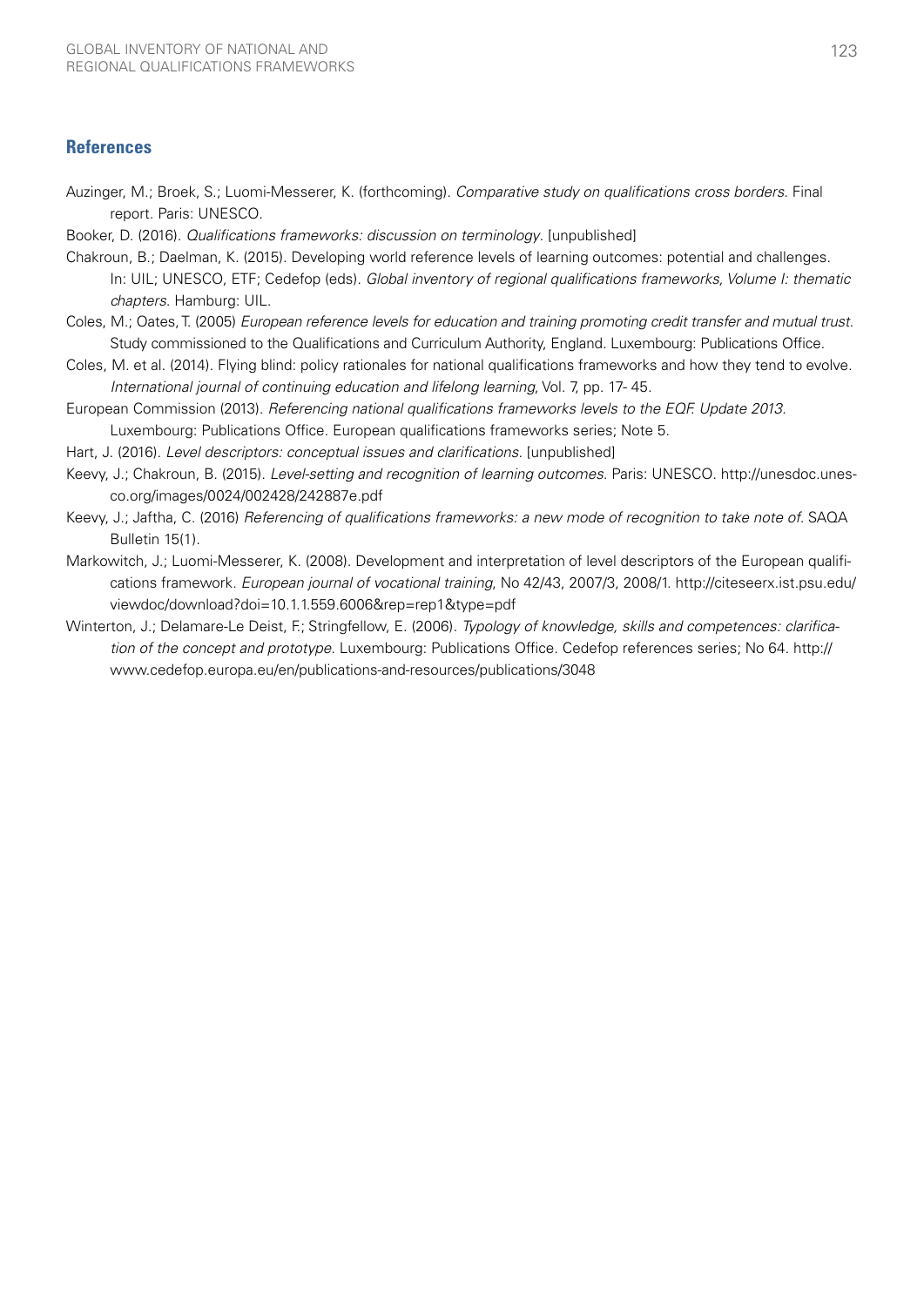## References

Auzinger, M.; Broek, S.; Luomi-Messerer, K. (forthcoming). *Comparative study on qualifications cross borders*. Final report. Paris: UNESCO.

Booker, D. (2016). *Qualifications frameworks: discussion on terminology*. [unpublished]

Chakroun, B.; Daelman, K. (2015). Developing world reference levels of learning outcomes: potential and challenges. In: UIL; UNESCO, ETF; Cedefop (eds). *Global inventory of regional qualifications frameworks, Volume I: thematic chapters*. Hamburg: UIL.

Coles, M.; Oates, T. (2005) *European reference levels for education and training promoting credit transfer and mutual trust*. Study commissioned to the Qualifications and Curriculum Authority, England. Luxembourg: Publications Office.

Coles, M. et al. (2014). Flying blind: policy rationales for national qualifications frameworks and how they tend to evolve. *International journal of continuing education and lifelong learning*, Vol. 7, pp. 17- 45.

European Commission (2013). *Referencing national qualifications frameworks levels to the EQF. Update 2013*. Luxembourg: Publications Office. European qualifications frameworks series; Note 5.

Hart, J. (2016). *Level descriptors: conceptual issues and clarifications*. [unpublished]

Keevy, J.; Chakroun, B. (2015). *Level-setting and recognition of learning outcomes*. Paris: UNESCO. http://unesdoc.unesco.org/images/0024/002428/242887e.pdf

Keevy, J.; Jaftha, C. (2016) *Referencing of qualifications frameworks: a new mode of recognition to take note of*. SAQA Bulletin 15(1).

Markowitch, J.; Luomi-Messerer, K. (2008). Development and interpretation of level descriptors of the European qualifications framework. *European journal of vocational training*, No 42/43, 2007/3, 2008/1. http://citeseerx.ist.psu.edu/viewdoc/download?doi=10.1.1.559.6006&rep=rep1&type=pdf

Winterton, J.; Delamare-Le Deist, F.; Stringfellow, E. (2006). *Typology of knowledge, skills and competences: clarification of the concept and prototype*. Luxembourg: Publications Office. Cedefop references series; No 64. http://www.cedefop.europa.eu/en/publications-and-resources/publications/3048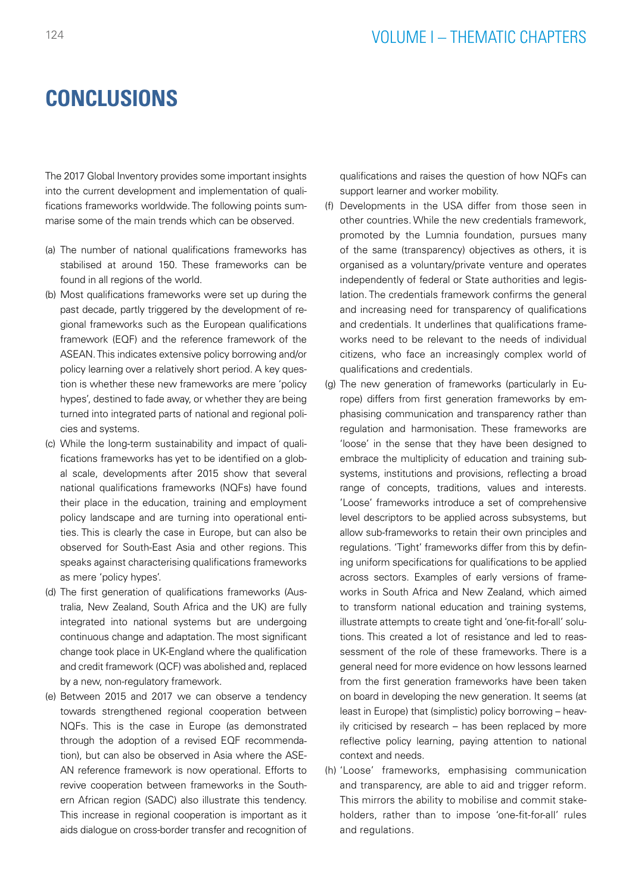# CONCLUSIONS

The 2017 Global Inventory provides some important insights into the current development and implementation of qualifications frameworks worldwide. The following points summarise some of the main trends which can be observed.

(a) The number of national qualifications frameworks has stabilised at around 150. These frameworks can be found in all regions of the world.

(b) Most qualifications frameworks were set up during the past decade, partly triggered by the development of regional frameworks such as the European qualifications framework (EQF) and the reference framework of the ASEAN. This indicates extensive policy borrowing and/or policy learning over a relatively short period. A key question is whether these new frameworks are mere 'policy hypes', destined to fade away, or whether they are being turned into integrated parts of national and regional policies and systems.

(c) While the long-term sustainability and impact of qualifications frameworks has yet to be identified on a global scale, developments after 2015 show that several national qualifications frameworks (NQFs) have found their place in the education, training and employment policy landscape and are turning into operational entities. This is clearly the case in Europe, but can also be observed for South-East Asia and other regions. This speaks against characterising qualifications frameworks as mere 'policy hypes'.

(d) The first generation of qualifications frameworks (Australia, New Zealand, South Africa and the UK) are fully integrated into national systems but are undergoing continuous change and adaptation. The most significant change took place in UK-England where the qualification and credit framework (QCF) was abolished and, replaced by a new, non-regulatory framework.

(e) Between 2015 and 2017 we can observe a tendency towards strengthened regional cooperation between NQFs. This is the case in Europe (as demonstrated through the adoption of a revised EQF recommendation), but can also be observed in Asia where the ASEAN reference framework is now operational. Efforts to revive cooperation between frameworks in the Southern African region (SADC) also illustrate this tendency. This increase in regional cooperation is important as it aids dialogue on cross-border transfer and recognition of qualifications and raises the question of how NQFs can support learner and worker mobility.

(f) Developments in the USA differ from those seen in other countries. While the new credentials framework, promoted by the Lumnia foundation, pursues many of the same (transparency) objectives as others, it is organised as a voluntary/private venture and operates independently of federal or State authorities and legislation. The credentials framework confirms the general and increasing need for transparency of qualifications and credentials. It underlines that qualifications frameworks need to be relevant to the needs of individual citizens, who face an increasingly complex world of qualifications and credentials.

(g) The new generation of frameworks (particularly in Europe) differs from first generation frameworks by emphasising communication and transparency rather than regulation and harmonisation. These frameworks are 'loose' in the sense that they have been designed to embrace the multiplicity of education and training subsystems, institutions and provisions, reflecting a broad range of concepts, traditions, values and interests. 'Loose' frameworks introduce a set of comprehensive level descriptors to be applied across subsystems, but allow sub-frameworks to retain their own principles and regulations. 'Tight' frameworks differ from this by defining uniform specifications for qualifications to be applied across sectors. Examples of early versions of frameworks in South Africa and New Zealand, which aimed to transform national education and training systems, illustrate attempts to create tight and 'one-fit-for-all' solutions. This created a lot of resistance and led to reassessment of the role of these frameworks. There is a general need for more evidence on how lessons learned from the first generation frameworks have been taken on board in developing the new generation. It seems (at least in Europe) that (simplistic) policy borrowing – heavily criticised by research – has been replaced by more reflective policy learning, paying attention to national context and needs.

(h) 'Loose' frameworks, emphasising communication and transparency, are able to aid and trigger reform. This mirrors the ability to mobilise and commit stakeholders, rather than to impose 'one-fit-for-all' rules and regulations.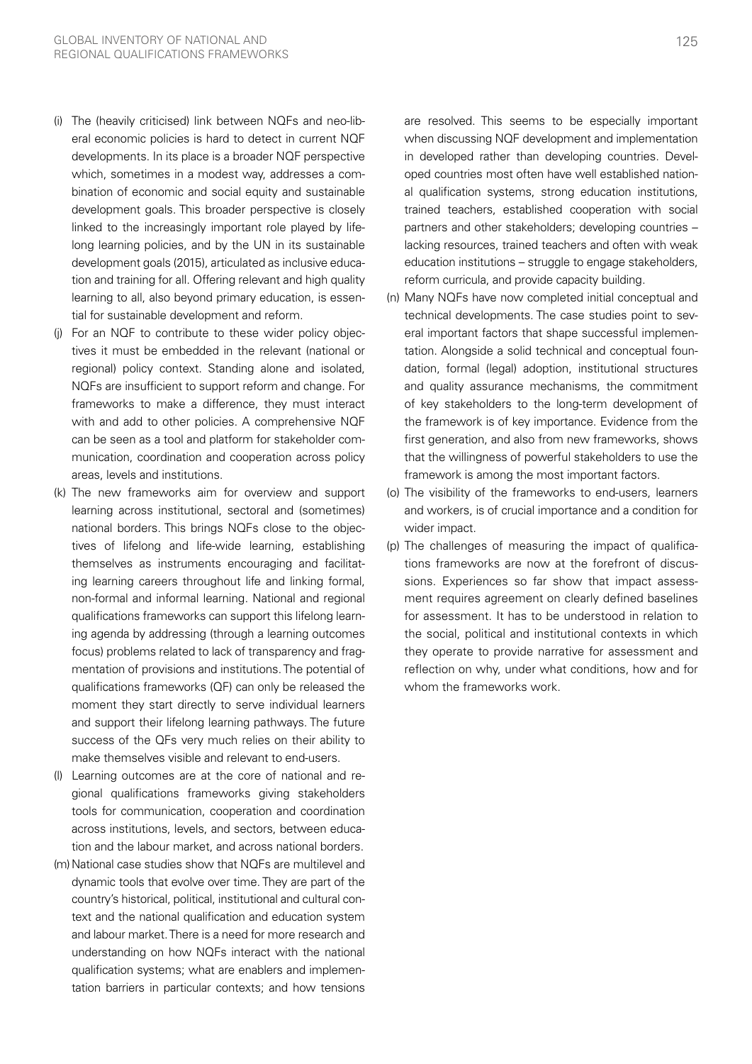(i) The (heavily criticised) link between NQFs and neo-liberal economic policies is hard to detect in current NQF developments. In its place is a broader NQF perspective which, sometimes in a modest way, addresses a combination of economic and social equity and sustainable development goals. This broader perspective is closely linked to the increasingly important role played by lifelong learning policies, and by the UN in its sustainable development goals (2015), articulated as inclusive education and training for all. Offering relevant and high quality learning to all, also beyond primary education, is essential for sustainable development and reform.

(j) For an NQF to contribute to these wider policy objectives it must be embedded in the relevant (national or regional) policy context. Standing alone and isolated, NQFs are insufficient to support reform and change. For frameworks to make a difference, they must interact with and add to other policies. A comprehensive NQF can be seen as a tool and platform for stakeholder communication, coordination and cooperation across policy areas, levels and institutions.

(k) The new frameworks aim for overview and support learning across institutional, sectoral and (sometimes) national borders. This brings NQFs close to the objectives of lifelong and life-wide learning, establishing themselves as instruments encouraging and facilitating learning careers throughout life and linking formal, non-formal and informal learning. National and regional qualifications frameworks can support this lifelong learning agenda by addressing (through a learning outcomes focus) problems related to lack of transparency and fragmentation of provisions and institutions. The potential of qualifications frameworks (QF) can only be released the moment they start directly to serve individual learners and support their lifelong learning pathways. The future success of the QFs very much relies on their ability to make themselves visible and relevant to end-users.

(l) Learning outcomes are at the core of national and regional qualifications frameworks giving stakeholders tools for communication, cooperation and coordination across institutions, levels, and sectors, between education and the labour market, and across national borders.

(m) National case studies show that NQFs are multilevel and dynamic tools that evolve over time. They are part of the country's historical, political, institutional and cultural context and the national qualification and education system and labour market. There is a need for more research and understanding on how NQFs interact with the national qualification systems; what are enablers and implementation barriers in particular contexts; and how tensions are resolved. This seems to be especially important when discussing NQF development and implementation in developed rather than developing countries. Developed countries most often have well established national qualification systems, strong education institutions, trained teachers, established cooperation with social partners and other stakeholders; developing countries – lacking resources, trained teachers and often with weak education institutions – struggle to engage stakeholders, reform curricula, and provide capacity building.

(n) Many NQFs have now completed initial conceptual and technical developments. The case studies point to several important factors that shape successful implementation. Alongside a solid technical and conceptual foundation, formal (legal) adoption, institutional structures and quality assurance mechanisms, the commitment of key stakeholders to the long-term development of the framework is of key importance. Evidence from the first generation, and also from new frameworks, shows that the willingness of powerful stakeholders to use the framework is among the most important factors.

(o) The visibility of the frameworks to end-users, learners and workers, is of crucial importance and a condition for wider impact.

(p) The challenges of measuring the impact of qualifications frameworks are now at the forefront of discussions. Experiences so far show that impact assessment requires agreement on clearly defined baselines for assessment. It has to be understood in relation to the social, political and institutional contexts in which they operate to provide narrative for assessment and reflection on why, under what conditions, how and for whom the frameworks work.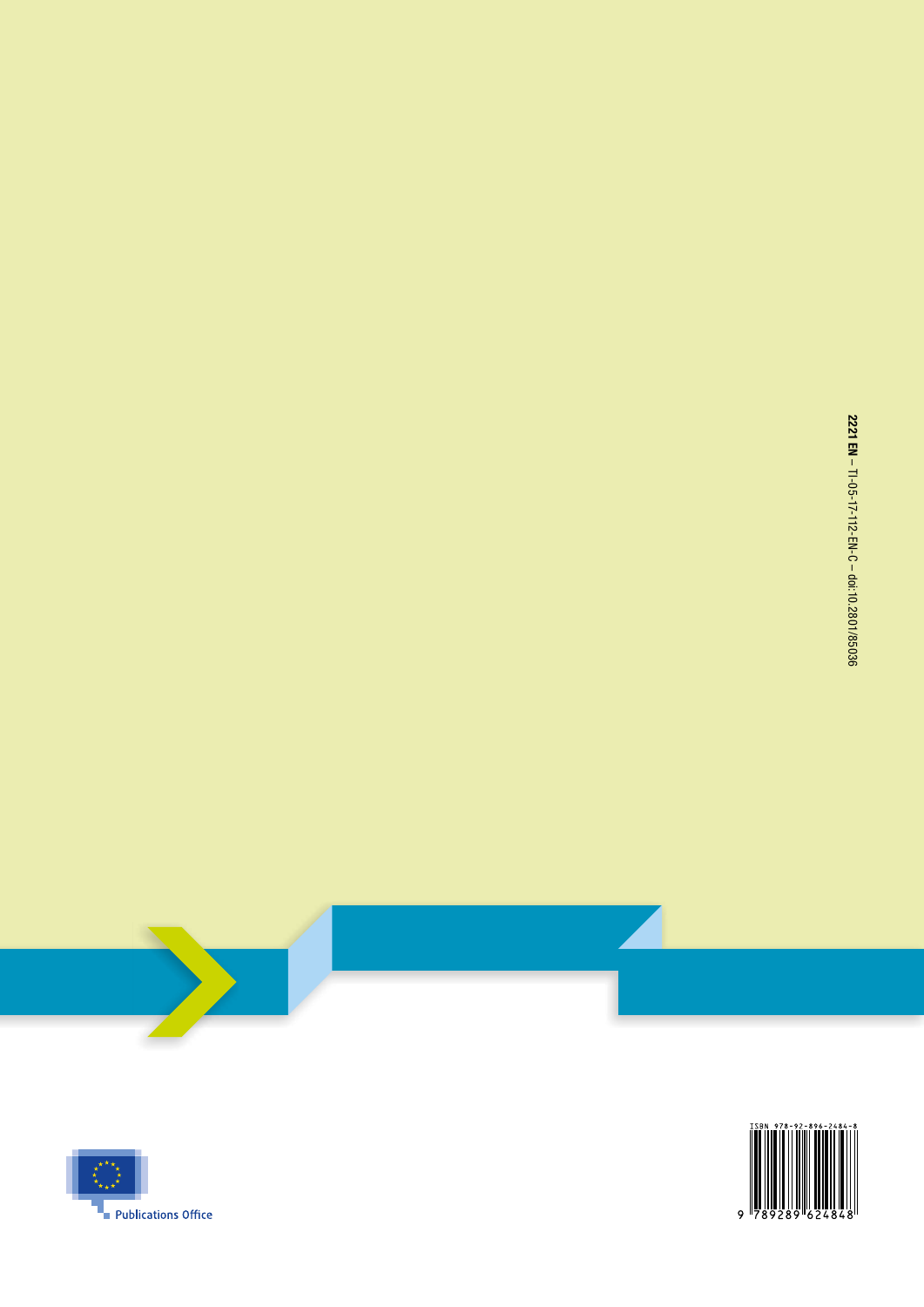**2221 EN** – TI-05-17-112-EN-C – doi:10.2801/85036

Publications Office

ISBN 978-92-896-2484-8

9 789289 624848